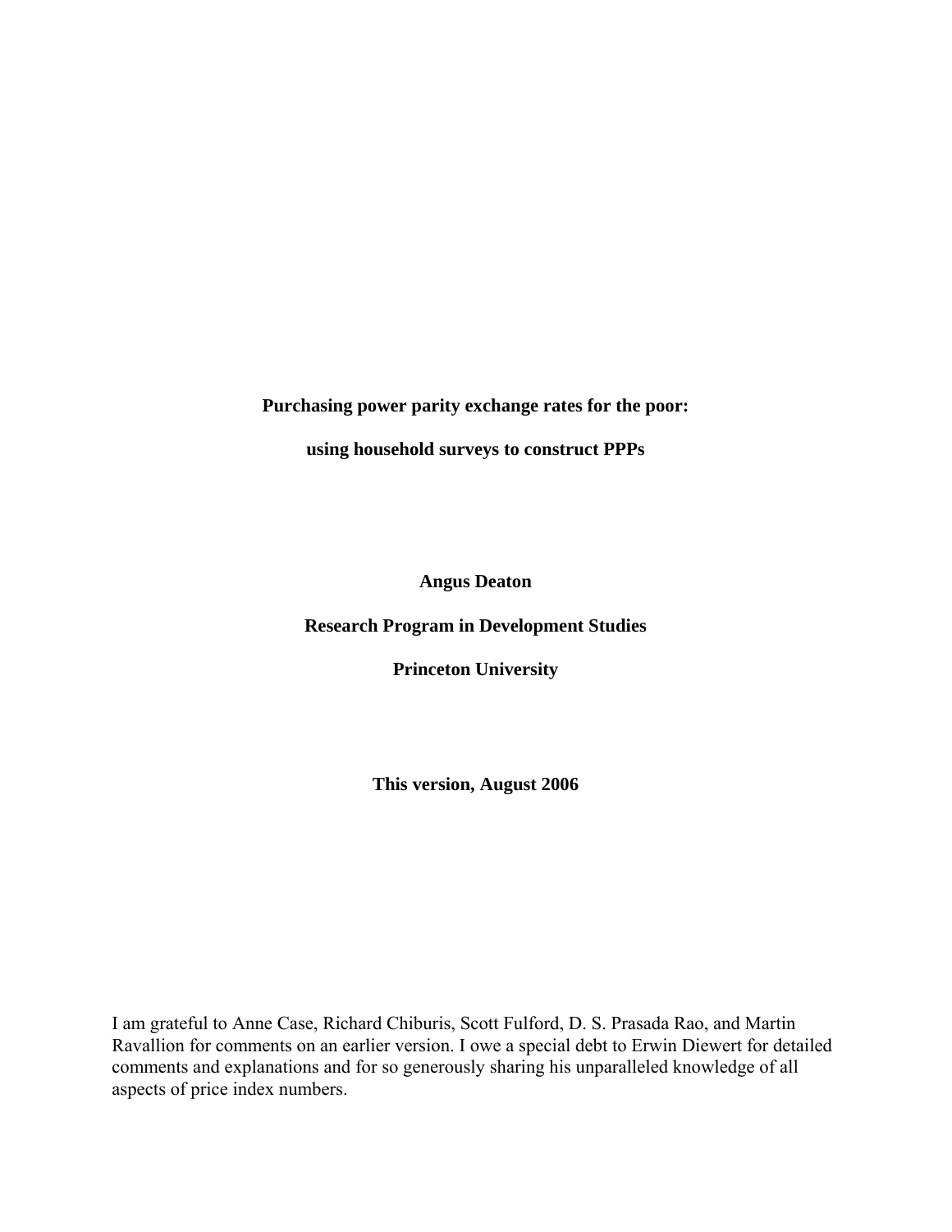# Purchasing power parity exchange rates for the poor:

# using household surveys to construct PPPs

**Angus Deaton**

**Research Program in Development Studies**

**Princeton University**

**This version, August 2006**

I am grateful to Anne Case, Richard Chiburis, Scott Fulford, D. S. Prasada Rao, and Martin Ravallion for comments on an earlier version. I owe a special debt to Erwin Diewert for detailed comments and explanations and for so generously sharing his unparalleled knowledge of all aspects of price index numbers.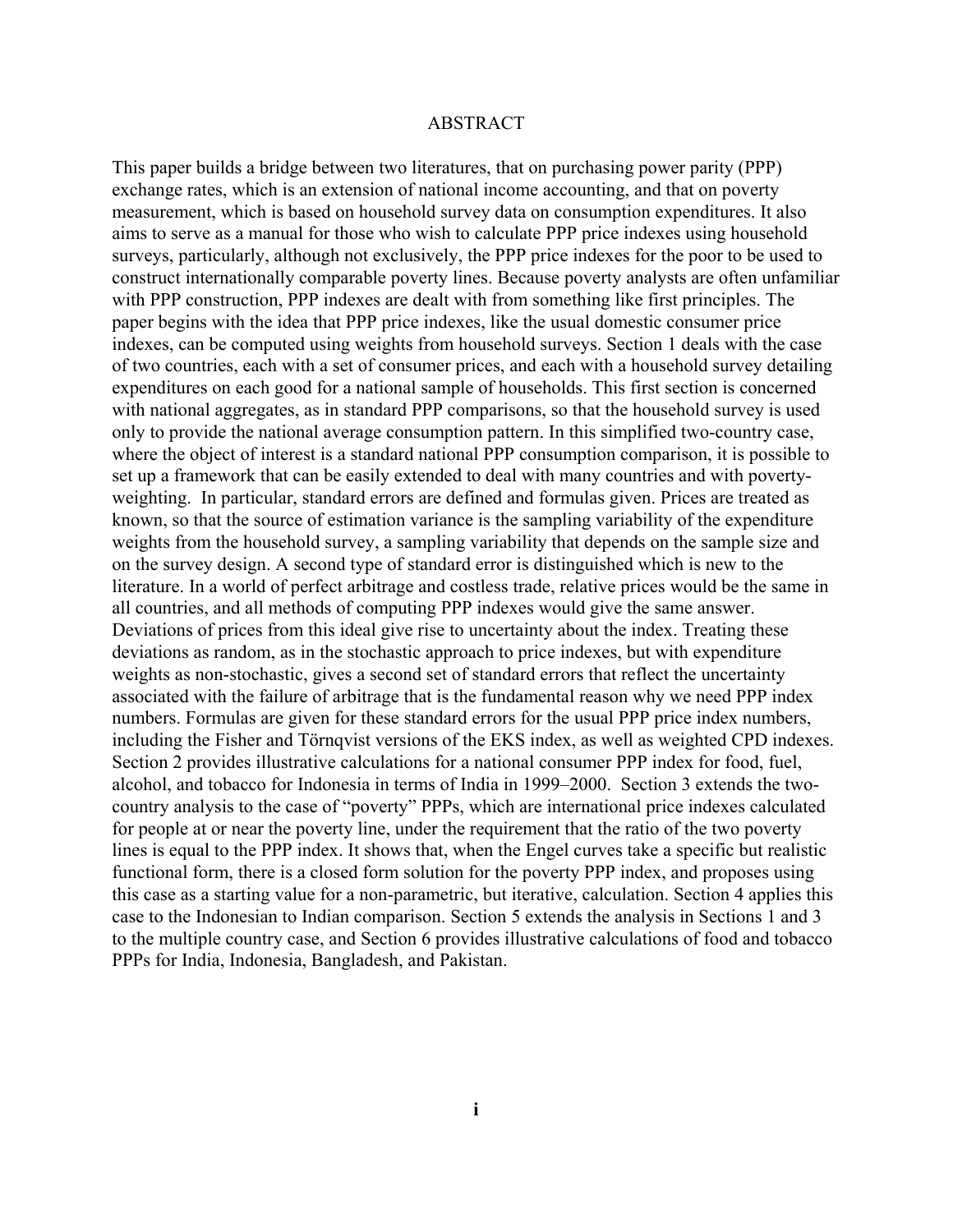## ABSTRACT

This paper builds a bridge between two literatures, that on purchasing power parity (PPP) exchange rates, which is an extension of national income accounting, and that on poverty measurement, which is based on household survey data on consumption expenditures. It also aims to serve as a manual for those who wish to calculate PPP price indexes using household surveys, particularly, although not exclusively, the PPP price indexes for the poor to be used to construct internationally comparable poverty lines. Because poverty analysts are often unfamiliar with PPP construction, PPP indexes are dealt with from something like first principles. The paper begins with the idea that PPP price indexes, like the usual domestic consumer price indexes, can be computed using weights from household surveys. Section 1 deals with the case of two countries, each with a set of consumer prices, and each with a household survey detailing expenditures on each good for a national sample of households. This first section is concerned with national aggregates, as in standard PPP comparisons, so that the household survey is used only to provide the national average consumption pattern. In this simplified two-country case, where the object of interest is a standard national PPP consumption comparison, it is possible to set up a framework that can be easily extended to deal with many countries and with poverty-weighting. In particular, standard errors are defined and formulas given. Prices are treated as known, so that the source of estimation variance is the sampling variability of the expenditure weights from the household survey, a sampling variability that depends on the sample size and on the survey design. A second type of standard error is distinguished which is new to the literature. In a world of perfect arbitrage and costless trade, relative prices would be the same in all countries, and all methods of computing PPP indexes would give the same answer. Deviations of prices from this ideal give rise to uncertainty about the index. Treating these deviations as random, as in the stochastic approach to price indexes, but with expenditure weights as non-stochastic, gives a second set of standard errors that reflect the uncertainty associated with the failure of arbitrage that is the fundamental reason why we need PPP index numbers. Formulas are given for these standard errors for the usual PPP price index numbers, including the Fisher and Törnqvist versions of the EKS index, as well as weighted CPD indexes. Section 2 provides illustrative calculations for a national consumer PPP index for food, fuel, alcohol, and tobacco for Indonesia in terms of India in 1999–2000. Section 3 extends the two-country analysis to the case of "poverty" PPPs, which are international price indexes calculated for people at or near the poverty line, under the requirement that the ratio of the two poverty lines is equal to the PPP index. It shows that, when the Engel curves take a specific but realistic functional form, there is a closed form solution for the poverty PPP index, and proposes using this case as a starting value for a non-parametric, but iterative, calculation. Section 4 applies this case to the Indonesian to Indian comparison. Section 5 extends the analysis in Sections 1 and 3 to the multiple country case, and Section 6 provides illustrative calculations of food and tobacco PPPs for India, Indonesia, Bangladesh, and Pakistan.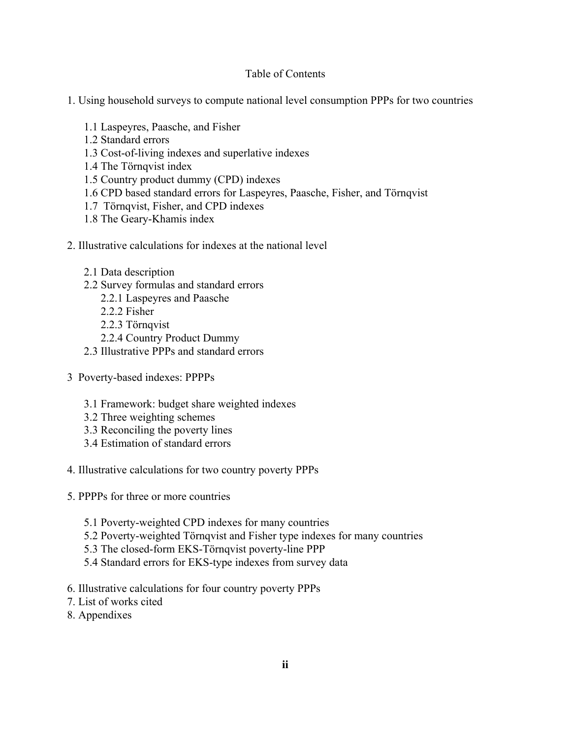# Table of Contents

1. Using household surveys to compute national level consumption PPPs for two countries
   - 1.1 Laspeyres, Paasche, and Fisher
   - 1.2 Standard errors
   - 1.3 Cost-of-living indexes and superlative indexes
   - 1.4 The Törnqvist index
   - 1.5 Country product dummy (CPD) indexes
   - 1.6 CPD based standard errors for Laspeyres, Paasche, Fisher, and Törnqvist
   - 1.7 Törnqvist, Fisher, and CPD indexes
   - 1.8 The Geary-Khamis index

2. Illustrative calculations for indexes at the national level
   - 2.1 Data description
   - 2.2 Survey formulas and standard errors
     - 2.2.1 Laspeyres and Paasche
     - 2.2.2 Fisher
     - 2.2.3 Törnqvist
     - 2.2.4 Country Product Dummy
   - 2.3 Illustrative PPPs and standard errors

3 Poverty-based indexes: PPPPs
   - 3.1 Framework: budget share weighted indexes
   - 3.2 Three weighting schemes
   - 3.3 Reconciling the poverty lines
   - 3.4 Estimation of standard errors

4. Illustrative calculations for two country poverty PPPs

5. PPPPs for three or more countries
   - 5.1 Poverty-weighted CPD indexes for many countries
   - 5.2 Poverty-weighted Törnqvist and Fisher type indexes for many countries
   - 5.3 The closed-form EKS-Törnqvist poverty-line PPP
   - 5.4 Standard errors for EKS-type indexes from survey data

6. Illustrative calculations for four country poverty PPPs
7. List of works cited
8. Appendixes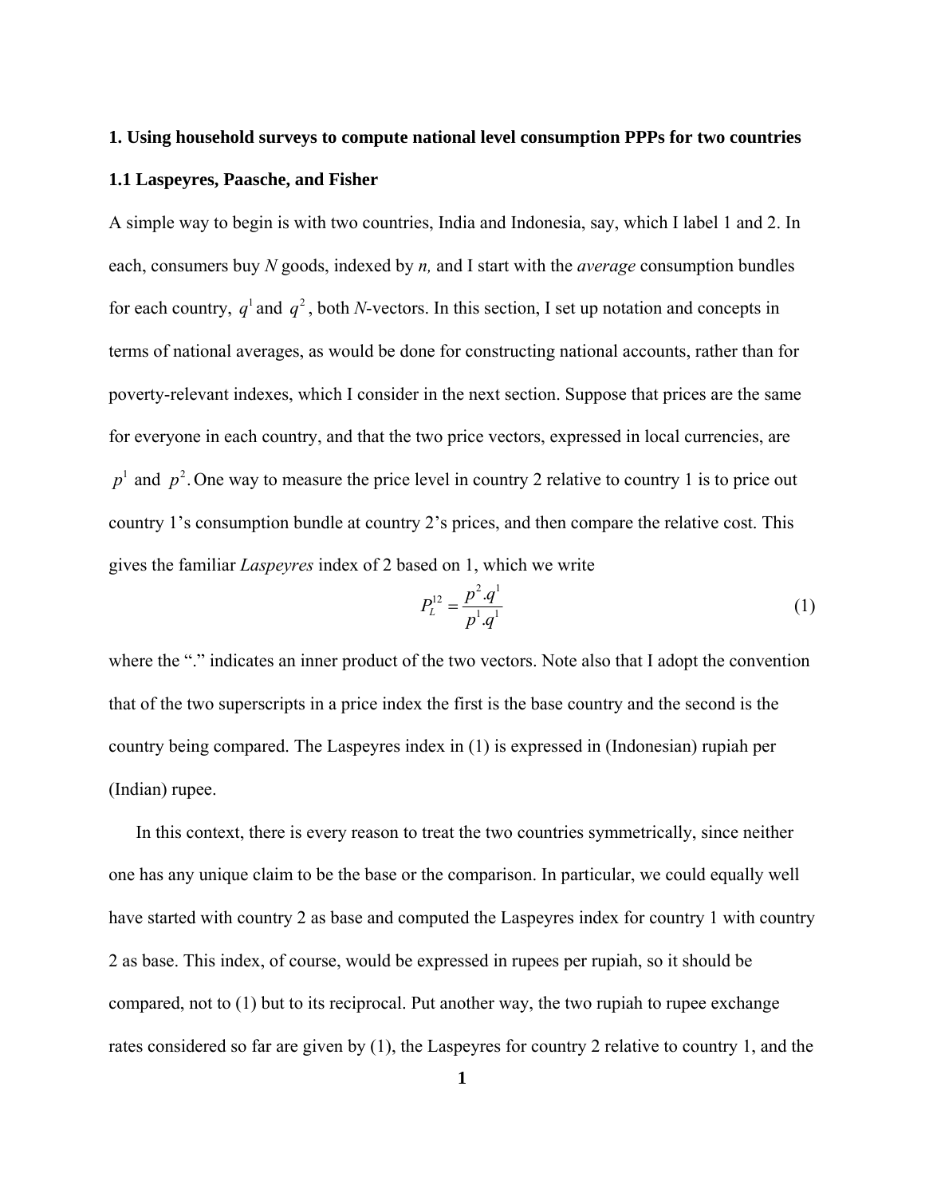## 1. Using household surveys to compute national level consumption PPPs for two countries

### 1.1 Laspeyres, Paasche, and Fisher

A simple way to begin is with two countries, India and Indonesia, say, which I label 1 and 2. In each, consumers buy *N* goods, indexed by *n,* and I start with the *average* consumption bundles for each country, $q^1$ and $q^2$, both *N*-vectors. In this section, I set up notation and concepts in terms of national averages, as would be done for constructing national accounts, rather than for poverty-relevant indexes, which I consider in the next section. Suppose that prices are the same for everyone in each country, and that the two price vectors, expressed in local currencies, are $p^1$ and $p^2$. One way to measure the price level in country 2 relative to country 1 is to price out country 1's consumption bundle at country 2's prices, and then compare the relative cost. This gives the familiar *Laspeyres* index of 2 based on 1, which we write

$$P_L^{12} = \frac{p^2.q^1}{p^1.q^1} \tag{1}$$

where the "." indicates an inner product of the two vectors. Note also that I adopt the convention that of the two superscripts in a price index the first is the base country and the second is the country being compared. The Laspeyres index in (1) is expressed in (Indonesian) rupiah per (Indian) rupee.

In this context, there is every reason to treat the two countries symmetrically, since neither one has any unique claim to be the base or the comparison. In particular, we could equally well have started with country 2 as base and computed the Laspeyres index for country 1 with country 2 as base. This index, of course, would be expressed in rupees per rupiah, so it should be compared, not to (1) but to its reciprocal. Put another way, the two rupiah to rupee exchange rates considered so far are given by (1), the Laspeyres for country 2 relative to country 1, and the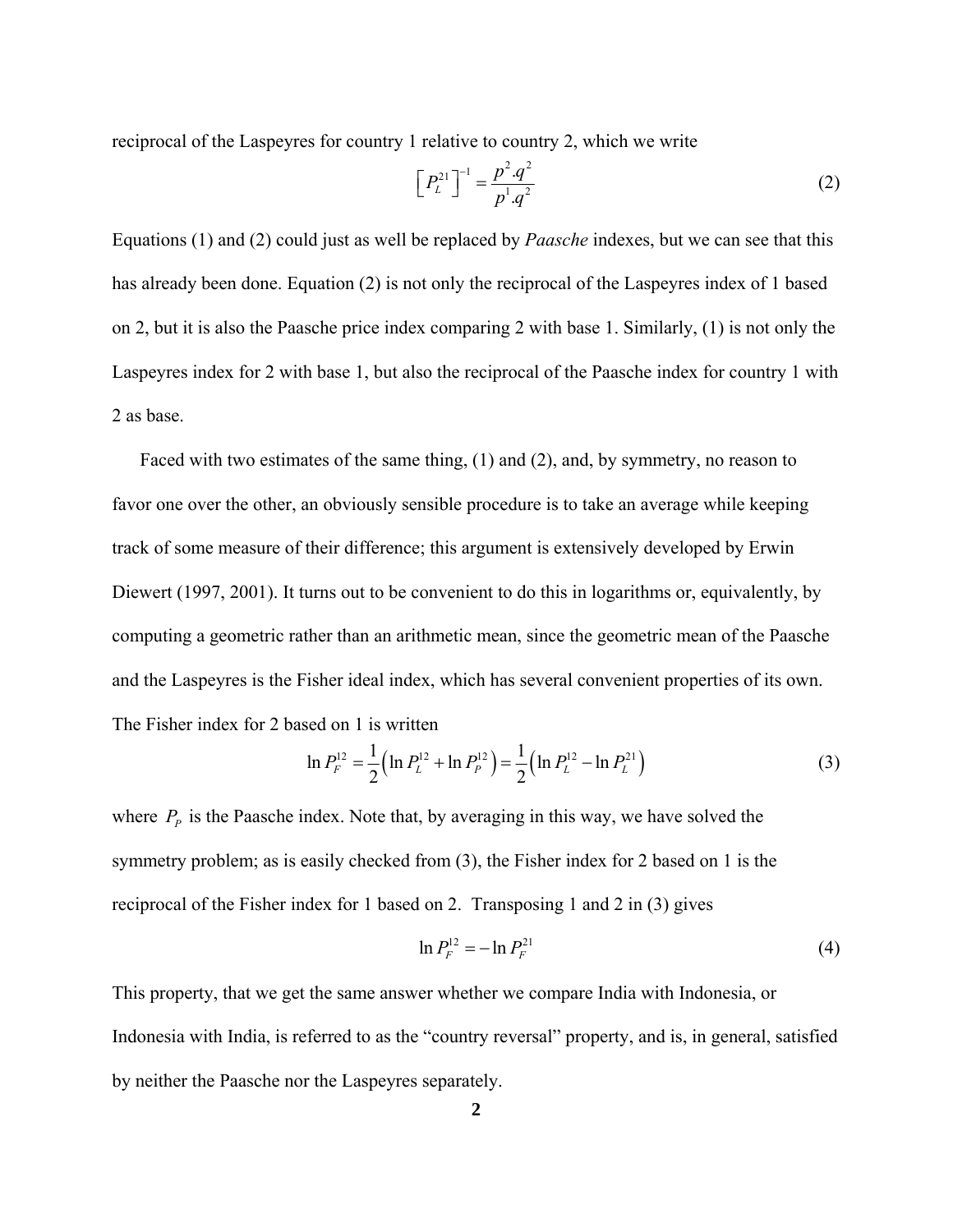reciprocal of the Laspeyres for country 1 relative to country 2, which we write

$$\left[P_L^{21}\right]^{-1} = \frac{p^2.q^2}{p^1.q^2} \tag{2}$$

Equations (1) and (2) could just as well be replaced by *Paasche* indexes, but we can see that this has already been done. Equation (2) is not only the reciprocal of the Laspeyres index of 1 based on 2, but it is also the Paasche price index comparing 2 with base 1. Similarly, (1) is not only the Laspeyres index for 2 with base 1, but also the reciprocal of the Paasche index for country 1 with 2 as base.

Faced with two estimates of the same thing, (1) and (2), and, by symmetry, no reason to favor one over the other, an obviously sensible procedure is to take an average while keeping track of some measure of their difference; this argument is extensively developed by Erwin Diewert (1997, 2001). It turns out to be convenient to do this in logarithms or, equivalently, by computing a geometric rather than an arithmetic mean, since the geometric mean of the Paasche and the Laspeyres is the Fisher ideal index, which has several convenient properties of its own. The Fisher index for 2 based on 1 is written

$$\ln P_F^{12} = \frac{1}{2}\left(\ln P_L^{12} + \ln P_P^{12}\right) = \frac{1}{2}\left(\ln P_L^{12} - \ln P_L^{21}\right) \tag{3}$$

where $P_P$ is the Paasche index. Note that, by averaging in this way, we have solved the symmetry problem; as is easily checked from (3), the Fisher index for 2 based on 1 is the reciprocal of the Fisher index for 1 based on 2. Transposing 1 and 2 in (3) gives

$$\ln P_F^{12} = -\ln P_F^{21} \tag{4}$$

This property, that we get the same answer whether we compare India with Indonesia, or Indonesia with India, is referred to as the "country reversal" property, and is, in general, satisfied by neither the Paasche nor the Laspeyres separately.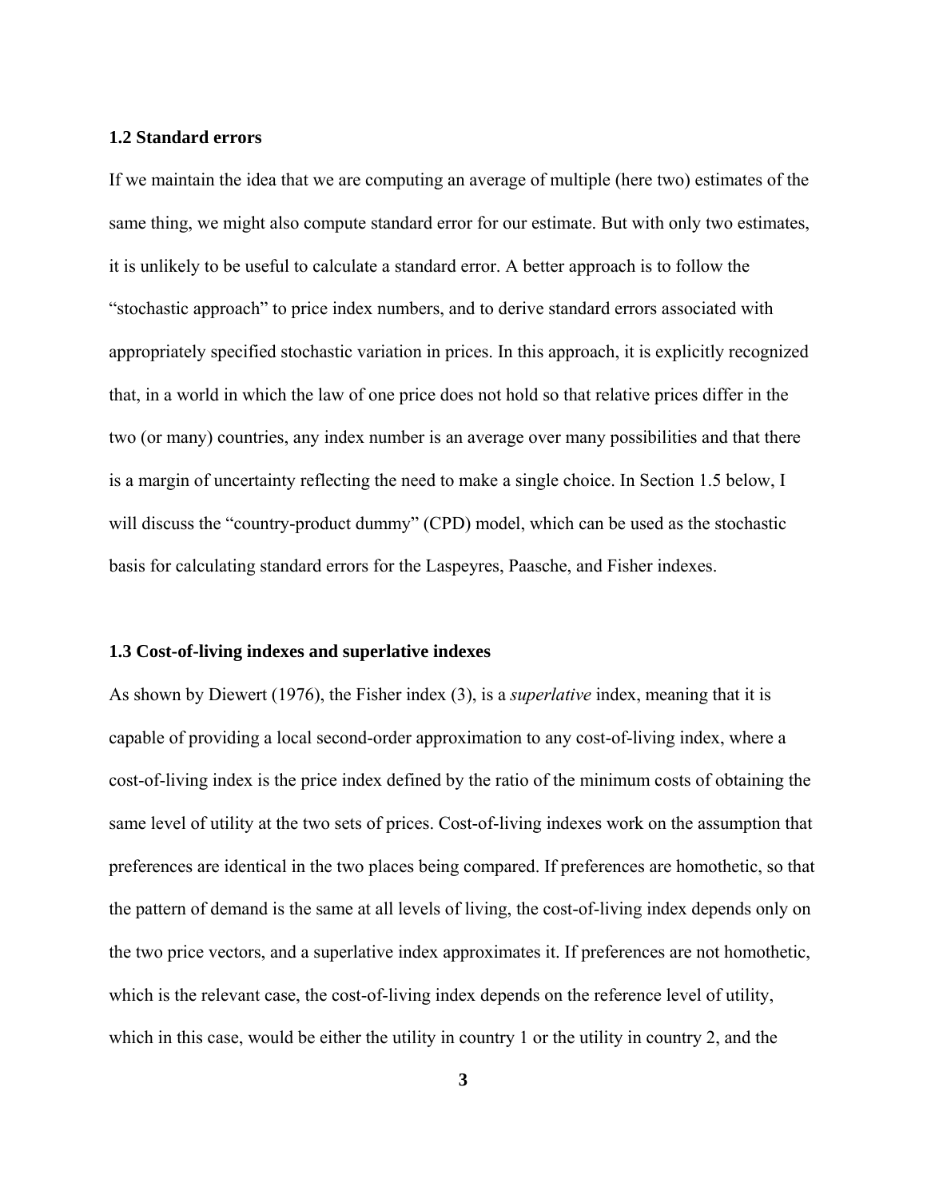### 1.2 Standard errors

If we maintain the idea that we are computing an average of multiple (here two) estimates of the same thing, we might also compute standard error for our estimate. But with only two estimates, it is unlikely to be useful to calculate a standard error. A better approach is to follow the "stochastic approach" to price index numbers, and to derive standard errors associated with appropriately specified stochastic variation in prices. In this approach, it is explicitly recognized that, in a world in which the law of one price does not hold so that relative prices differ in the two (or many) countries, any index number is an average over many possibilities and that there is a margin of uncertainty reflecting the need to make a single choice. In Section 1.5 below, I will discuss the "country-product dummy" (CPD) model, which can be used as the stochastic basis for calculating standard errors for the Laspeyres, Paasche, and Fisher indexes.

### 1.3 Cost-of-living indexes and superlative indexes

As shown by Diewert (1976), the Fisher index (3), is a *superlative* index, meaning that it is capable of providing a local second-order approximation to any cost-of-living index, where a cost-of-living index is the price index defined by the ratio of the minimum costs of obtaining the same level of utility at the two sets of prices. Cost-of-living indexes work on the assumption that preferences are identical in the two places being compared. If preferences are homothetic, so that the pattern of demand is the same at all levels of living, the cost-of-living index depends only on the two price vectors, and a superlative index approximates it. If preferences are not homothetic, which is the relevant case, the cost-of-living index depends on the reference level of utility, which in this case, would be either the utility in country 1 or the utility in country 2, and the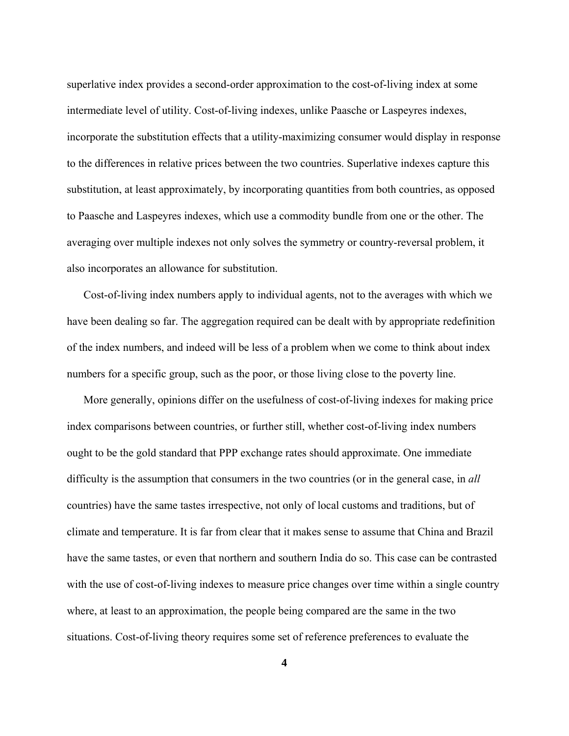superlative index provides a second-order approximation to the cost-of-living index at some intermediate level of utility. Cost-of-living indexes, unlike Paasche or Laspeyres indexes, incorporate the substitution effects that a utility-maximizing consumer would display in response to the differences in relative prices between the two countries. Superlative indexes capture this substitution, at least approximately, by incorporating quantities from both countries, as opposed to Paasche and Laspeyres indexes, which use a commodity bundle from one or the other. The averaging over multiple indexes not only solves the symmetry or country-reversal problem, it also incorporates an allowance for substitution.

Cost-of-living index numbers apply to individual agents, not to the averages with which we have been dealing so far. The aggregation required can be dealt with by appropriate redefinition of the index numbers, and indeed will be less of a problem when we come to think about index numbers for a specific group, such as the poor, or those living close to the poverty line.

More generally, opinions differ on the usefulness of cost-of-living indexes for making price index comparisons between countries, or further still, whether cost-of-living index numbers ought to be the gold standard that PPP exchange rates should approximate. One immediate difficulty is the assumption that consumers in the two countries (or in the general case, in *all* countries) have the same tastes irrespective, not only of local customs and traditions, but of climate and temperature. It is far from clear that it makes sense to assume that China and Brazil have the same tastes, or even that northern and southern India do so. This case can be contrasted with the use of cost-of-living indexes to measure price changes over time within a single country where, at least to an approximation, the people being compared are the same in the two situations. Cost-of-living theory requires some set of reference preferences to evaluate the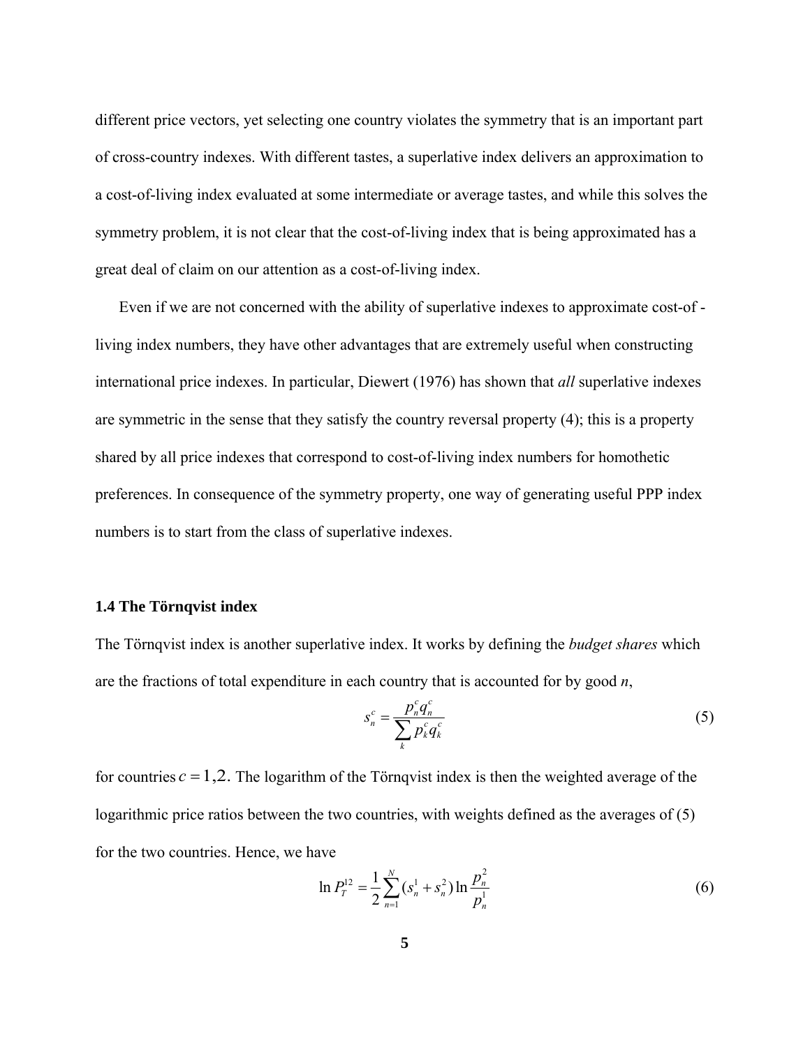different price vectors, yet selecting one country violates the symmetry that is an important part of cross-country indexes. With different tastes, a superlative index delivers an approximation to a cost-of-living index evaluated at some intermediate or average tastes, and while this solves the symmetry problem, it is not clear that the cost-of-living index that is being approximated has a great deal of claim on our attention as a cost-of-living index.

Even if we are not concerned with the ability of superlative indexes to approximate cost-of - living index numbers, they have other advantages that are extremely useful when constructing international price indexes. In particular, Diewert (1976) has shown that *all* superlative indexes are symmetric in the sense that they satisfy the country reversal property (4); this is a property shared by all price indexes that correspond to cost-of-living index numbers for homothetic preferences. In consequence of the symmetry property, one way of generating useful PPP index numbers is to start from the class of superlative indexes.

### 1.4 The Törnqvist index

The Törnqvist index is another superlative index. It works by defining the *budget shares* which are the fractions of total expenditure in each country that is accounted for by good *n*,

$$s_n^c = \frac{p_n^c q_n^c}{\sum_k p_k^c q_k^c} \tag{5}$$

for countries $c = 1,2.$ The logarithm of the Törnqvist index is then the weighted average of the logarithmic price ratios between the two countries, with weights defined as the averages of (5) for the two countries. Hence, we have

$$\ln P_T^{12} = \frac{1}{2}\sum_{n=1}^{N}(s_n^1 + s_n^2)\ln\frac{p_n^2}{p_n^1} \tag{6}$$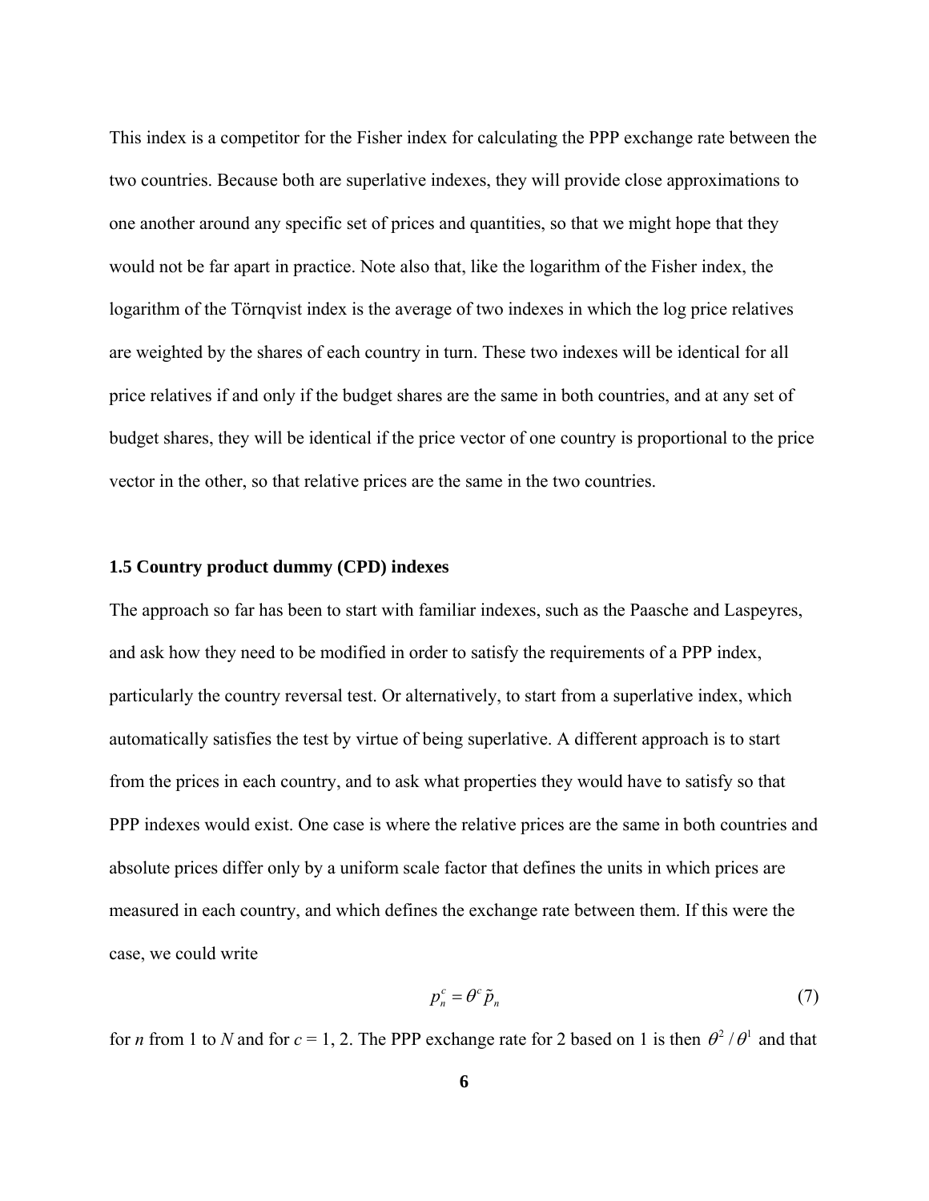This index is a competitor for the Fisher index for calculating the PPP exchange rate between the two countries. Because both are superlative indexes, they will provide close approximations to one another around any specific set of prices and quantities, so that we might hope that they would not be far apart in practice. Note also that, like the logarithm of the Fisher index, the logarithm of the Törnqvist index is the average of two indexes in which the log price relatives are weighted by the shares of each country in turn. These two indexes will be identical for all price relatives if and only if the budget shares are the same in both countries, and at any set of budget shares, they will be identical if the price vector of one country is proportional to the price vector in the other, so that relative prices are the same in the two countries.

### 1.5 Country product dummy (CPD) indexes

The approach so far has been to start with familiar indexes, such as the Paasche and Laspeyres, and ask how they need to be modified in order to satisfy the requirements of a PPP index, particularly the country reversal test. Or alternatively, to start from a superlative index, which automatically satisfies the test by virtue of being superlative. A different approach is to start from the prices in each country, and to ask what properties they would have to satisfy so that PPP indexes would exist. One case is where the relative prices are the same in both countries and absolute prices differ only by a uniform scale factor that defines the units in which prices are measured in each country, and which defines the exchange rate between them. If this were the case, we could write

$$p_n^c = \theta^c \tilde{p}_n \tag{7}$$

for $n$ from 1 to $N$ and for $c$ = 1, 2. The PPP exchange rate for 2 based on 1 is then $\theta^2 / \theta^1$ and that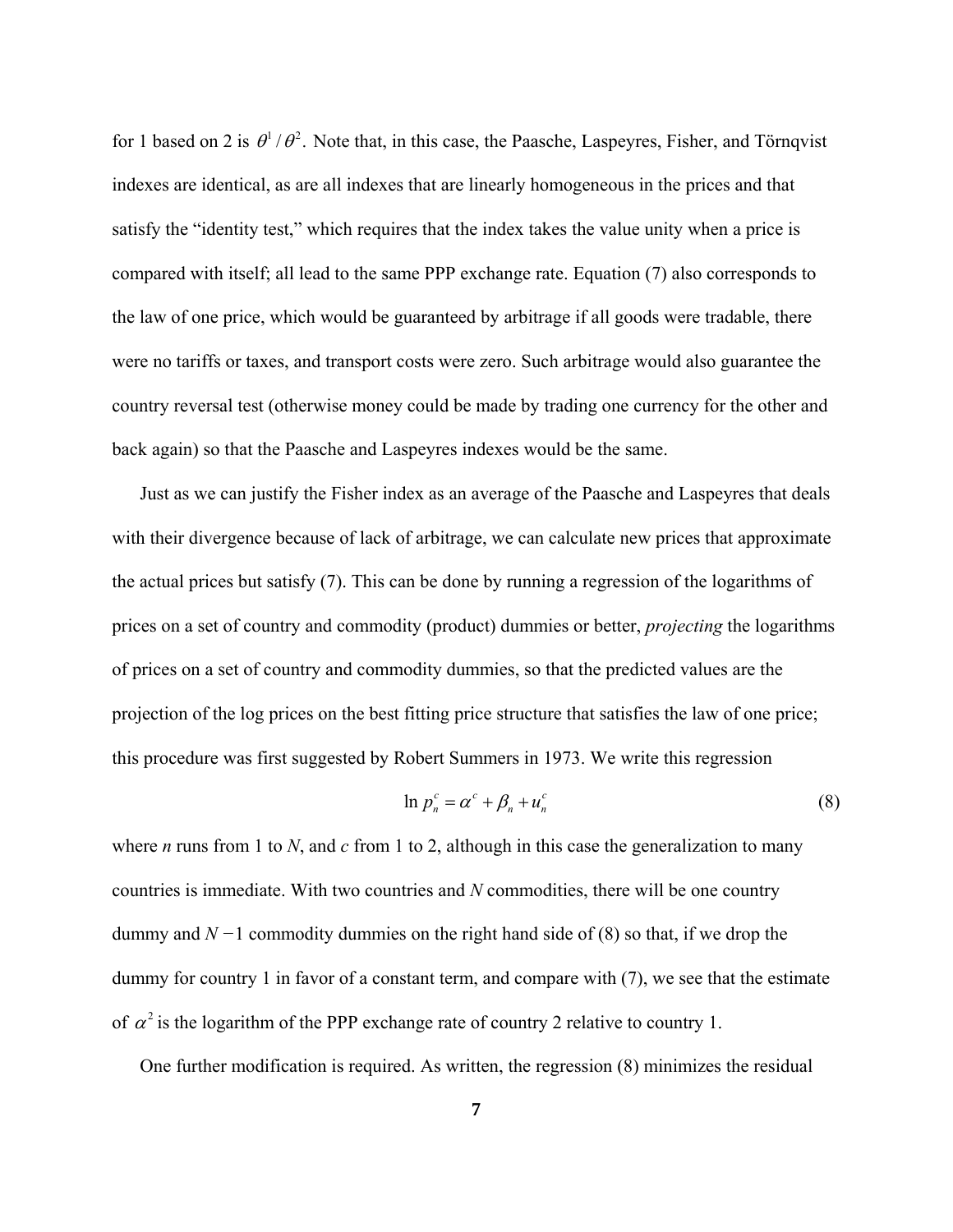for 1 based on 2 is $\theta^1/\theta^2$. Note that, in this case, the Paasche, Laspeyres, Fisher, and Törnqvist indexes are identical, as are all indexes that are linearly homogeneous in the prices and that satisfy the "identity test," which requires that the index takes the value unity when a price is compared with itself; all lead to the same PPP exchange rate. Equation (7) also corresponds to the law of one price, which would be guaranteed by arbitrage if all goods were tradable, there were no tariffs or taxes, and transport costs were zero. Such arbitrage would also guarantee the country reversal test (otherwise money could be made by trading one currency for the other and back again) so that the Paasche and Laspeyres indexes would be the same.

Just as we can justify the Fisher index as an average of the Paasche and Laspeyres that deals with their divergence because of lack of arbitrage, we can calculate new prices that approximate the actual prices but satisfy (7). This can be done by running a regression of the logarithms of prices on a set of country and commodity (product) dummies or better, *projecting* the logarithms of prices on a set of country and commodity dummies, so that the predicted values are the projection of the log prices on the best fitting price structure that satisfies the law of one price; this procedure was first suggested by Robert Summers in 1973. We write this regression

$$\ln p_n^c = \alpha^c + \beta_n + u_n^c \tag{8}$$

where $n$ runs from 1 to $N$, and $c$ from 1 to 2, although in this case the generalization to many countries is immediate. With two countries and $N$ commodities, there will be one country dummy and $N-1$ commodity dummies on the right hand side of (8) so that, if we drop the dummy for country 1 in favor of a constant term, and compare with (7), we see that the estimate of $\alpha^2$ is the logarithm of the PPP exchange rate of country 2 relative to country 1.

One further modification is required. As written, the regression (8) minimizes the residual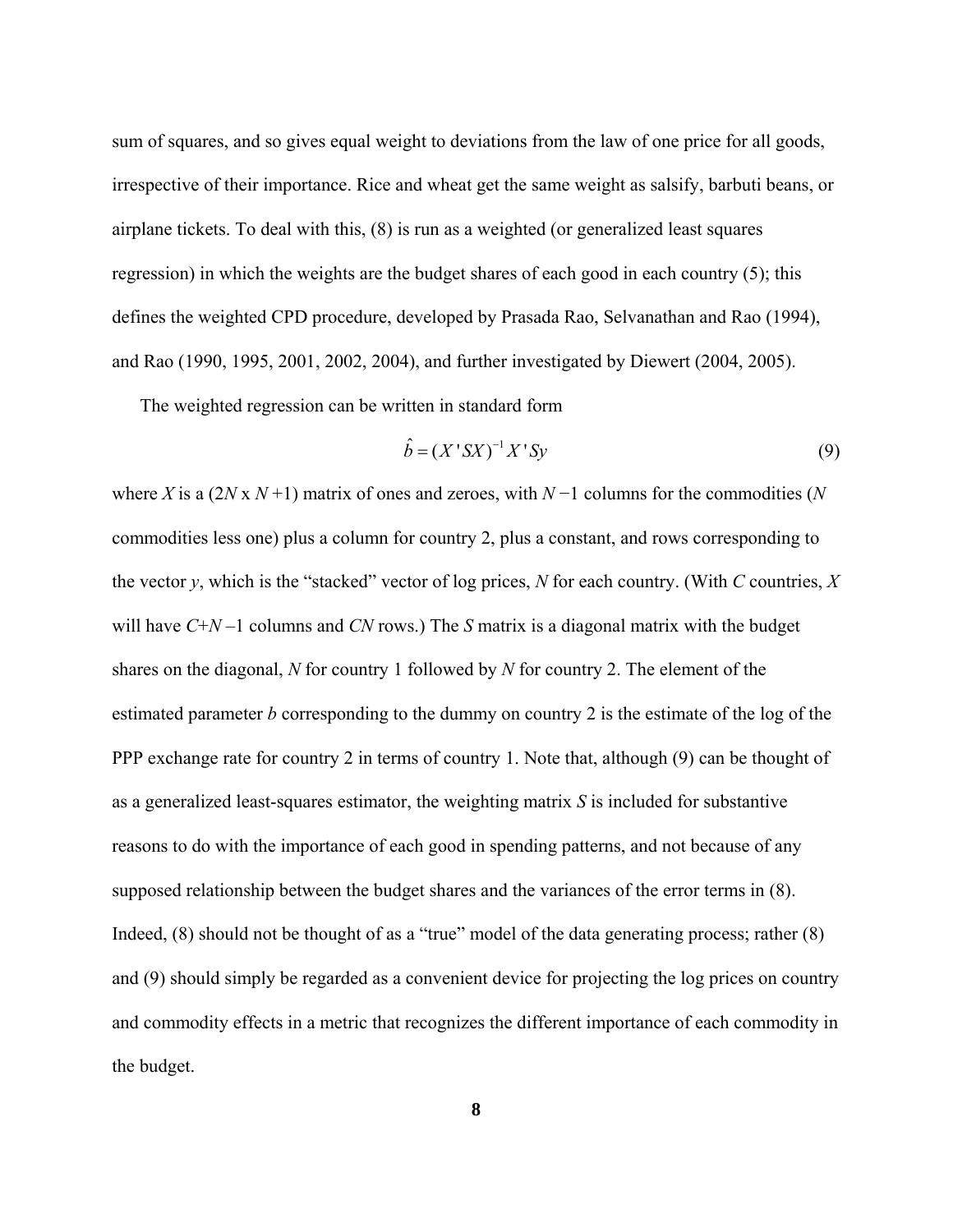sum of squares, and so gives equal weight to deviations from the law of one price for all goods, irrespective of their importance. Rice and wheat get the same weight as salsify, barbuti beans, or airplane tickets. To deal with this, (8) is run as a weighted (or generalized least squares regression) in which the weights are the budget shares of each good in each country (5); this defines the weighted CPD procedure, developed by Prasada Rao, Selvanathan and Rao (1994), and Rao (1990, 1995, 2001, 2002, 2004), and further investigated by Diewert (2004, 2005).

The weighted regression can be written in standard form

$$\hat{b} = (X'SX)^{-1} X'Sy \tag{9}$$

where $X$ is a ($2N$ x $N+1$) matrix of ones and zeroes, with $N-1$ columns for the commodities ($N$ commodities less one) plus a column for country 2, plus a constant, and rows corresponding to the vector $y$, which is the "stacked" vector of log prices, $N$ for each country. (With $C$ countries, $X$ will have $C+N-1$ columns and $CN$ rows.) The $S$ matrix is a diagonal matrix with the budget shares on the diagonal, $N$ for country 1 followed by $N$ for country 2. The element of the estimated parameter $b$ corresponding to the dummy on country 2 is the estimate of the log of the PPP exchange rate for country 2 in terms of country 1. Note that, although (9) can be thought of as a generalized least-squares estimator, the weighting matrix $S$ is included for substantive reasons to do with the importance of each good in spending patterns, and not because of any supposed relationship between the budget shares and the variances of the error terms in (8). Indeed, (8) should not be thought of as a "true" model of the data generating process; rather (8) and (9) should simply be regarded as a convenient device for projecting the log prices on country and commodity effects in a metric that recognizes the different importance of each commodity in the budget.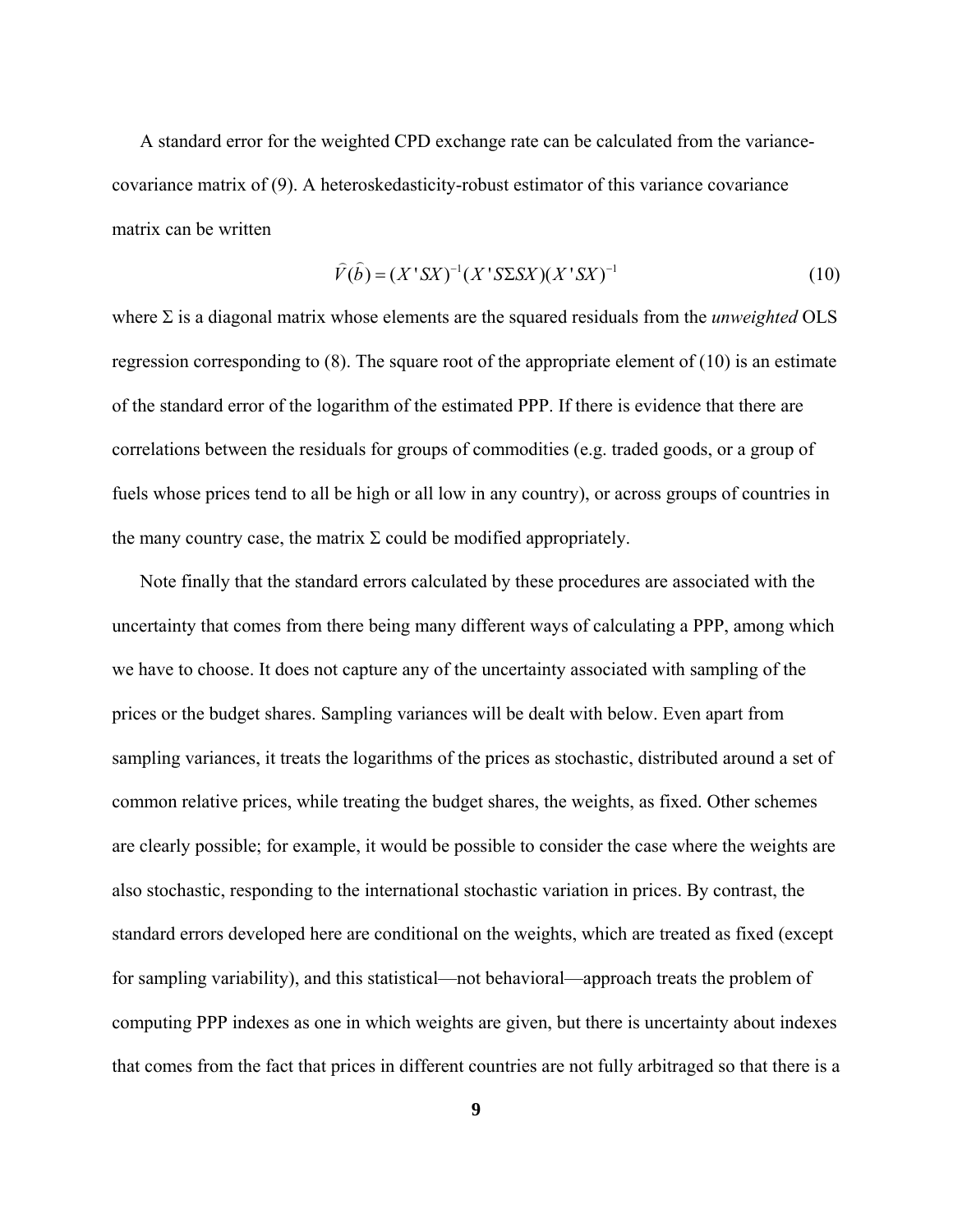A standard error for the weighted CPD exchange rate can be calculated from the variance-covariance matrix of (9). A heteroskedasticity-robust estimator of this variance covariance matrix can be written

$$\widehat{V}(\widehat{b}) = (X'SX)^{-1}(X'S\Sigma SX)(X'SX)^{-1} \tag{10}$$

where $\Sigma$ is a diagonal matrix whose elements are the squared residuals from the *unweighted* OLS regression corresponding to (8). The square root of the appropriate element of (10) is an estimate of the standard error of the logarithm of the estimated PPP. If there is evidence that there are correlations between the residuals for groups of commodities (e.g. traded goods, or a group of fuels whose prices tend to all be high or all low in any country), or across groups of countries in the many country case, the matrix $\Sigma$ could be modified appropriately.

Note finally that the standard errors calculated by these procedures are associated with the uncertainty that comes from there being many different ways of calculating a PPP, among which we have to choose. It does not capture any of the uncertainty associated with sampling of the prices or the budget shares. Sampling variances will be dealt with below. Even apart from sampling variances, it treats the logarithms of the prices as stochastic, distributed around a set of common relative prices, while treating the budget shares, the weights, as fixed. Other schemes are clearly possible; for example, it would be possible to consider the case where the weights are also stochastic, responding to the international stochastic variation in prices. By contrast, the standard errors developed here are conditional on the weights, which are treated as fixed (except for sampling variability), and this statistical—not behavioral—approach treats the problem of computing PPP indexes as one in which weights are given, but there is uncertainty about indexes that comes from the fact that prices in different countries are not fully arbitraged so that there is a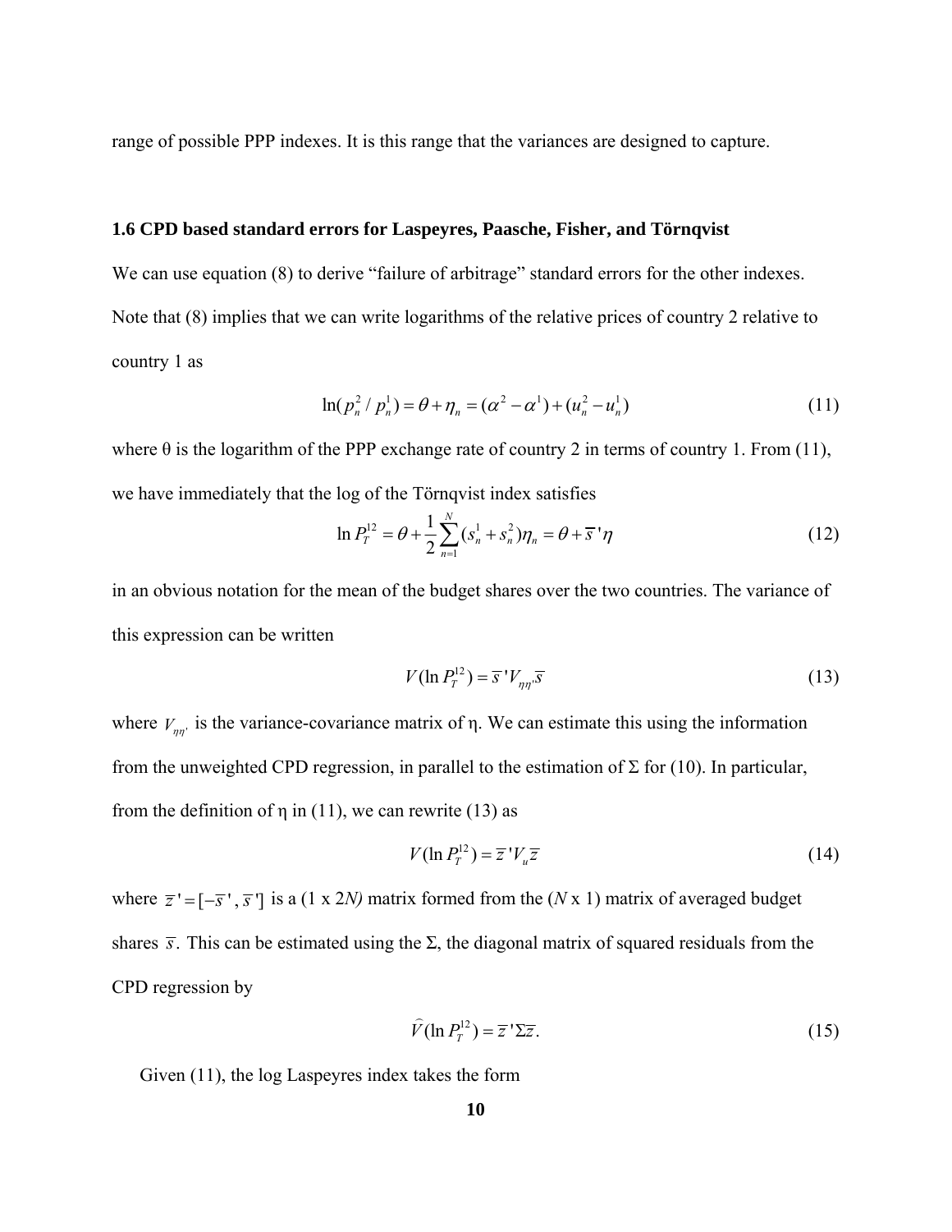range of possible PPP indexes. It is this range that the variances are designed to capture.

### 1.6 CPD based standard errors for Laspeyres, Paasche, Fisher, and Törnqvist

We can use equation (8) to derive "failure of arbitrage" standard errors for the other indexes. Note that (8) implies that we can write logarithms of the relative prices of country 2 relative to country 1 as

$$\ln(p_n^2 / p_n^1) = \theta + \eta_n = (\alpha^2 - \alpha^1) + (u_n^2 - u_n^1) \tag{11}$$

where θ is the logarithm of the PPP exchange rate of country 2 in terms of country 1. From (11), we have immediately that the log of the Törnqvist index satisfies

$$\ln P_T^{12} = \theta + \frac{1}{2}\sum_{n=1}^{N}(s_n^1 + s_n^2)\eta_n = \theta + \bar{s}'\eta \tag{12}$$

in an obvious notation for the mean of the budget shares over the two countries. The variance of this expression can be written

$$V(\ln P_T^{12}) = \bar{s}' V_{\eta\eta'} \bar{s} \tag{13}$$

where $V_{\eta\eta'}$ is the variance-covariance matrix of η. We can estimate this using the information from the unweighted CPD regression, in parallel to the estimation of Σ for (10). In particular, from the definition of η in (11), we can rewrite (13) as

$$V(\ln P_T^{12}) = \bar{z}' V_u \bar{z} \tag{14}$$

where $\bar{z}' = [-\bar{s}', \bar{s}']$ is a (1 x 2*N)* matrix formed from the (*N* x 1) matrix of averaged budget shares $\bar{s}$. This can be estimated using the Σ, the diagonal matrix of squared residuals from the CPD regression by

$$\widehat{V}(\ln P_T^{12}) = \bar{z}' \Sigma \bar{z}. \tag{15}$$

Given (11), the log Laspeyres index takes the form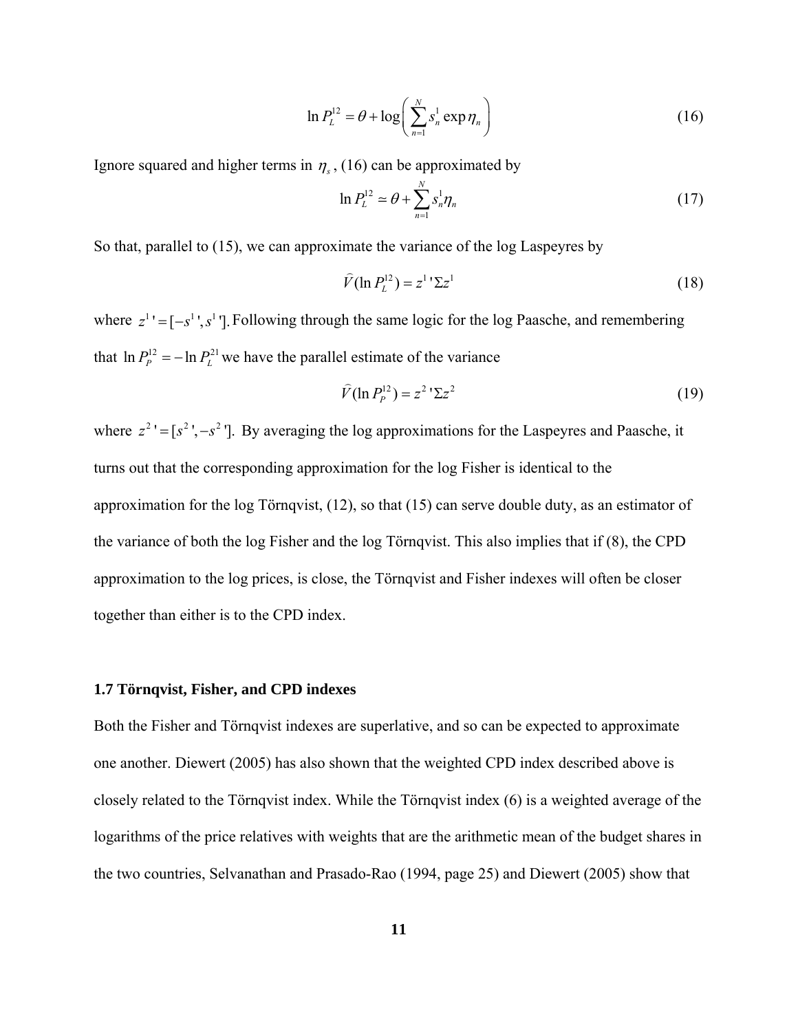$$\ln P_L^{12} = \theta + \log\left(\sum_{n=1}^{N} s_n^1 \exp \eta_n\right) \tag{16}$$

Ignore squared and higher terms in $\eta_s$, (16) can be approximated by

$$\ln P_L^{12} \simeq \theta + \sum_{n=1}^{N} s_n^1 \eta_n \tag{17}$$

So that, parallel to (15), we can approximate the variance of the log Laspeyres by

$$\widehat{V}(\ln P_L^{12}) = z^{1}{}'\Sigma z^1 \tag{18}$$

where $z^{1}{}' = [-s^{1}{}', s^{1}{}']$. Following through the same logic for the log Paasche, and remembering that $\ln P_P^{12} = -\ln P_L^{21}$ we have the parallel estimate of the variance

$$\widehat{V}(\ln P_P^{12}) = z^{2}{}'\Sigma z^2 \tag{19}$$

where $z^{2}{}' = [s^{2}{}', -s^{2}{}']$. By averaging the log approximations for the Laspeyres and Paasche, it turns out that the corresponding approximation for the log Fisher is identical to the approximation for the log Törnqvist, (12), so that (15) can serve double duty, as an estimator of the variance of both the log Fisher and the log Törnqvist. This also implies that if (8), the CPD approximation to the log prices, is close, the Törnqvist and Fisher indexes will often be closer together than either is to the CPD index.

### 1.7 Törnqvist, Fisher, and CPD indexes

Both the Fisher and Törnqvist indexes are superlative, and so can be expected to approximate one another. Diewert (2005) has also shown that the weighted CPD index described above is closely related to the Törnqvist index. While the Törnqvist index (6) is a weighted average of the logarithms of the price relatives with weights that are the arithmetic mean of the budget shares in the two countries, Selvanathan and Prasado-Rao (1994, page 25) and Diewert (2005) show that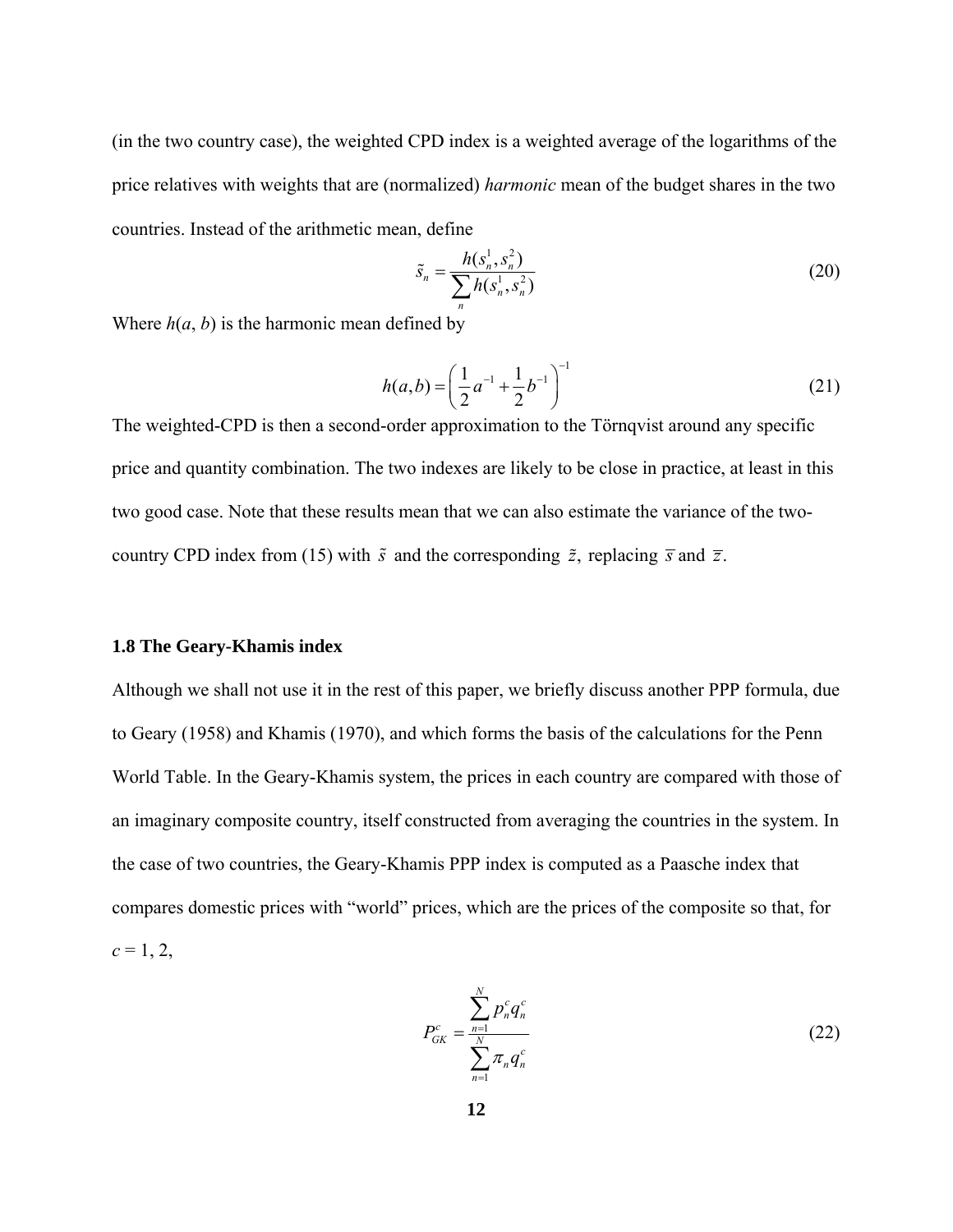(in the two country case), the weighted CPD index is a weighted average of the logarithms of the price relatives with weights that are (normalized) *harmonic* mean of the budget shares in the two countries. Instead of the arithmetic mean, define

$$\tilde{s}_n = \frac{h(s_n^1, s_n^2)}{\sum_n h(s_n^1, s_n^2)} \tag{20}$$

Where $h(a, b)$ is the harmonic mean defined by

$$h(a,b) = \left( \frac{1}{2}a^{-1} + \frac{1}{2}b^{-1} \right)^{-1} \tag{21}$$

The weighted-CPD is then a second-order approximation to the Törnqvist around any specific price and quantity combination. The two indexes are likely to be close in practice, at least in this two good case. Note that these results mean that we can also estimate the variance of the two-country CPD index from (15) with $\tilde{s}$ and the corresponding $\tilde{z}$, replacing $\bar{s}$ and $\bar{z}$.

### 1.8 The Geary-Khamis index

Although we shall not use it in the rest of this paper, we briefly discuss another PPP formula, due to Geary (1958) and Khamis (1970), and which forms the basis of the calculations for the Penn World Table. In the Geary-Khamis system, the prices in each country are compared with those of an imaginary composite country, itself constructed from averaging the countries in the system. In the case of two countries, the Geary-Khamis PPP index is computed as a Paasche index that compares domestic prices with "world" prices, which are the prices of the composite so that, for $c = 1, 2$,

$$P_{GK}^c = \frac{\sum_{n=1}^{N} p_n^c q_n^c}{\sum_{n=1}^{N} \pi_n q_n^c} \tag{22}$$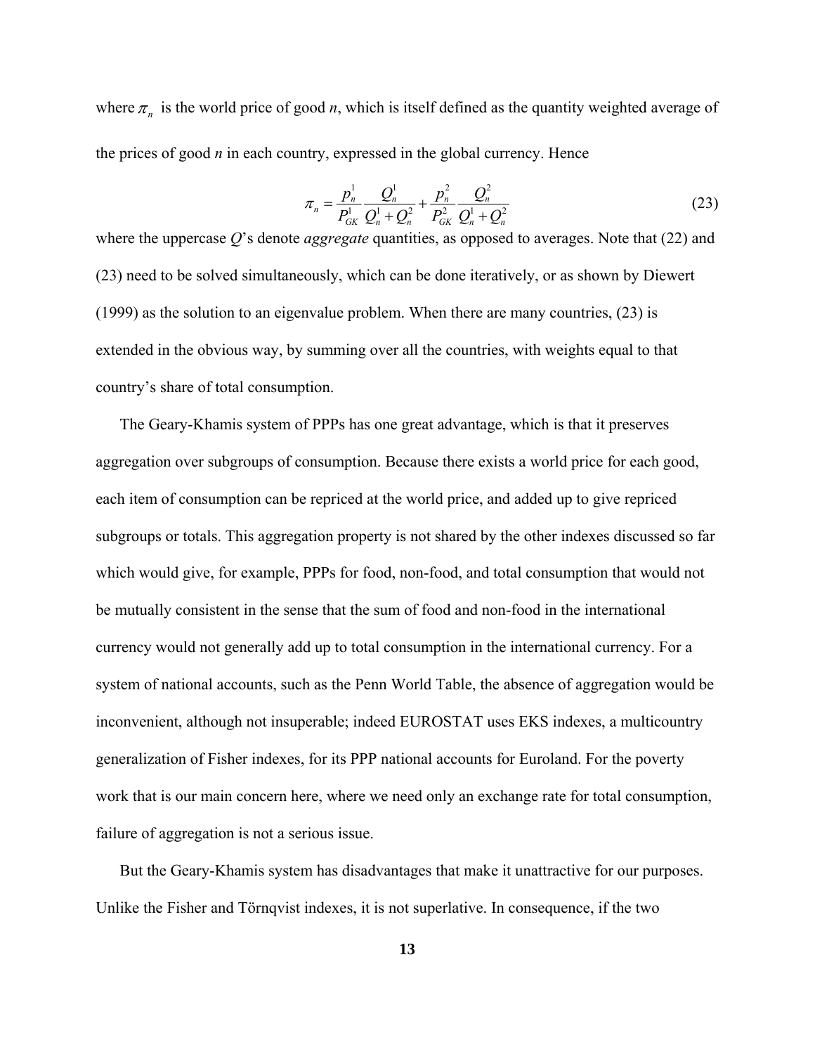where $\pi_n$ is the world price of good *n*, which is itself defined as the quantity weighted average of the prices of good *n* in each country, expressed in the global currency. Hence

$$\pi_n = \frac{p_n^1}{P_{GK}^1} \frac{Q_n^1}{Q_n^1 + Q_n^2} + \frac{p_n^2}{P_{GK}^2} \frac{Q_n^2}{Q_n^1 + Q_n^2} \tag{23}$$

where the uppercase *Q*'s denote *aggregate* quantities, as opposed to averages. Note that (22) and (23) need to be solved simultaneously, which can be done iteratively, or as shown by Diewert (1999) as the solution to an eigenvalue problem. When there are many countries, (23) is extended in the obvious way, by summing over all the countries, with weights equal to that country's share of total consumption.

The Geary-Khamis system of PPPs has one great advantage, which is that it preserves aggregation over subgroups of consumption. Because there exists a world price for each good, each item of consumption can be repriced at the world price, and added up to give repriced subgroups or totals. This aggregation property is not shared by the other indexes discussed so far which would give, for example, PPPs for food, non-food, and total consumption that would not be mutually consistent in the sense that the sum of food and non-food in the international currency would not generally add up to total consumption in the international currency. For a system of national accounts, such as the Penn World Table, the absence of aggregation would be inconvenient, although not insuperable; indeed EUROSTAT uses EKS indexes, a multicountry generalization of Fisher indexes, for its PPP national accounts for Euroland. For the poverty work that is our main concern here, where we need only an exchange rate for total consumption, failure of aggregation is not a serious issue.

But the Geary-Khamis system has disadvantages that make it unattractive for our purposes. Unlike the Fisher and Törnqvist indexes, it is not superlative. In consequence, if the two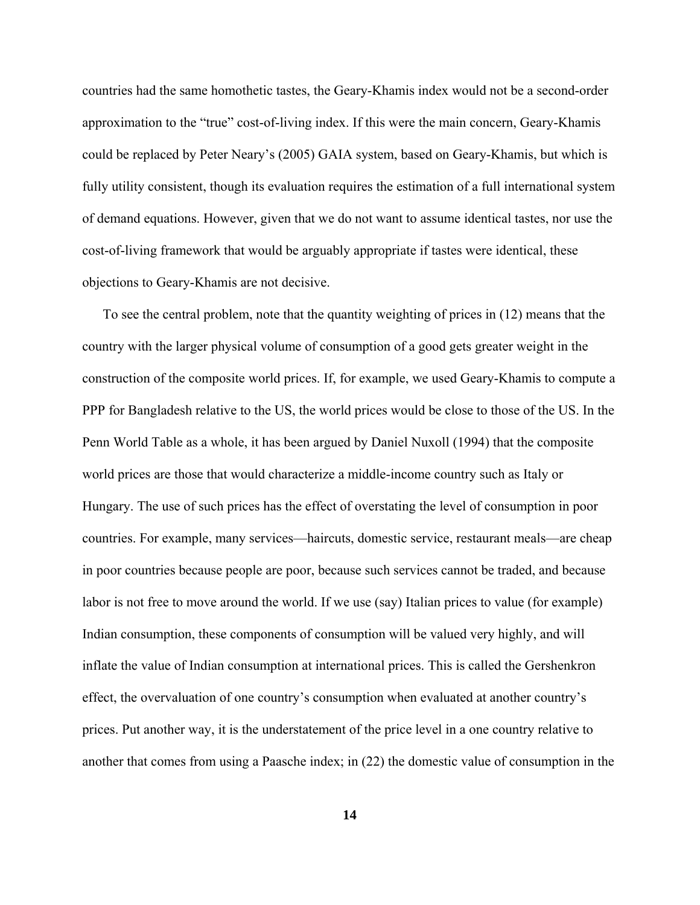countries had the same homothetic tastes, the Geary-Khamis index would not be a second-order approximation to the "true" cost-of-living index. If this were the main concern, Geary-Khamis could be replaced by Peter Neary's (2005) GAIA system, based on Geary-Khamis, but which is fully utility consistent, though its evaluation requires the estimation of a full international system of demand equations. However, given that we do not want to assume identical tastes, nor use the cost-of-living framework that would be arguably appropriate if tastes were identical, these objections to Geary-Khamis are not decisive.

To see the central problem, note that the quantity weighting of prices in (12) means that the country with the larger physical volume of consumption of a good gets greater weight in the construction of the composite world prices. If, for example, we used Geary-Khamis to compute a PPP for Bangladesh relative to the US, the world prices would be close to those of the US. In the Penn World Table as a whole, it has been argued by Daniel Nuxoll (1994) that the composite world prices are those that would characterize a middle-income country such as Italy or Hungary. The use of such prices has the effect of overstating the level of consumption in poor countries. For example, many services—haircuts, domestic service, restaurant meals—are cheap in poor countries because people are poor, because such services cannot be traded, and because labor is not free to move around the world. If we use (say) Italian prices to value (for example) Indian consumption, these components of consumption will be valued very highly, and will inflate the value of Indian consumption at international prices. This is called the Gershenkron effect, the overvaluation of one country's consumption when evaluated at another country's prices. Put another way, it is the understatement of the price level in a one country relative to another that comes from using a Paasche index; in (22) the domestic value of consumption in the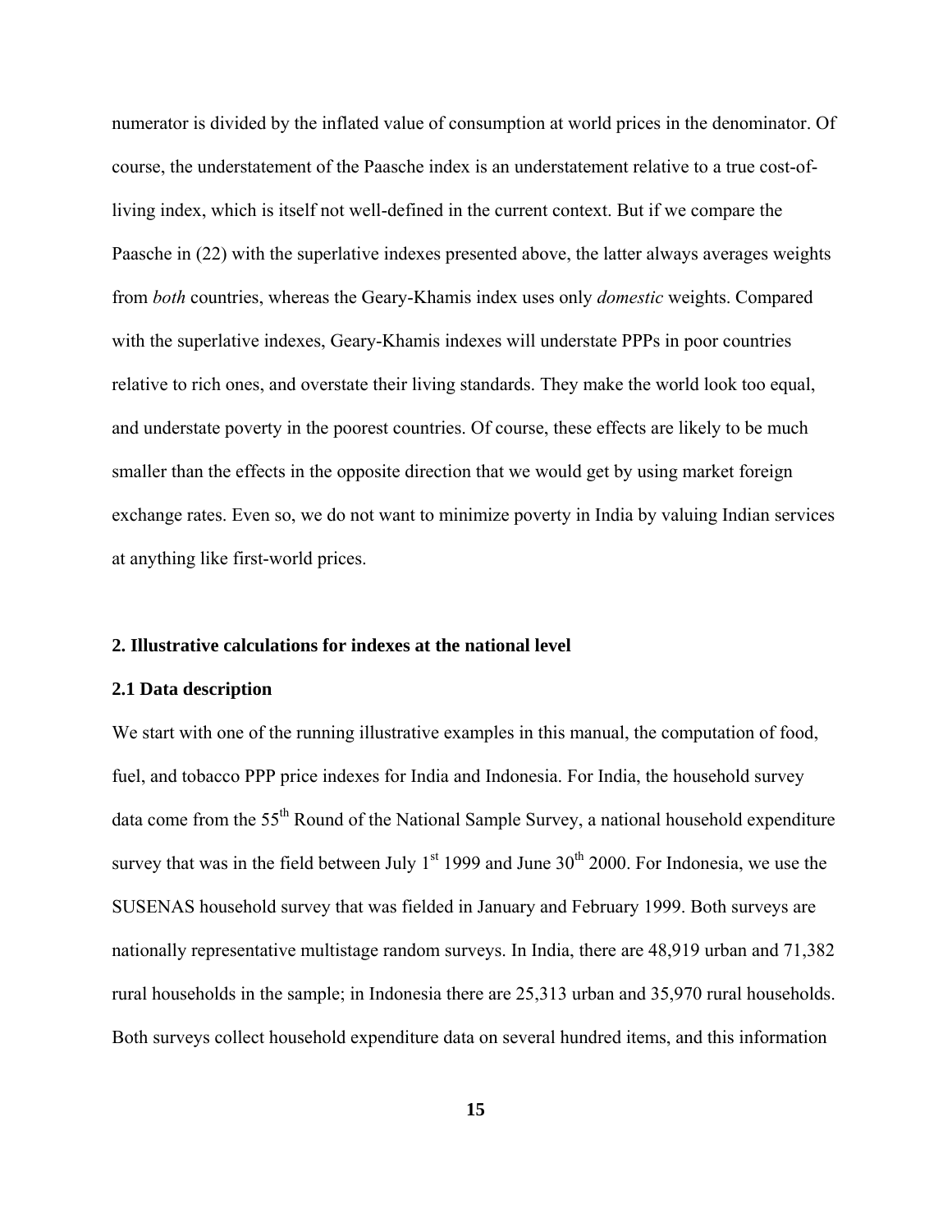numerator is divided by the inflated value of consumption at world prices in the denominator. Of course, the understatement of the Paasche index is an understatement relative to a true cost-of-living index, which is itself not well-defined in the current context. But if we compare the Paasche in (22) with the superlative indexes presented above, the latter always averages weights from *both* countries, whereas the Geary-Khamis index uses only *domestic* weights. Compared with the superlative indexes, Geary-Khamis indexes will understate PPPs in poor countries relative to rich ones, and overstate their living standards. They make the world look too equal, and understate poverty in the poorest countries. Of course, these effects are likely to be much smaller than the effects in the opposite direction that we would get by using market foreign exchange rates. Even so, we do not want to minimize poverty in India by valuing Indian services at anything like first-world prices.

## 2. Illustrative calculations for indexes at the national level

### 2.1 Data description

We start with one of the running illustrative examples in this manual, the computation of food, fuel, and tobacco PPP price indexes for India and Indonesia. For India, the household survey data come from the 55th Round of the National Sample Survey, a national household expenditure survey that was in the field between July 1st 1999 and June 30th 2000. For Indonesia, we use the SUSENAS household survey that was fielded in January and February 1999. Both surveys are nationally representative multistage random surveys. In India, there are 48,919 urban and 71,382 rural households in the sample; in Indonesia there are 25,313 urban and 35,970 rural households. Both surveys collect household expenditure data on several hundred items, and this information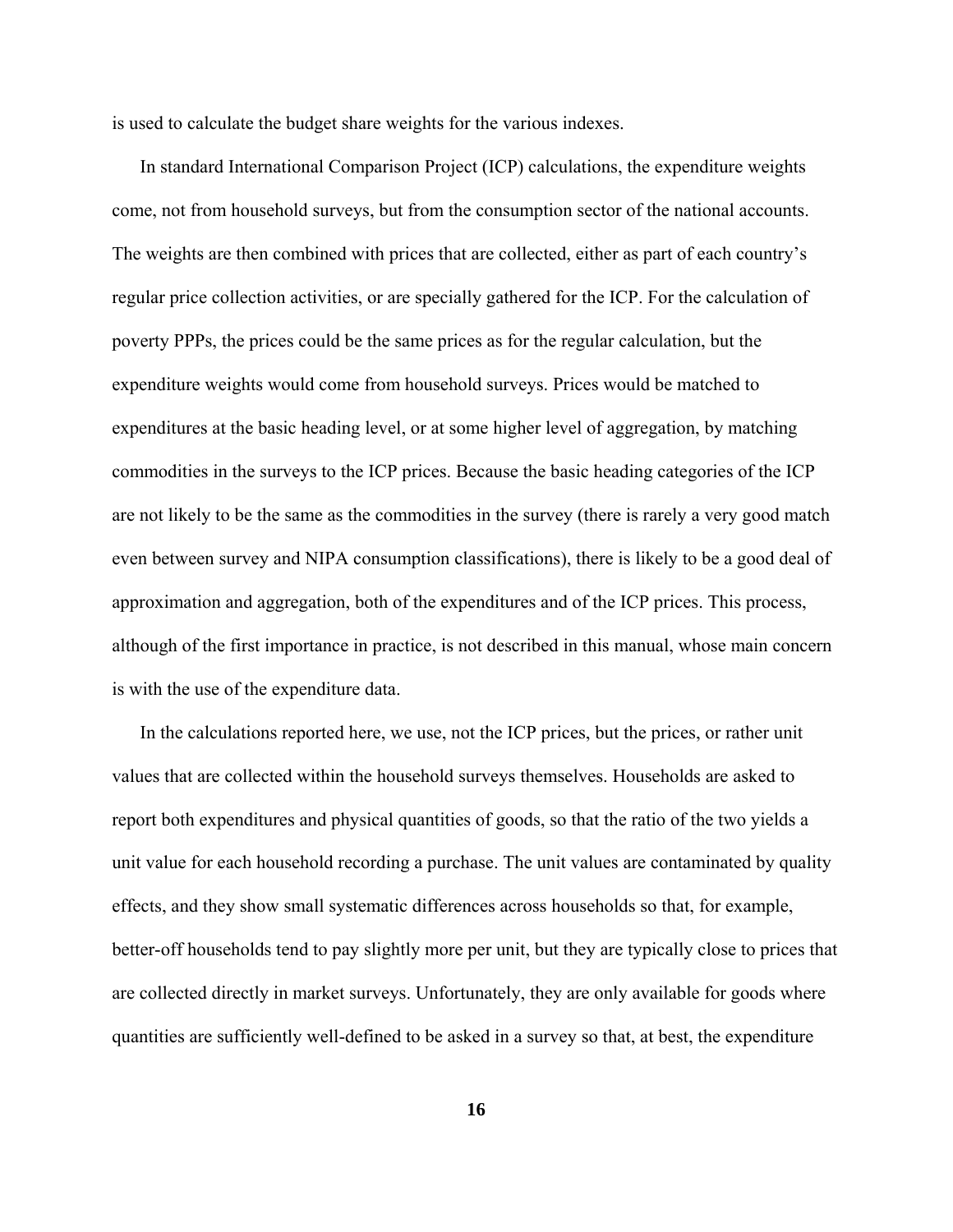is used to calculate the budget share weights for the various indexes.

In standard International Comparison Project (ICP) calculations, the expenditure weights come, not from household surveys, but from the consumption sector of the national accounts. The weights are then combined with prices that are collected, either as part of each country's regular price collection activities, or are specially gathered for the ICP. For the calculation of poverty PPPs, the prices could be the same prices as for the regular calculation, but the expenditure weights would come from household surveys. Prices would be matched to expenditures at the basic heading level, or at some higher level of aggregation, by matching commodities in the surveys to the ICP prices. Because the basic heading categories of the ICP are not likely to be the same as the commodities in the survey (there is rarely a very good match even between survey and NIPA consumption classifications), there is likely to be a good deal of approximation and aggregation, both of the expenditures and of the ICP prices. This process, although of the first importance in practice, is not described in this manual, whose main concern is with the use of the expenditure data.

In the calculations reported here, we use, not the ICP prices, but the prices, or rather unit values that are collected within the household surveys themselves. Households are asked to report both expenditures and physical quantities of goods, so that the ratio of the two yields a unit value for each household recording a purchase. The unit values are contaminated by quality effects, and they show small systematic differences across households so that, for example, better-off households tend to pay slightly more per unit, but they are typically close to prices that are collected directly in market surveys. Unfortunately, they are only available for goods where quantities are sufficiently well-defined to be asked in a survey so that, at best, the expenditure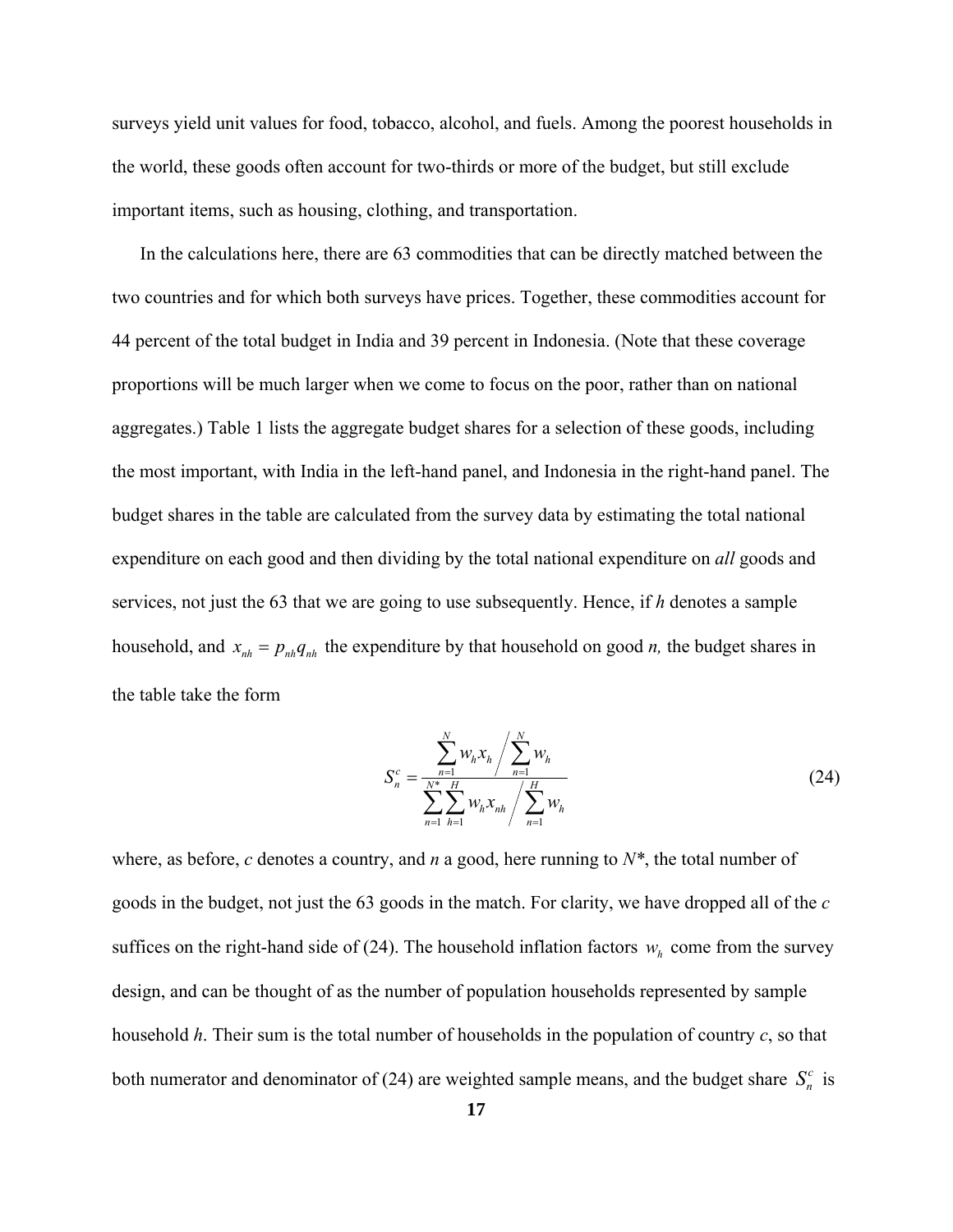surveys yield unit values for food, tobacco, alcohol, and fuels. Among the poorest households in the world, these goods often account for two-thirds or more of the budget, but still exclude important items, such as housing, clothing, and transportation.

In the calculations here, there are 63 commodities that can be directly matched between the two countries and for which both surveys have prices. Together, these commodities account for 44 percent of the total budget in India and 39 percent in Indonesia. (Note that these coverage proportions will be much larger when we come to focus on the poor, rather than on national aggregates.) Table 1 lists the aggregate budget shares for a selection of these goods, including the most important, with India in the left-hand panel, and Indonesia in the right-hand panel. The budget shares in the table are calculated from the survey data by estimating the total national expenditure on each good and then dividing by the total national expenditure on *all* goods and services, not just the 63 that we are going to use subsequently. Hence, if *h* denotes a sample household, and $x_{nh} = p_{nh} q_{nh}$ the expenditure by that household on good *n,* the budget shares in the table take the form

$$S_n^c = \frac{\sum_{n=1}^{N} w_h x_h \Big/ \sum_{n=1}^{N} w_h}{\sum_{n=1}^{N^*} \sum_{h=1}^{H} w_h x_{nh} \Big/ \sum_{n=1}^{H} w_h} \tag{24}$$

where, as before, *c* denotes a country, and *n* a good, here running to *N*\*, the total number of goods in the budget, not just the 63 goods in the match. For clarity, we have dropped all of the *c* suffices on the right-hand side of (24). The household inflation factors $w_h$ come from the survey design, and can be thought of as the number of population households represented by sample household *h*. Their sum is the total number of households in the population of country *c*, so that both numerator and denominator of (24) are weighted sample means, and the budget share $S_n^c$ is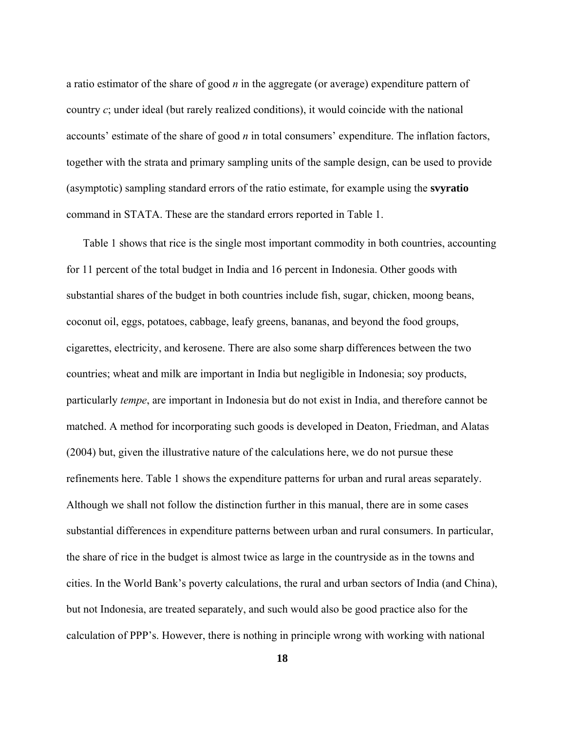a ratio estimator of the share of good $n$ in the aggregate (or average) expenditure pattern of country $c$; under ideal (but rarely realized conditions), it would coincide with the national accounts' estimate of the share of good $n$ in total consumers' expenditure. The inflation factors, together with the strata and primary sampling units of the sample design, can be used to provide (asymptotic) sampling standard errors of the ratio estimate, for example using the **svyratio** command in STATA. These are the standard errors reported in Table 1.

Table 1 shows that rice is the single most important commodity in both countries, accounting for 11 percent of the total budget in India and 16 percent in Indonesia. Other goods with substantial shares of the budget in both countries include fish, sugar, chicken, moong beans, coconut oil, eggs, potatoes, cabbage, leafy greens, bananas, and beyond the food groups, cigarettes, electricity, and kerosene. There are also some sharp differences between the two countries; wheat and milk are important in India but negligible in Indonesia; soy products, particularly *tempe*, are important in Indonesia but do not exist in India, and therefore cannot be matched. A method for incorporating such goods is developed in Deaton, Friedman, and Alatas (2004) but, given the illustrative nature of the calculations here, we do not pursue these refinements here. Table 1 shows the expenditure patterns for urban and rural areas separately. Although we shall not follow the distinction further in this manual, there are in some cases substantial differences in expenditure patterns between urban and rural consumers. In particular, the share of rice in the budget is almost twice as large in the countryside as in the towns and cities. In the World Bank's poverty calculations, the rural and urban sectors of India (and China), but not Indonesia, are treated separately, and such would also be good practice also for the calculation of PPP's. However, there is nothing in principle wrong with working with national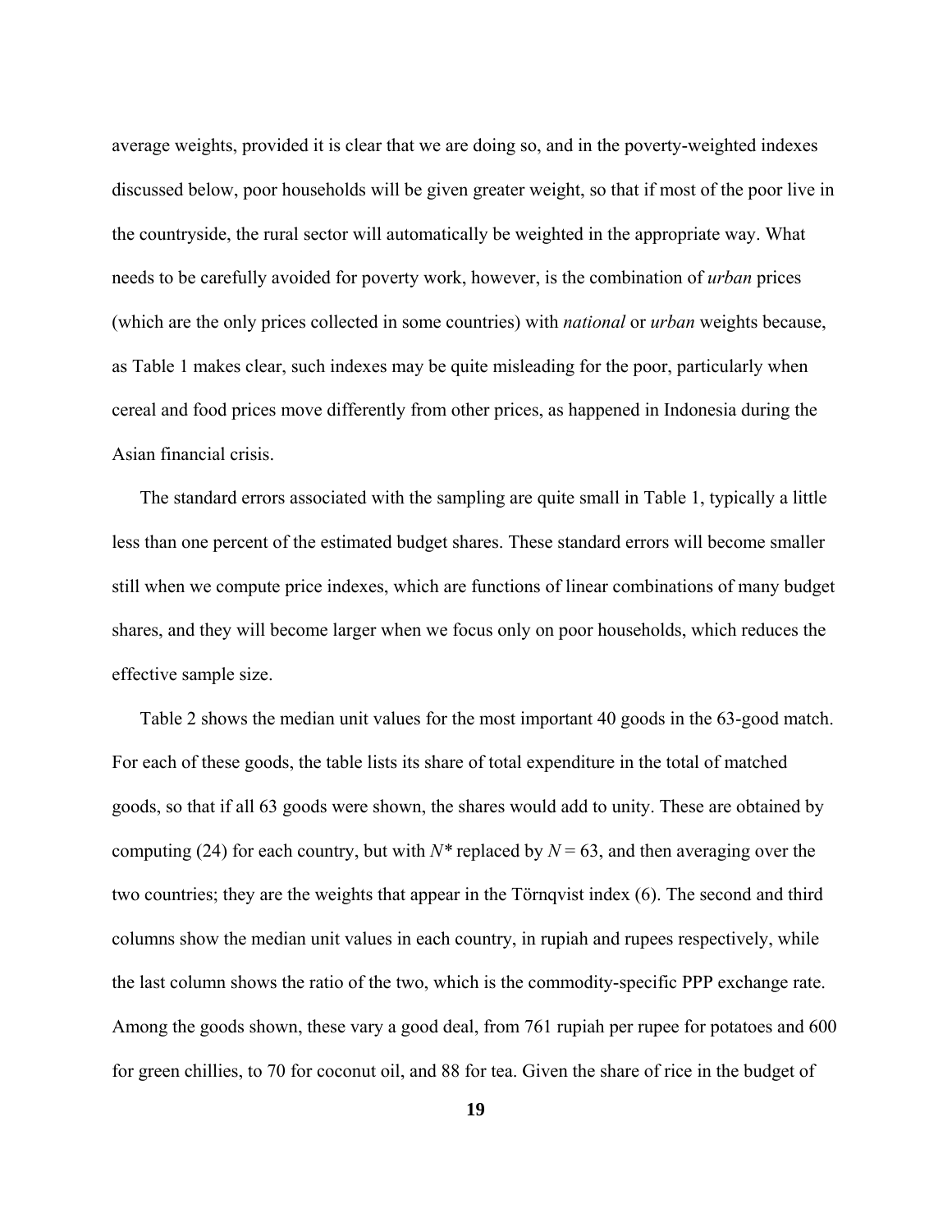average weights, provided it is clear that we are doing so, and in the poverty-weighted indexes discussed below, poor households will be given greater weight, so that if most of the poor live in the countryside, the rural sector will automatically be weighted in the appropriate way. What needs to be carefully avoided for poverty work, however, is the combination of *urban* prices (which are the only prices collected in some countries) with *national* or *urban* weights because, as Table 1 makes clear, such indexes may be quite misleading for the poor, particularly when cereal and food prices move differently from other prices, as happened in Indonesia during the Asian financial crisis.

The standard errors associated with the sampling are quite small in Table 1, typically a little less than one percent of the estimated budget shares. These standard errors will become smaller still when we compute price indexes, which are functions of linear combinations of many budget shares, and they will become larger when we focus only on poor households, which reduces the effective sample size.

Table 2 shows the median unit values for the most important 40 goods in the 63-good match. For each of these goods, the table lists its share of total expenditure in the total of matched goods, so that if all 63 goods were shown, the shares would add to unity. These are obtained by computing (24) for each country, but with $N^*$ replaced by $N = 63$, and then averaging over the two countries; they are the weights that appear in the Törnqvist index (6). The second and third columns show the median unit values in each country, in rupiah and rupees respectively, while the last column shows the ratio of the two, which is the commodity-specific PPP exchange rate. Among the goods shown, these vary a good deal, from 761 rupiah per rupee for potatoes and 600 for green chillies, to 70 for coconut oil, and 88 for tea. Given the share of rice in the budget of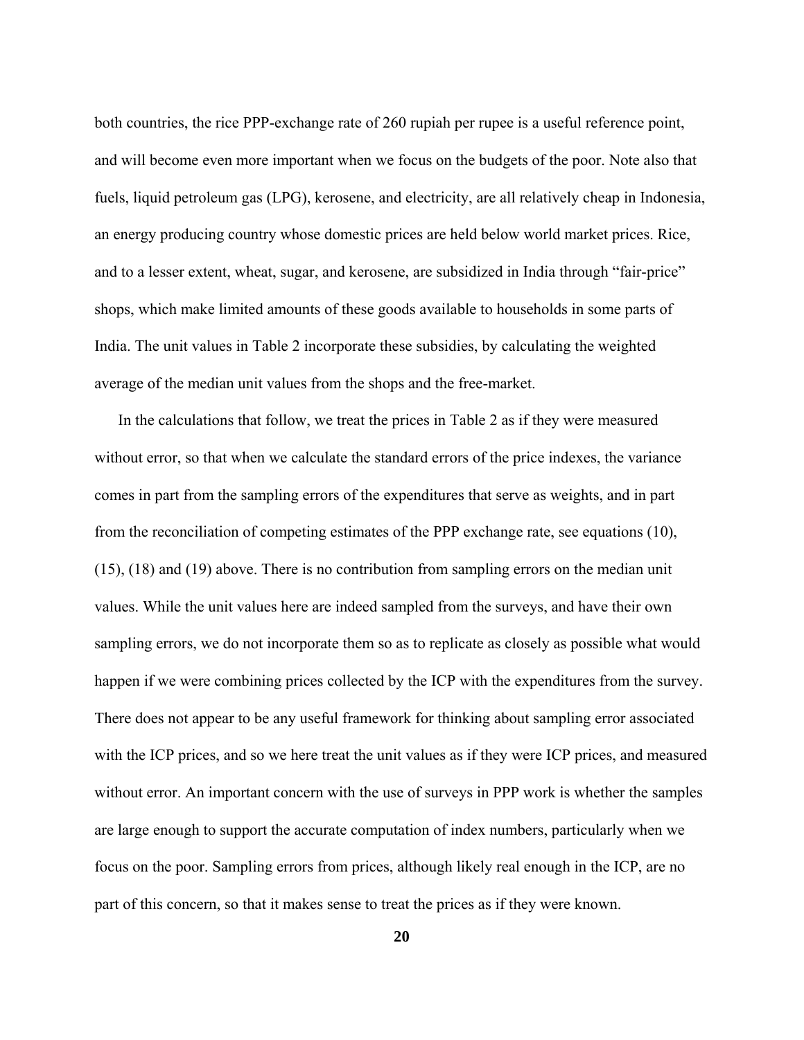both countries, the rice PPP-exchange rate of 260 rupiah per rupee is a useful reference point, and will become even more important when we focus on the budgets of the poor. Note also that fuels, liquid petroleum gas (LPG), kerosene, and electricity, are all relatively cheap in Indonesia, an energy producing country whose domestic prices are held below world market prices. Rice, and to a lesser extent, wheat, sugar, and kerosene, are subsidized in India through "fair-price" shops, which make limited amounts of these goods available to households in some parts of India. The unit values in Table 2 incorporate these subsidies, by calculating the weighted average of the median unit values from the shops and the free-market.

In the calculations that follow, we treat the prices in Table 2 as if they were measured without error, so that when we calculate the standard errors of the price indexes, the variance comes in part from the sampling errors of the expenditures that serve as weights, and in part from the reconciliation of competing estimates of the PPP exchange rate, see equations (10), (15), (18) and (19) above. There is no contribution from sampling errors on the median unit values. While the unit values here are indeed sampled from the surveys, and have their own sampling errors, we do not incorporate them so as to replicate as closely as possible what would happen if we were combining prices collected by the ICP with the expenditures from the survey. There does not appear to be any useful framework for thinking about sampling error associated with the ICP prices, and so we here treat the unit values as if they were ICP prices, and measured without error. An important concern with the use of surveys in PPP work is whether the samples are large enough to support the accurate computation of index numbers, particularly when we focus on the poor. Sampling errors from prices, although likely real enough in the ICP, are no part of this concern, so that it makes sense to treat the prices as if they were known.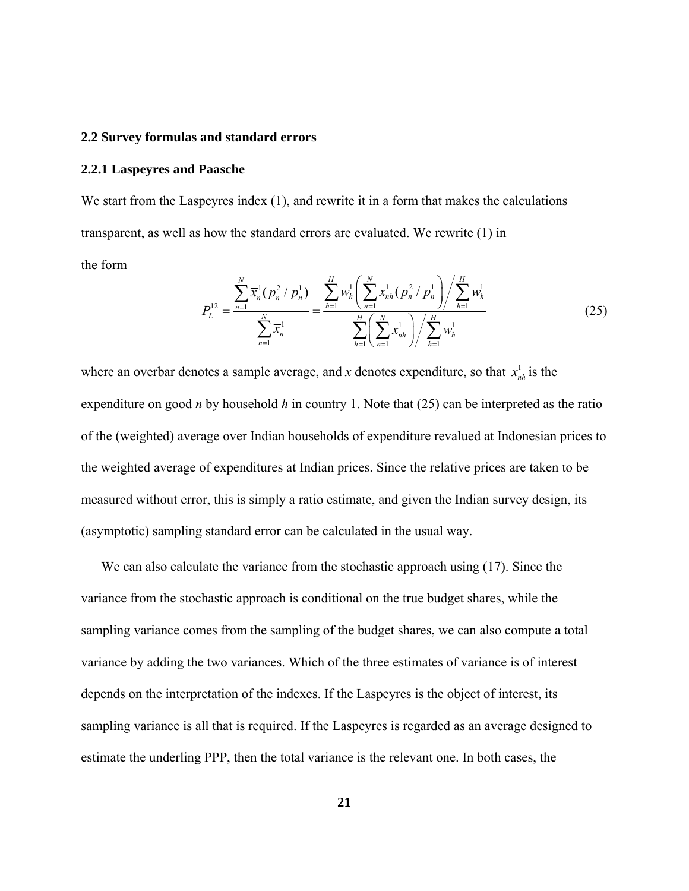## 2.2 Survey formulas and standard errors

### 2.2.1 Laspeyres and Paasche

We start from the Laspeyres index (1), and rewrite it in a form that makes the calculations transparent, as well as how the standard errors are evaluated. We rewrite (1) in the form

$$P_L^{12} = \frac{\sum_{n=1}^{N} \bar{x}_n^1 (p_n^2 / p_n^1)}{\sum_{n=1}^{N} \bar{x}_n^1} = \frac{\sum_{h=1}^{H} w_h^1 \left( \sum_{n=1}^{N} x_{nh}^1 (p_n^2 / p_n^1) \right) \Big/ \sum_{h=1}^{H} w_h^1}{\sum_{h=1}^{H} \left( \sum_{n=1}^{N} x_{nh}^1 \right) \Big/ \sum_{h=1}^{H} w_h^1} \tag{25}$$

where an overbar denotes a sample average, and $x$ denotes expenditure, so that $x_{nh}^1$ is the expenditure on good $n$ by household $h$ in country 1. Note that (25) can be interpreted as the ratio of the (weighted) average over Indian households of expenditure revalued at Indonesian prices to the weighted average of expenditures at Indian prices. Since the relative prices are taken to be measured without error, this is simply a ratio estimate, and given the Indian survey design, its (asymptotic) sampling standard error can be calculated in the usual way.

We can also calculate the variance from the stochastic approach using (17). Since the variance from the stochastic approach is conditional on the true budget shares, while the sampling variance comes from the sampling of the budget shares, we can also compute a total variance by adding the two variances. Which of the three estimates of variance is of interest depends on the interpretation of the indexes. If the Laspeyres is the object of interest, its sampling variance is all that is required. If the Laspeyres is regarded as an average designed to estimate the underling PPP, then the total variance is the relevant one. In both cases, the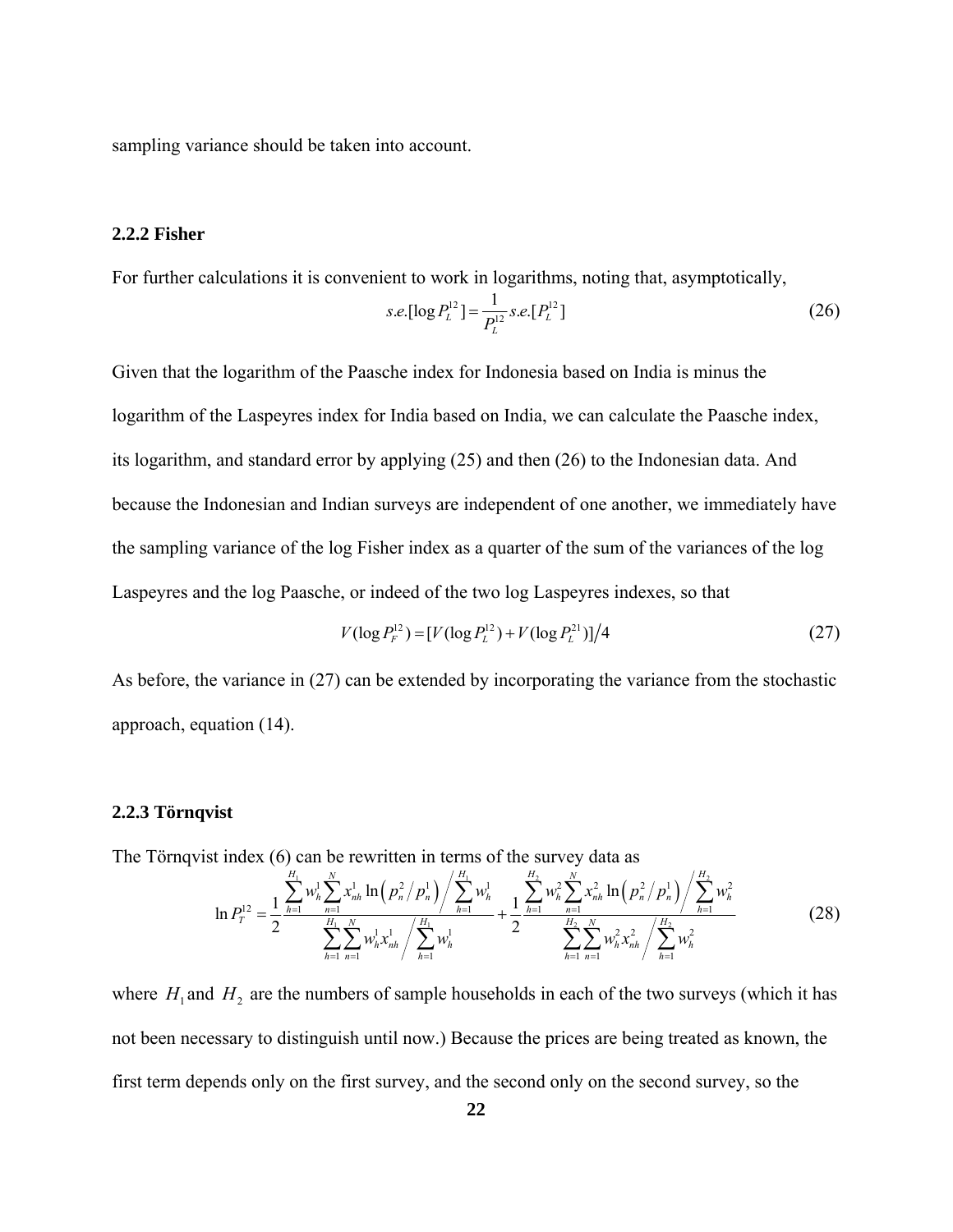sampling variance should be taken into account.

### 2.2.2 Fisher

For further calculations it is convenient to work in logarithms, noting that, asymptotically,

$$s.e.[\log P_L^{12}] = \frac{1}{P_L^{12}} s.e.[P_L^{12}] \tag{26}$$

Given that the logarithm of the Paasche index for Indonesia based on India is minus the logarithm of the Laspeyres index for India based on India, we can calculate the Paasche index, its logarithm, and standard error by applying (25) and then (26) to the Indonesian data. And because the Indonesian and Indian surveys are independent of one another, we immediately have the sampling variance of the log Fisher index as a quarter of the sum of the variances of the log Laspeyres and the log Paasche, or indeed of the two log Laspeyres indexes, so that

$$V(\log P_F^{12}) = [V(\log P_L^{12}) + V(\log P_L^{21})]/4 \tag{27}$$

As before, the variance in (27) can be extended by incorporating the variance from the stochastic approach, equation (14).

### 2.2.3 Törnqvist

The Törnqvist index (6) can be rewritten in terms of the survey data as

$$\ln P_T^{12} = \frac{1}{2} \frac{\sum_{h=1}^{H_1} w_h^1 \sum_{n=1}^{N} x_{nh}^1 \ln\left(p_n^2/p_n^1\right) \Big/ \sum_{h=1}^{H_1} w_h^1}{\sum_{h=1}^{H_1} \sum_{n=1}^{N} w_h^1 x_{nh}^1 \Big/ \sum_{h=1}^{H_1} w_h^1} + \frac{1}{2} \frac{\sum_{h=1}^{H_2} w_h^2 \sum_{n=1}^{N} x_{nh}^2 \ln\left(p_n^2/p_n^1\right) \Big/ \sum_{h=1}^{H_2} w_h^2}{\sum_{h=1}^{H_2} \sum_{n=1}^{N} w_h^2 x_{nh}^2 \Big/ \sum_{h=1}^{H_2} w_h^2} \tag{28}$$

where $H_1$ and $H_2$ are the numbers of sample households in each of the two surveys (which it has not been necessary to distinguish until now.) Because the prices are being treated as known, the first term depends only on the first survey, and the second only on the second survey, so the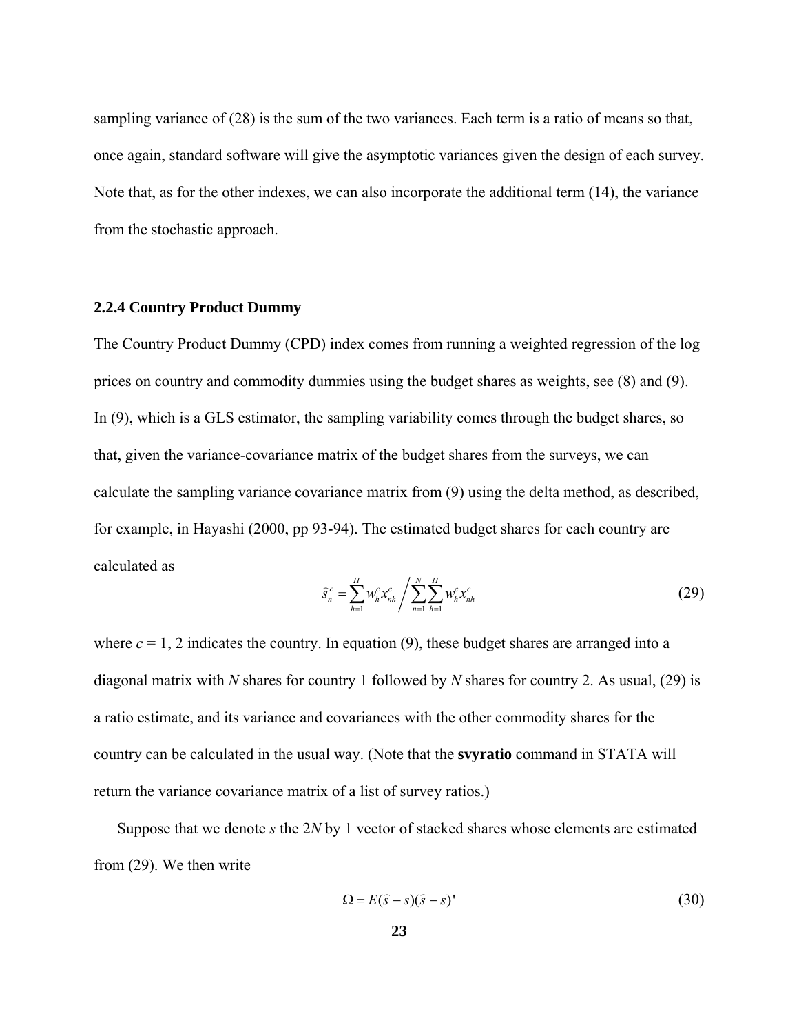sampling variance of (28) is the sum of the two variances. Each term is a ratio of means so that, once again, standard software will give the asymptotic variances given the design of each survey. Note that, as for the other indexes, we can also incorporate the additional term (14), the variance from the stochastic approach.

### 2.2.4 Country Product Dummy

The Country Product Dummy (CPD) index comes from running a weighted regression of the log prices on country and commodity dummies using the budget shares as weights, see (8) and (9). In (9), which is a GLS estimator, the sampling variability comes through the budget shares, so that, given the variance-covariance matrix of the budget shares from the surveys, we can calculate the sampling variance covariance matrix from (9) using the delta method, as described, for example, in Hayashi (2000, pp 93-94). The estimated budget shares for each country are calculated as

$$\hat{s}_n^c = \sum_{h=1}^{H} w_h^c x_{nh}^c \Bigg/ \sum_{n=1}^{N} \sum_{h=1}^{H} w_h^c x_{nh}^c \tag{29}$$

where $c = 1, 2$ indicates the country. In equation (9), these budget shares are arranged into a diagonal matrix with $N$ shares for country 1 followed by $N$ shares for country 2. As usual, (29) is a ratio estimate, and its variance and covariances with the other commodity shares for the country can be calculated in the usual way. (Note that the **svyratio** command in STATA will return the variance covariance matrix of a list of survey ratios.)

Suppose that we denote $s$ the $2N$ by 1 vector of stacked shares whose elements are estimated from (29). We then write

$$\Omega = E(\hat{s} - s)(\hat{s} - s)' \tag{30}$$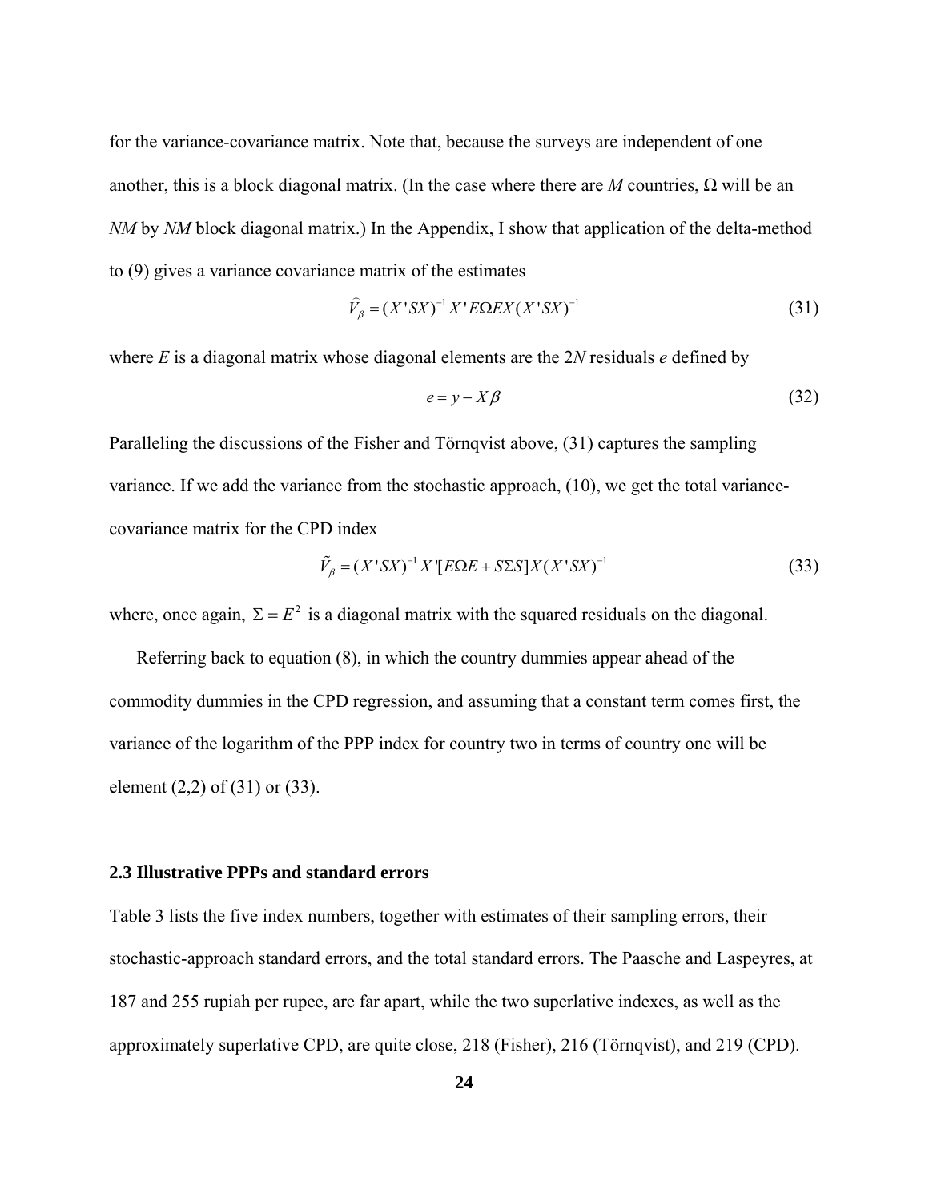for the variance-covariance matrix. Note that, because the surveys are independent of one another, this is a block diagonal matrix. (In the case where there are $M$ countries, $\Omega$ will be an $NM$ by $NM$ block diagonal matrix.) In the Appendix, I show that application of the delta-method to (9) gives a variance covariance matrix of the estimates

$$\hat{V}_{\beta} = (X'SX)^{-1} X'E\Omega EX(X'SX)^{-1} \tag{31}$$

where $E$ is a diagonal matrix whose diagonal elements are the $2N$ residuals $e$ defined by

$$e = y - X\beta \tag{32}$$

Paralleling the discussions of the Fisher and Törnqvist above, (31) captures the sampling variance. If we add the variance from the stochastic approach, (10), we get the total variance-covariance matrix for the CPD index

$$\tilde{V}_{\beta} = (X'SX)^{-1} X'[E\Omega E + S\Sigma S]X(X'SX)^{-1} \tag{33}$$

where, once again, $\Sigma = E^2$ is a diagonal matrix with the squared residuals on the diagonal.

Referring back to equation (8), in which the country dummies appear ahead of the commodity dummies in the CPD regression, and assuming that a constant term comes first, the variance of the logarithm of the PPP index for country two in terms of country one will be element (2,2) of (31) or (33).

### 2.3 Illustrative PPPs and standard errors

Table 3 lists the five index numbers, together with estimates of their sampling errors, their stochastic-approach standard errors, and the total standard errors. The Paasche and Laspeyres, at 187 and 255 rupiah per rupee, are far apart, while the two superlative indexes, as well as the approximately superlative CPD, are quite close, 218 (Fisher), 216 (Törnqvist), and 219 (CPD).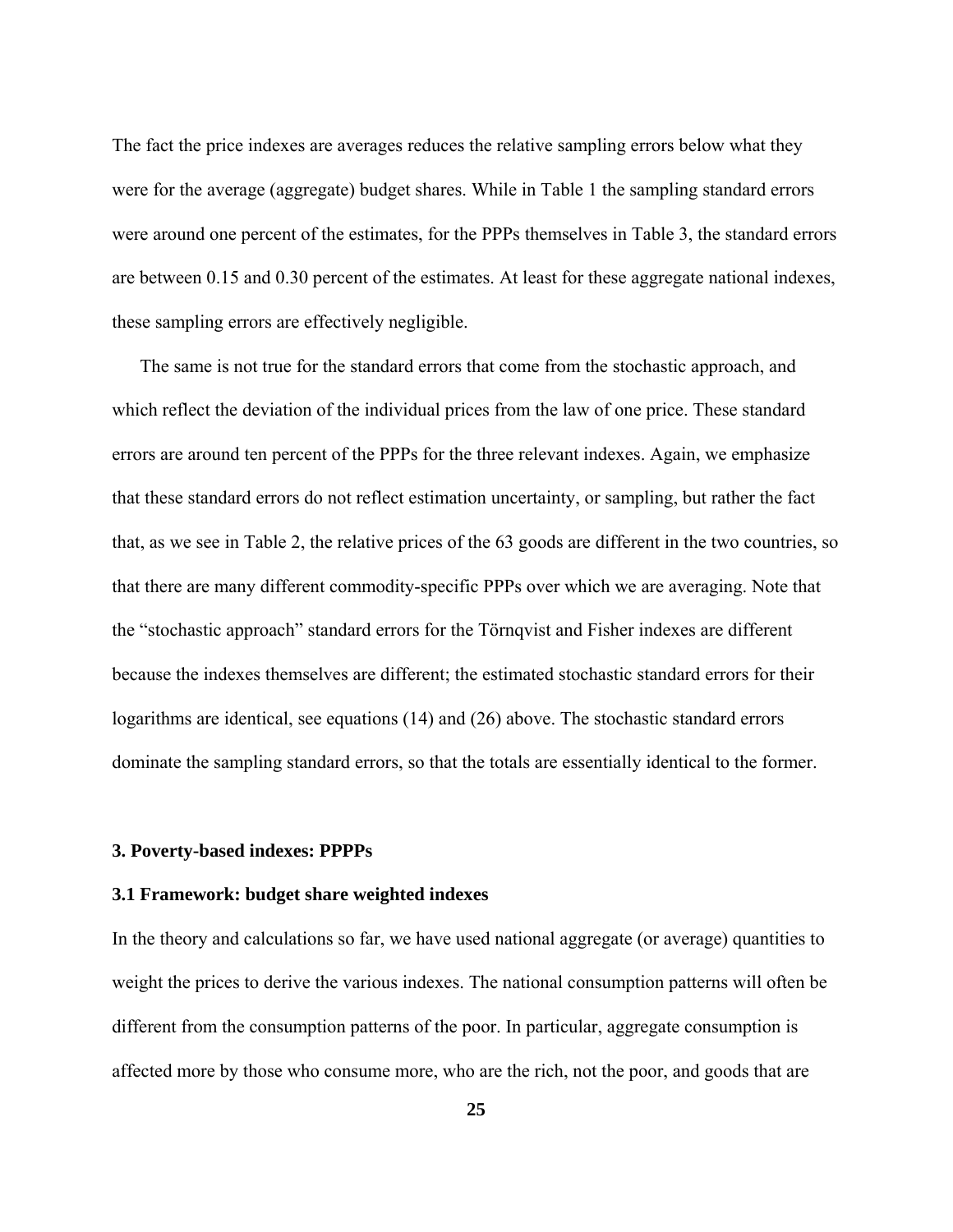The fact the price indexes are averages reduces the relative sampling errors below what they were for the average (aggregate) budget shares. While in Table 1 the sampling standard errors were around one percent of the estimates, for the PPPs themselves in Table 3, the standard errors are between 0.15 and 0.30 percent of the estimates. At least for these aggregate national indexes, these sampling errors are effectively negligible.

The same is not true for the standard errors that come from the stochastic approach, and which reflect the deviation of the individual prices from the law of one price. These standard errors are around ten percent of the PPPs for the three relevant indexes. Again, we emphasize that these standard errors do not reflect estimation uncertainty, or sampling, but rather the fact that, as we see in Table 2, the relative prices of the 63 goods are different in the two countries, so that there are many different commodity-specific PPPs over which we are averaging. Note that the "stochastic approach" standard errors for the Törnqvist and Fisher indexes are different because the indexes themselves are different; the estimated stochastic standard errors for their logarithms are identical, see equations (14) and (26) above. The stochastic standard errors dominate the sampling standard errors, so that the totals are essentially identical to the former.

## 3. Poverty-based indexes: PPPPs

### 3.1 Framework: budget share weighted indexes

In the theory and calculations so far, we have used national aggregate (or average) quantities to weight the prices to derive the various indexes. The national consumption patterns will often be different from the consumption patterns of the poor. In particular, aggregate consumption is affected more by those who consume more, who are the rich, not the poor, and goods that are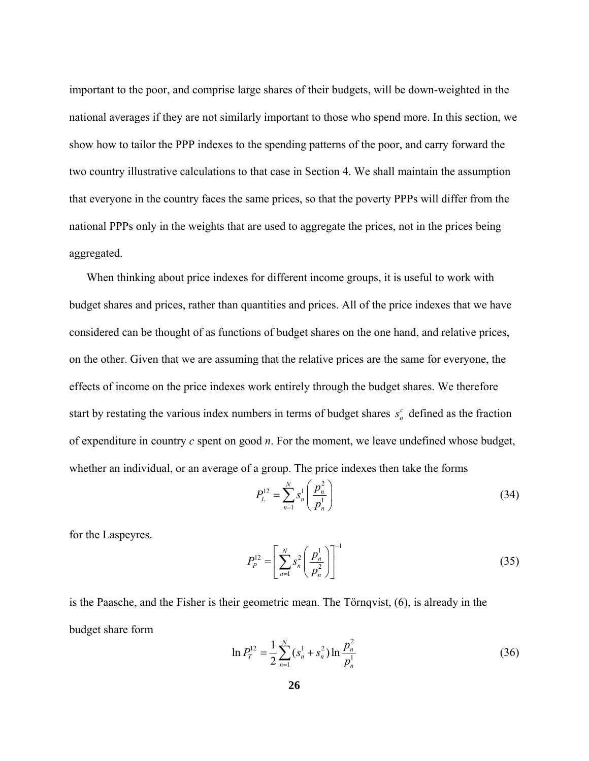important to the poor, and comprise large shares of their budgets, will be down-weighted in the national averages if they are not similarly important to those who spend more. In this section, we show how to tailor the PPP indexes to the spending patterns of the poor, and carry forward the two country illustrative calculations to that case in Section 4. We shall maintain the assumption that everyone in the country faces the same prices, so that the poverty PPPs will differ from the national PPPs only in the weights that are used to aggregate the prices, not in the prices being aggregated.

When thinking about price indexes for different income groups, it is useful to work with budget shares and prices, rather than quantities and prices. All of the price indexes that we have considered can be thought of as functions of budget shares on the one hand, and relative prices, on the other. Given that we are assuming that the relative prices are the same for everyone, the effects of income on the price indexes work entirely through the budget shares. We therefore start by restating the various index numbers in terms of budget shares $s_n^c$ defined as the fraction of expenditure in country $c$ spent on good $n$. For the moment, we leave undefined whose budget, whether an individual, or an average of a group. The price indexes then take the forms

$$P_L^{12} = \sum_{n=1}^{N} s_n^1 \left( \frac{p_n^2}{p_n^1} \right) \tag{34}$$

for the Laspeyres.

$$P_P^{12} = \left[ \sum_{n=1}^{N} s_n^2 \left( \frac{p_n^1}{p_n^2} \right) \right]^{-1} \tag{35}$$

is the Paasche, and the Fisher is their geometric mean. The Törnqvist, (6), is already in the budget share form

$$\ln P_T^{12} = \frac{1}{2} \sum_{n=1}^{N} (s_n^1 + s_n^2) \ln \frac{p_n^2}{p_n^1} \tag{36}$$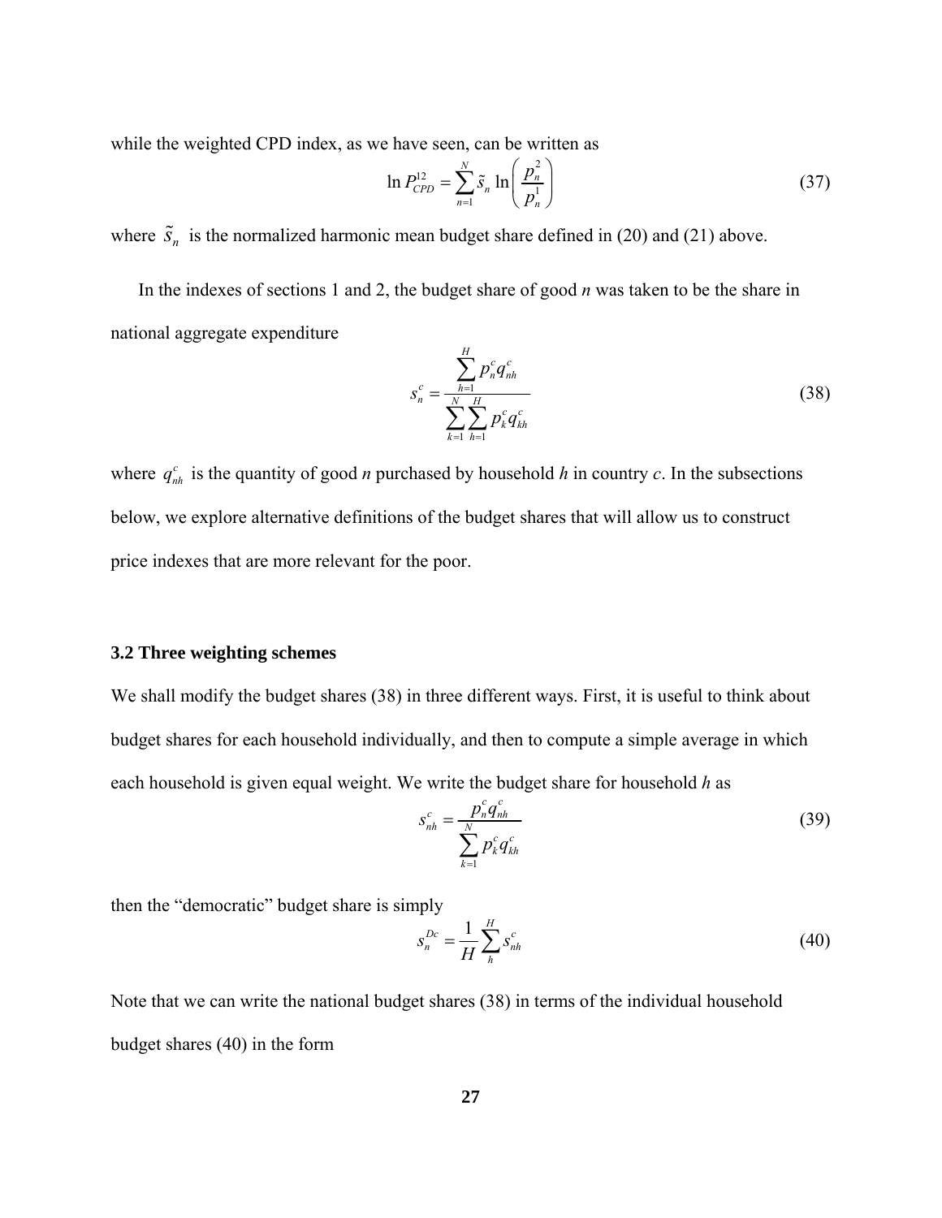while the weighted CPD index, as we have seen, can be written as

$$\ln P_{CPD}^{12} = \sum_{n=1}^{N} \tilde{s}_n \ln\left(\frac{p_n^2}{p_n^1}\right) \tag{37}$$

where $\tilde{s}_n$ is the normalized harmonic mean budget share defined in (20) and (21) above.

In the indexes of sections 1 and 2, the budget share of good $n$ was taken to be the share in national aggregate expenditure

$$s_n^c = \frac{\sum_{h=1}^{H} p_n^c q_{nh}^c}{\sum_{k=1}^{N}\sum_{h=1}^{H} p_k^c q_{kh}^c} \tag{38}$$

where $q_{nh}^c$ is the quantity of good $n$ purchased by household $h$ in country $c$. In the subsections below, we explore alternative definitions of the budget shares that will allow us to construct price indexes that are more relevant for the poor.

### 3.2 Three weighting schemes

We shall modify the budget shares (38) in three different ways. First, it is useful to think about budget shares for each household individually, and then to compute a simple average in which each household is given equal weight. We write the budget share for household $h$ as

$$s_{nh}^c = \frac{p_n^c q_{nh}^c}{\sum_{k=1}^{N} p_k^c q_{kh}^c} \tag{39}$$

then the "democratic" budget share is simply

$$s_n^{Dc} = \frac{1}{H}\sum_{h}^{H} s_{nh}^c \tag{40}$$

Note that we can write the national budget shares (38) in terms of the individual household budget shares (40) in the form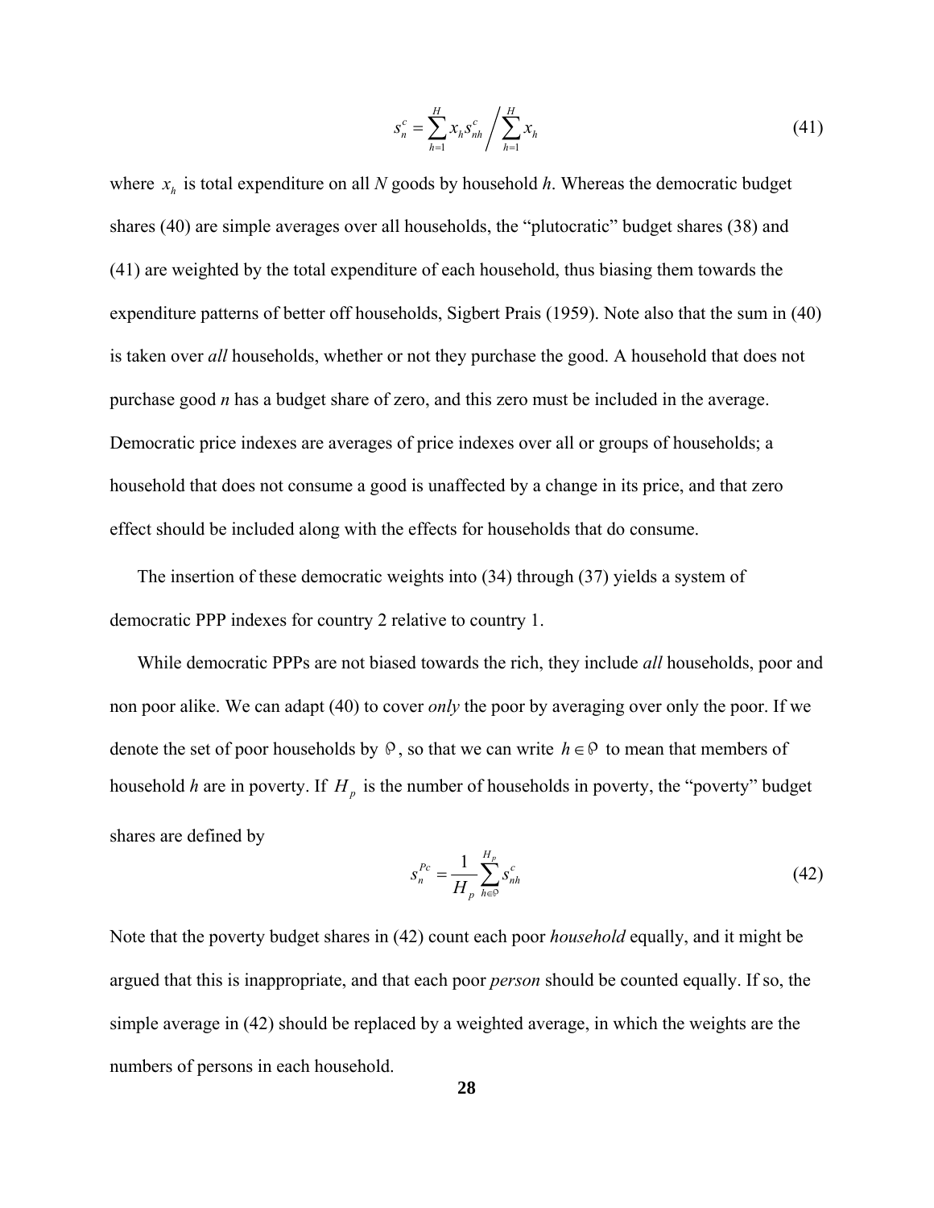$$s_n^c = \sum_{h=1}^{H} x_h s_{nh}^c \Bigg/ \sum_{h=1}^{H} x_h \tag{41}$$

where $x_h$ is total expenditure on all $N$ goods by household $h$. Whereas the democratic budget shares (40) are simple averages over all households, the "plutocratic" budget shares (38) and (41) are weighted by the total expenditure of each household, thus biasing them towards the expenditure patterns of better off households, Sigbert Prais (1959). Note also that the sum in (40) is taken over *all* households, whether or not they purchase the good. A household that does not purchase good $n$ has a budget share of zero, and this zero must be included in the average. Democratic price indexes are averages of price indexes over all or groups of households; a household that does not consume a good is unaffected by a change in its price, and that zero effect should be included along with the effects for households that do consume.

The insertion of these democratic weights into (34) through (37) yields a system of democratic PPP indexes for country 2 relative to country 1.

While democratic PPPs are not biased towards the rich, they include *all* households, poor and non poor alike. We can adapt (40) to cover *only* the poor by averaging over only the poor. If we denote the set of poor households by $\wp$, so that we can write $h \in \wp$ to mean that members of household *h* are in poverty. If $H_p$ is the number of households in poverty, the "poverty" budget shares are defined by

$$s_n^{Pc} = \frac{1}{H_p} \sum_{h \in \wp}^{H_p} s_{nh}^c \tag{42}$$

Note that the poverty budget shares in (42) count each poor *household* equally, and it might be argued that this is inappropriate, and that each poor *person* should be counted equally. If so, the simple average in (42) should be replaced by a weighted average, in which the weights are the numbers of persons in each household.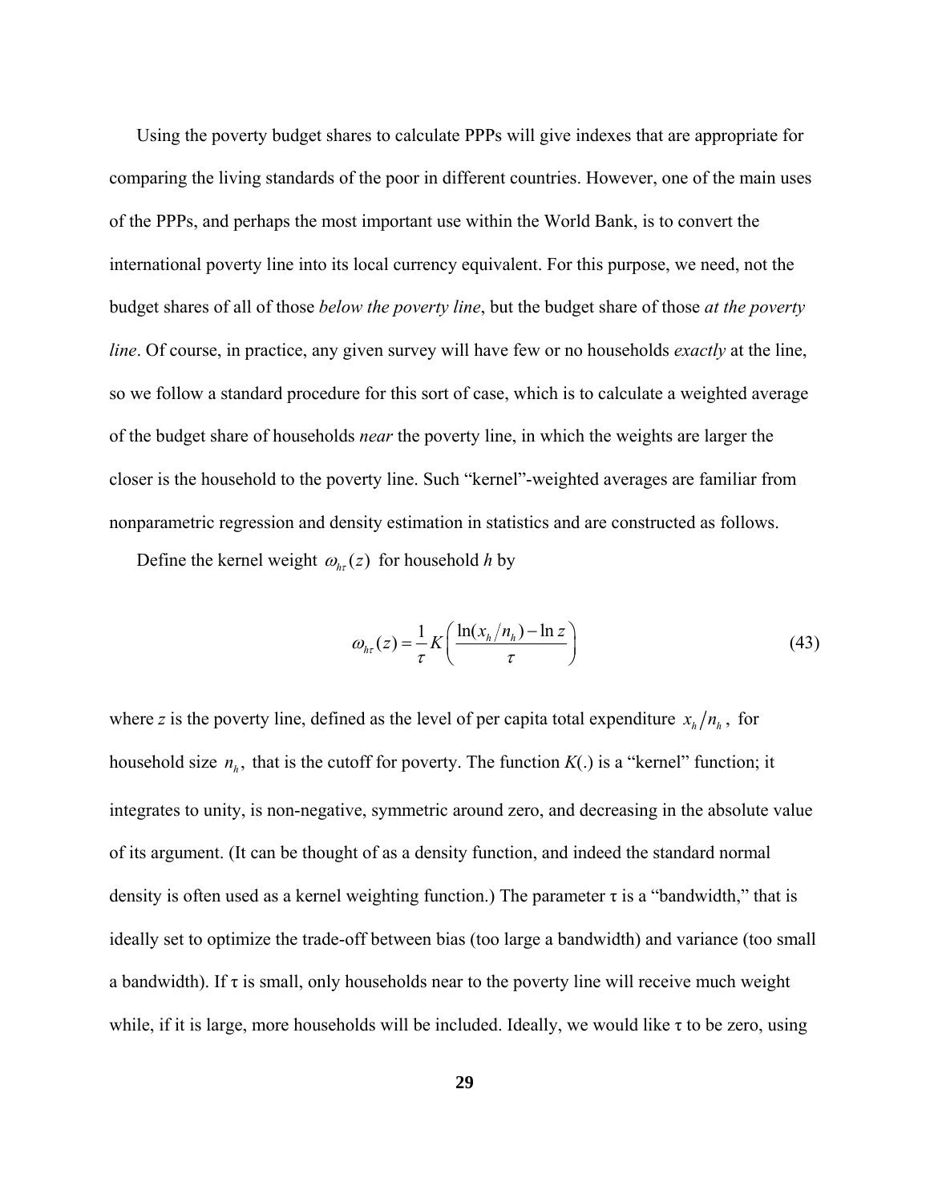Using the poverty budget shares to calculate PPPs will give indexes that are appropriate for comparing the living standards of the poor in different countries. However, one of the main uses of the PPPs, and perhaps the most important use within the World Bank, is to convert the international poverty line into its local currency equivalent. For this purpose, we need, not the budget shares of all of those *below the poverty line*, but the budget share of those *at the poverty line*. Of course, in practice, any given survey will have few or no households *exactly* at the line, so we follow a standard procedure for this sort of case, which is to calculate a weighted average of the budget share of households *near* the poverty line, in which the weights are larger the closer is the household to the poverty line. Such "kernel"-weighted averages are familiar from nonparametric regression and density estimation in statistics and are constructed as follows.

Define the kernel weight $\omega_{h\tau}(z)$ for household *h* by

$$\omega_{h\tau}(z) = \frac{1}{\tau} K\left( \frac{\ln(x_h/n_h) - \ln z}{\tau} \right) \tag{43}$$

where *z* is the poverty line, defined as the level of per capita total expenditure $x_h/n_h$, for household size $n_h$, that is the cutoff for poverty. The function *K*(.) is a "kernel" function; it integrates to unity, is non-negative, symmetric around zero, and decreasing in the absolute value of its argument. (It can be thought of as a density function, and indeed the standard normal density is often used as a kernel weighting function.) The parameter $\tau$ is a "bandwidth," that is ideally set to optimize the trade-off between bias (too large a bandwidth) and variance (too small a bandwidth). If $\tau$ is small, only households near to the poverty line will receive much weight while, if it is large, more households will be included. Ideally, we would like $\tau$ to be zero, using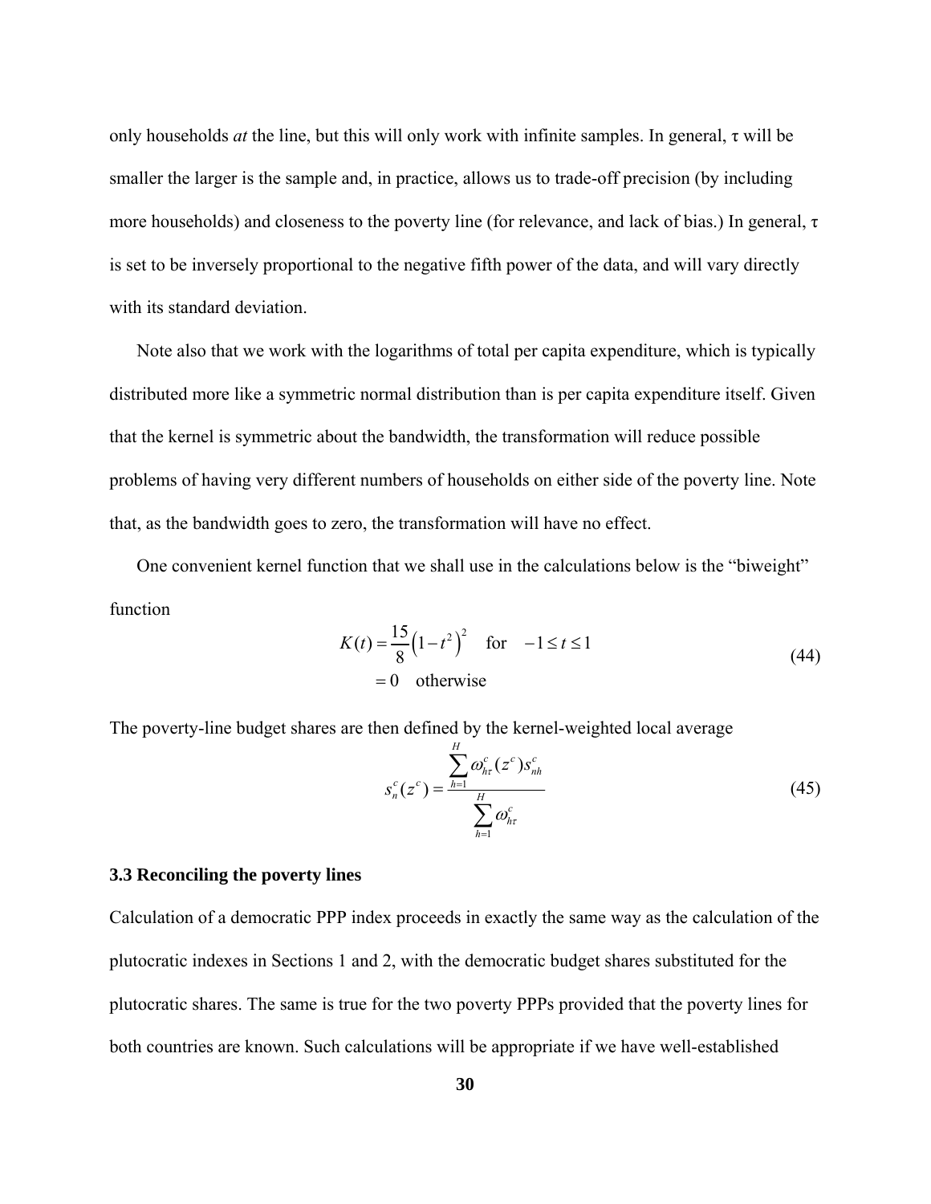only households *at* the line, but this will only work with infinite samples. In general, $\tau$ will be smaller the larger is the sample and, in practice, allows us to trade-off precision (by including more households) and closeness to the poverty line (for relevance, and lack of bias.) In general, $\tau$ is set to be inversely proportional to the negative fifth power of the data, and will vary directly with its standard deviation.

Note also that we work with the logarithms of total per capita expenditure, which is typically distributed more like a symmetric normal distribution than is per capita expenditure itself. Given that the kernel is symmetric about the bandwidth, the transformation will reduce possible problems of having very different numbers of households on either side of the poverty line. Note that, as the bandwidth goes to zero, the transformation will have no effect.

One convenient kernel function that we shall use in the calculations below is the "biweight" function

$$
\begin{aligned}
K(t) &= \frac{15}{8}\left(1-t^2\right)^2 \quad \text{for} \quad -1 \leq t \leq 1 \\
&= 0 \quad \text{otherwise}
\end{aligned}
\tag{44}
$$

The poverty-line budget shares are then defined by the kernel-weighted local average

$$
s_n^c(z^c) = \frac{\sum_{h=1}^{H} \omega_{h\tau}^c(z^c) s_{nh}^c}{\sum_{h=1}^{H} \omega_{h\tau}^c}
\tag{45}
$$

### 3.3 Reconciling the poverty lines

Calculation of a democratic PPP index proceeds in exactly the same way as the calculation of the plutocratic indexes in Sections 1 and 2, with the democratic budget shares substituted for the plutocratic shares. The same is true for the two poverty PPPs provided that the poverty lines for both countries are known. Such calculations will be appropriate if we have well-established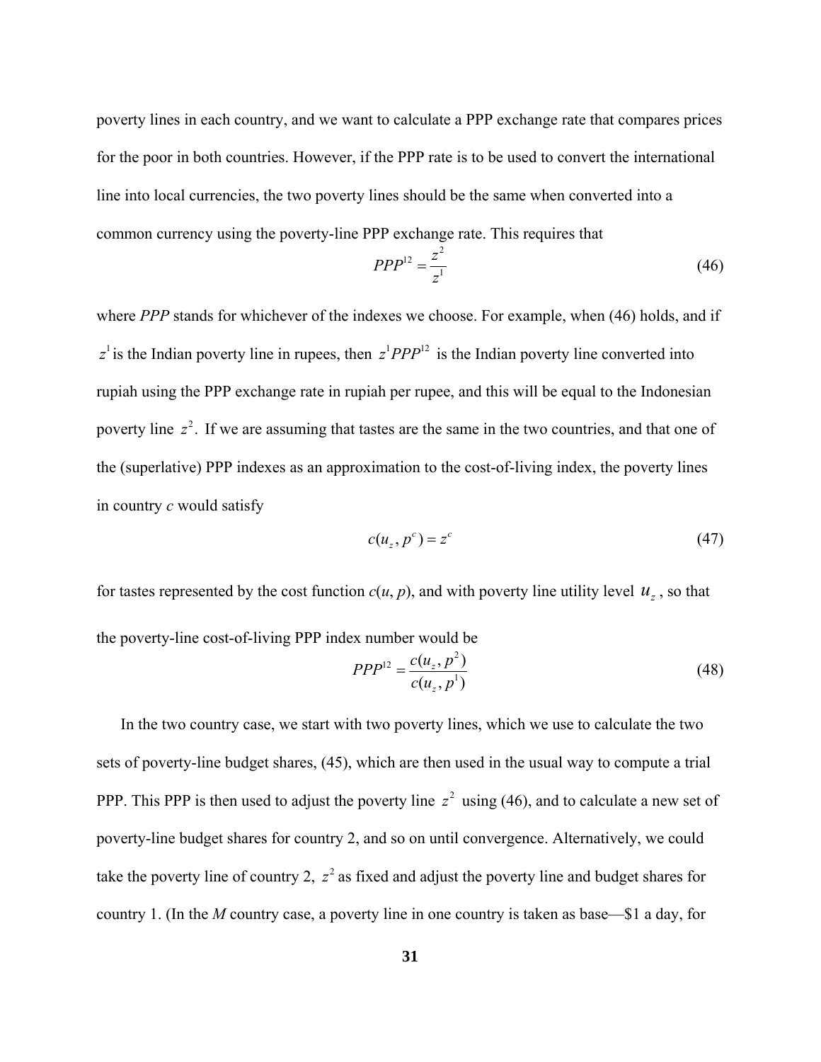poverty lines in each country, and we want to calculate a PPP exchange rate that compares prices for the poor in both countries. However, if the PPP rate is to be used to convert the international line into local currencies, the two poverty lines should be the same when converted into a common currency using the poverty-line PPP exchange rate. This requires that

$$PPP^{12} = \frac{z^2}{z^1} \tag{46}$$

where *PPP* stands for whichever of the indexes we choose. For example, when (46) holds, and if $z^1$ is the Indian poverty line in rupees, then $z^1 PPP^{12}$ is the Indian poverty line converted into rupiah using the PPP exchange rate in rupiah per rupee, and this will be equal to the Indonesian poverty line $z^2$. If we are assuming that tastes are the same in the two countries, and that one of the (superlative) PPP indexes as an approximation to the cost-of-living index, the poverty lines in country *c* would satisfy

$$c(u_z, p^c) = z^c \tag{47}$$

for tastes represented by the cost function $c(u, p)$, and with poverty line utility level $u_z$, so that the poverty-line cost-of-living PPP index number would be

$$PPP^{12} = \frac{c(u_z, p^2)}{c(u_z, p^1)} \tag{48}$$

In the two country case, we start with two poverty lines, which we use to calculate the two sets of poverty-line budget shares, (45), which are then used in the usual way to compute a trial PPP. This PPP is then used to adjust the poverty line $z^2$ using (46), and to calculate a new set of poverty-line budget shares for country 2, and so on until convergence. Alternatively, we could take the poverty line of country 2, $z^2$ as fixed and adjust the poverty line and budget shares for country 1. (In the *M* country case, a poverty line in one country is taken as base—$1 a day, for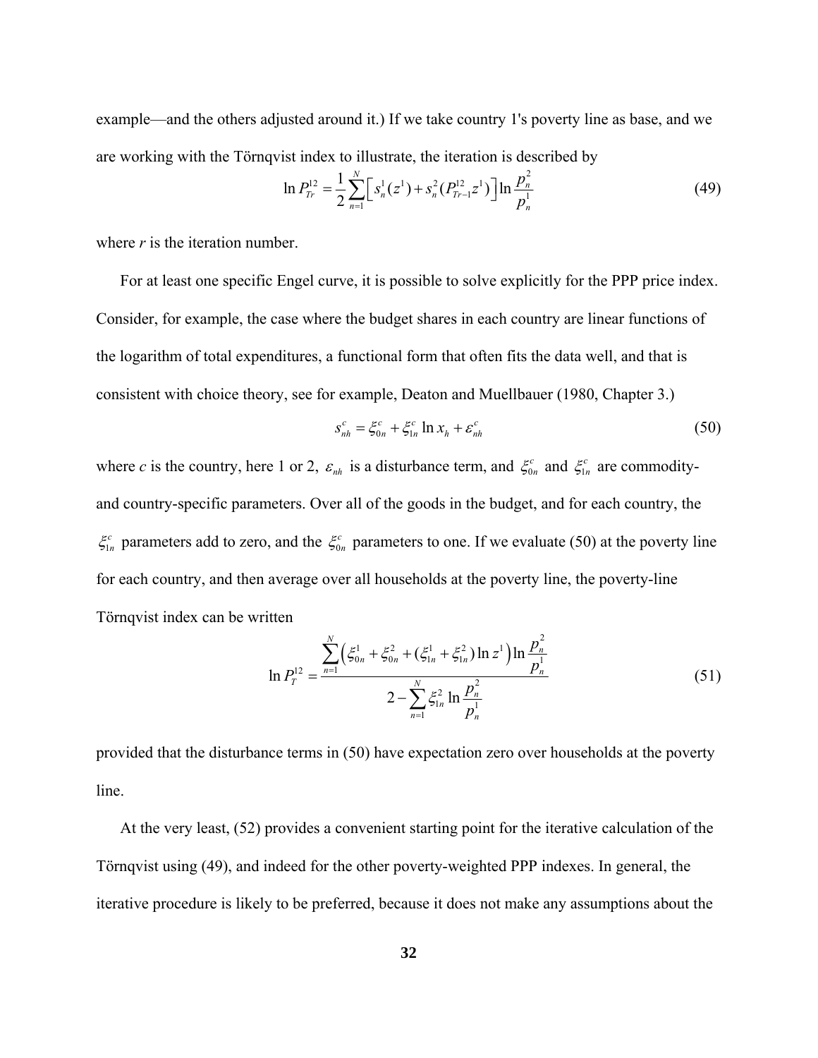example—and the others adjusted around it.) If we take country 1's poverty line as base, and we are working with the Törnqvist index to illustrate, the iteration is described by

$$\ln P_{Tr}^{12} = \frac{1}{2}\sum_{n=1}^{N}\left[ s_n^1(z^1) + s_n^2(P_{Tr-1}^{12} z^1)\right]\ln \frac{p_n^2}{p_n^1} \tag{49}$$

where *r* is the iteration number.

For at least one specific Engel curve, it is possible to solve explicitly for the PPP price index. Consider, for example, the case where the budget shares in each country are linear functions of the logarithm of total expenditures, a functional form that often fits the data well, and that is consistent with choice theory, see for example, Deaton and Muellbauer (1980, Chapter 3.)

$$s_{nh}^c = \xi_{0n}^c + \xi_{1n}^c \ln x_h + \varepsilon_{nh}^c \tag{50}$$

where *c* is the country, here 1 or 2, $\varepsilon_{nh}$ is a disturbance term, and $\xi_{0n}^c$ and $\xi_{1n}^c$ are commodity- and country-specific parameters. Over all of the goods in the budget, and for each country, the $\xi_{1n}^c$ parameters add to zero, and the $\xi_{0n}^c$ parameters to one. If we evaluate (50) at the poverty line for each country, and then average over all households at the poverty line, the poverty-line Törnqvist index can be written

$$\ln P_T^{12} = \frac{\sum_{n=1}^{N}\left(\xi_{0n}^1 + \xi_{0n}^2 + (\xi_{1n}^1 + \xi_{1n}^2)\ln z^1\right)\ln \frac{p_n^2}{p_n^1}}{2 - \sum_{n=1}^{N}\xi_{1n}^2 \ln \frac{p_n^2}{p_n^1}} \tag{51}$$

provided that the disturbance terms in (50) have expectation zero over households at the poverty line.

At the very least, (52) provides a convenient starting point for the iterative calculation of the Törnqvist using (49), and indeed for the other poverty-weighted PPP indexes. In general, the iterative procedure is likely to be preferred, because it does not make any assumptions about the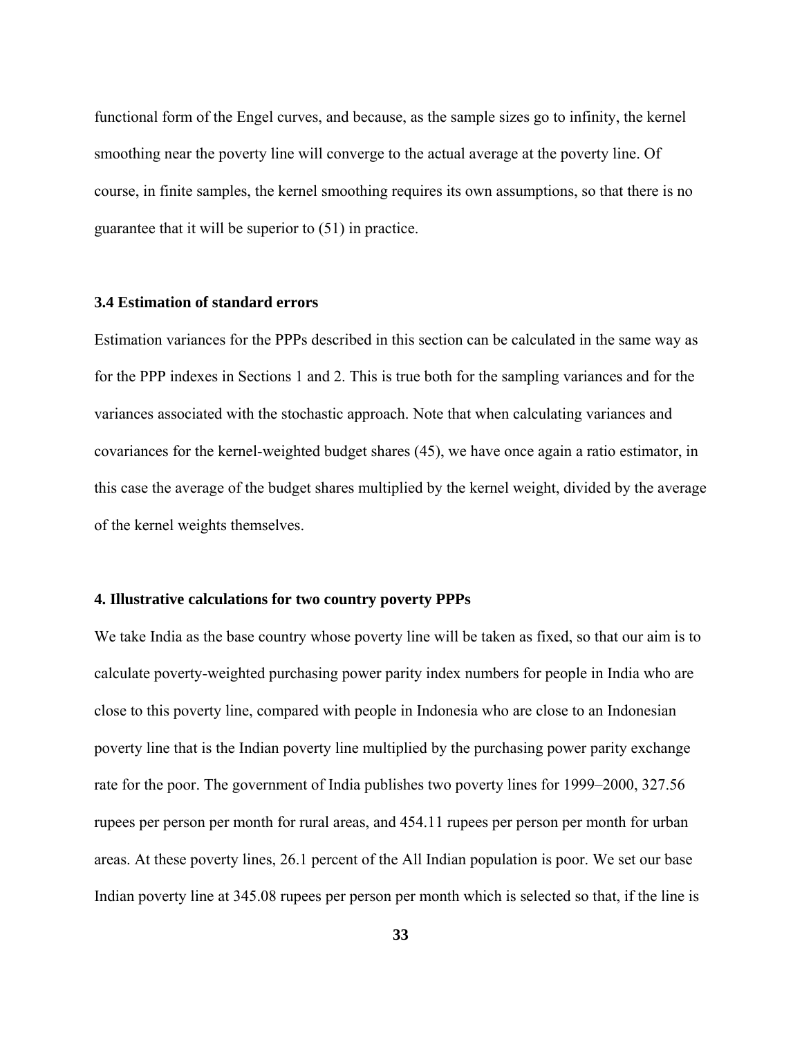functional form of the Engel curves, and because, as the sample sizes go to infinity, the kernel smoothing near the poverty line will converge to the actual average at the poverty line. Of course, in finite samples, the kernel smoothing requires its own assumptions, so that there is no guarantee that it will be superior to (51) in practice.

### 3.4 Estimation of standard errors

Estimation variances for the PPPs described in this section can be calculated in the same way as for the PPP indexes in Sections 1 and 2. This is true both for the sampling variances and for the variances associated with the stochastic approach. Note that when calculating variances and covariances for the kernel-weighted budget shares (45), we have once again a ratio estimator, in this case the average of the budget shares multiplied by the kernel weight, divided by the average of the kernel weights themselves.

## 4. Illustrative calculations for two country poverty PPPs

We take India as the base country whose poverty line will be taken as fixed, so that our aim is to calculate poverty-weighted purchasing power parity index numbers for people in India who are close to this poverty line, compared with people in Indonesia who are close to an Indonesian poverty line that is the Indian poverty line multiplied by the purchasing power parity exchange rate for the poor. The government of India publishes two poverty lines for 1999–2000, 327.56 rupees per person per month for rural areas, and 454.11 rupees per person per month for urban areas. At these poverty lines, 26.1 percent of the All Indian population is poor. We set our base Indian poverty line at 345.08 rupees per person per month which is selected so that, if the line is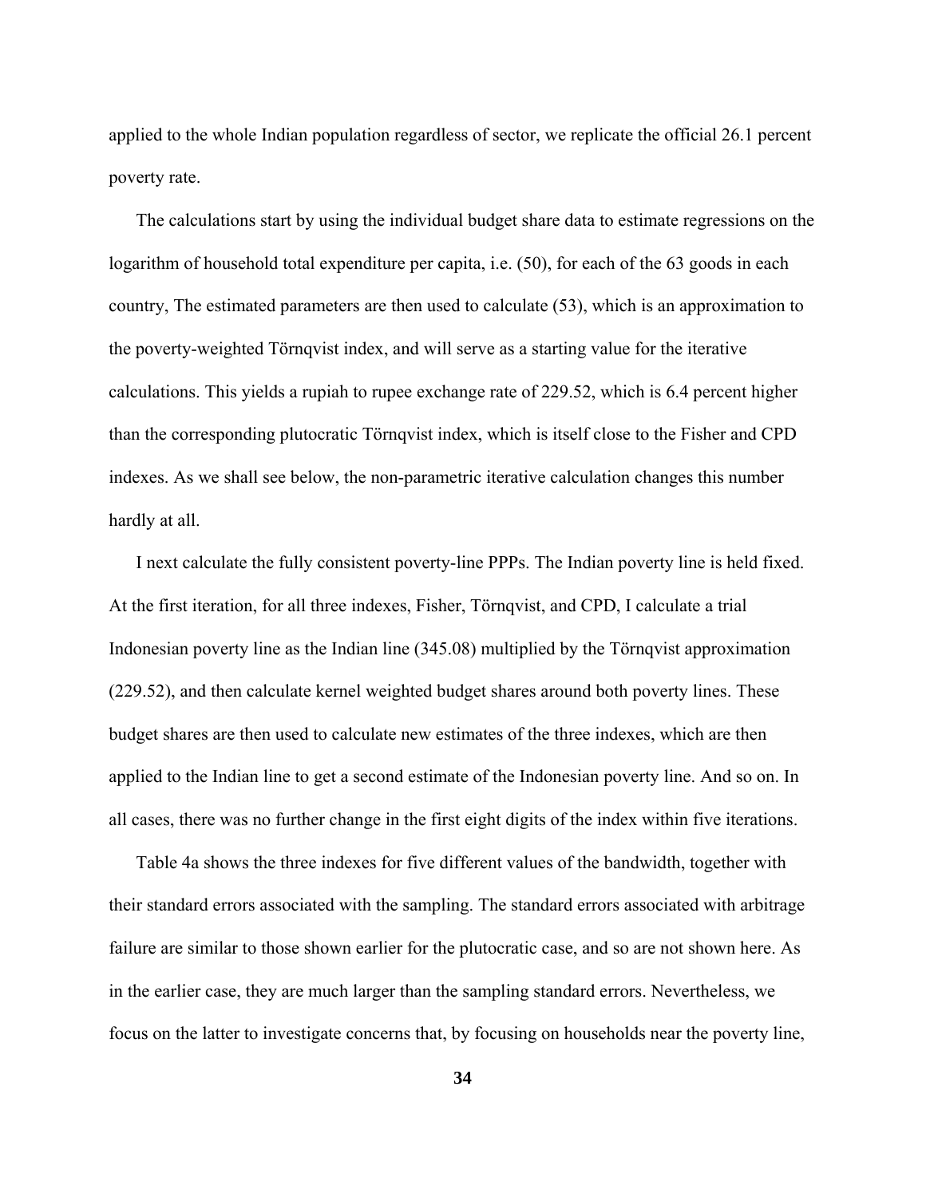applied to the whole Indian population regardless of sector, we replicate the official 26.1 percent poverty rate.

The calculations start by using the individual budget share data to estimate regressions on the logarithm of household total expenditure per capita, i.e. (50), for each of the 63 goods in each country, The estimated parameters are then used to calculate (53), which is an approximation to the poverty-weighted Törnqvist index, and will serve as a starting value for the iterative calculations. This yields a rupiah to rupee exchange rate of 229.52, which is 6.4 percent higher than the corresponding plutocratic Törnqvist index, which is itself close to the Fisher and CPD indexes. As we shall see below, the non-parametric iterative calculation changes this number hardly at all.

I next calculate the fully consistent poverty-line PPPs. The Indian poverty line is held fixed. At the first iteration, for all three indexes, Fisher, Törnqvist, and CPD, I calculate a trial Indonesian poverty line as the Indian line (345.08) multiplied by the Törnqvist approximation (229.52), and then calculate kernel weighted budget shares around both poverty lines. These budget shares are then used to calculate new estimates of the three indexes, which are then applied to the Indian line to get a second estimate of the Indonesian poverty line. And so on. In all cases, there was no further change in the first eight digits of the index within five iterations.

Table 4a shows the three indexes for five different values of the bandwidth, together with their standard errors associated with the sampling. The standard errors associated with arbitrage failure are similar to those shown earlier for the plutocratic case, and so are not shown here. As in the earlier case, they are much larger than the sampling standard errors. Nevertheless, we focus on the latter to investigate concerns that, by focusing on households near the poverty line,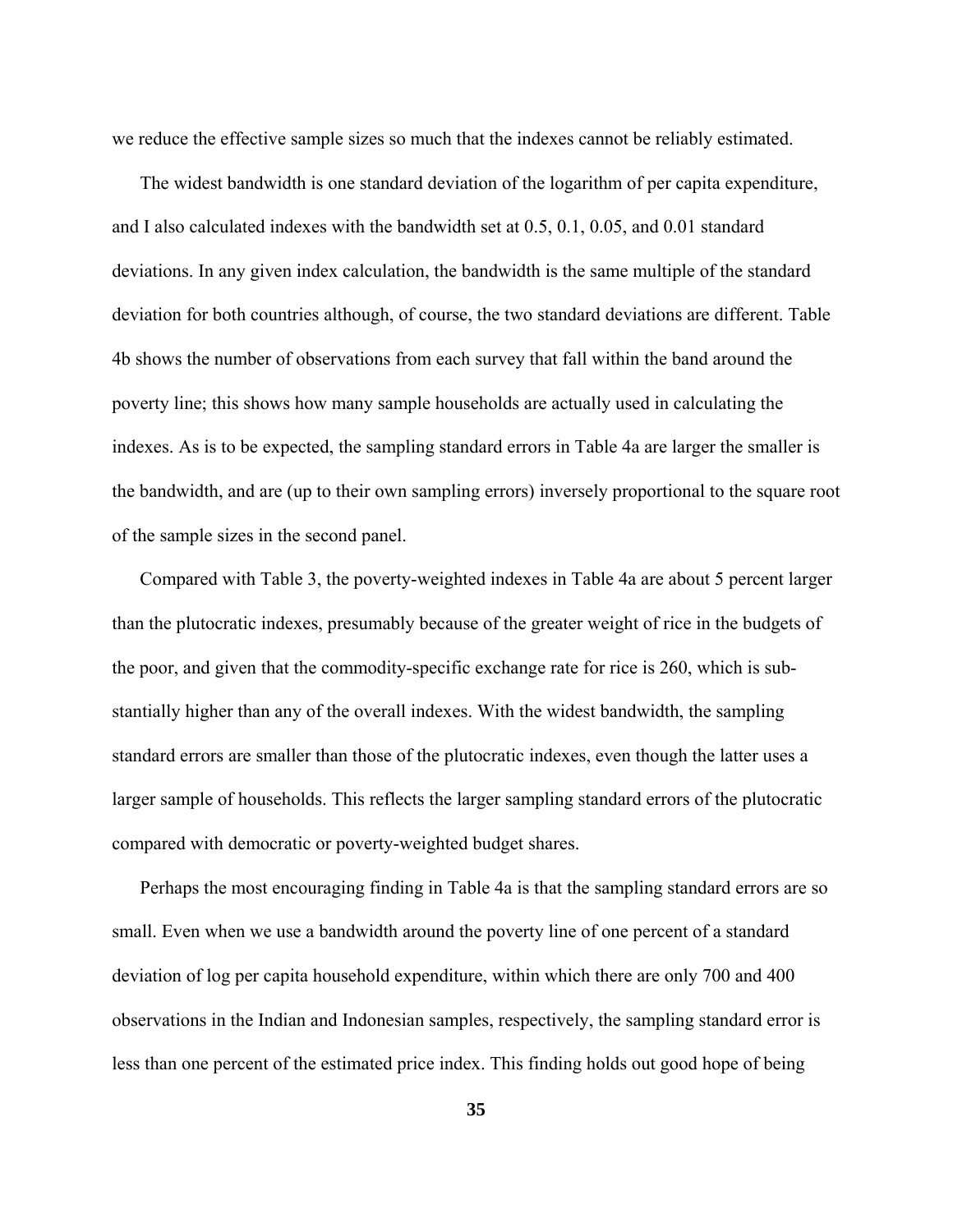we reduce the effective sample sizes so much that the indexes cannot be reliably estimated.

The widest bandwidth is one standard deviation of the logarithm of per capita expenditure, and I also calculated indexes with the bandwidth set at 0.5, 0.1, 0.05, and 0.01 standard deviations. In any given index calculation, the bandwidth is the same multiple of the standard deviation for both countries although, of course, the two standard deviations are different. Table 4b shows the number of observations from each survey that fall within the band around the poverty line; this shows how many sample households are actually used in calculating the indexes. As is to be expected, the sampling standard errors in Table 4a are larger the smaller is the bandwidth, and are (up to their own sampling errors) inversely proportional to the square root of the sample sizes in the second panel.

Compared with Table 3, the poverty-weighted indexes in Table 4a are about 5 percent larger than the plutocratic indexes, presumably because of the greater weight of rice in the budgets of the poor, and given that the commodity-specific exchange rate for rice is 260, which is substantially higher than any of the overall indexes. With the widest bandwidth, the sampling standard errors are smaller than those of the plutocratic indexes, even though the latter uses a larger sample of households. This reflects the larger sampling standard errors of the plutocratic compared with democratic or poverty-weighted budget shares.

Perhaps the most encouraging finding in Table 4a is that the sampling standard errors are so small. Even when we use a bandwidth around the poverty line of one percent of a standard deviation of log per capita household expenditure, within which there are only 700 and 400 observations in the Indian and Indonesian samples, respectively, the sampling standard error is less than one percent of the estimated price index. This finding holds out good hope of being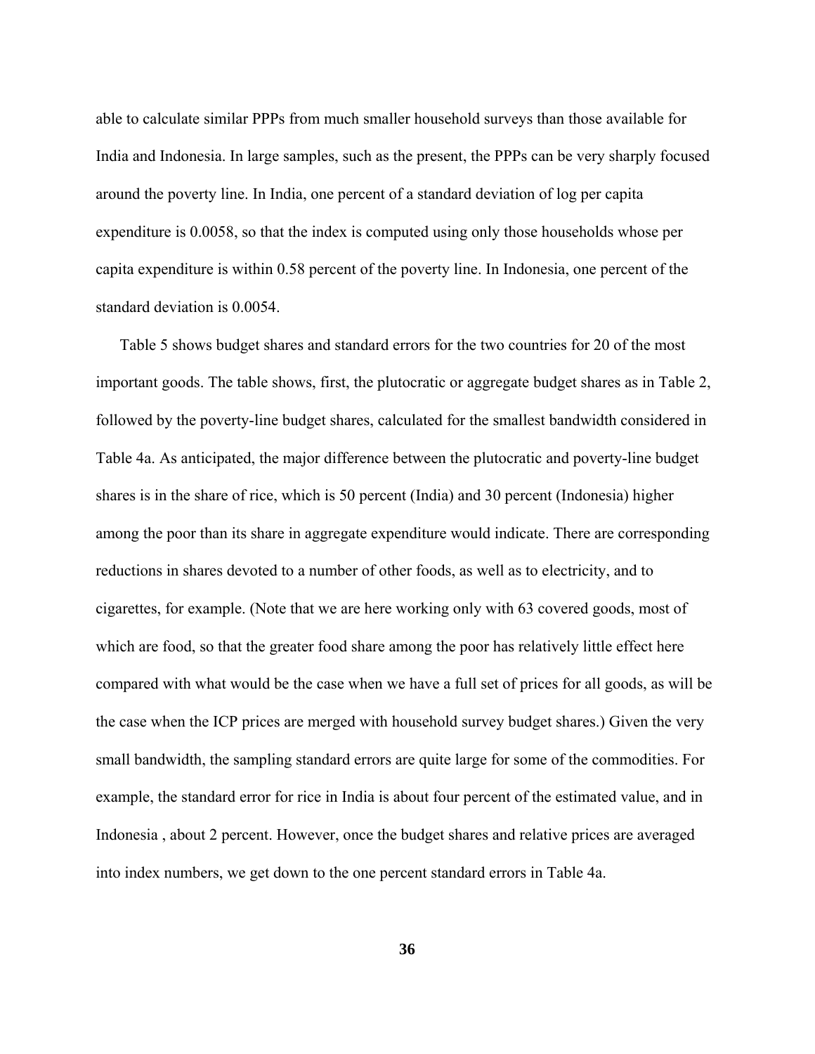able to calculate similar PPPs from much smaller household surveys than those available for India and Indonesia. In large samples, such as the present, the PPPs can be very sharply focused around the poverty line. In India, one percent of a standard deviation of log per capita expenditure is 0.0058, so that the index is computed using only those households whose per capita expenditure is within 0.58 percent of the poverty line. In Indonesia, one percent of the standard deviation is 0.0054.

Table 5 shows budget shares and standard errors for the two countries for 20 of the most important goods. The table shows, first, the plutocratic or aggregate budget shares as in Table 2, followed by the poverty-line budget shares, calculated for the smallest bandwidth considered in Table 4a. As anticipated, the major difference between the plutocratic and poverty-line budget shares is in the share of rice, which is 50 percent (India) and 30 percent (Indonesia) higher among the poor than its share in aggregate expenditure would indicate. There are corresponding reductions in shares devoted to a number of other foods, as well as to electricity, and to cigarettes, for example. (Note that we are here working only with 63 covered goods, most of which are food, so that the greater food share among the poor has relatively little effect here compared with what would be the case when we have a full set of prices for all goods, as will be the case when the ICP prices are merged with household survey budget shares.) Given the very small bandwidth, the sampling standard errors are quite large for some of the commodities. For example, the standard error for rice in India is about four percent of the estimated value, and in Indonesia , about 2 percent. However, once the budget shares and relative prices are averaged into index numbers, we get down to the one percent standard errors in Table 4a.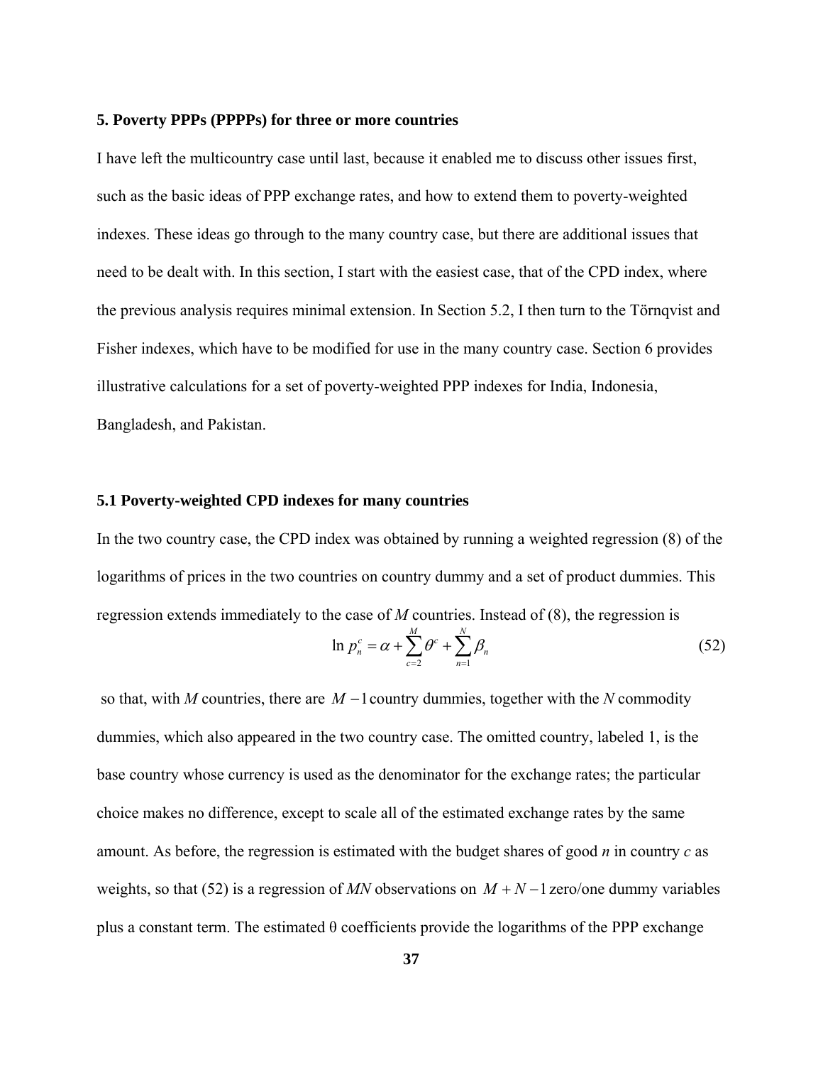## 5. Poverty PPPs (PPPPs) for three or more countries

I have left the multicountry case until last, because it enabled me to discuss other issues first, such as the basic ideas of PPP exchange rates, and how to extend them to poverty-weighted indexes. These ideas go through to the many country case, but there are additional issues that need to be dealt with. In this section, I start with the easiest case, that of the CPD index, where the previous analysis requires minimal extension. In Section 5.2, I then turn to the Törnqvist and Fisher indexes, which have to be modified for use in the many country case. Section 6 provides illustrative calculations for a set of poverty-weighted PPP indexes for India, Indonesia, Bangladesh, and Pakistan.

### 5.1 Poverty-weighted CPD indexes for many countries

In the two country case, the CPD index was obtained by running a weighted regression (8) of the logarithms of prices in the two countries on country dummy and a set of product dummies. This regression extends immediately to the case of *M* countries. Instead of (8), the regression is

$$\ln p_n^c = \alpha + \sum_{c=2}^{M} \theta^c + \sum_{n=1}^{N} \beta_n \tag{52}$$

so that, with *M* countries, there are $M-1$ country dummies, together with the *N* commodity dummies, which also appeared in the two country case. The omitted country, labeled 1, is the base country whose currency is used as the denominator for the exchange rates; the particular choice makes no difference, except to scale all of the estimated exchange rates by the same amount. As before, the regression is estimated with the budget shares of good *n* in country *c* as weights, so that (52) is a regression of *MN* observations on $M+N-1$ zero/one dummy variables plus a constant term. The estimated θ coefficients provide the logarithms of the PPP exchange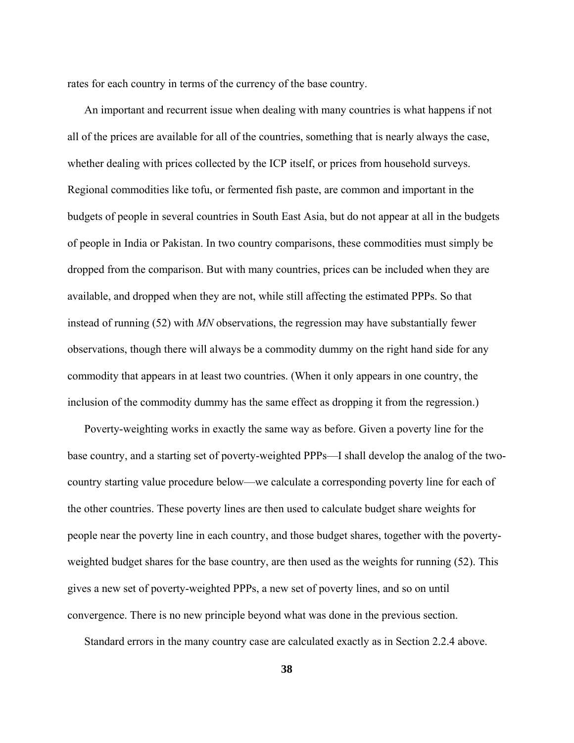rates for each country in terms of the currency of the base country.

An important and recurrent issue when dealing with many countries is what happens if not all of the prices are available for all of the countries, something that is nearly always the case, whether dealing with prices collected by the ICP itself, or prices from household surveys. Regional commodities like tofu, or fermented fish paste, are common and important in the budgets of people in several countries in South East Asia, but do not appear at all in the budgets of people in India or Pakistan. In two country comparisons, these commodities must simply be dropped from the comparison. But with many countries, prices can be included when they are available, and dropped when they are not, while still affecting the estimated PPPs. So that instead of running (52) with $MN$ observations, the regression may have substantially fewer observations, though there will always be a commodity dummy on the right hand side for any commodity that appears in at least two countries. (When it only appears in one country, the inclusion of the commodity dummy has the same effect as dropping it from the regression.)

Poverty-weighting works in exactly the same way as before. Given a poverty line for the base country, and a starting set of poverty-weighted PPPs—I shall develop the analog of the two-country starting value procedure below—we calculate a corresponding poverty line for each of the other countries. These poverty lines are then used to calculate budget share weights for people near the poverty line in each country, and those budget shares, together with the poverty-weighted budget shares for the base country, are then used as the weights for running (52). This gives a new set of poverty-weighted PPPs, a new set of poverty lines, and so on until convergence. There is no new principle beyond what was done in the previous section.

Standard errors in the many country case are calculated exactly as in Section 2.2.4 above.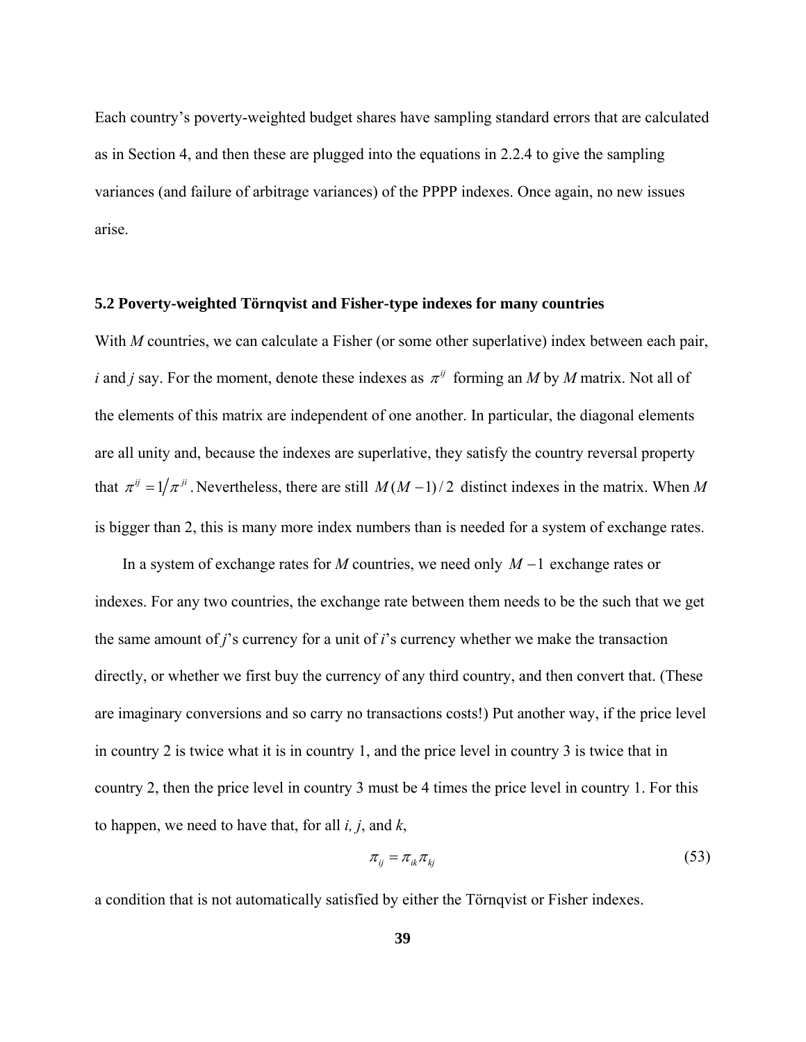Each country's poverty-weighted budget shares have sampling standard errors that are calculated as in Section 4, and then these are plugged into the equations in 2.2.4 to give the sampling variances (and failure of arbitrage variances) of the PPPP indexes. Once again, no new issues arise.

### 5.2 Poverty-weighted Törnqvist and Fisher-type indexes for many countries

With *M* countries, we can calculate a Fisher (or some other superlative) index between each pair, *i* and *j* say. For the moment, denote these indexes as $\pi^{ij}$ forming an *M* by *M* matrix. Not all of the elements of this matrix are independent of one another. In particular, the diagonal elements are all unity and, because the indexes are superlative, they satisfy the country reversal property that $\pi^{ij} = 1/\pi^{ji}$. Nevertheless, there are still $M(M-1)/2$ distinct indexes in the matrix. When *M* is bigger than 2, this is many more index numbers than is needed for a system of exchange rates.

In a system of exchange rates for *M* countries, we need only $M-1$ exchange rates or indexes. For any two countries, the exchange rate between them needs to be the such that we get the same amount of *j*'s currency for a unit of *i*'s currency whether we make the transaction directly, or whether we first buy the currency of any third country, and then convert that. (These are imaginary conversions and so carry no transactions costs!) Put another way, if the price level in country 2 is twice what it is in country 1, and the price level in country 3 is twice that in country 2, then the price level in country 3 must be 4 times the price level in country 1. For this to happen, we need to have that, for all *i, j*, and *k*,

$$\pi_{ij} = \pi_{ik}\pi_{kj} \tag{53}$$

a condition that is not automatically satisfied by either the Törnqvist or Fisher indexes.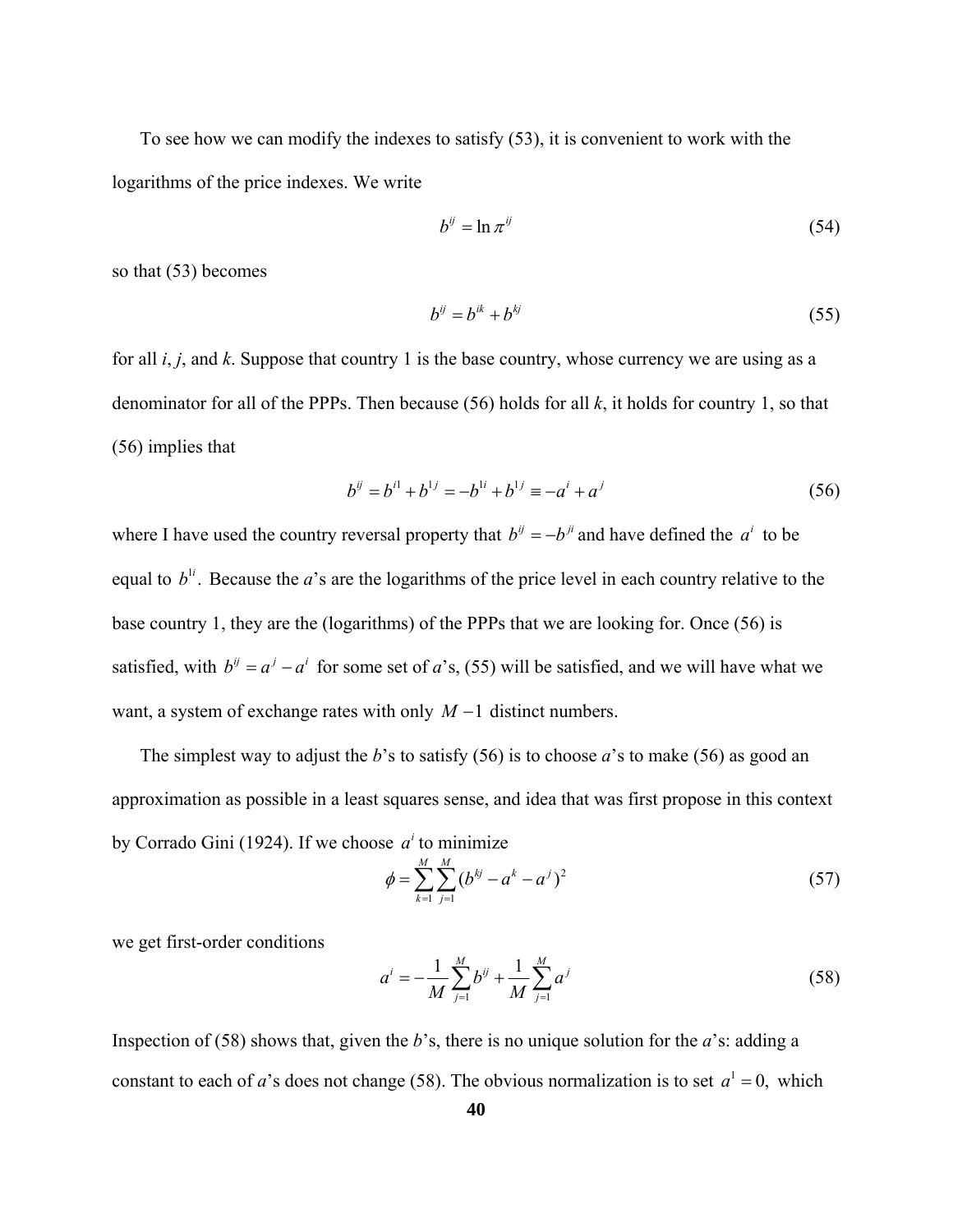To see how we can modify the indexes to satisfy (53), it is convenient to work with the logarithms of the price indexes. We write

$$b^{ij} = \ln \pi^{ij} \tag{54}$$

so that (53) becomes

$$b^{ij} = b^{ik} + b^{kj} \tag{55}$$

for all *i*, *j*, and *k*. Suppose that country 1 is the base country, whose currency we are using as a denominator for all of the PPPs. Then because (56) holds for all *k*, it holds for country 1, so that (56) implies that

$$b^{ij} = b^{i1} + b^{1j} = -b^{1i} + b^{1j} \equiv -a^i + a^j \tag{56}$$

where I have used the country reversal property that $b^{ij} = -b^{ji}$ and have defined the $a^i$ to be equal to $b^{1i}$. Because the *a*'s are the logarithms of the price level in each country relative to the base country 1, they are the (logarithms) of the PPPs that we are looking for. Once (56) is satisfied, with $b^{ij} = a^j - a^i$ for some set of *a*'s, (55) will be satisfied, and we will have what we want, a system of exchange rates with only $M-1$ distinct numbers.

The simplest way to adjust the *b*'s to satisfy (56) is to choose *a*'s to make (56) as good an approximation as possible in a least squares sense, and idea that was first propose in this context by Corrado Gini (1924). If we choose $a^i$ to minimize

$$\phi = \sum_{k=1}^{M}\sum_{j=1}^{M}(b^{kj} - a^k - a^j)^2 \tag{57}$$

we get first-order conditions

$$a^i = -\frac{1}{M}\sum_{j=1}^{M} b^{ij} + \frac{1}{M}\sum_{j=1}^{M} a^j \tag{58}$$

Inspection of (58) shows that, given the *b*'s, there is no unique solution for the *a*'s: adding a constant to each of *a*'s does not change (58). The obvious normalization is to set $a^1 = 0,$ which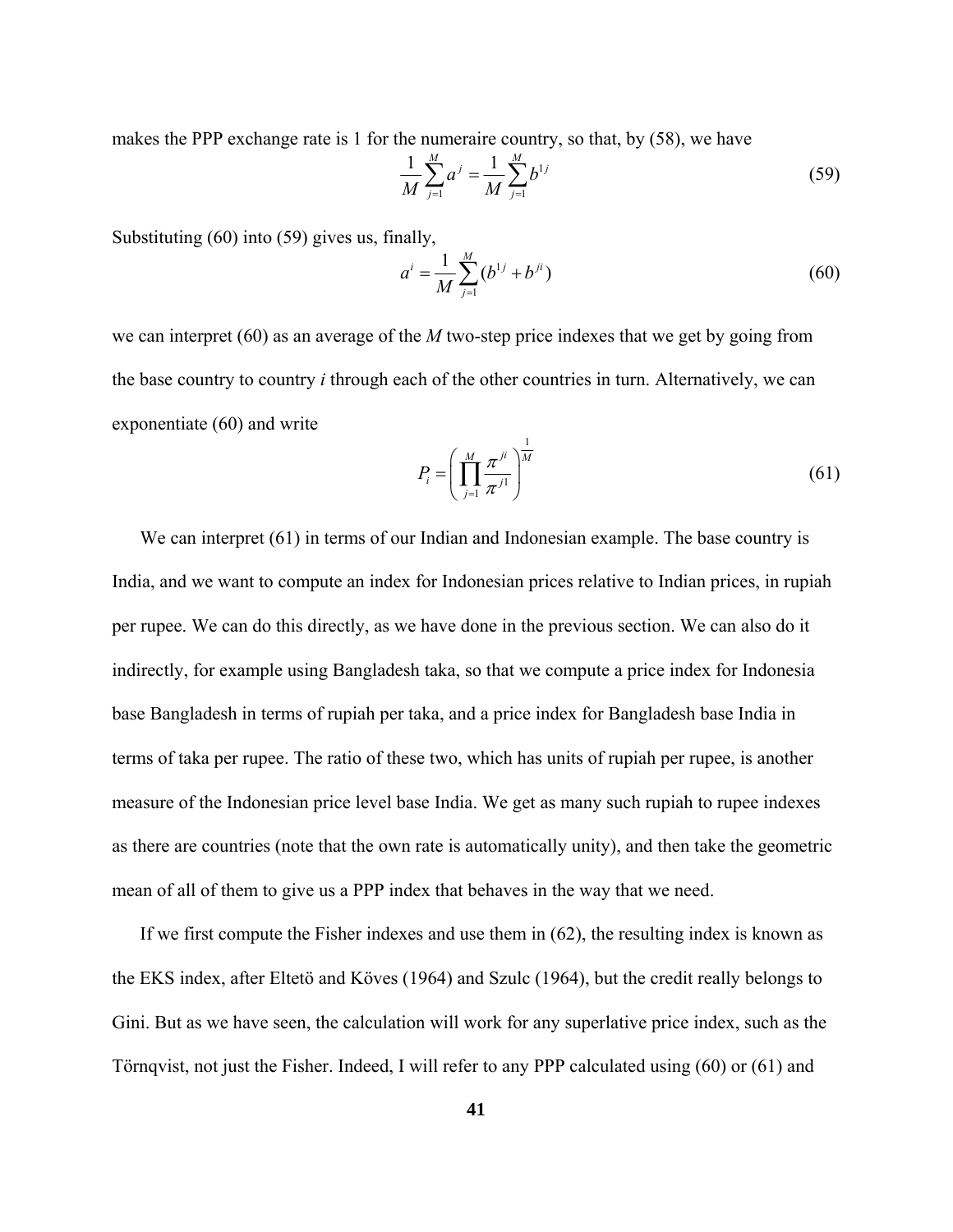makes the PPP exchange rate is 1 for the numeraire country, so that, by (58), we have

$$\frac{1}{M}\sum_{j=1}^{M} a^j = \frac{1}{M}\sum_{j=1}^{M} b^{1j} \tag{59}$$

Substituting (60) into (59) gives us, finally,

$$a^i = \frac{1}{M}\sum_{j=1}^{M}(b^{1j} + b^{ji}) \tag{60}$$

we can interpret (60) as an average of the *M* two-step price indexes that we get by going from the base country to country *i* through each of the other countries in turn. Alternatively, we can exponentiate (60) and write

$$P_i = \left(\prod_{j=1}^{M} \frac{\pi^{ji}}{\pi^{j1}}\right)^{\frac{1}{M}} \tag{61}$$

We can interpret (61) in terms of our Indian and Indonesian example. The base country is India, and we want to compute an index for Indonesian prices relative to Indian prices, in rupiah per rupee. We can do this directly, as we have done in the previous section. We can also do it indirectly, for example using Bangladesh taka, so that we compute a price index for Indonesia base Bangladesh in terms of rupiah per taka, and a price index for Bangladesh base India in terms of taka per rupee. The ratio of these two, which has units of rupiah per rupee, is another measure of the Indonesian price level base India. We get as many such rupiah to rupee indexes as there are countries (note that the own rate is automatically unity), and then take the geometric mean of all of them to give us a PPP index that behaves in the way that we need.

If we first compute the Fisher indexes and use them in (62), the resulting index is known as the EKS index, after Eltetö and Köves (1964) and Szulc (1964), but the credit really belongs to Gini. But as we have seen, the calculation will work for any superlative price index, such as the Törnqvist, not just the Fisher. Indeed, I will refer to any PPP calculated using (60) or (61) and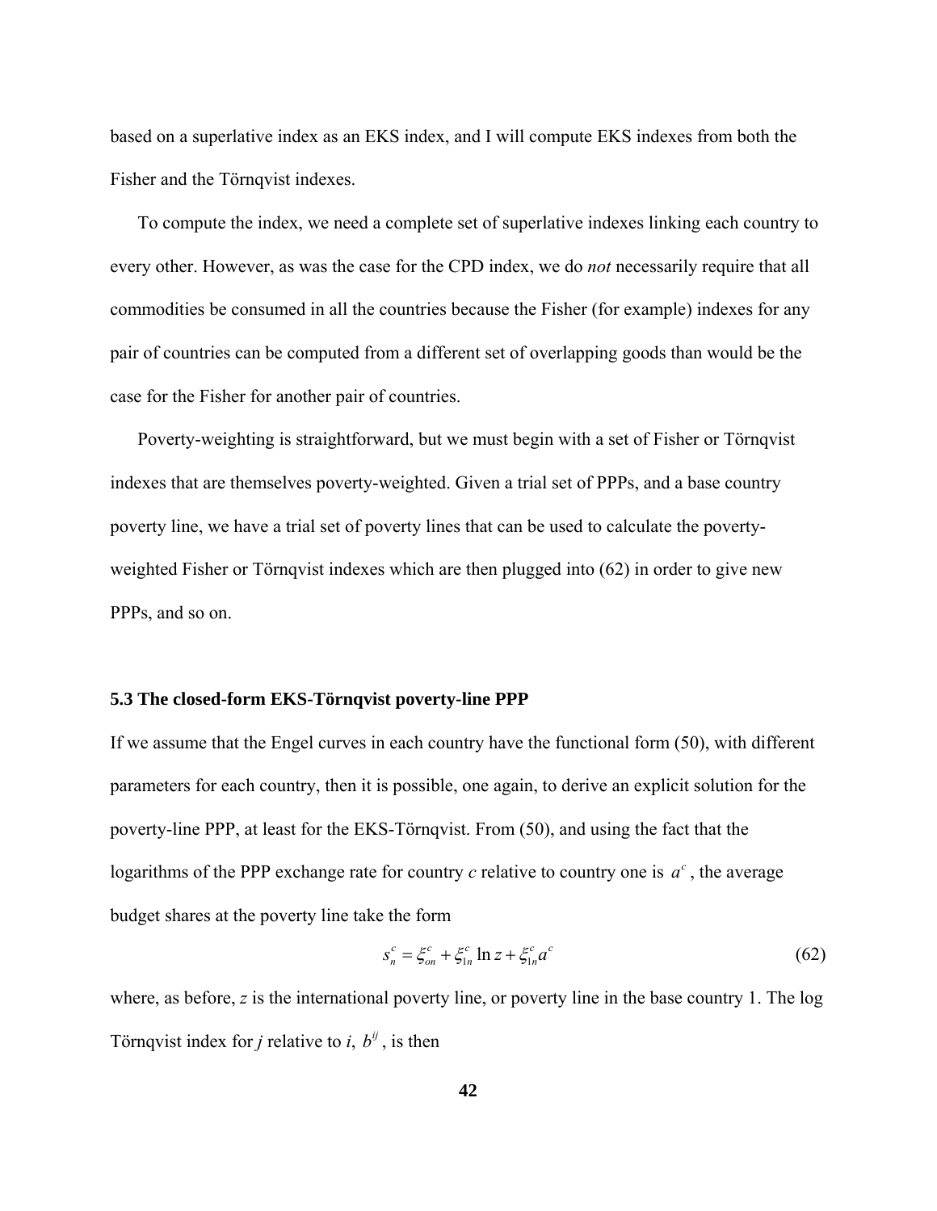based on a superlative index as an EKS index, and I will compute EKS indexes from both the Fisher and the Törnqvist indexes.

To compute the index, we need a complete set of superlative indexes linking each country to every other. However, as was the case for the CPD index, we do *not* necessarily require that all commodities be consumed in all the countries because the Fisher (for example) indexes for any pair of countries can be computed from a different set of overlapping goods than would be the case for the Fisher for another pair of countries.

Poverty-weighting is straightforward, but we must begin with a set of Fisher or Törnqvist indexes that are themselves poverty-weighted. Given a trial set of PPPs, and a base country poverty line, we have a trial set of poverty lines that can be used to calculate the poverty-weighted Fisher or Törnqvist indexes which are then plugged into (62) in order to give new PPPs, and so on.

### 5.3 The closed-form EKS-Törnqvist poverty-line PPP

If we assume that the Engel curves in each country have the functional form (50), with different parameters for each country, then it is possible, one again, to derive an explicit solution for the poverty-line PPP, at least for the EKS-Törnqvist. From (50), and using the fact that the logarithms of the PPP exchange rate for country $c$ relative to country one is $a^c$, the average budget shares at the poverty line take the form

$$s_n^c = \xi_{on}^c + \xi_{1n}^c \ln z + \xi_{1n}^c a^c \tag{62}$$

where, as before, $z$ is the international poverty line, or poverty line in the base country 1. The log Törnqvist index for $j$ relative to $i$, $b^{ij}$, is then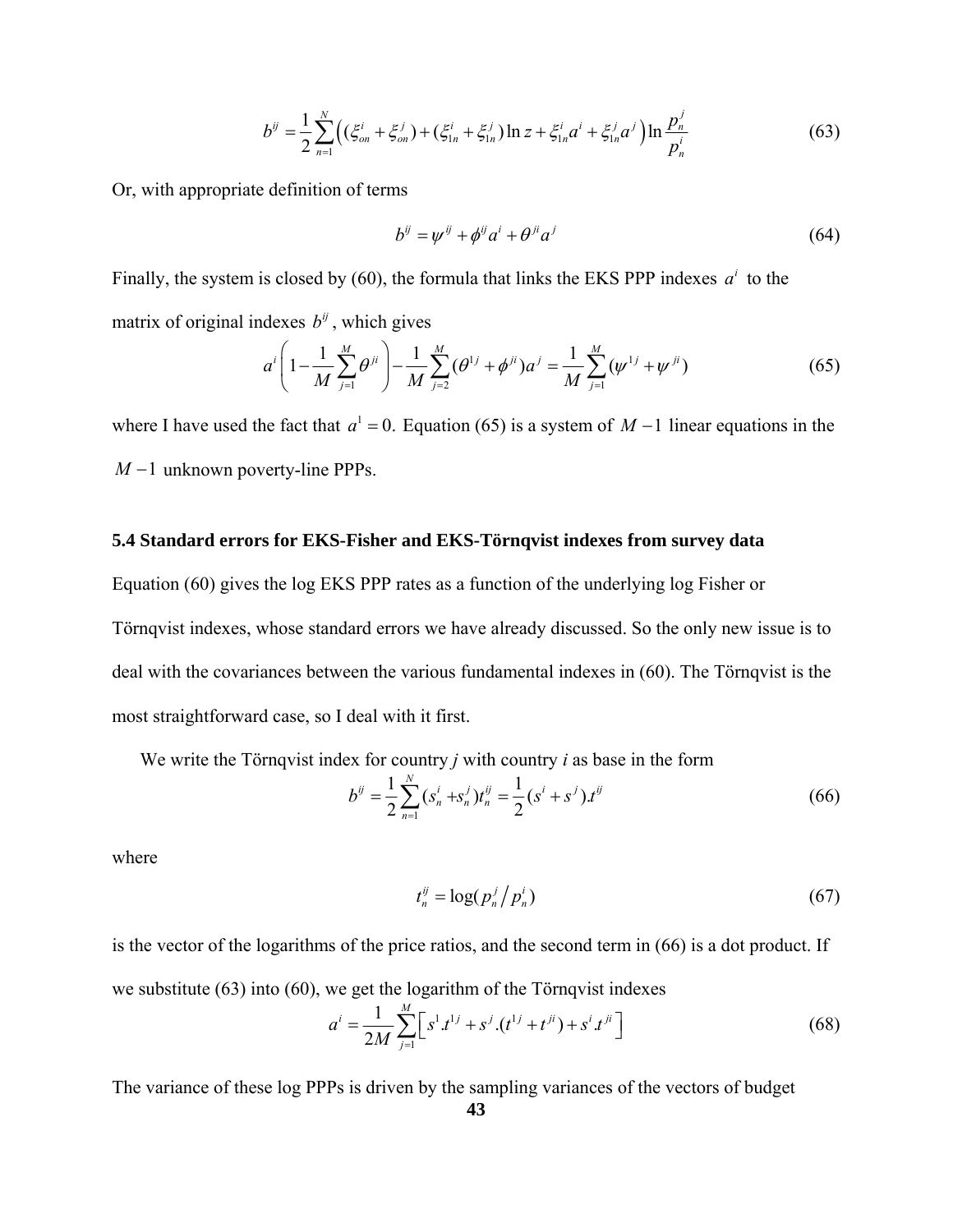$$b^{ij} = \frac{1}{2}\sum_{n=1}^{N}\left((\xi_{on}^{i} + \xi_{on}^{j}) + (\xi_{1n}^{i} + \xi_{1n}^{j})\ln z + \xi_{1n}^{i} a^{i} + \xi_{1n}^{j} a^{j}\right)\ln\frac{p_n^j}{p_n^i} \tag{63}$$

Or, with appropriate definition of terms

$$b^{ij} = \psi^{ij} + \phi^{ij} a^{i} + \theta^{ji} a^{j} \tag{64}$$

Finally, the system is closed by (60), the formula that links the EKS PPP indexes $a^i$ to the matrix of original indexes $b^{ij}$, which gives

$$a^{i}\left(1 - \frac{1}{M}\sum_{j=1}^{M}\theta^{ji}\right) - \frac{1}{M}\sum_{j=2}^{M}(\theta^{1j} + \phi^{ji})a^{j} = \frac{1}{M}\sum_{j=1}^{M}(\psi^{1j} + \psi^{ji}) \tag{65}$$

where I have used the fact that $a^1 = 0.$ Equation (65) is a system of $M-1$ linear equations in the $M-1$ unknown poverty-line PPPs.

### 5.4 Standard errors for EKS-Fisher and EKS-Törnqvist indexes from survey data

Equation (60) gives the log EKS PPP rates as a function of the underlying log Fisher or Törnqvist indexes, whose standard errors we have already discussed. So the only new issue is to deal with the covariances between the various fundamental indexes in (60). The Törnqvist is the most straightforward case, so I deal with it first.

We write the Törnqvist index for country *j* with country *i* as base in the form

$$b^{ij} = \frac{1}{2}\sum_{n=1}^{N}(s_n^i + s_n^j)t_n^{ij} = \frac{1}{2}(s^i + s^j).t^{ij} \tag{66}$$

where

$$t_n^{ij} = \log(p_n^j / p_n^i) \tag{67}$$

is the vector of the logarithms of the price ratios, and the second term in (66) is a dot product. If we substitute (63) into (60), we get the logarithm of the Törnqvist indexes

$$a^{i} = \frac{1}{2M}\sum_{j=1}^{M}\left[s^{1}.t^{1j} + s^{j}.(t^{1j} + t^{ji}) + s^{i}.t^{ji}\right] \tag{68}$$

The variance of these log PPPs is driven by the sampling variances of the vectors of budget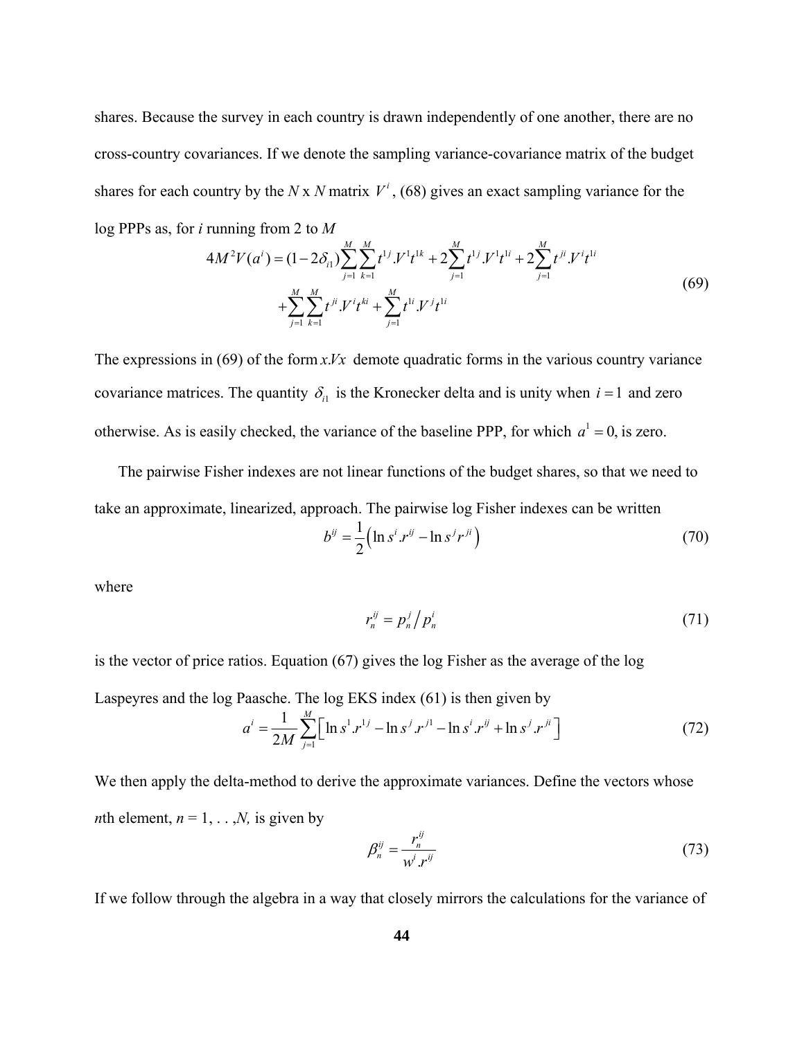shares. Because the survey in each country is drawn independently of one another, there are no cross-country covariances. If we denote the sampling variance-covariance matrix of the budget shares for each country by the $N$ x $N$ matrix $V^i$, (68) gives an exact sampling variance for the log PPPs as, for $i$ running from 2 to $M$

$$4M^2V(a^i) = (1-2\delta_{i1})\sum_{j=1}^{M}\sum_{k=1}^{M} t^{1j}.V^1t^{1k} + 2\sum_{j=1}^{M} t^{1j}.V^1t^{1i} + 2\sum_{j=1}^{M} t^{ji}.V^it^{1i} + \sum_{j=1}^{M}\sum_{k=1}^{M} t^{ji}.V^it^{ki} + \sum_{j=1}^{M} t^{1i}.V^jt^{1i} \tag{69}$$

The expressions in (69) of the form $x.Vx$ demote quadratic forms in the various country variance covariance matrices. The quantity $\delta_{i1}$ is the Kronecker delta and is unity when $i=1$ and zero otherwise. As is easily checked, the variance of the baseline PPP, for which $a^1 = 0$, is zero.

The pairwise Fisher indexes are not linear functions of the budget shares, so that we need to take an approximate, linearized, approach. The pairwise log Fisher indexes can be written

$$b^{ij} = \frac{1}{2}\left(\ln s^i.r^{ij} - \ln s^j r^{ji}\right) \tag{70}$$

where

$$r_n^{ij} = p_n^j \big/ p_n^i \tag{71}$$

is the vector of price ratios. Equation (67) gives the log Fisher as the average of the log Laspeyres and the log Paasche. The log EKS index (61) is then given by

$$a^i = \frac{1}{2M}\sum_{j=1}^{M}\left[\ln s^1.r^{1j} - \ln s^j.r^{j1} - \ln s^i.r^{ij} + \ln s^j.r^{ji}\right] \tag{72}$$

We then apply the delta-method to derive the approximate variances. Define the vectors whose $n$th element, $n = 1, \ldots, N,$ is given by

$$\beta_n^{ij} = \frac{r_n^{ij}}{w^i.r^{ij}} \tag{73}$$

If we follow through the algebra in a way that closely mirrors the calculations for the variance of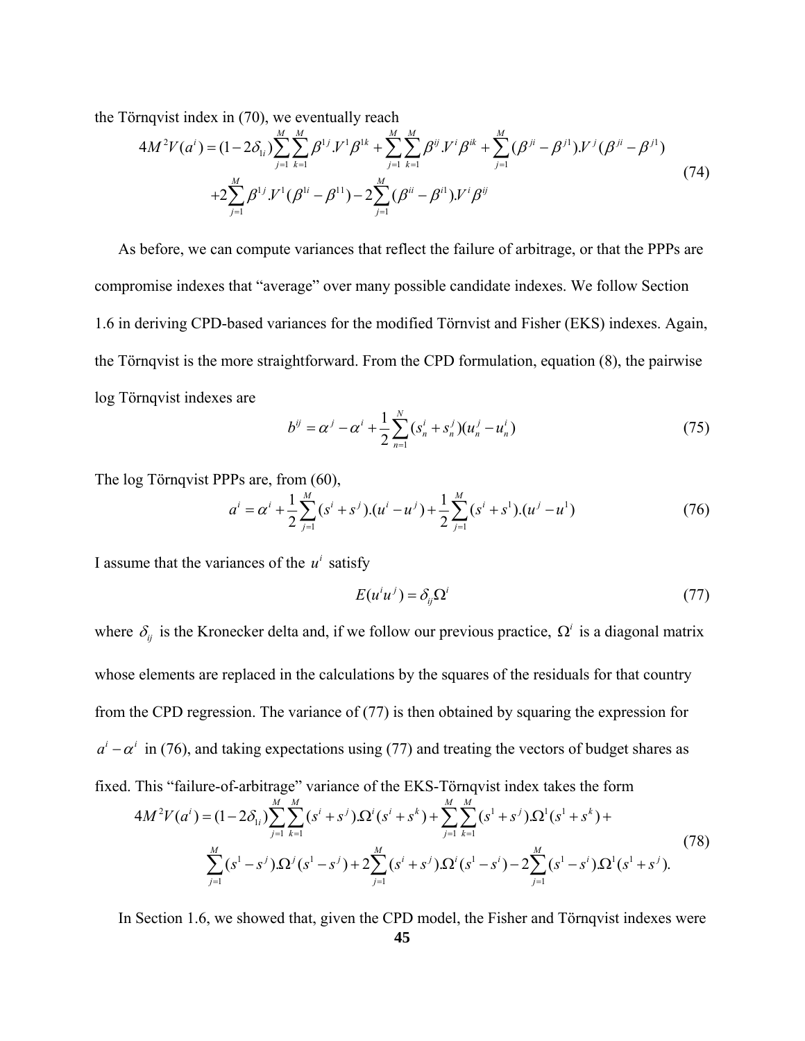the Törnqvist index in (70), we eventually reach

$$4M^2V(a^i) = (1-2\delta_{1i})\sum_{j=1}^{M}\sum_{k=1}^{M}\beta^{1j}.V^1\beta^{1k} + \sum_{j=1}^{M}\sum_{k=1}^{M}\beta^{ij}.V^i\beta^{ik} + \sum_{j=1}^{M}(\beta^{ji}-\beta^{j1}).V^j(\beta^{ji}-\beta^{j1})$$
$$+2\sum_{j=1}^{M}\beta^{1j}.V^1(\beta^{1i}-\beta^{11}) - 2\sum_{j=1}^{M}(\beta^{ii}-\beta^{i1}).V^i\beta^{ij} \tag{74}$$

As before, we can compute variances that reflect the failure of arbitrage, or that the PPPs are compromise indexes that "average" over many possible candidate indexes. We follow Section 1.6 in deriving CPD-based variances for the modified Törnvist and Fisher (EKS) indexes. Again, the Törnqvist is the more straightforward. From the CPD formulation, equation (8), the pairwise log Törnqvist indexes are

$$b^{ij} = \alpha^j - \alpha^i + \frac{1}{2}\sum_{n=1}^{N}(s_n^i + s_n^j)(u_n^j - u_n^i) \tag{75}$$

The log Törnqvist PPPs are, from (60),

$$a^i = \alpha^i + \frac{1}{2}\sum_{j=1}^{M}(s^i + s^j).(u^i - u^j) + \frac{1}{2}\sum_{j=1}^{M}(s^i + s^1).(u^j - u^1) \tag{76}$$

I assume that the variances of the $u^i$ satisfy

$$E(u^i u^j) = \delta_{ij}\Omega^i \tag{77}$$

where $\delta_{ij}$ is the Kronecker delta and, if we follow our previous practice, $\Omega^i$ is a diagonal matrix whose elements are replaced in the calculations by the squares of the residuals for that country from the CPD regression. The variance of (77) is then obtained by squaring the expression for $a^i - \alpha^i$ in (76), and taking expectations using (77) and treating the vectors of budget shares as fixed. This "failure-of-arbitrage" variance of the EKS-Törnqvist index takes the form

$$4M^2V(a^i) = (1-2\delta_{1i})\sum_{j=1}^{M}\sum_{k=1}^{M}(s^i + s^j).\Omega^i(s^i + s^k) + \sum_{j=1}^{M}\sum_{k=1}^{M}(s^1 + s^j).\Omega^1(s^1 + s^k) +$$
$$\sum_{j=1}^{M}(s^1 - s^j).\Omega^j(s^1 - s^j) + 2\sum_{j=1}^{M}(s^i + s^j).\Omega^i(s^1 - s^i) - 2\sum_{j=1}^{M}(s^1 - s^i).\Omega^1(s^1 + s^j). \tag{78}$$

In Section 1.6, we showed that, given the CPD model, the Fisher and Törnqvist indexes were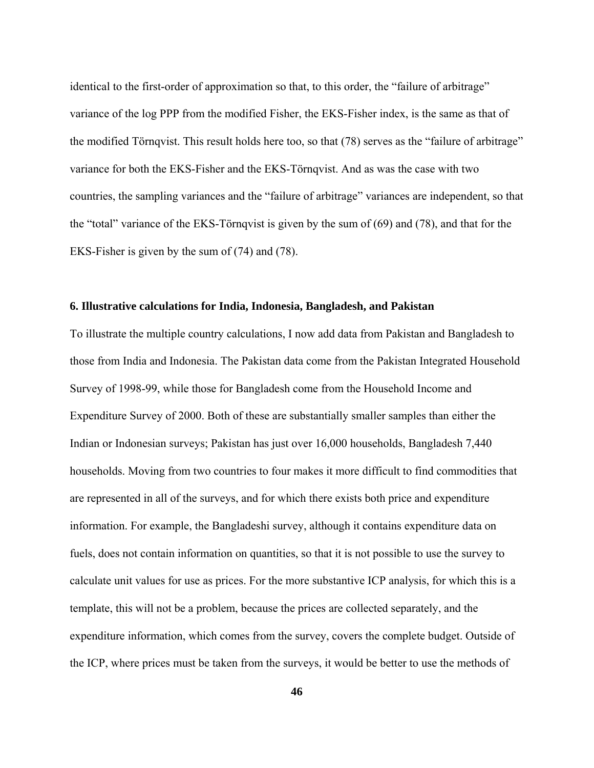identical to the first-order of approximation so that, to this order, the "failure of arbitrage" variance of the log PPP from the modified Fisher, the EKS-Fisher index, is the same as that of the modified Törnqvist. This result holds here too, so that (78) serves as the "failure of arbitrage" variance for both the EKS-Fisher and the EKS-Törnqvist. And as was the case with two countries, the sampling variances and the "failure of arbitrage" variances are independent, so that the "total" variance of the EKS-Törnqvist is given by the sum of (69) and (78), and that for the EKS-Fisher is given by the sum of (74) and (78).

### 6. Illustrative calculations for India, Indonesia, Bangladesh, and Pakistan

To illustrate the multiple country calculations, I now add data from Pakistan and Bangladesh to those from India and Indonesia. The Pakistan data come from the Pakistan Integrated Household Survey of 1998-99, while those for Bangladesh come from the Household Income and Expenditure Survey of 2000. Both of these are substantially smaller samples than either the Indian or Indonesian surveys; Pakistan has just over 16,000 households, Bangladesh 7,440 households. Moving from two countries to four makes it more difficult to find commodities that are represented in all of the surveys, and for which there exists both price and expenditure information. For example, the Bangladeshi survey, although it contains expenditure data on fuels, does not contain information on quantities, so that it is not possible to use the survey to calculate unit values for use as prices. For the more substantive ICP analysis, for which this is a template, this will not be a problem, because the prices are collected separately, and the expenditure information, which comes from the survey, covers the complete budget. Outside of the ICP, where prices must be taken from the surveys, it would be better to use the methods of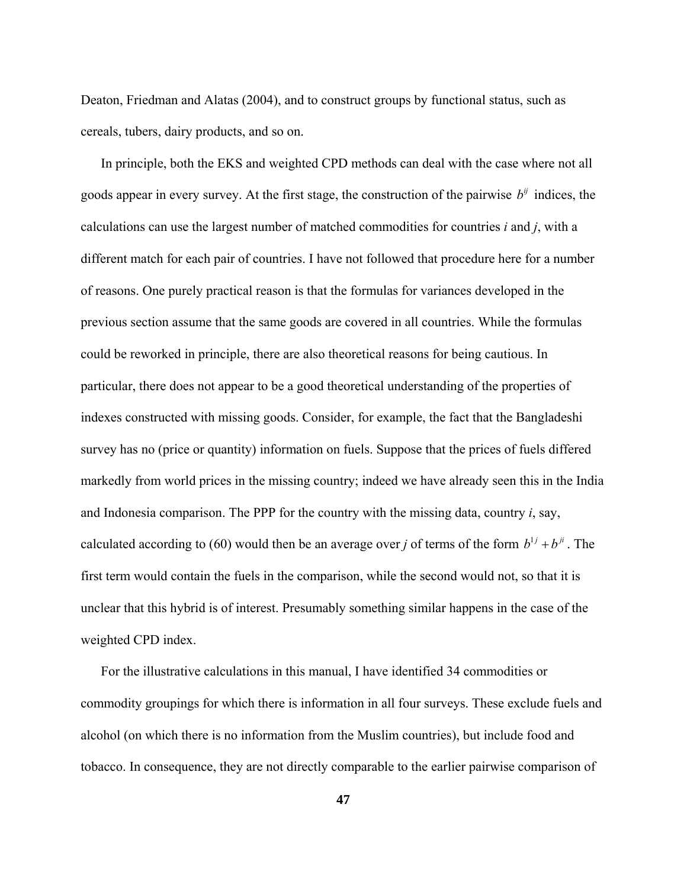Deaton, Friedman and Alatas (2004), and to construct groups by functional status, such as cereals, tubers, dairy products, and so on.

In principle, both the EKS and weighted CPD methods can deal with the case where not all goods appear in every survey. At the first stage, the construction of the pairwise $b^{ij}$ indices, the calculations can use the largest number of matched commodities for countries *i* and *j*, with a different match for each pair of countries. I have not followed that procedure here for a number of reasons. One purely practical reason is that the formulas for variances developed in the previous section assume that the same goods are covered in all countries. While the formulas could be reworked in principle, there are also theoretical reasons for being cautious. In particular, there does not appear to be a good theoretical understanding of the properties of indexes constructed with missing goods. Consider, for example, the fact that the Bangladeshi survey has no (price or quantity) information on fuels. Suppose that the prices of fuels differed markedly from world prices in the missing country; indeed we have already seen this in the India and Indonesia comparison. The PPP for the country with the missing data, country *i*, say, calculated according to (60) would then be an average over *j* of terms of the form $b^{1j} + b^{ji}$. The first term would contain the fuels in the comparison, while the second would not, so that it is unclear that this hybrid is of interest. Presumably something similar happens in the case of the weighted CPD index.

For the illustrative calculations in this manual, I have identified 34 commodities or commodity groupings for which there is information in all four surveys. These exclude fuels and alcohol (on which there is no information from the Muslim countries), but include food and tobacco. In consequence, they are not directly comparable to the earlier pairwise comparison of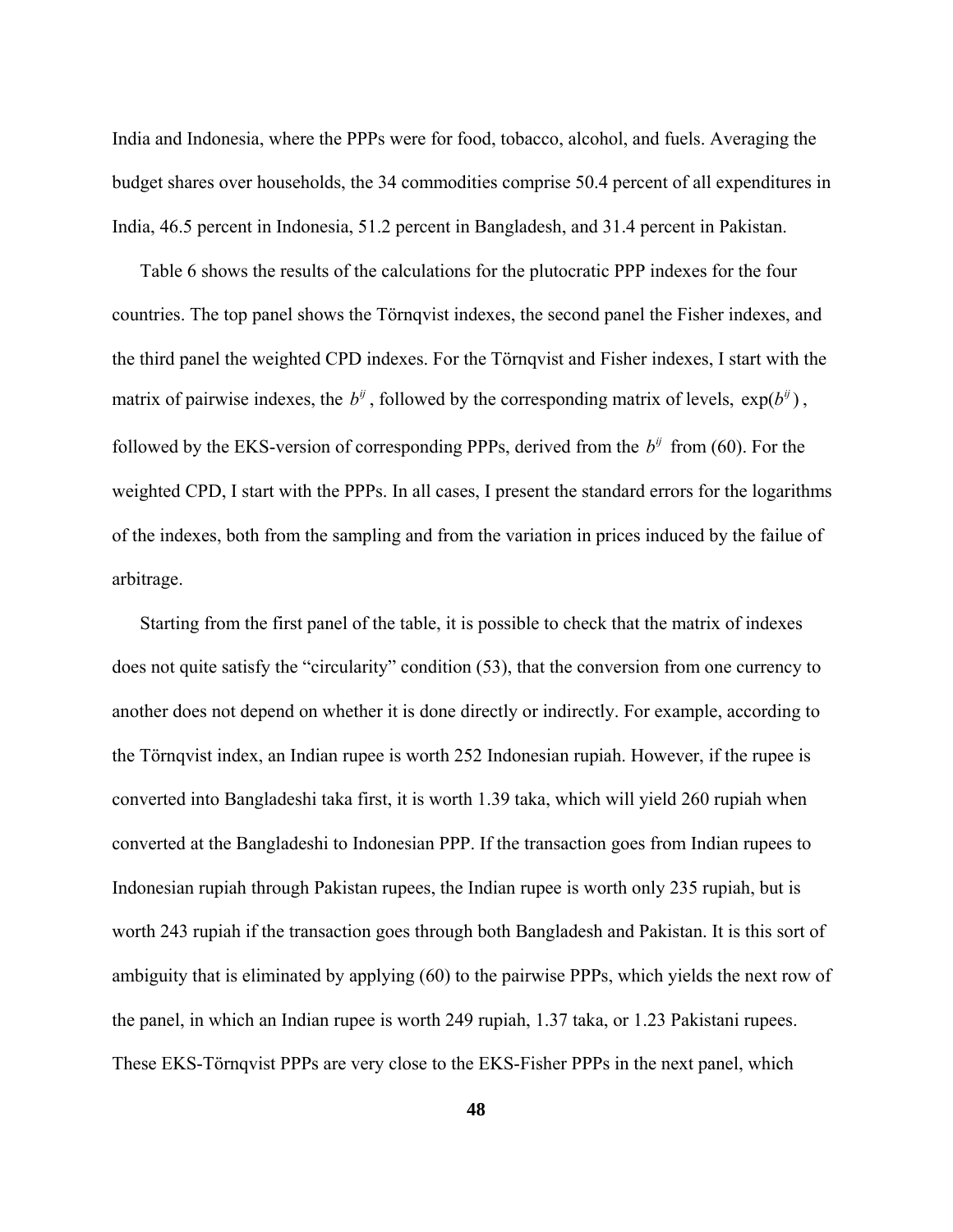India and Indonesia, where the PPPs were for food, tobacco, alcohol, and fuels. Averaging the budget shares over households, the 34 commodities comprise 50.4 percent of all expenditures in India, 46.5 percent in Indonesia, 51.2 percent in Bangladesh, and 31.4 percent in Pakistan.

Table 6 shows the results of the calculations for the plutocratic PPP indexes for the four countries. The top panel shows the Törnqvist indexes, the second panel the Fisher indexes, and the third panel the weighted CPD indexes. For the Törnqvist and Fisher indexes, I start with the matrix of pairwise indexes, the $b^{ij}$, followed by the corresponding matrix of levels, $\exp(b^{ij})$, followed by the EKS-version of corresponding PPPs, derived from the $b^{ij}$ from (60). For the weighted CPD, I start with the PPPs. In all cases, I present the standard errors for the logarithms of the indexes, both from the sampling and from the variation in prices induced by the failue of arbitrage.

Starting from the first panel of the table, it is possible to check that the matrix of indexes does not quite satisfy the "circularity" condition (53), that the conversion from one currency to another does not depend on whether it is done directly or indirectly. For example, according to the Törnqvist index, an Indian rupee is worth 252 Indonesian rupiah. However, if the rupee is converted into Bangladeshi taka first, it is worth 1.39 taka, which will yield 260 rupiah when converted at the Bangladeshi to Indonesian PPP. If the transaction goes from Indian rupees to Indonesian rupiah through Pakistan rupees, the Indian rupee is worth only 235 rupiah, but is worth 243 rupiah if the transaction goes through both Bangladesh and Pakistan. It is this sort of ambiguity that is eliminated by applying (60) to the pairwise PPPs, which yields the next row of the panel, in which an Indian rupee is worth 249 rupiah, 1.37 taka, or 1.23 Pakistani rupees. These EKS-Törnqvist PPPs are very close to the EKS-Fisher PPPs in the next panel, which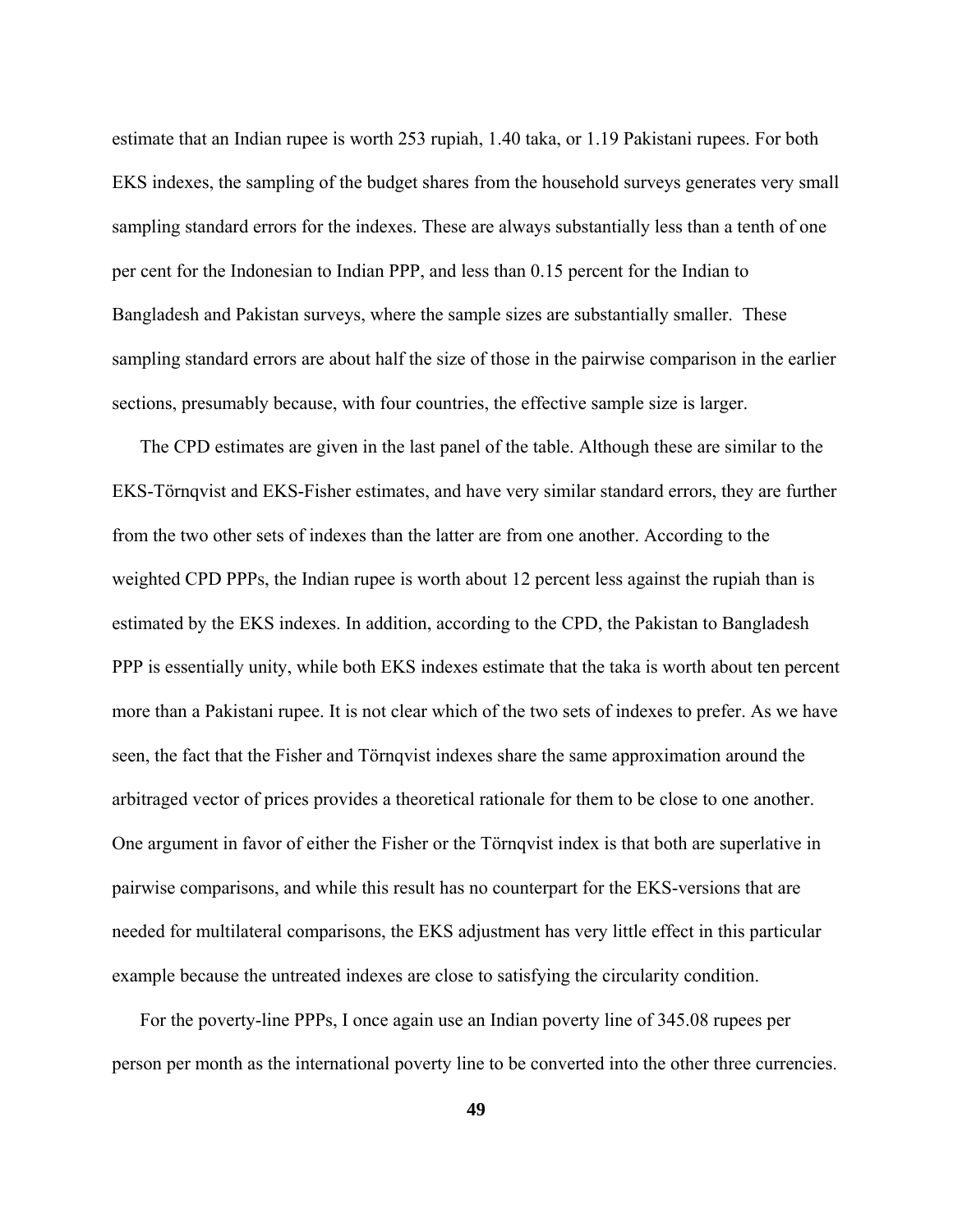estimate that an Indian rupee is worth 253 rupiah, 1.40 taka, or 1.19 Pakistani rupees. For both EKS indexes, the sampling of the budget shares from the household surveys generates very small sampling standard errors for the indexes. These are always substantially less than a tenth of one per cent for the Indonesian to Indian PPP, and less than 0.15 percent for the Indian to Bangladesh and Pakistan surveys, where the sample sizes are substantially smaller. These sampling standard errors are about half the size of those in the pairwise comparison in the earlier sections, presumably because, with four countries, the effective sample size is larger.

The CPD estimates are given in the last panel of the table. Although these are similar to the EKS-Törnqvist and EKS-Fisher estimates, and have very similar standard errors, they are further from the two other sets of indexes than the latter are from one another. According to the weighted CPD PPPs, the Indian rupee is worth about 12 percent less against the rupiah than is estimated by the EKS indexes. In addition, according to the CPD, the Pakistan to Bangladesh PPP is essentially unity, while both EKS indexes estimate that the taka is worth about ten percent more than a Pakistani rupee. It is not clear which of the two sets of indexes to prefer. As we have seen, the fact that the Fisher and Törnqvist indexes share the same approximation around the arbitraged vector of prices provides a theoretical rationale for them to be close to one another. One argument in favor of either the Fisher or the Törnqvist index is that both are superlative in pairwise comparisons, and while this result has no counterpart for the EKS-versions that are needed for multilateral comparisons, the EKS adjustment has very little effect in this particular example because the untreated indexes are close to satisfying the circularity condition.

For the poverty-line PPPs, I once again use an Indian poverty line of 345.08 rupees per person per month as the international poverty line to be converted into the other three currencies.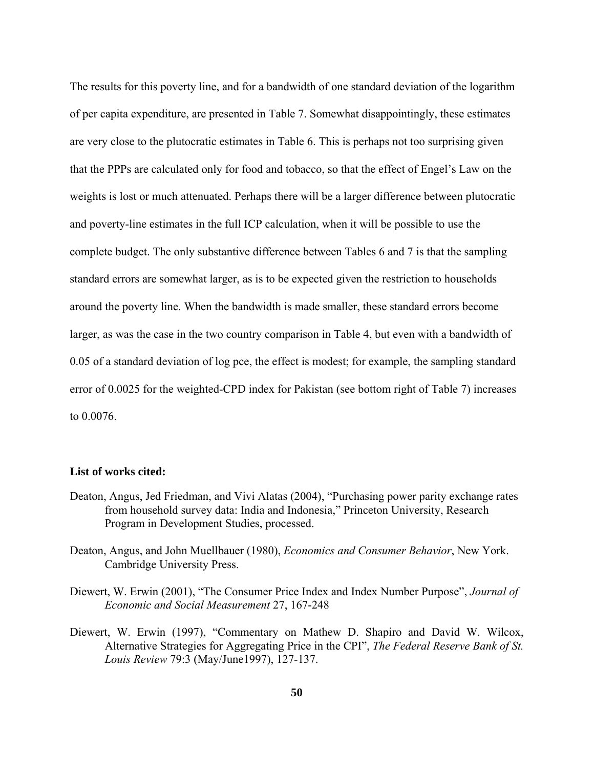The results for this poverty line, and for a bandwidth of one standard deviation of the logarithm of per capita expenditure, are presented in Table 7. Somewhat disappointingly, these estimates are very close to the plutocratic estimates in Table 6. This is perhaps not too surprising given that the PPPs are calculated only for food and tobacco, so that the effect of Engel's Law on the weights is lost or much attenuated. Perhaps there will be a larger difference between plutocratic and poverty-line estimates in the full ICP calculation, when it will be possible to use the complete budget. The only substantive difference between Tables 6 and 7 is that the sampling standard errors are somewhat larger, as is to be expected given the restriction to households around the poverty line. When the bandwidth is made smaller, these standard errors become larger, as was the case in the two country comparison in Table 4, but even with a bandwidth of 0.05 of a standard deviation of log pce, the effect is modest; for example, the sampling standard error of 0.0025 for the weighted-CPD index for Pakistan (see bottom right of Table 7) increases to 0.0076.

**List of works cited:**

Deaton, Angus, Jed Friedman, and Vivi Alatas (2004), "Purchasing power parity exchange rates from household survey data: India and Indonesia," Princeton University, Research Program in Development Studies, processed.

Deaton, Angus, and John Muellbauer (1980), *Economics and Consumer Behavior*, New York. Cambridge University Press.

Diewert, W. Erwin (2001), "The Consumer Price Index and Index Number Purpose", *Journal of Economic and Social Measurement* 27, 167-248

Diewert, W. Erwin (1997), "Commentary on Mathew D. Shapiro and David W. Wilcox, Alternative Strategies for Aggregating Price in the CPI", *The Federal Reserve Bank of St. Louis Review* 79:3 (May/June1997), 127-137.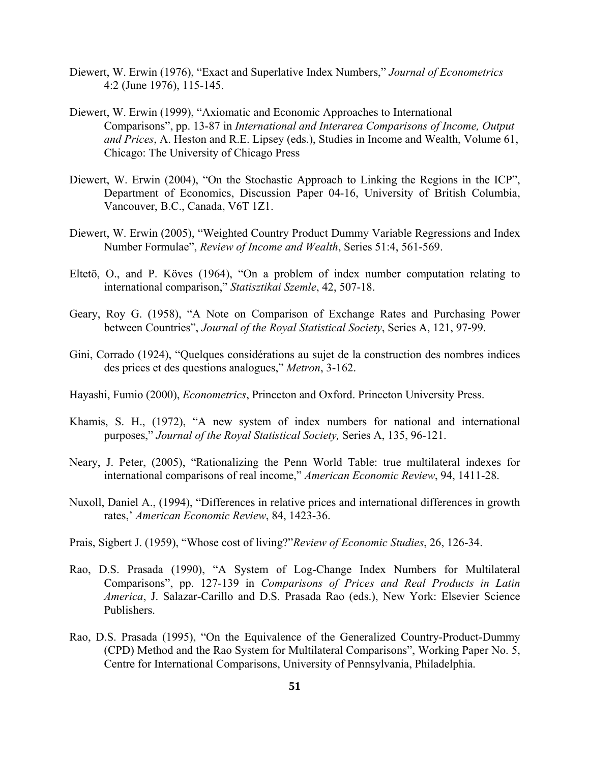Diewert, W. Erwin (1976), "Exact and Superlative Index Numbers," *Journal of Econometrics* 4:2 (June 1976), 115-145.

Diewert, W. Erwin (1999), "Axiomatic and Economic Approaches to International Comparisons", pp. 13-87 in *International and Interarea Comparisons of Income, Output and Prices*, A. Heston and R.E. Lipsey (eds.), Studies in Income and Wealth, Volume 61, Chicago: The University of Chicago Press

Diewert, W. Erwin (2004), "On the Stochastic Approach to Linking the Regions in the ICP", Department of Economics, Discussion Paper 04-16, University of British Columbia, Vancouver, B.C., Canada, V6T 1Z1.

Diewert, W. Erwin (2005), "Weighted Country Product Dummy Variable Regressions and Index Number Formulae", *Review of Income and Wealth*, Series 51:4, 561-569.

Eltetö, O., and P. Köves (1964), "On a problem of index number computation relating to international comparison," *Statisztikai Szemle*, 42, 507-18.

Geary, Roy G. (1958), "A Note on Comparison of Exchange Rates and Purchasing Power between Countries", *Journal of the Royal Statistical Society*, Series A, 121, 97-99.

Gini, Corrado (1924), "Quelques considérations au sujet de la construction des nombres indices des prices et des questions analogues," *Metron*, 3-162.

Hayashi, Fumio (2000), *Econometrics*, Princeton and Oxford. Princeton University Press.

Khamis, S. H., (1972), "A new system of index numbers for national and international purposes," *Journal of the Royal Statistical Society,* Series A, 135, 96-121.

Neary, J. Peter, (2005), "Rationalizing the Penn World Table: true multilateral indexes for international comparisons of real income," *American Economic Review*, 94, 1411-28.

Nuxoll, Daniel A., (1994), "Differences in relative prices and international differences in growth rates,' *American Economic Review*, 84, 1423-36.

Prais, Sigbert J. (1959), "Whose cost of living?"*Review of Economic Studies*, 26, 126-34.

Rao, D.S. Prasada (1990), "A System of Log-Change Index Numbers for Multilateral Comparisons", pp. 127-139 in *Comparisons of Prices and Real Products in Latin America*, J. Salazar-Carillo and D.S. Prasada Rao (eds.), New York: Elsevier Science Publishers.

Rao, D.S. Prasada (1995), "On the Equivalence of the Generalized Country-Product-Dummy (CPD) Method and the Rao System for Multilateral Comparisons", Working Paper No. 5, Centre for International Comparisons, University of Pennsylvania, Philadelphia.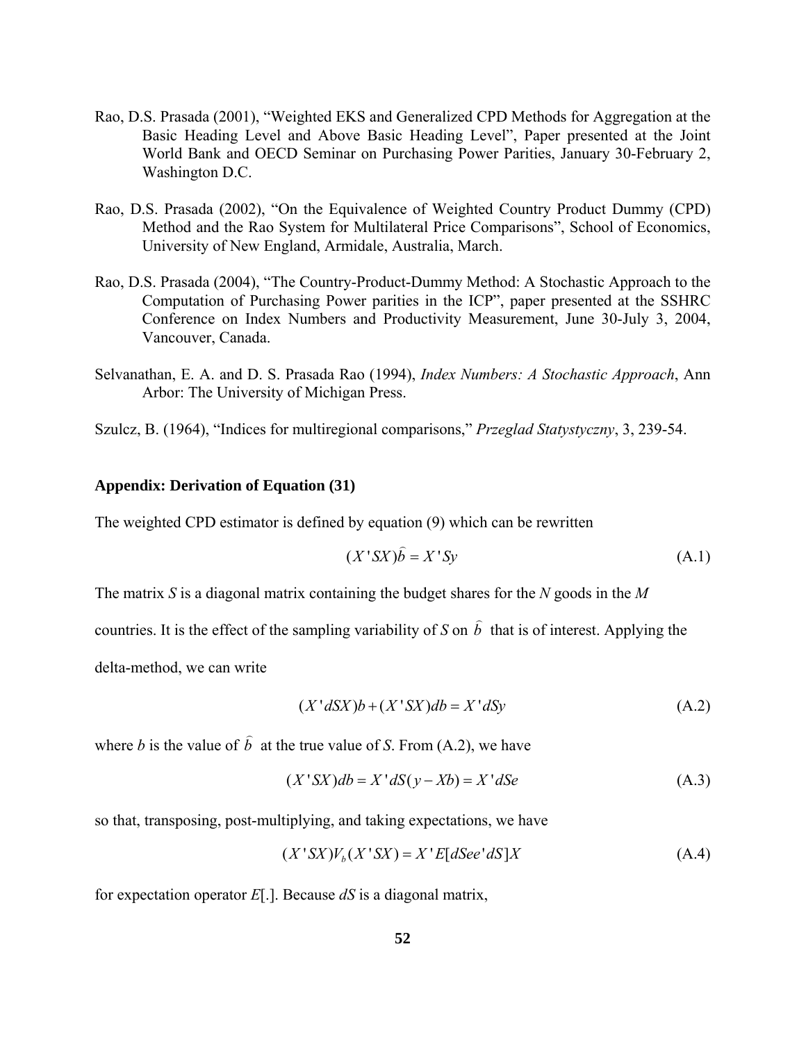Rao, D.S. Prasada (2001), "Weighted EKS and Generalized CPD Methods for Aggregation at the Basic Heading Level and Above Basic Heading Level", Paper presented at the Joint World Bank and OECD Seminar on Purchasing Power Parities, January 30-February 2, Washington D.C.

Rao, D.S. Prasada (2002), "On the Equivalence of Weighted Country Product Dummy (CPD) Method and the Rao System for Multilateral Price Comparisons", School of Economics, University of New England, Armidale, Australia, March.

Rao, D.S. Prasada (2004), "The Country-Product-Dummy Method: A Stochastic Approach to the Computation of Purchasing Power parities in the ICP", paper presented at the SSHRC Conference on Index Numbers and Productivity Measurement, June 30-July 3, 2004, Vancouver, Canada.

Selvanathan, E. A. and D. S. Prasada Rao (1994), *Index Numbers: A Stochastic Approach*, Ann Arbor: The University of Michigan Press.

Szulcz, B. (1964), "Indices for multiregional comparisons," *Przeglad Statystyczny*, 3, 239-54.

**Appendix: Derivation of Equation (31)**

The weighted CPD estimator is defined by equation (9) which can be rewritten

$$(X'SX)\hat{b} = X'Sy \tag{A.1}$$

The matrix *S* is a diagonal matrix containing the budget shares for the *N* goods in the *M* countries. It is the effect of the sampling variability of *S* on $\hat{b}$ that is of interest. Applying the delta-method, we can write

$$(X'dSX)b + (X'SX)db = X'dSy \tag{A.2}$$

where *b* is the value of $\hat{b}$ at the true value of *S*. From (A.2), we have

$$(X'SX)db = X'dS(y - Xb) = X'dSe \tag{A.3}$$

so that, transposing, post-multiplying, and taking expectations, we have

$$(X'SX)V_b(X'SX) = X'E[dSee'dS]X \tag{A.4}$$

for expectation operator *E*[.]. Because *dS* is a diagonal matrix,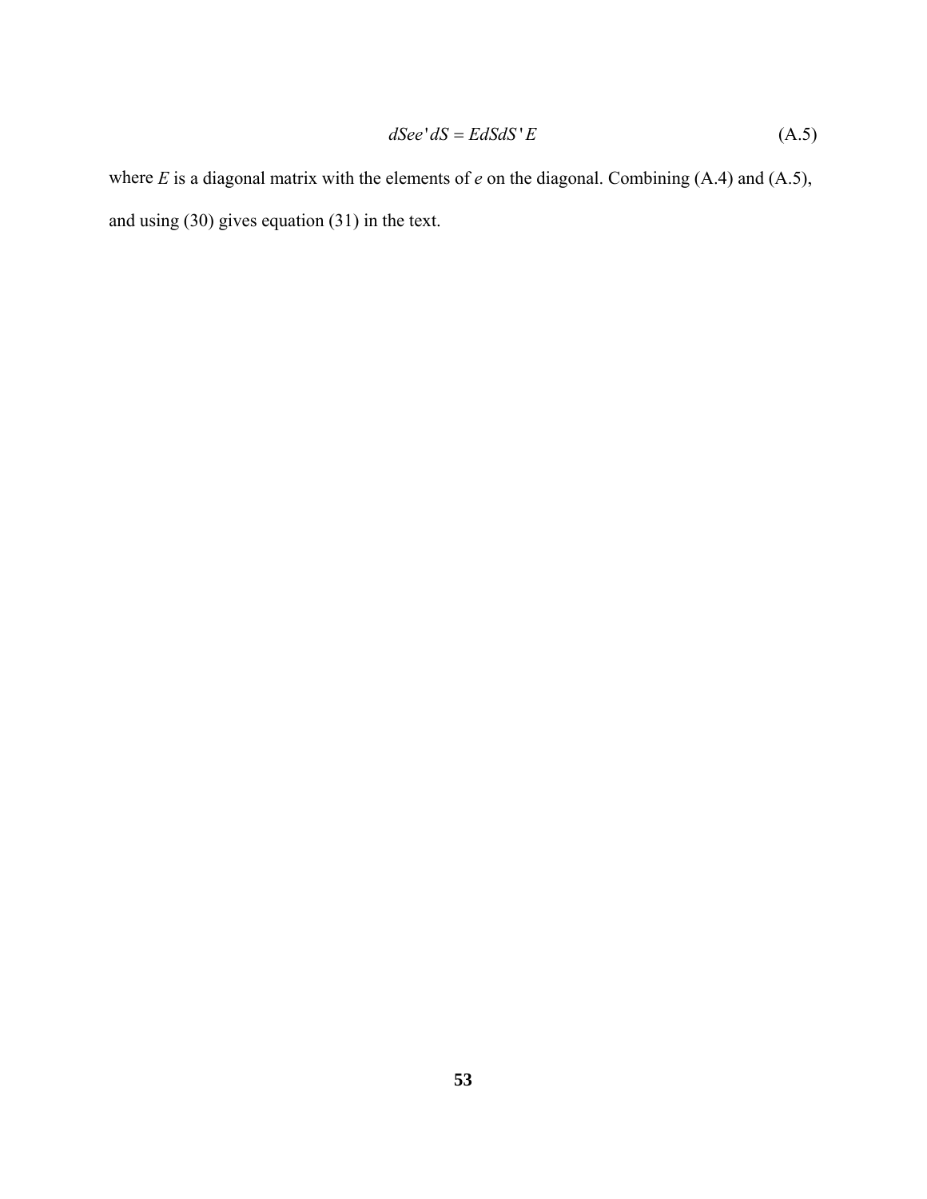$$dSee'dS = EdSdS'E \tag{A.5}$$

where $E$ is a diagonal matrix with the elements of $e$ on the diagonal. Combining (A.4) and (A.5), and using (30) gives equation (31) in the text.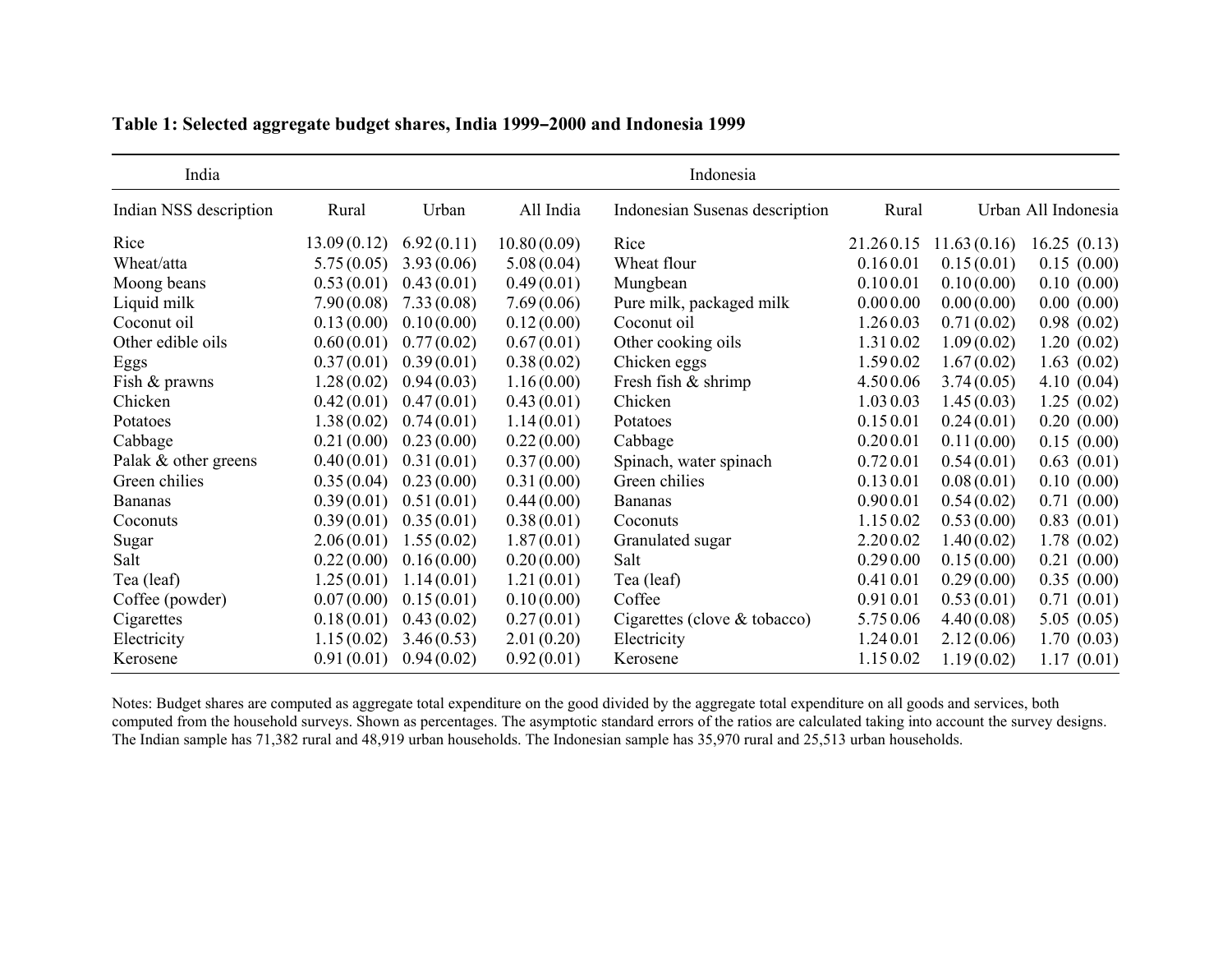**Table 1: Selected aggregate budget shares, India 1999–2000 and Indonesia 1999**

| India | | | | Indonesia | | | |
|---|---|---|---|---|---|---|---|
| Indian NSS description | Rural | Urban | All India | Indonesian Susenas description | Rural | Urban | All Indonesia |
| Rice | 13.09 (0.12) | 6.92 (0.11) | 10.80 (0.09) | Rice | 21.26 0.15 | 11.63 (0.16) | 16.25 (0.13) |
| Wheat/atta | 5.75 (0.05) | 3.93 (0.06) | 5.08 (0.04) | Wheat flour | 0.16 0.01 | 0.15 (0.01) | 0.15 (0.00) |
| Moong beans | 0.53 (0.01) | 0.43 (0.01) | 0.49 (0.01) | Mungbean | 0.10 0.01 | 0.10 (0.00) | 0.10 (0.00) |
| Liquid milk | 7.90 (0.08) | 7.33 (0.08) | 7.69 (0.06) | Pure milk, packaged milk | 0.00 0.00 | 0.00 (0.00) | 0.00 (0.00) |
| Coconut oil | 0.13 (0.00) | 0.10 (0.00) | 0.12 (0.00) | Coconut oil | 1.26 0.03 | 0.71 (0.02) | 0.98 (0.02) |
| Other edible oils | 0.60 (0.01) | 0.77 (0.02) | 0.67 (0.01) | Other cooking oils | 1.31 0.02 | 1.09 (0.02) | 1.20 (0.02) |
| Eggs | 0.37 (0.01) | 0.39 (0.01) | 0.38 (0.02) | Chicken eggs | 1.59 0.02 | 1.67 (0.02) | 1.63 (0.02) |
| Fish & prawns | 1.28 (0.02) | 0.94 (0.03) | 1.16 (0.00) | Fresh fish & shrimp | 4.50 0.06 | 3.74 (0.05) | 4.10 (0.04) |
| Chicken | 0.42 (0.01) | 0.47 (0.01) | 0.43 (0.01) | Chicken | 1.03 0.03 | 1.45 (0.03) | 1.25 (0.02) |
| Potatoes | 1.38 (0.02) | 0.74 (0.01) | 1.14 (0.01) | Potatoes | 0.15 0.01 | 0.24 (0.01) | 0.20 (0.00) |
| Cabbage | 0.21 (0.00) | 0.23 (0.00) | 0.22 (0.00) | Cabbage | 0.20 0.01 | 0.11 (0.00) | 0.15 (0.00) |
| Palak & other greens | 0.40 (0.01) | 0.31 (0.01) | 0.37 (0.00) | Spinach, water spinach | 0.72 0.01 | 0.54 (0.01) | 0.63 (0.01) |
| Green chilies | 0.35 (0.04) | 0.23 (0.00) | 0.31 (0.00) | Green chilies | 0.13 0.01 | 0.08 (0.01) | 0.10 (0.00) |
| Bananas | 0.39 (0.01) | 0.51 (0.01) | 0.44 (0.00) | Bananas | 0.90 0.01 | 0.54 (0.02) | 0.71 (0.00) |
| Coconuts | 0.39 (0.01) | 0.35 (0.01) | 0.38 (0.01) | Coconuts | 1.15 0.02 | 0.53 (0.00) | 0.83 (0.01) |
| Sugar | 2.06 (0.01) | 1.55 (0.02) | 1.87 (0.01) | Granulated sugar | 2.20 0.02 | 1.40 (0.02) | 1.78 (0.02) |
| Salt | 0.22 (0.00) | 0.16 (0.00) | 0.20 (0.00) | Salt | 0.29 0.00 | 0.15 (0.00) | 0.21 (0.00) |
| Tea (leaf) | 1.25 (0.01) | 1.14 (0.01) | 1.21 (0.01) | Tea (leaf) | 0.41 0.01 | 0.29 (0.00) | 0.35 (0.00) |
| Coffee (powder) | 0.07 (0.00) | 0.15 (0.01) | 0.10 (0.00) | Coffee | 0.91 0.01 | 0.53 (0.01) | 0.71 (0.01) |
| Cigarettes | 0.18 (0.01) | 0.43 (0.02) | 0.27 (0.01) | Cigarettes (clove & tobacco) | 5.75 0.06 | 4.40 (0.08) | 5.05 (0.05) |
| Electricity | 1.15 (0.02) | 3.46 (0.53) | 2.01 (0.20) | Electricity | 1.24 0.01 | 2.12 (0.06) | 1.70 (0.03) |
| Kerosene | 0.91 (0.01) | 0.94 (0.02) | 0.92 (0.01) | Kerosene | 1.15 0.02 | 1.19 (0.02) | 1.17 (0.01) |

Notes: Budget shares are computed as aggregate total expenditure on the good divided by the aggregate total expenditure on all goods and services, both computed from the household surveys. Shown as percentages. The asymptotic standard errors of the ratios are calculated taking into account the survey designs. The Indian sample has 71,382 rural and 48,919 urban households. The Indonesian sample has 35,970 rural and 25,513 urban households.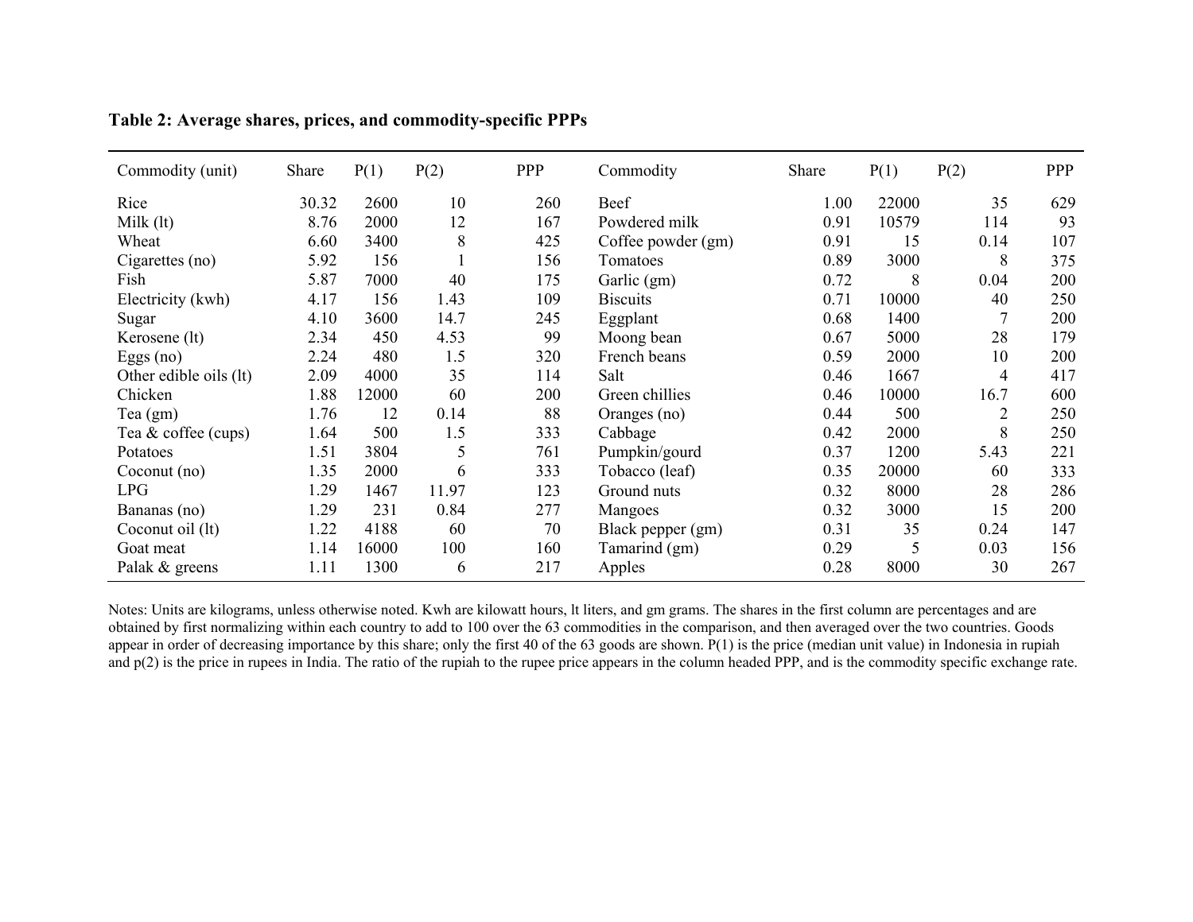**Table 2: Average shares, prices, and commodity-specific PPPs**

| Commodity (unit) | Share | P(1) | P(2) | PPP | Commodity | Share | P(1) | P(2) | PPP |
|---|---|---|---|---|---|---|---|---|---|
| Rice | 30.32 | 2600 | 10 | 260 | Beef | 1.00 | 22000 | 35 | 629 |
| Milk (lt) | 8.76 | 2000 | 12 | 167 | Powdered milk | 0.91 | 10579 | 114 | 93 |
| Wheat | 6.60 | 3400 | 8 | 425 | Coffee powder (gm) | 0.91 | 15 | 0.14 | 107 |
| Cigarettes (no) | 5.92 | 156 | 1 | 156 | Tomatoes | 0.89 | 3000 | 8 | 375 |
| Fish | 5.87 | 7000 | 40 | 175 | Garlic (gm) | 0.72 | 8 | 0.04 | 200 |
| Electricity (kwh) | 4.17 | 156 | 1.43 | 109 | Biscuits | 0.71 | 10000 | 40 | 250 |
| Sugar | 4.10 | 3600 | 14.7 | 245 | Eggplant | 0.68 | 1400 | 7 | 200 |
| Kerosene (lt) | 2.34 | 450 | 4.53 | 99 | Moong bean | 0.67 | 5000 | 28 | 179 |
| Eggs (no) | 2.24 | 480 | 1.5 | 320 | French beans | 0.59 | 2000 | 10 | 200 |
| Other edible oils (lt) | 2.09 | 4000 | 35 | 114 | Salt | 0.46 | 1667 | 4 | 417 |
| Chicken | 1.88 | 12000 | 60 | 200 | Green chillies | 0.46 | 10000 | 16.7 | 600 |
| Tea (gm) | 1.76 | 12 | 0.14 | 88 | Oranges (no) | 0.44 | 500 | 2 | 250 |
| Tea & coffee (cups) | 1.64 | 500 | 1.5 | 333 | Cabbage | 0.42 | 2000 | 8 | 250 |
| Potatoes | 1.51 | 3804 | 5 | 761 | Pumpkin/gourd | 0.37 | 1200 | 5.43 | 221 |
| Coconut (no) | 1.35 | 2000 | 6 | 333 | Tobacco (leaf) | 0.35 | 20000 | 60 | 333 |
| LPG | 1.29 | 1467 | 11.97 | 123 | Ground nuts | 0.32 | 8000 | 28 | 286 |
| Bananas (no) | 1.29 | 231 | 0.84 | 277 | Mangoes | 0.32 | 3000 | 15 | 200 |
| Coconut oil (lt) | 1.22 | 4188 | 60 | 70 | Black pepper (gm) | 0.31 | 35 | 0.24 | 147 |
| Goat meat | 1.14 | 16000 | 100 | 160 | Tamarind (gm) | 0.29 | 5 | 0.03 | 156 |
| Palak & greens | 1.11 | 1300 | 6 | 217 | Apples | 0.28 | 8000 | 30 | 267 |

Notes: Units are kilograms, unless otherwise noted. Kwh are kilowatt hours, lt liters, and gm grams. The shares in the first column are percentages and are obtained by first normalizing within each country to add to 100 over the 63 commodities in the comparison, and then averaged over the two countries. Goods appear in order of decreasing importance by this share; only the first 40 of the 63 goods are shown. P(1) is the price (median unit value) in Indonesia in rupiah and p(2) is the price in rupees in India. The ratio of the rupiah to the rupee price appears in the column headed PPP, and is the commodity specific exchange rate.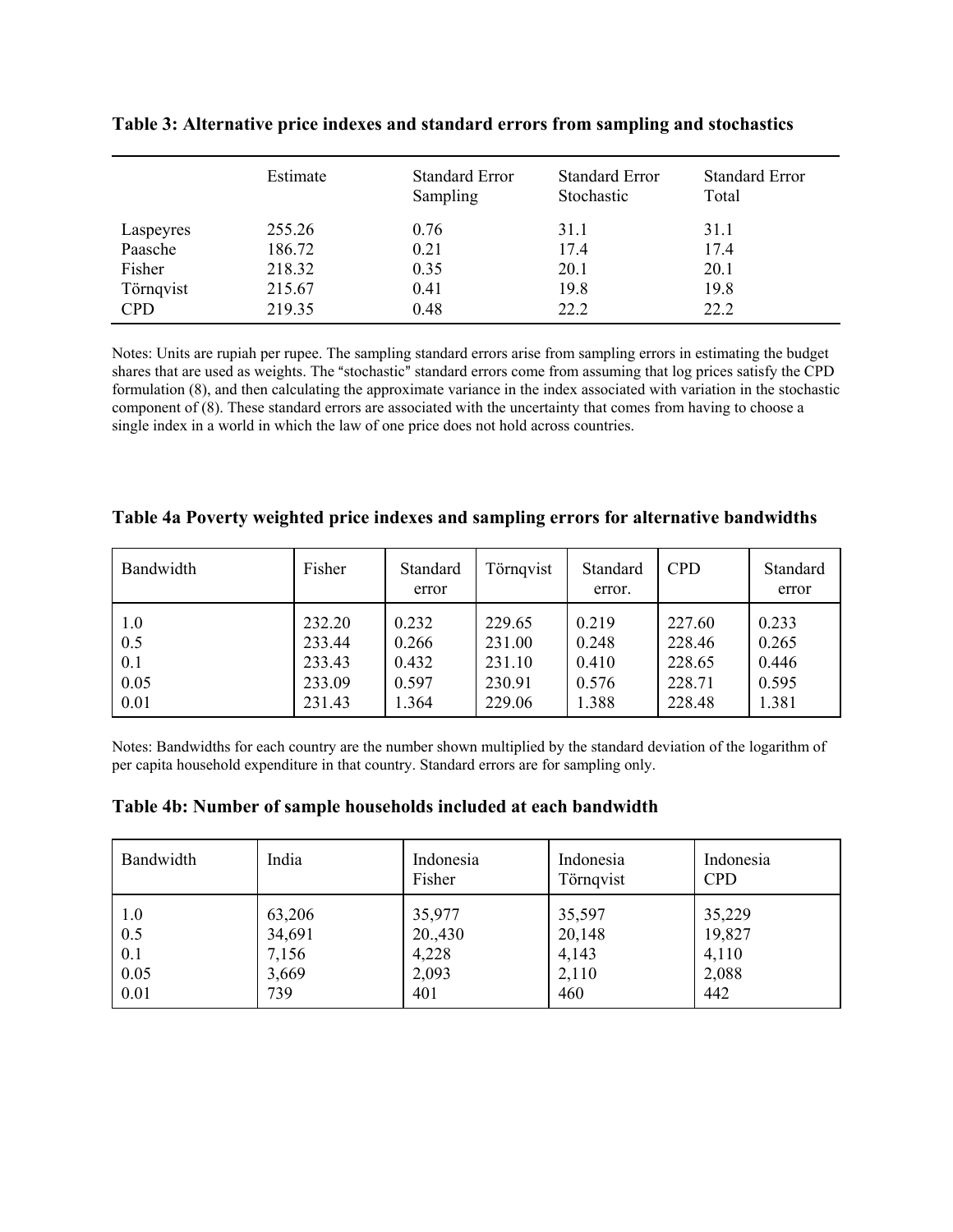**Table 3: Alternative price indexes and standard errors from sampling and stochastics**

| | Estimate | Standard Error Sampling | Standard Error Stochastic | Standard Error Total |
|---|---|---|---|---|
| Laspeyres | 255.26 | 0.76 | 31.1 | 31.1 |
| Paasche | 186.72 | 0.21 | 17.4 | 17.4 |
| Fisher | 218.32 | 0.35 | 20.1 | 20.1 |
| Törnqvist | 215.67 | 0.41 | 19.8 | 19.8 |
| CPD | 219.35 | 0.48 | 22.2 | 22.2 |

Notes: Units are rupiah per rupee. The sampling standard errors arise from sampling errors in estimating the budget shares that are used as weights. The "stochastic" standard errors come from assuming that log prices satisfy the CPD formulation (8), and then calculating the approximate variance in the index associated with variation in the stochastic component of (8). These standard errors are associated with the uncertainty that comes from having to choose a single index in a world in which the law of one price does not hold across countries.

**Table 4a Poverty weighted price indexes and sampling errors for alternative bandwidths**

| Bandwidth | Fisher | Standard error | Törnqvist | Standard error. | CPD | Standard error |
|---|---|---|---|---|---|---|
| 1.0 | 232.20 | 0.232 | 229.65 | 0.219 | 227.60 | 0.233 |
| 0.5 | 233.44 | 0.266 | 231.00 | 0.248 | 228.46 | 0.265 |
| 0.1 | 233.43 | 0.432 | 231.10 | 0.410 | 228.65 | 0.446 |
| 0.05 | 233.09 | 0.597 | 230.91 | 0.576 | 228.71 | 0.595 |
| 0.01 | 231.43 | 1.364 | 229.06 | 1.388 | 228.48 | 1.381 |

Notes: Bandwidths for each country are the number shown multiplied by the standard deviation of the logarithm of per capita household expenditure in that country. Standard errors are for sampling only.

**Table 4b: Number of sample households included at each bandwidth**

| Bandwidth | India | Indonesia Fisher | Indonesia Törnqvist | Indonesia CPD |
|---|---|---|---|---|
| 1.0 | 63,206 | 35,977 | 35,597 | 35,229 |
| 0.5 | 34,691 | 20.,430 | 20,148 | 19,827 |
| 0.1 | 7,156 | 4,228 | 4,143 | 4,110 |
| 0.05 | 3,669 | 2,093 | 2,110 | 2,088 |
| 0.01 | 739 | 401 | 460 | 442 |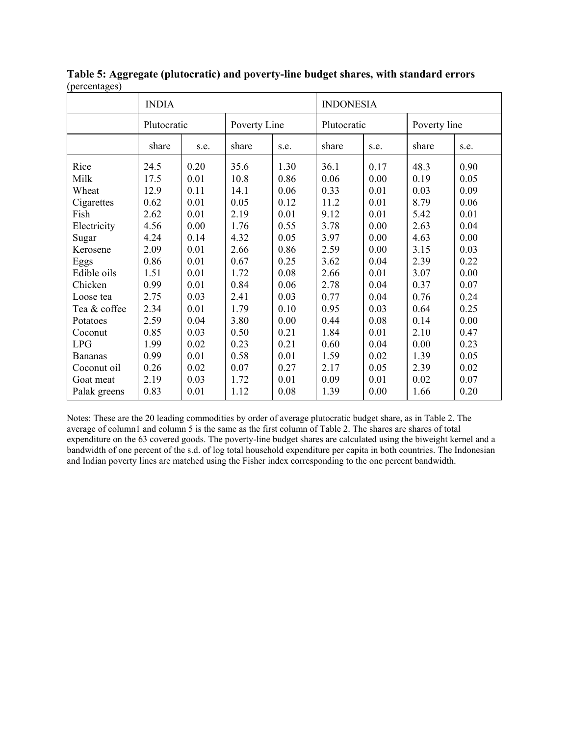**Table 5: Aggregate (plutocratic) and poverty-line budget shares, with standard errors** (percentages)

| | INDIA | | | | INDONESIA | | | |
|---|---|---|---|---|---|---|---|---|
| | Plutocratic | | Poverty Line | | Plutocratic | | Poverty line | |
| | share | s.e. | share | s.e. | share | s.e. | share | s.e. |
| Rice | 24.5 | 0.20 | 35.6 | 1.30 | 36.1 | 0.17 | 48.3 | 0.90 |
| Milk | 17.5 | 0.01 | 10.8 | 0.86 | 0.06 | 0.00 | 0.19 | 0.05 |
| Wheat | 12.9 | 0.11 | 14.1 | 0.06 | 0.33 | 0.01 | 0.03 | 0.09 |
| Cigarettes | 0.62 | 0.01 | 0.05 | 0.12 | 11.2 | 0.01 | 8.79 | 0.06 |
| Fish | 2.62 | 0.01 | 2.19 | 0.01 | 9.12 | 0.01 | 5.42 | 0.01 |
| Electricity | 4.56 | 0.00 | 1.76 | 0.55 | 3.78 | 0.00 | 2.63 | 0.04 |
| Sugar | 4.24 | 0.14 | 4.32 | 0.05 | 3.97 | 0.00 | 4.63 | 0.00 |
| Kerosene | 2.09 | 0.01 | 2.66 | 0.86 | 2.59 | 0.00 | 3.15 | 0.03 |
| Eggs | 0.86 | 0.01 | 0.67 | 0.25 | 3.62 | 0.04 | 2.39 | 0.22 |
| Edible oils | 1.51 | 0.01 | 1.72 | 0.08 | 2.66 | 0.01 | 3.07 | 0.00 |
| Chicken | 0.99 | 0.01 | 0.84 | 0.06 | 2.78 | 0.04 | 0.37 | 0.07 |
| Loose tea | 2.75 | 0.03 | 2.41 | 0.03 | 0.77 | 0.04 | 0.76 | 0.24 |
| Tea & coffee | 2.34 | 0.01 | 1.79 | 0.10 | 0.95 | 0.03 | 0.64 | 0.25 |
| Potatoes | 2.59 | 0.04 | 3.80 | 0.00 | 0.44 | 0.08 | 0.14 | 0.00 |
| Coconut | 0.85 | 0.03 | 0.50 | 0.21 | 1.84 | 0.01 | 2.10 | 0.47 |
| LPG | 1.99 | 0.02 | 0.23 | 0.21 | 0.60 | 0.04 | 0.00 | 0.23 |
| Bananas | 0.99 | 0.01 | 0.58 | 0.01 | 1.59 | 0.02 | 1.39 | 0.05 |
| Coconut oil | 0.26 | 0.02 | 0.07 | 0.27 | 2.17 | 0.05 | 2.39 | 0.02 |
| Goat meat | 2.19 | 0.03 | 1.72 | 0.01 | 0.09 | 0.01 | 0.02 | 0.07 |
| Palak greens | 0.83 | 0.01 | 1.12 | 0.08 | 1.39 | 0.00 | 1.66 | 0.20 |

Notes: These are the 20 leading commodities by order of average plutocratic budget share, as in Table 2. The average of column1 and column 5 is the same as the first column of Table 2. The shares are shares of total expenditure on the 63 covered goods. The poverty-line budget shares are calculated using the biweight kernel and a bandwidth of one percent of the s.d. of log total household expenditure per capita in both countries. The Indonesian and Indian poverty lines are matched using the Fisher index corresponding to the one percent bandwidth.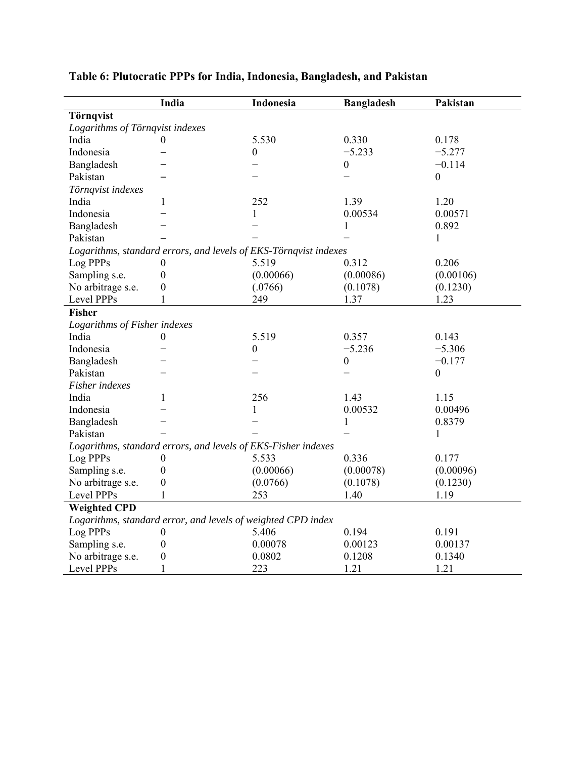**Table 6: Plutocratic PPPs for India, Indonesia, Bangladesh, and Pakistan**

| | India | Indonesia | Bangladesh | Pakistan |
|---|---|---|---|---|
| **Törnqvist** | | | | |
| *Logarithms of Törnqvist indexes* | | | | |
| India | 0 | 5.530 | 0.330 | 0.178 |
| Indonesia | − | 0 | −5.233 | −5.277 |
| Bangladesh | − | − | 0 | −0.114 |
| Pakistan | − | − | − | 0 |
| *Törnqvist indexes* | | | | |
| India | 1 | 252 | 1.39 | 1.20 |
| Indonesia | − | 1 | 0.00534 | 0.00571 |
| Bangladesh | − | − | 1 | 0.892 |
| Pakistan | − | − | − | 1 |
| *Logarithms, standard errors, and levels of EKS-Törnqvist indexes* | | | | |
| Log PPPs | 0 | 5.519 | 0.312 | 0.206 |
| Sampling s.e. | 0 | (0.00066) | (0.00086) | (0.00106) |
| No arbitrage s.e. | 0 | (.0766) | (0.1078) | (0.1230) |
| Level PPPs | 1 | 249 | 1.37 | 1.23 |
| **Fisher** | | | | |
| *Logarithms of Fisher indexes* | | | | |
| India | 0 | 5.519 | 0.357 | 0.143 |
| Indonesia | − | 0 | −5.236 | −5.306 |
| Bangladesh | − | − | 0 | −0.177 |
| Pakistan | − | − | − | 0 |
| *Fisher indexes* | | | | |
| India | 1 | 256 | 1.43 | 1.15 |
| Indonesia | − | 1 | 0.00532 | 0.00496 |
| Bangladesh | − | − | 1 | 0.8379 |
| Pakistan | − | − | − | 1 |
| *Logarithms, standard errors, and levels of EKS-Fisher indexes* | | | | |
| Log PPPs | 0 | 5.533 | 0.336 | 0.177 |
| Sampling s.e. | 0 | (0.00066) | (0.00078) | (0.00096) |
| No arbitrage s.e. | 0 | (0.0766) | (0.1078) | (0.1230) |
| Level PPPs | 1 | 253 | 1.40 | 1.19 |
| **Weighted CPD** | | | | |
| *Logarithms, standard error, and levels of weighted CPD index* | | | | |
| Log PPPs | 0 | 5.406 | 0.194 | 0.191 |
| Sampling s.e. | 0 | 0.00078 | 0.00123 | 0.00137 |
| No arbitrage s.e. | 0 | 0.0802 | 0.1208 | 0.1340 |
| Level PPPs | 1 | 223 | 1.21 | 1.21 |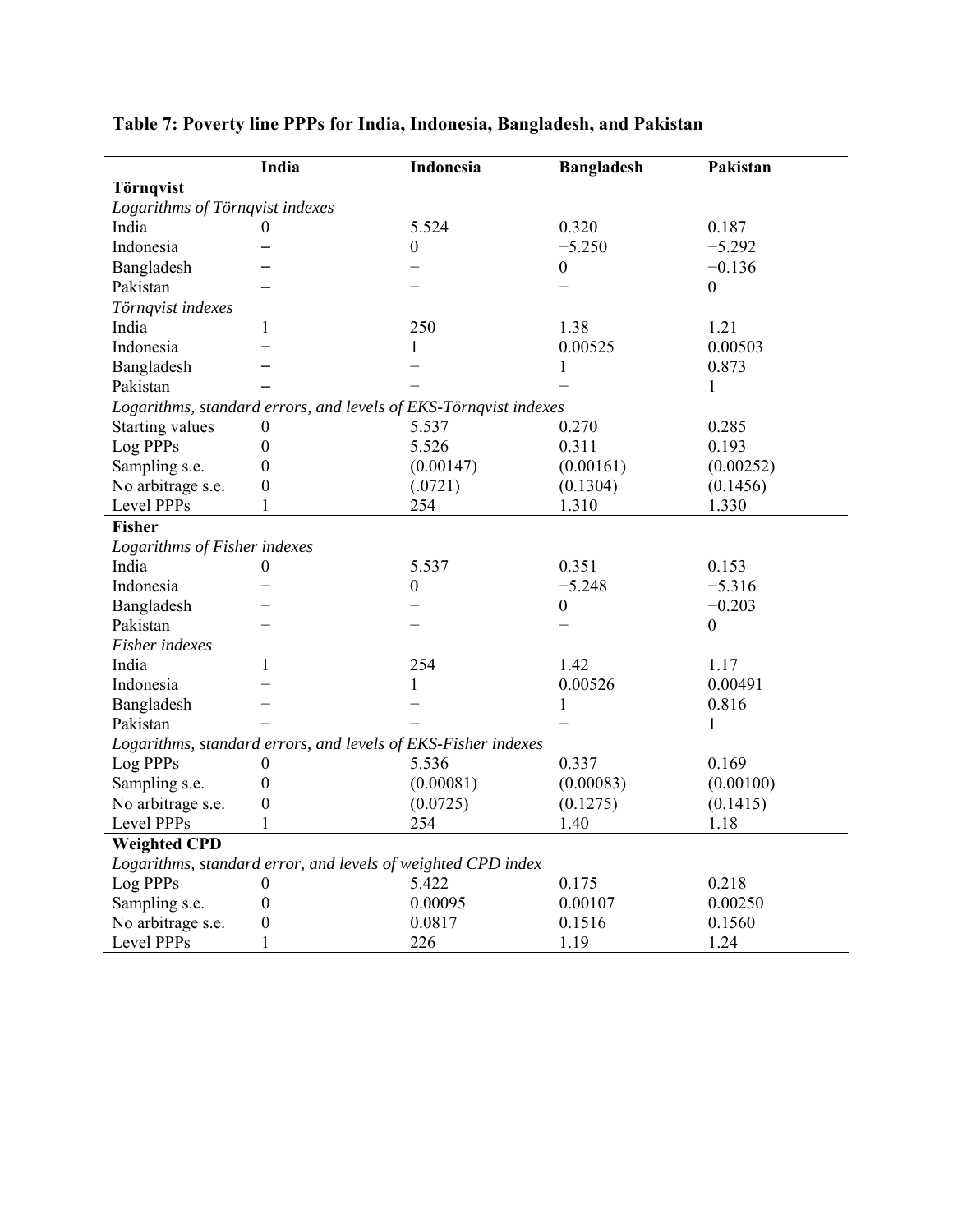**Table 7: Poverty line PPPs for India, Indonesia, Bangladesh, and Pakistan**

| | India | Indonesia | Bangladesh | Pakistan |
|---|---|---|---|---|
| **Törnqvist** | | | | |
| *Logarithms of Törnqvist indexes* | | | | |
| India | 0 | 5.524 | 0.320 | 0.187 |
| Indonesia | − | 0 | −5.250 | −5.292 |
| Bangladesh | − | − | 0 | −0.136 |
| Pakistan | − | − | − | 0 |
| *Törnqvist indexes* | | | | |
| India | 1 | 250 | 1.38 | 1.21 |
| Indonesia | − | 1 | 0.00525 | 0.00503 |
| Bangladesh | − | − | 1 | 0.873 |
| Pakistan | − | − | − | 1 |
| *Logarithms, standard errors, and levels of EKS-Törnqvist indexes* | | | | |
| Starting values | 0 | 5.537 | 0.270 | 0.285 |
| Log PPPs | 0 | 5.526 | 0.311 | 0.193 |
| Sampling s.e. | 0 | (0.00147) | (0.00161) | (0.00252) |
| No arbitrage s.e. | 0 | (.0721) | (0.1304) | (0.1456) |
| Level PPPs | 1 | 254 | 1.310 | 1.330 |
| **Fisher** | | | | |
| *Logarithms of Fisher indexes* | | | | |
| India | 0 | 5.537 | 0.351 | 0.153 |
| Indonesia | − | 0 | −5.248 | −5.316 |
| Bangladesh | − | − | 0 | −0.203 |
| Pakistan | − | − | − | 0 |
| *Fisher indexes* | | | | |
| India | 1 | 254 | 1.42 | 1.17 |
| Indonesia | − | 1 | 0.00526 | 0.00491 |
| Bangladesh | − | − | 1 | 0.816 |
| Pakistan | − | − | − | 1 |
| *Logarithms, standard errors, and levels of EKS-Fisher indexes* | | | | |
| Log PPPs | 0 | 5.536 | 0.337 | 0.169 |
| Sampling s.e. | 0 | (0.00081) | (0.00083) | (0.00100) |
| No arbitrage s.e. | 0 | (0.0725) | (0.1275) | (0.1415) |
| Level PPPs | 1 | 254 | 1.40 | 1.18 |
| **Weighted CPD** | | | | |
| *Logarithms, standard error, and levels of weighted CPD index* | | | | |
| Log PPPs | 0 | 5.422 | 0.175 | 0.218 |
| Sampling s.e. | 0 | 0.00095 | 0.00107 | 0.00250 |
| No arbitrage s.e. | 0 | 0.0817 | 0.1516 | 0.1560 |
| Level PPPs | 1 | 226 | 1.19 | 1.24 |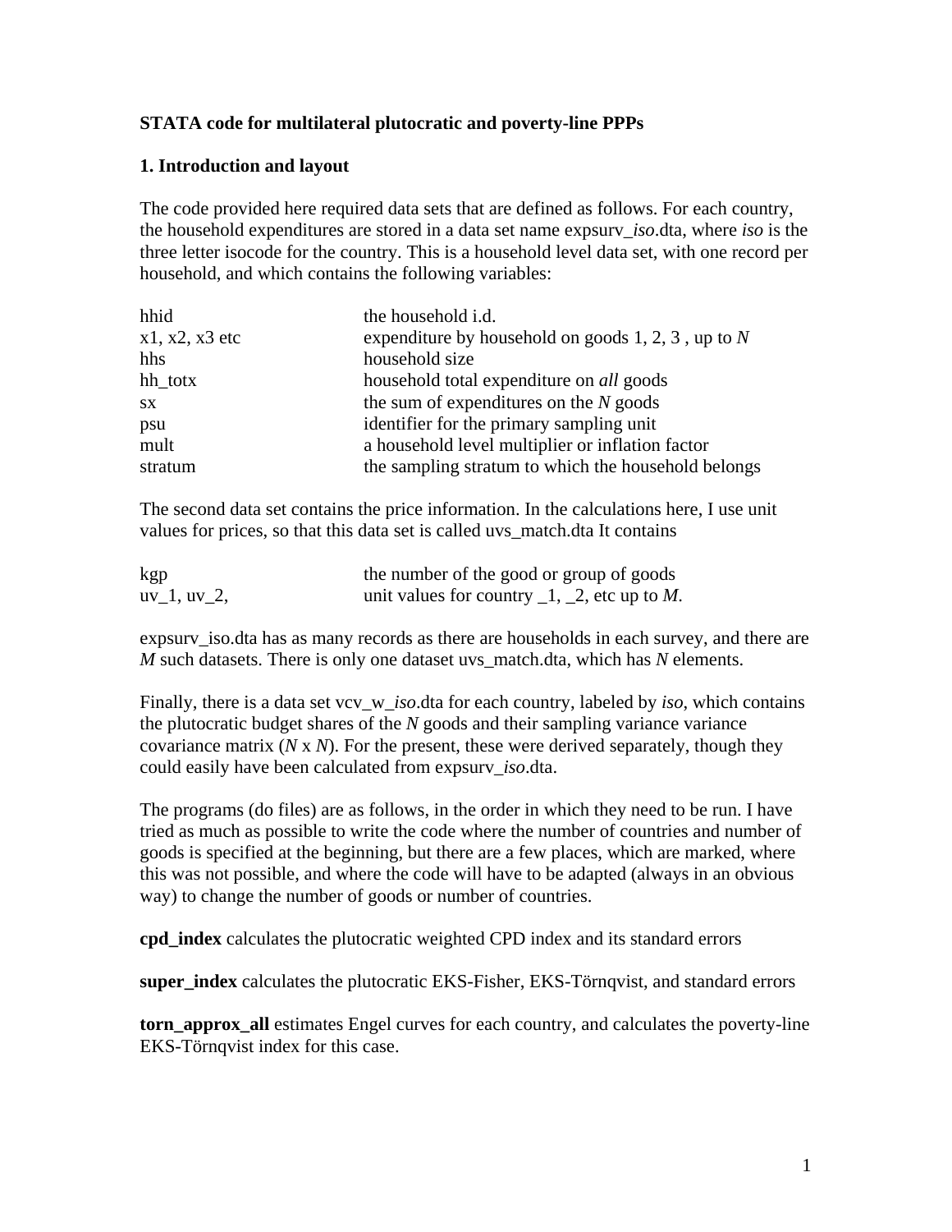**STATA code for multilateral plutocratic and poverty-line PPPs**

**1. Introduction and layout**

The code provided here required data sets that are defined as follows. For each country, the household expenditures are stored in a data set name expsurv_*iso*.dta, where *iso* is the three letter isocode for the country. This is a household level data set, with one record per household, and which contains the following variables:

| | |
|---|---|
| hhid | the household i.d. |
| x1, x2, x3 etc | expenditure by household on goods 1, 2, 3 , up to *N* |
| hhs | household size |
| hh_totx | household total expenditure on *all* goods |
| sx | the sum of expenditures on the *N* goods |
| psu | identifier for the primary sampling unit |
| mult | a household level multiplier or inflation factor |
| stratum | the sampling stratum to which the household belongs |

The second data set contains the price information. In the calculations here, I use unit values for prices, so that this data set is called uvs_match.dta It contains

| | |
|---|---|
| kgp | the number of the good or group of goods |
| uv_1, uv_2, | unit values for country _1, _2, etc up to *M*. |

expsurv_iso.dta has as many records as there are households in each survey, and there are *M* such datasets. There is only one dataset uvs_match.dta, which has *N* elements.

Finally, there is a data set vcv_w_*iso*.dta for each country, labeled by *iso*, which contains the plutocratic budget shares of the *N* goods and their sampling variance variance covariance matrix (*N* x *N*). For the present, these were derived separately, though they could easily have been calculated from expsurv_*iso*.dta.

The programs (do files) are as follows, in the order in which they need to be run. I have tried as much as possible to write the code where the number of countries and number of goods is specified at the beginning, but there are a few places, which are marked, where this was not possible, and where the code will have to be adapted (always in an obvious way) to change the number of goods or number of countries.

**cpd_index** calculates the plutocratic weighted CPD index and its standard errors

**super_index** calculates the plutocratic EKS-Fisher, EKS-Törnqvist, and standard errors

**torn_approx_all** estimates Engel curves for each country, and calculates the poverty-line EKS-Törnqvist index for this case.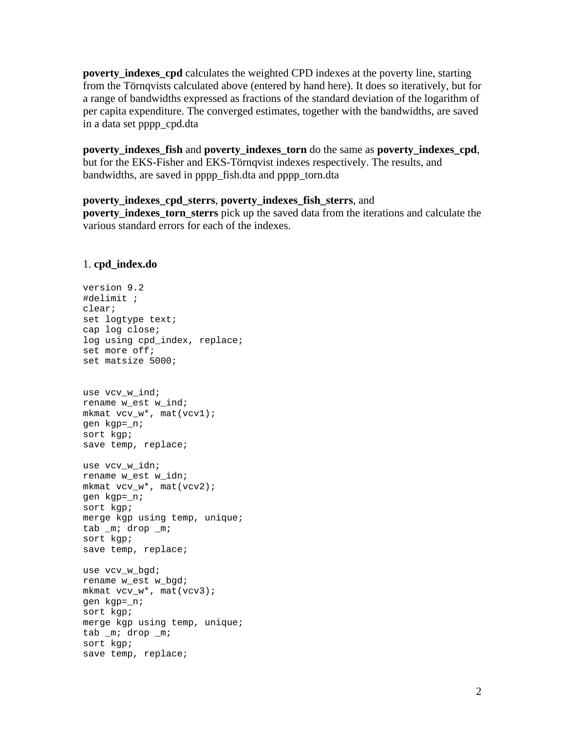**poverty_indexes_cpd** calculates the weighted CPD indexes at the poverty line, starting from the Törnqvists calculated above (entered by hand here). It does so iteratively, but for a range of bandwidths expressed as fractions of the standard deviation of the logarithm of per capita expenditure. The converged estimates, together with the bandwidths, are saved in a data set pppp_cpd.dta

**poverty_indexes_fish** and **poverty_indexes_torn** do the same as **poverty_indexes_cpd**, but for the EKS-Fisher and EKS-Törnqvist indexes respectively. The results, and bandwidths, are saved in pppp_fish.dta and pppp_torn.dta

**poverty_indexes_cpd_sterrs**, **poverty_indexes_fish_sterrs**, and **poverty_indexes_torn_sterrs** pick up the saved data from the iterations and calculate the various standard errors for each of the indexes.

1. **cpd_index.do**

```
version 9.2
#delimit ;
clear;
set logtype text;
cap log close;
log using cpd_index, replace;
set more off;
set matsize 5000;


use vcv_w_ind;
rename w_est w_ind;
mkmat vcv_w*, mat(vcv1);
gen kgp=_n;
sort kgp;
save temp, replace;

use vcv_w_idn;
rename w_est w_idn;
mkmat vcv_w*, mat(vcv2);
gen kgp=_n;
sort kgp;
merge kgp using temp, unique;
tab _m; drop _m;
sort kgp;
save temp, replace;

use vcv_w_bgd;
rename w_est w_bgd;
mkmat vcv_w*, mat(vcv3);
gen kgp=_n;
sort kgp;
merge kgp using temp, unique;
tab _m; drop _m;
sort kgp;
save temp, replace;
```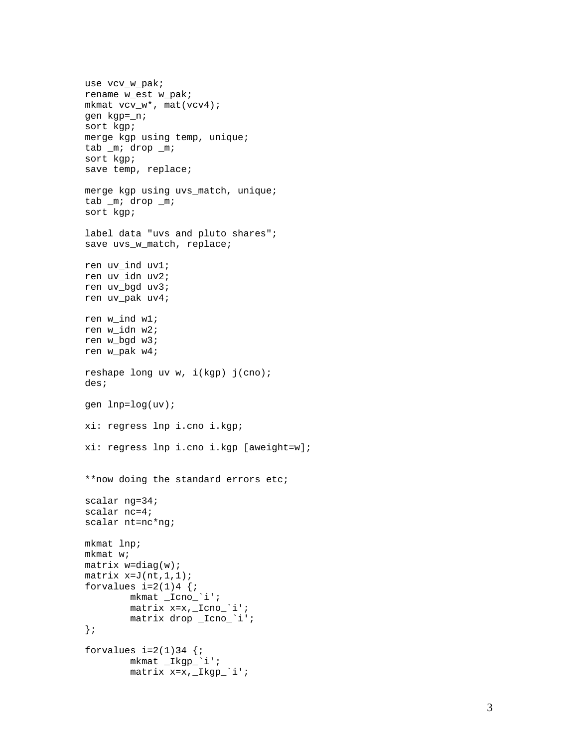```
use vcv_w_pak;
rename w_est w_pak;
mkmat vcv_w*, mat(vcv4);
gen kgp=_n;
sort kgp;
merge kgp using temp, unique;
tab _m; drop _m;
sort kgp;
save temp, replace;

merge kgp using uvs_match, unique;
tab _m; drop _m;
sort kgp;

label data "uvs and pluto shares";
save uvs_w_match, replace;

ren uv_ind uv1;
ren uv_idn uv2;
ren uv_bgd uv3;
ren uv_pak uv4;

ren w_ind w1;
ren w_idn w2;
ren w_bgd w3;
ren w_pak w4;

reshape long uv w, i(kgp) j(cno);
des;

gen lnp=log(uv);

xi: regress lnp i.cno i.kgp;

xi: regress lnp i.cno i.kgp [aweight=w];


**now doing the standard errors etc;

scalar ng=34;
scalar nc=4;
scalar nt=nc*ng;

mkmat lnp;
mkmat w;
matrix w=diag(w);
matrix x=J(nt,1,1);
forvalues i=2(1)4 {;
        mkmat _Icno_`i';
        matrix x=x,_Icno_`i';
        matrix drop _Icno_`i';
};

forvalues i=2(1)34 {;
        mkmat _Ikgp_`i';
        matrix x=x,_Ikgp_`i';
```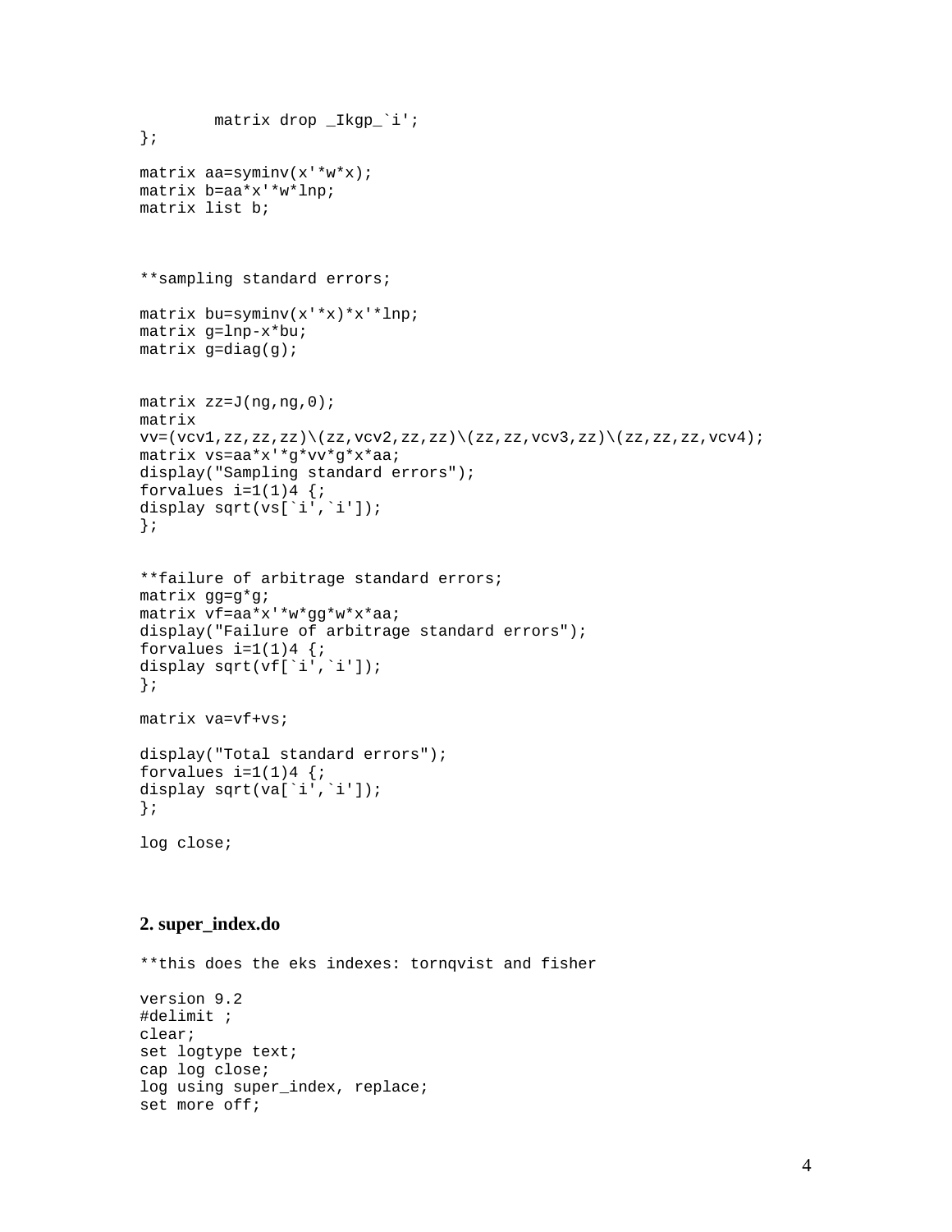```
        matrix drop _Ikgp_`i';
};

matrix aa=syminv(x'*w*x);
matrix b=aa*x'*w*lnp;
matrix list b;



**sampling standard errors;

matrix bu=syminv(x'*x)*x'*lnp;
matrix g=lnp-x*bu;
matrix g=diag(g);


matrix zz=J(ng,ng,0);
matrix
vv=(vcv1,zz,zz,zz)\(zz,vcv2,zz,zz)\(zz,zz,vcv3,zz)\(zz,zz,zz,vcv4);
matrix vs=aa*x'*g*vv*g*x*aa;
display("Sampling standard errors");
forvalues i=1(1)4 {;
display sqrt(vs[`i',`i']);
};


**failure of arbitrage standard errors;
matrix gg=g*g;
matrix vf=aa*x'*w*gg*w*x*aa;
display("Failure of arbitrage standard errors");
forvalues i=1(1)4 {;
display sqrt(vf[`i',`i']);
};

matrix va=vf+vs;

display("Total standard errors");
forvalues i=1(1)4 {;
display sqrt(va[`i',`i']);
};

log close;
```

## 2. super_index.do

```
**this does the eks indexes: tornqvist and fisher

version 9.2
#delimit ;
clear;
set logtype text;
cap log close;
log using super_index, replace;
set more off;
```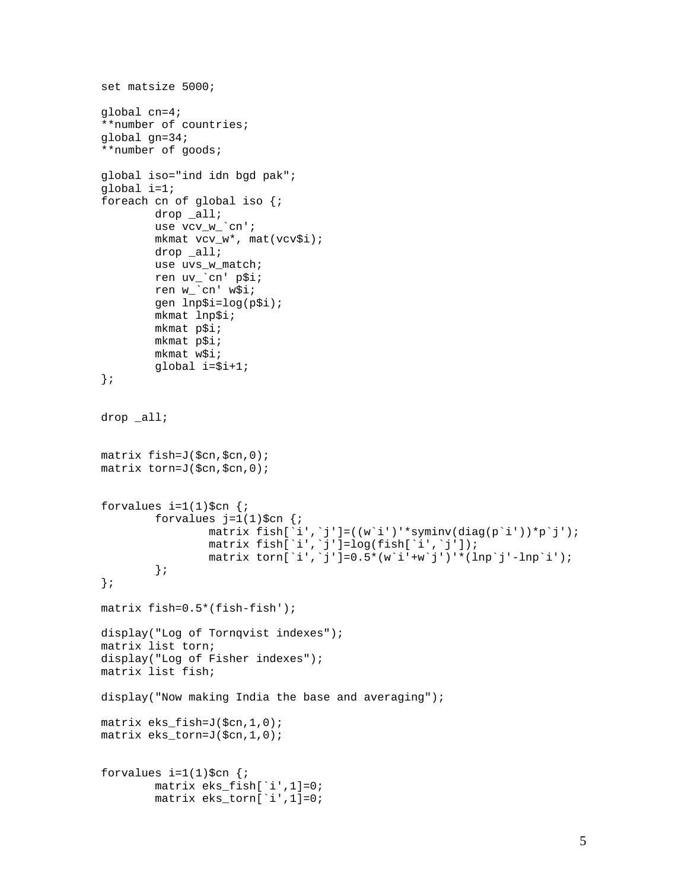```
set matsize 5000;

global cn=4;
**number of countries;
global gn=34;
**number of goods;

global iso="ind idn bgd pak";
global i=1;
foreach cn of global iso {;
        drop _all;
        use vcv_w_`cn';
        mkmat vcv_w*, mat(vcv$i);
        drop _all;
        use uvs_w_match;
        ren uv_`cn' p$i;
        ren w_`cn' w$i;
        gen lnp$i=log(p$i);
        mkmat lnp$i;
        mkmat p$i;
        mkmat p$i;
        mkmat w$i;
        global i=$i+1;
};


drop _all;


matrix fish=J($cn,$cn,0);
matrix torn=J($cn,$cn,0);


forvalues i=1(1)$cn {;
        forvalues j=1(1)$cn {;
                matrix fish[`i',`j']=((w`i')'*syminv(diag(p`i'))*p`j');
                matrix fish[`i',`j']=log(fish[`i',`j']);
                matrix torn[`i',`j']=0.5*(w`i'+w`j')'*(lnp`j'-lnp`i');
        };
};

matrix fish=0.5*(fish-fish');

display("Log of Tornqvist indexes");
matrix list torn;
display("Log of Fisher indexes");
matrix list fish;

display("Now making India the base and averaging");

matrix eks_fish=J($cn,1,0);
matrix eks_torn=J($cn,1,0);


forvalues i=1(1)$cn {;
        matrix eks_fish[`i',1]=0;
        matrix eks_torn[`i',1]=0;
```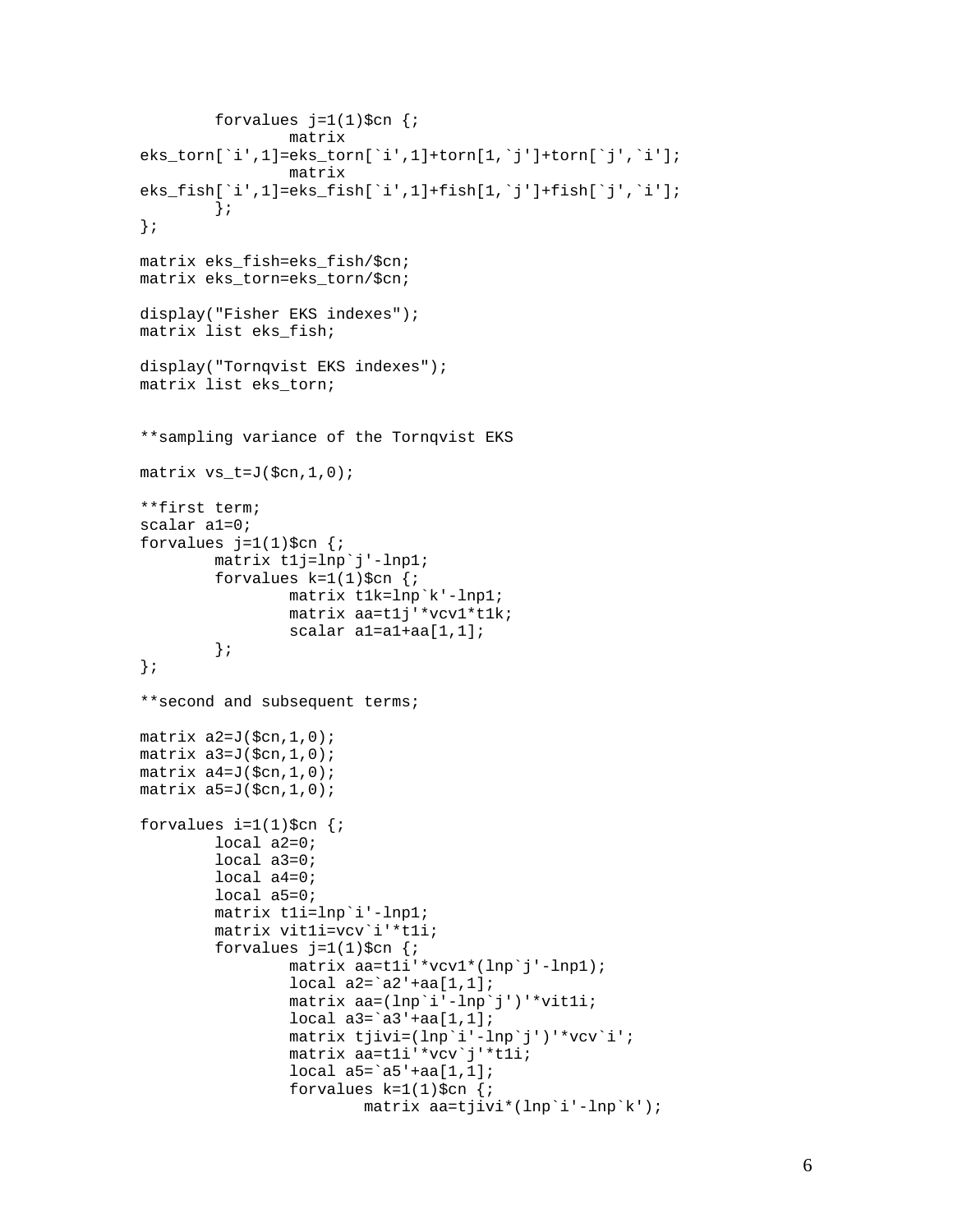```
        forvalues j=1(1)$cn {;
                matrix
eks_torn[`i',1]=eks_torn[`i',1]+torn[1,`j']+torn[`j',`i'];
                matrix
eks_fish[`i',1]=eks_fish[`i',1]+fish[1,`j']+fish[`j',`i'];
        };
};

matrix eks_fish=eks_fish/$cn;
matrix eks_torn=eks_torn/$cn;

display("Fisher EKS indexes");
matrix list eks_fish;

display("Tornqvist EKS indexes");
matrix list eks_torn;


**sampling variance of the Tornqvist EKS

matrix vs_t=J($cn,1,0);

**first term;
scalar a1=0;
forvalues j=1(1)$cn {;
        matrix t1j=lnp`j'-lnp1;
        forvalues k=1(1)$cn {;
                matrix t1k=lnp`k'-lnp1;
                matrix aa=t1j'*vcv1*t1k;
                scalar a1=a1+aa[1,1];
        };
};

**second and subsequent terms;

matrix a2=J($cn,1,0);
matrix a3=J($cn,1,0);
matrix a4=J($cn,1,0);
matrix a5=J($cn,1,0);

forvalues i=1(1)$cn {;
        local a2=0;
        local a3=0;
        local a4=0;
        local a5=0;
        matrix t1i=lnp`i'-lnp1;
        matrix vit1i=vcv`i'*t1i;
        forvalues j=1(1)$cn {;
                matrix aa=t1i'*vcv1*(lnp`j'-lnp1);
                local a2=`a2'+aa[1,1];
                matrix aa=(lnp`i'-lnp`j')'*vit1i;
                local a3=`a3'+aa[1,1];
                matrix tjivi=(lnp`i'-lnp`j')'*vcv`i';
                matrix aa=t1i'*vcv`j'*t1i;
                local a5=`a5'+aa[1,1];
                forvalues k=1(1)$cn {;
                        matrix aa=tjivi*(lnp`i'-lnp`k');
```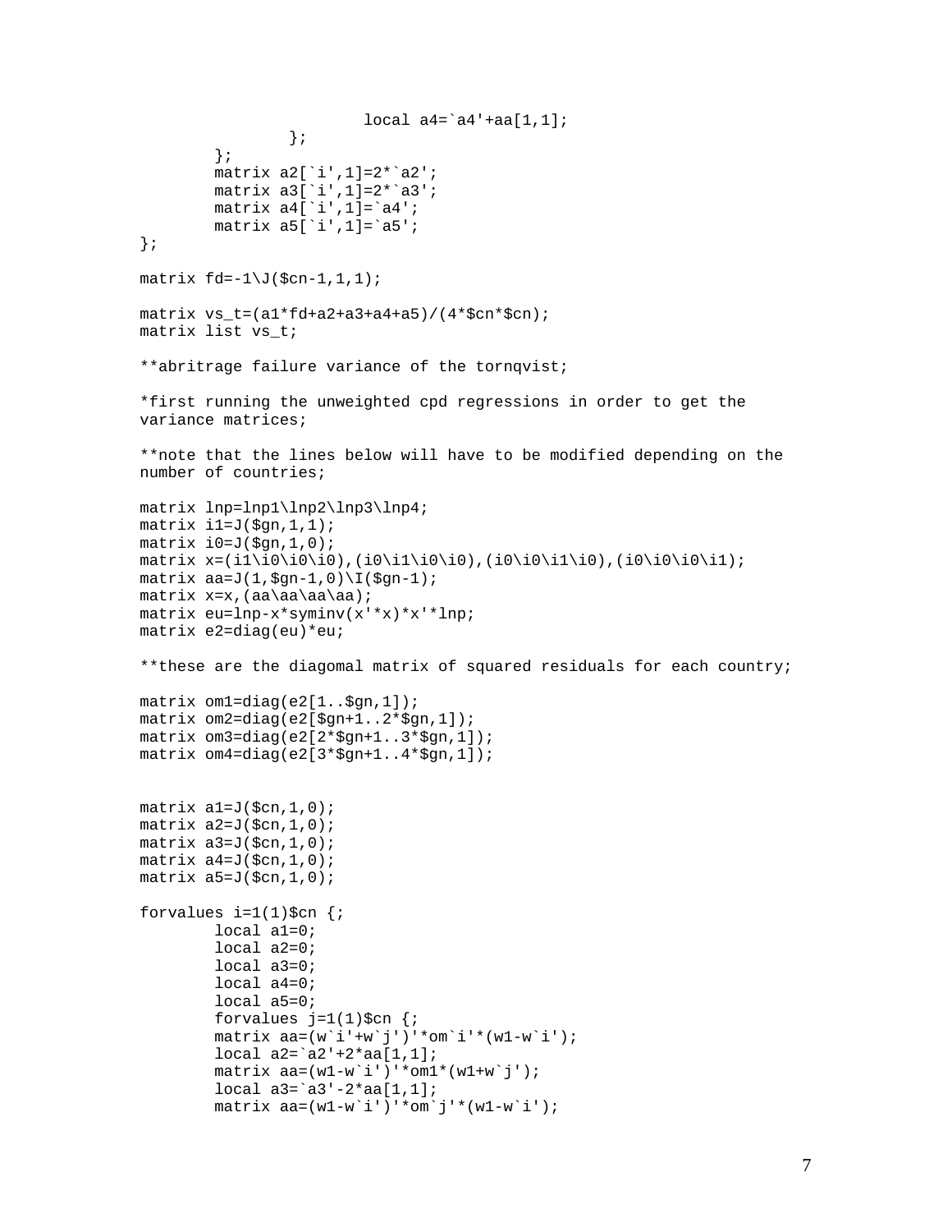```
                        local a4=`a4'+aa[1,1];
                };
        };
        matrix a2[`i',1]=2*`a2';
        matrix a3[`i',1]=2*`a3';
        matrix a4[`i',1]=`a4';
        matrix a5[`i',1]=`a5';
};

matrix fd=-1\J($cn-1,1,1);

matrix vs_t=(a1*fd+a2+a3+a4+a5)/(4*$cn*$cn);
matrix list vs_t;

**abritrage failure variance of the tornqvist;

*first running the unweighted cpd regressions in order to get the
variance matrices;

**note that the lines below will have to be modified depending on the
number of countries;

matrix lnp=lnp1\lnp2\lnp3\lnp4;
matrix i1=J($gn,1,1);
matrix i0=J($gn,1,0);
matrix x=(i1\i0\i0\i0),(i0\i1\i0\i0),(i0\i0\i1\i0),(i0\i0\i0\i1);
matrix aa=J(1,$gn-1,0)\I($gn-1);
matrix x=x,(aa\aa\aa\aa);
matrix eu=lnp-x*syminv(x'*x)*x'*lnp;
matrix e2=diag(eu)*eu;

**these are the diagomal matrix of squared residuals for each country;

matrix om1=diag(e2[1..$gn,1]);
matrix om2=diag(e2[$gn+1..2*$gn,1]);
matrix om3=diag(e2[2*$gn+1..3*$gn,1]);
matrix om4=diag(e2[3*$gn+1..4*$gn,1]);


matrix a1=J($cn,1,0);
matrix a2=J($cn,1,0);
matrix a3=J($cn,1,0);
matrix a4=J($cn,1,0);
matrix a5=J($cn,1,0);

forvalues i=1(1)$cn {;
        local a1=0;
        local a2=0;
        local a3=0;
        local a4=0;
        local a5=0;
        forvalues j=1(1)$cn {;
        matrix aa=(w`i'+w`j')'*om`i'*(w1-w`i');
        local a2=`a2'+2*aa[1,1];
        matrix aa=(w1-w`i')'*om1*(w1+w`j');
        local a3=`a3'-2*aa[1,1];
        matrix aa=(w1-w`i')'*om`j'*(w1-w`i');
```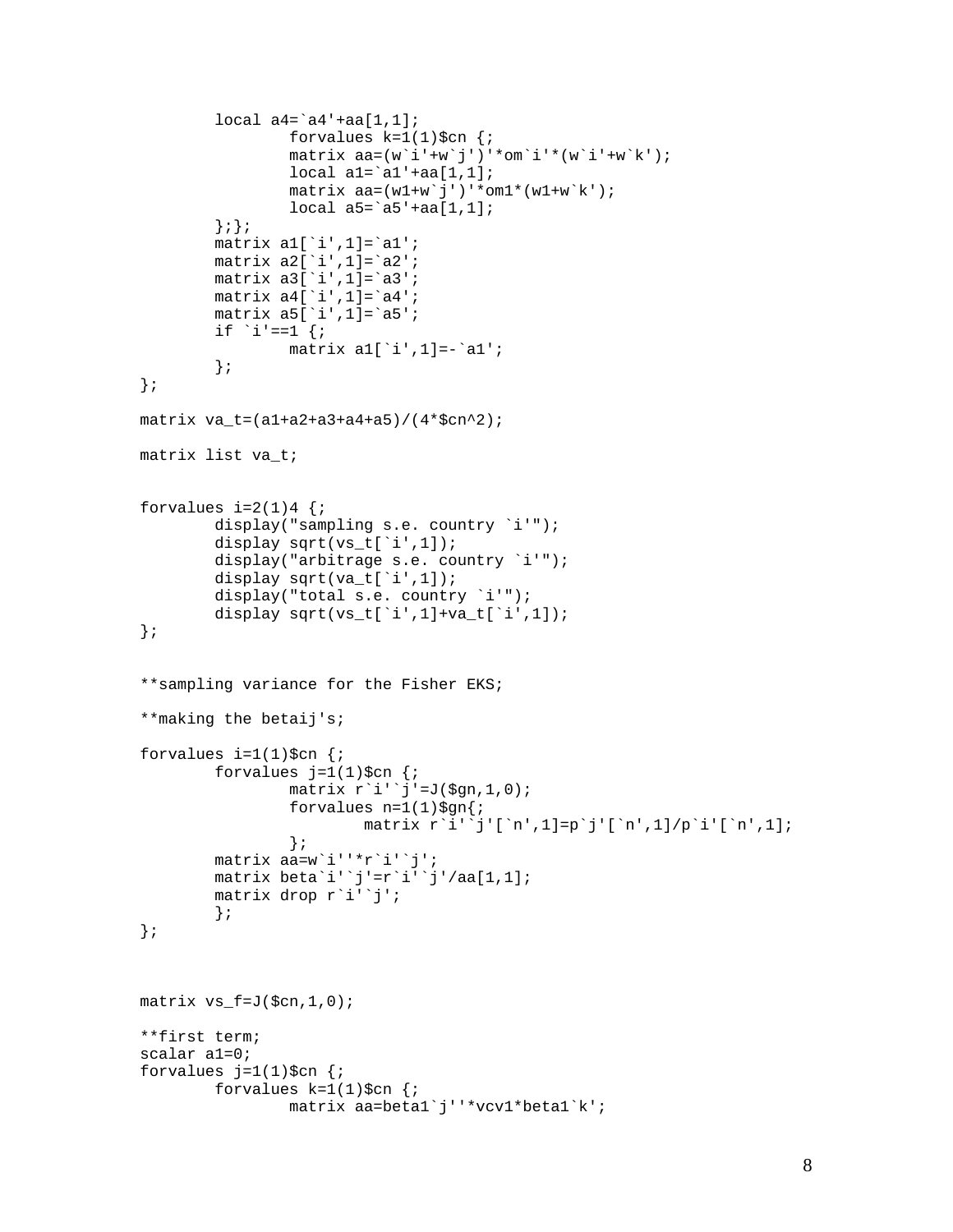```
        local a4=`a4'+aa[1,1];
                forvalues k=1(1)$cn {;
                matrix aa=(w`i'+w`j')'*om`i'*(w`i'+w`k');
                local a1=`a1'+aa[1,1];
                matrix aa=(w1+w`j')'*om1*(w1+w`k');
                local a5=`a5'+aa[1,1];
        };};
        matrix a1[`i',1]=`a1';
        matrix a2[`i',1]=`a2';
        matrix a3[`i',1]=`a3';
        matrix a4[`i',1]=`a4';
        matrix a5[`i',1]=`a5';
        if `i'==1 {;
                matrix a1[`i',1]=-`a1';
        };
};

matrix va_t=(a1+a2+a3+a4+a5)/(4*$cn^2);

matrix list va_t;


forvalues i=2(1)4 {;
        display("sampling s.e. country `i'");
        display sqrt(vs_t[`i',1]);
        display("arbitrage s.e. country `i'");
        display sqrt(va_t[`i',1]);
        display("total s.e. country `i'");
        display sqrt(vs_t[`i',1]+va_t[`i',1]);
};


**sampling variance for the Fisher EKS;

**making the betaij's;

forvalues i=1(1)$cn {;
        forvalues j=1(1)$cn {;
                matrix r`i'`j'=J($gn,1,0);
                forvalues n=1(1)$gn{;
                        matrix r`i'`j'[`n',1]=p`j'[`n',1]/p`i'[`n',1];
                };
        matrix aa=w`i''*r`i'`j';
        matrix beta`i'`j'=r`i'`j'/aa[1,1];
        matrix drop r`i'`j';
        };
};



matrix vs_f=J($cn,1,0);

**first term;
scalar a1=0;
forvalues j=1(1)$cn {;
        forvalues k=1(1)$cn {;
                matrix aa=beta1`j''*vcv1*beta1`k';
```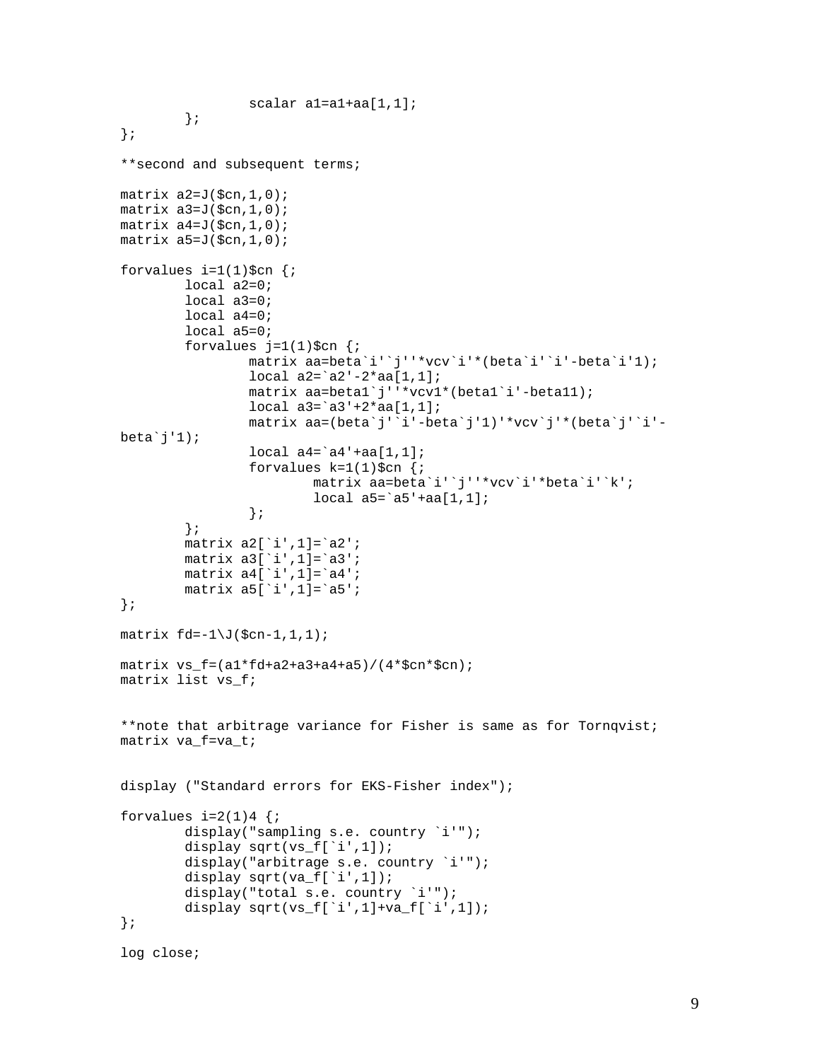```
                scalar a1=a1+aa[1,1];
        };
};

**second and subsequent terms;

matrix a2=J($cn,1,0);
matrix a3=J($cn,1,0);
matrix a4=J($cn,1,0);
matrix a5=J($cn,1,0);

forvalues i=1(1)$cn {;
        local a2=0;
        local a3=0;
        local a4=0;
        local a5=0;
        forvalues j=1(1)$cn {;
                matrix aa=beta`i'`j''*vcv`i'*(beta`i'`i'-beta`i'1);
                local a2=`a2'-2*aa[1,1];
                matrix aa=beta1`j''*vcv1*(beta1`i'-beta11);
                local a3=`a3'+2*aa[1,1];
                matrix aa=(beta`j'`i'-beta`j'1)'*vcv`j'*(beta`j'`i'-
beta`j'1);
                local a4=`a4'+aa[1,1];
                forvalues k=1(1)$cn {;
                        matrix aa=beta`i'`j''*vcv`i'*beta`i'`k';
                        local a5=`a5'+aa[1,1];
                };
        };
        matrix a2[`i',1]=`a2';
        matrix a3[`i',1]=`a3';
        matrix a4[`i',1]=`a4';
        matrix a5[`i',1]=`a5';
};

matrix fd=-1\J($cn-1,1,1);

matrix vs_f=(a1*fd+a2+a3+a4+a5)/(4*$cn*$cn);
matrix list vs_f;


**note that arbitrage variance for Fisher is same as for Tornqvist;
matrix va_f=va_t;


display ("Standard errors for EKS-Fisher index");

forvalues i=2(1)4 {;
        display("sampling s.e. country `i'");
        display sqrt(vs_f[`i',1]);
        display("arbitrage s.e. country `i'");
        display sqrt(va_f[`i',1]);
        display("total s.e. country `i'");
        display sqrt(vs_f[`i',1]+va_f[`i',1]);
};

log close;
```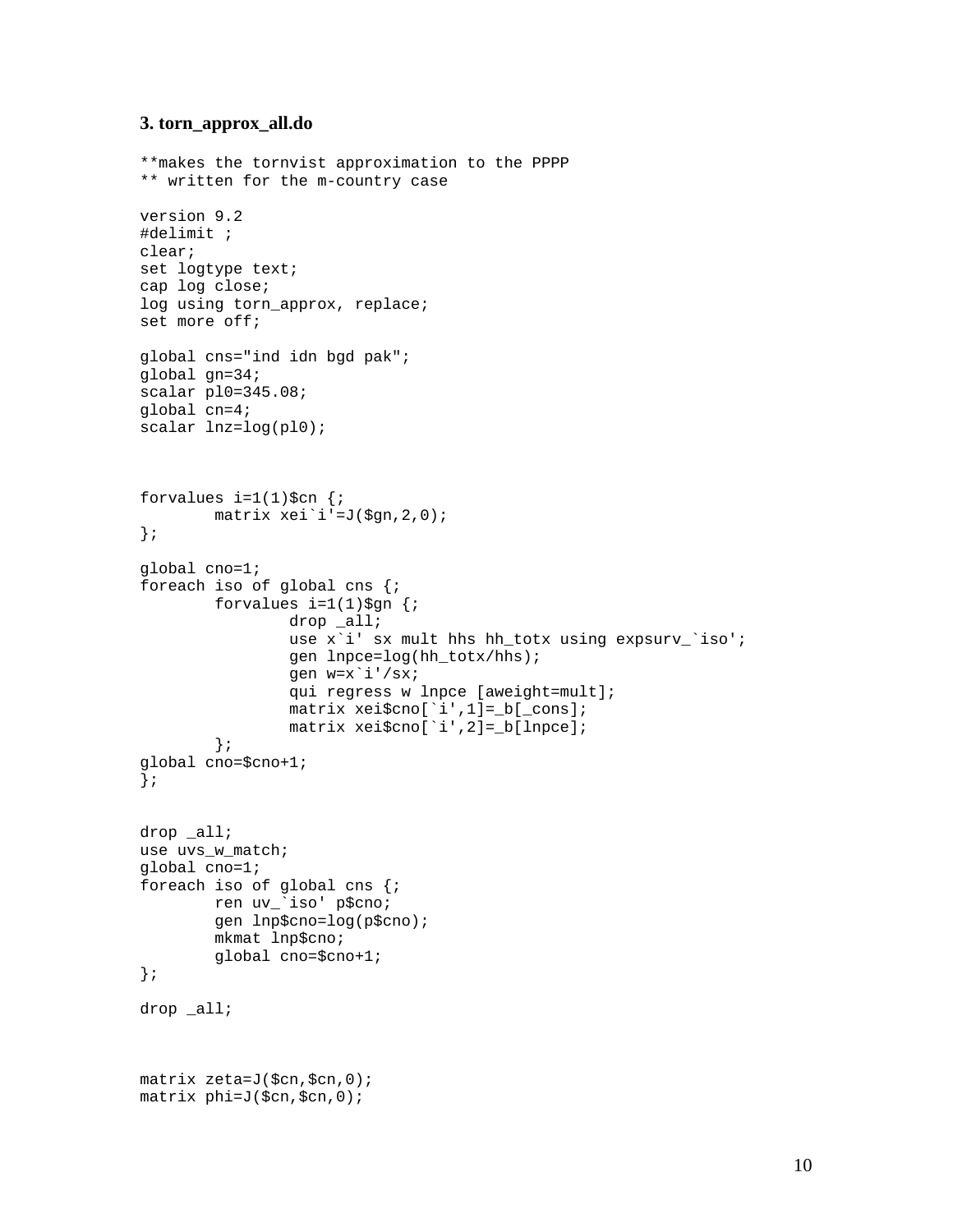### 3. torn_approx_all.do

```
**makes the tornvist approximation to the PPPP
** written for the m-country case

version 9.2
#delimit ;
clear;
set logtype text;
cap log close;
log using torn_approx, replace;
set more off;

global cns="ind idn bgd pak";
global gn=34;
scalar pl0=345.08;
global cn=4;
scalar lnz=log(pl0);



forvalues i=1(1)$cn {;
        matrix xei`i'=J($gn,2,0);
};

global cno=1;
foreach iso of global cns {;
        forvalues i=1(1)$gn {;
                drop _all;
                use x`i' sx mult hhs hh_totx using expsurv_`iso';
                gen lnpce=log(hh_totx/hhs);
                gen w=x`i'/sx;
                qui regress w lnpce [aweight=mult];
                matrix xei$cno[`i',1]=_b[_cons];
                matrix xei$cno[`i',2]=_b[lnpce];
        };
global cno=$cno+1;
};


drop _all;
use uvs_w_match;
global cno=1;
foreach iso of global cns {;
        ren uv_`iso' p$cno;
        gen lnp$cno=log(p$cno);
        mkmat lnp$cno;
        global cno=$cno+1;
};

drop _all;



matrix zeta=J($cn,$cn,0);
matrix phi=J($cn,$cn,0);
```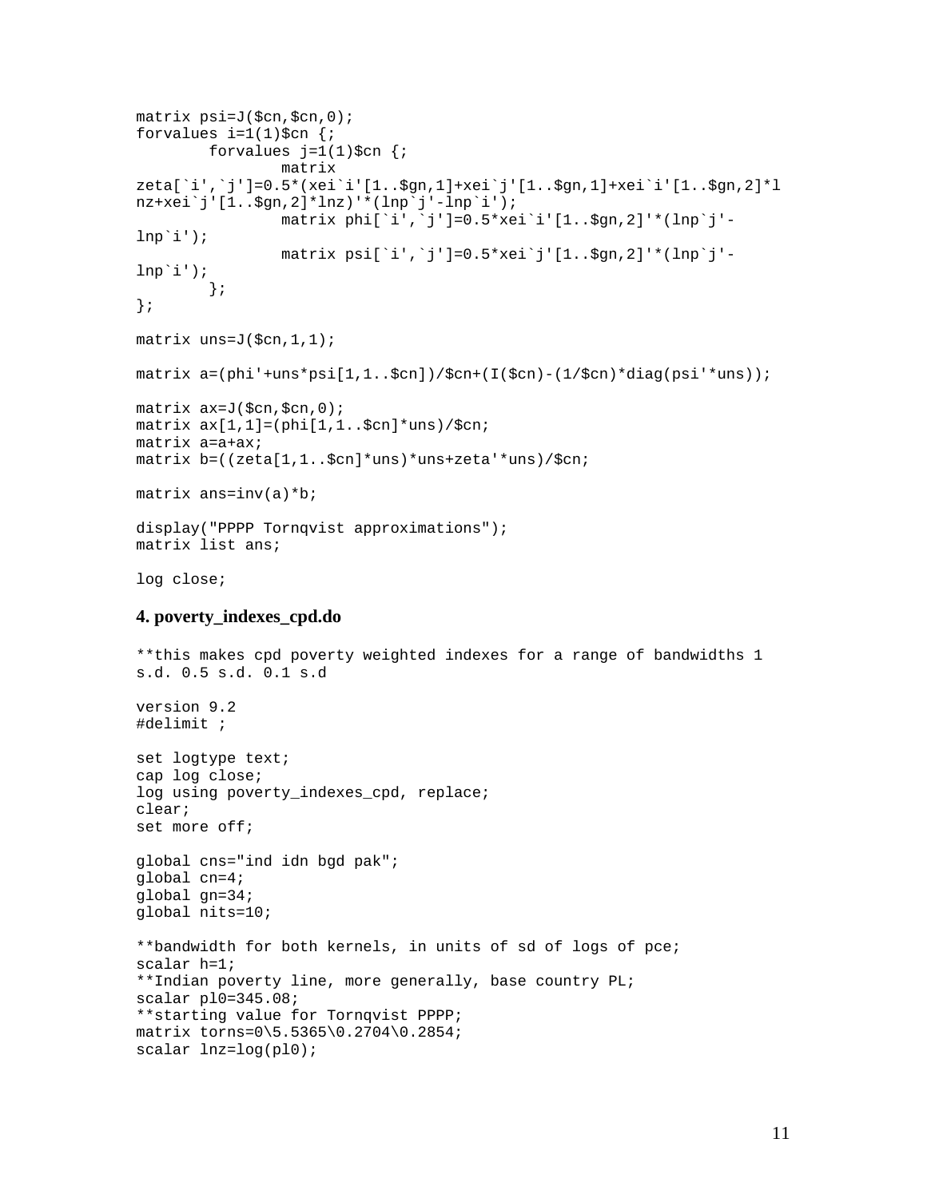```
matrix psi=J($cn,$cn,0);
forvalues i=1(1)$cn {;
        forvalues j=1(1)$cn {;
                matrix
zeta[`i',`j']=0.5*(xei`i'[1..$gn,1]+xei`j'[1..$gn,1]+xei`i'[1..$gn,2]*l
nz+xei`j'[1..$gn,2]*lnz)'*(lnp`j'-lnp`i');
                matrix phi[`i',`j']=0.5*xei`i'[1..$gn,2]'*(lnp`j'-
lnp`i');
                matrix psi[`i',`j']=0.5*xei`j'[1..$gn,2]'*(lnp`j'-
lnp`i');
        };
};

matrix uns=J($cn,1,1);

matrix a=(phi'+uns*psi[1,1..$cn])/$cn+(I($cn)-(1/$cn)*diag(psi'*uns));

matrix ax=J($cn,$cn,0);
matrix ax[1,1]=(phi[1,1..$cn]*uns)/$cn;
matrix a=a+ax;
matrix b=((zeta[1,1..$cn]*uns)*uns+zeta'*uns)/$cn;

matrix ans=inv(a)*b;

display("PPPP Tornqvist approximations");
matrix list ans;

log close;
```

### 4. poverty_indexes_cpd.do

```
**this makes cpd poverty weighted indexes for a range of bandwidths 1
s.d. 0.5 s.d. 0.1 s.d

version 9.2
#delimit ;

set logtype text;
cap log close;
log using poverty_indexes_cpd, replace;
clear;
set more off;

global cns="ind idn bgd pak";
global cn=4;
global gn=34;
global nits=10;

**bandwidth for both kernels, in units of sd of logs of pce;
scalar h=1;
**Indian poverty line, more generally, base country PL;
scalar pl0=345.08;
**starting value for Tornqvist PPPP;
matrix torns=0\5.5365\0.2704\0.2854;
scalar lnz=log(pl0);
```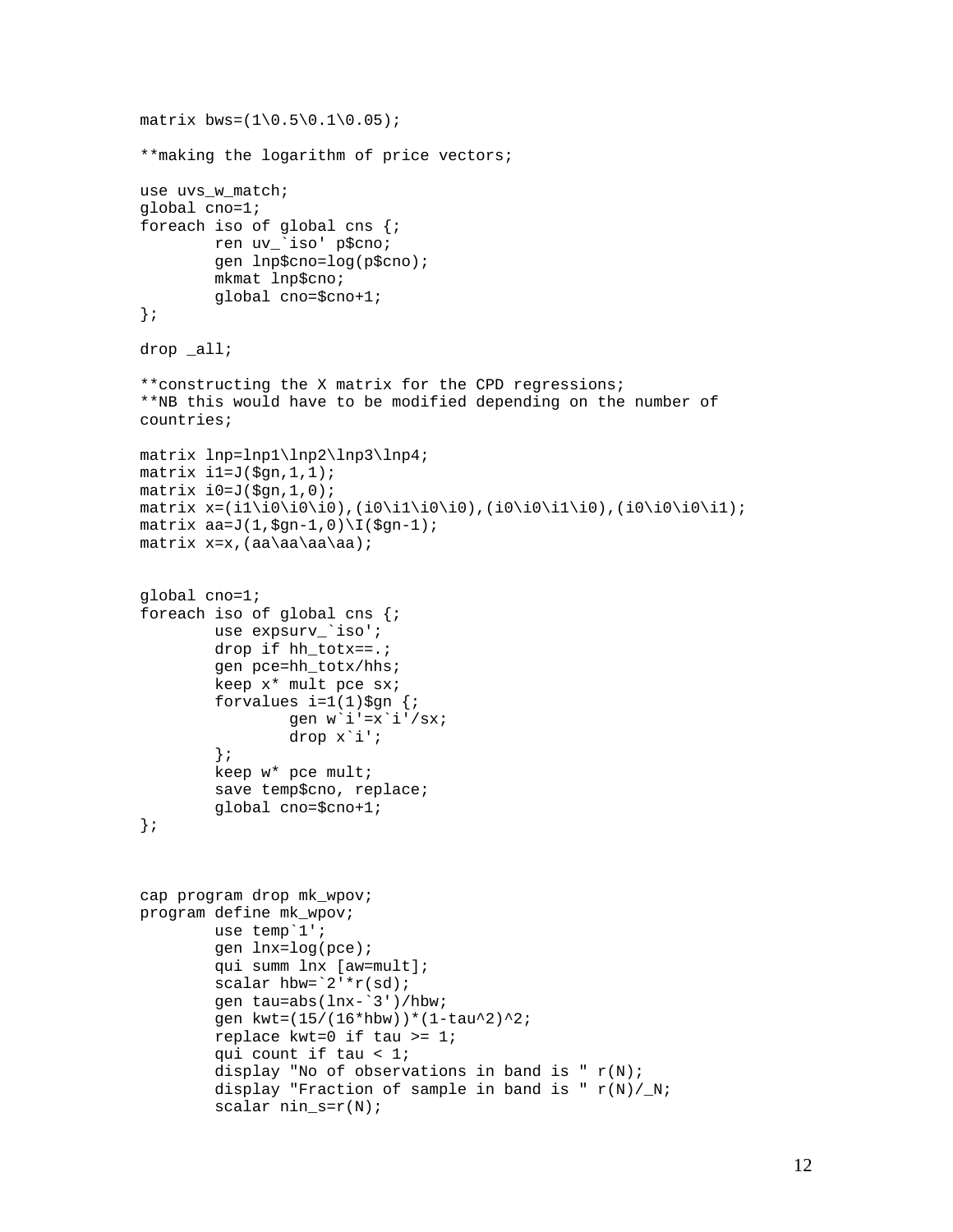```
matrix bws=(1\0.5\0.1\0.05);

**making the logarithm of price vectors;

use uvs_w_match;
global cno=1;
foreach iso of global cns {;
        ren uv_`iso' p$cno;
        gen lnp$cno=log(p$cno);
        mkmat lnp$cno;
        global cno=$cno+1;
};

drop _all;

**constructing the X matrix for the CPD regressions;
**NB this would have to be modified depending on the number of
countries;

matrix lnp=lnp1\lnp2\lnp3\lnp4;
matrix i1=J($gn,1,1);
matrix i0=J($gn,1,0);
matrix x=(i1\i0\i0\i0),(i0\i1\i0\i0),(i0\i0\i1\i0),(i0\i0\i0\i1);
matrix aa=J(1,$gn-1,0)\I($gn-1);
matrix x=x,(aa\aa\aa\aa);


global cno=1;
foreach iso of global cns {;
        use expsurv_`iso';
        drop if hh_totx==.;
        gen pce=hh_totx/hhs;
        keep x* mult pce sx;
        forvalues i=1(1)$gn {;
                gen w`i'=x`i'/sx;
                drop x`i';
        };
        keep w* pce mult;
        save temp$cno, replace;
        global cno=$cno+1;
};



cap program drop mk_wpov;
program define mk_wpov;
        use temp`1';
        gen lnx=log(pce);
        qui summ lnx [aw=mult];
        scalar hbw=`2'*r(sd);
        gen tau=abs(lnx-`3')/hbw;
        gen kwt=(15/(16*hbw))*(1-tau^2)^2;
        replace kwt=0 if tau >= 1;
        qui count if tau < 1;
        display "No of observations in band is " r(N);
        display "Fraction of sample in band is " r(N)/_N;
        scalar nin_s=r(N);
```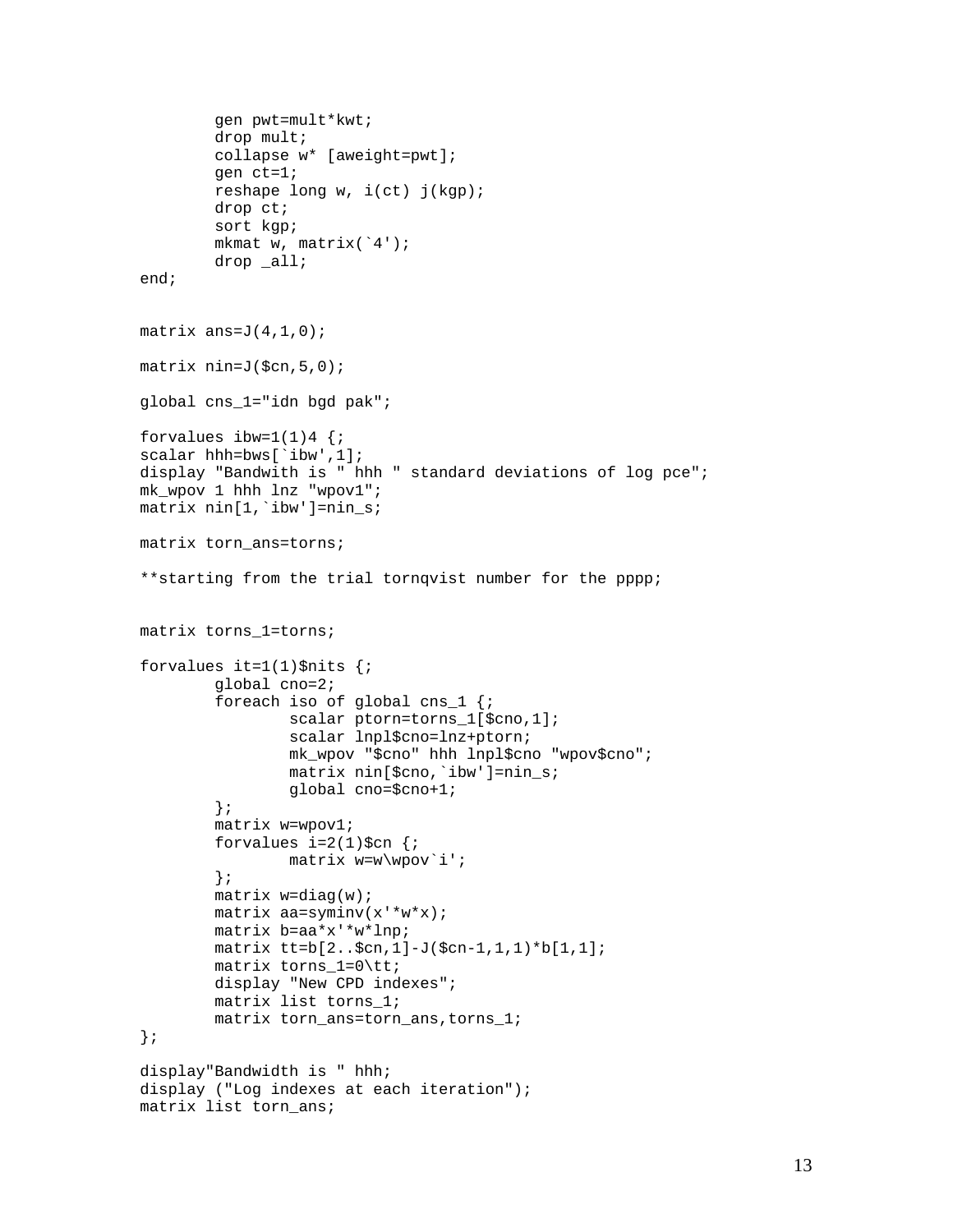```
        gen pwt=mult*kwt;
        drop mult;
        collapse w* [aweight=pwt];
        gen ct=1;
        reshape long w, i(ct) j(kgp);
        drop ct;
        sort kgp;
        mkmat w, matrix(`4');
        drop _all;
end;


matrix ans=J(4,1,0);

matrix nin=J($cn,5,0);

global cns_1="idn bgd pak";

forvalues ibw=1(1)4 {;
scalar hhh=bws[`ibw',1];
display "Bandwith is " hhh " standard deviations of log pce";
mk_wpov 1 hhh lnz "wpov1";
matrix nin[1,`ibw']=nin_s;

matrix torn_ans=torns;

**starting from the trial tornqvist number for the pppp;


matrix torns_1=torns;

forvalues it=1(1)$nits {;
        global cno=2;
        foreach iso of global cns_1 {;
                scalar ptorn=torns_1[$cno,1];
                scalar lnpl$cno=lnz+ptorn;
                mk_wpov "$cno" hhh lnpl$cno "wpov$cno";
                matrix nin[$cno,`ibw']=nin_s;
                global cno=$cno+1;
        };
        matrix w=wpov1;
        forvalues i=2(1)$cn {;
                matrix w=w\wpov`i';
        };
        matrix w=diag(w);
        matrix aa=syminv(x'*w*x);
        matrix b=aa*x'*w*lnp;
        matrix tt=b[2..$cn,1]-J($cn-1,1,1)*b[1,1];
        matrix torns_1=0\tt;
        display "New CPD indexes";
        matrix list torns_1;
        matrix torn_ans=torn_ans,torns_1;
};

display"Bandwidth is " hhh;
display ("Log indexes at each iteration");
matrix list torn_ans;
```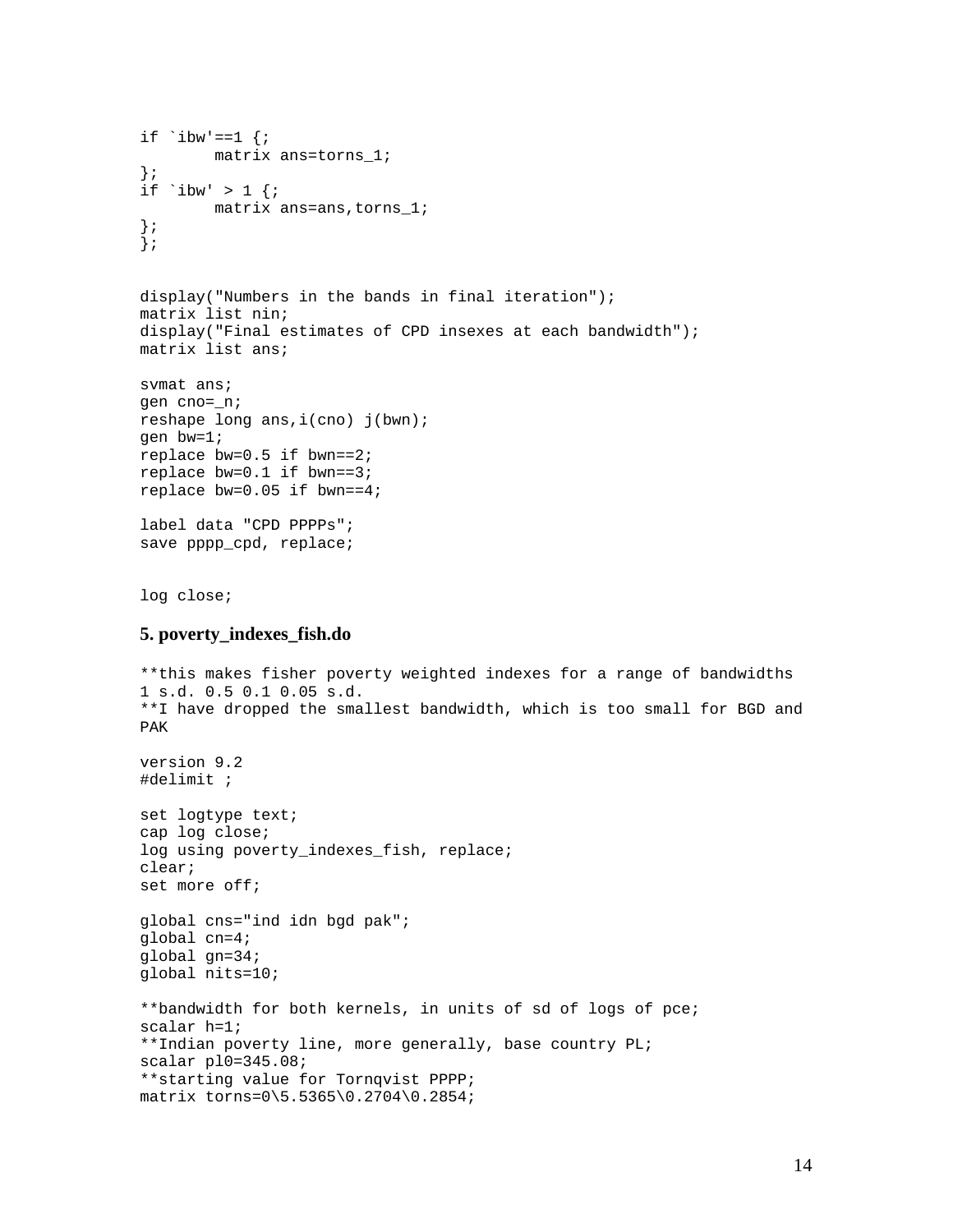```
if `ibw'==1 {;
        matrix ans=torns_1;
};
if `ibw' > 1 {;
        matrix ans=ans,torns_1;
};
};


display("Numbers in the bands in final iteration");
matrix list nin;
display("Final estimates of CPD insexes at each bandwidth");
matrix list ans;

svmat ans;
gen cno=_n;
reshape long ans,i(cno) j(bwn);
gen bw=1;
replace bw=0.5 if bwn==2;
replace bw=0.1 if bwn==3;
replace bw=0.05 if bwn==4;

label data "CPD PPPPs";
save pppp_cpd, replace;


log close;
```

### 5. poverty_indexes_fish.do

```
**this makes fisher poverty weighted indexes for a range of bandwidths
1 s.d. 0.5 0.1 0.05 s.d.
**I have dropped the smallest bandwidth, which is too small for BGD and
PAK

version 9.2
#delimit ;

set logtype text;
cap log close;
log using poverty_indexes_fish, replace;
clear;
set more off;

global cns="ind idn bgd pak";
global cn=4;
global gn=34;
global nits=10;

**bandwidth for both kernels, in units of sd of logs of pce;
scalar h=1;
**Indian poverty line, more generally, base country PL;
scalar pl0=345.08;
**starting value for Tornqvist PPPP;
matrix torns=0\5.5365\0.2704\0.2854;
```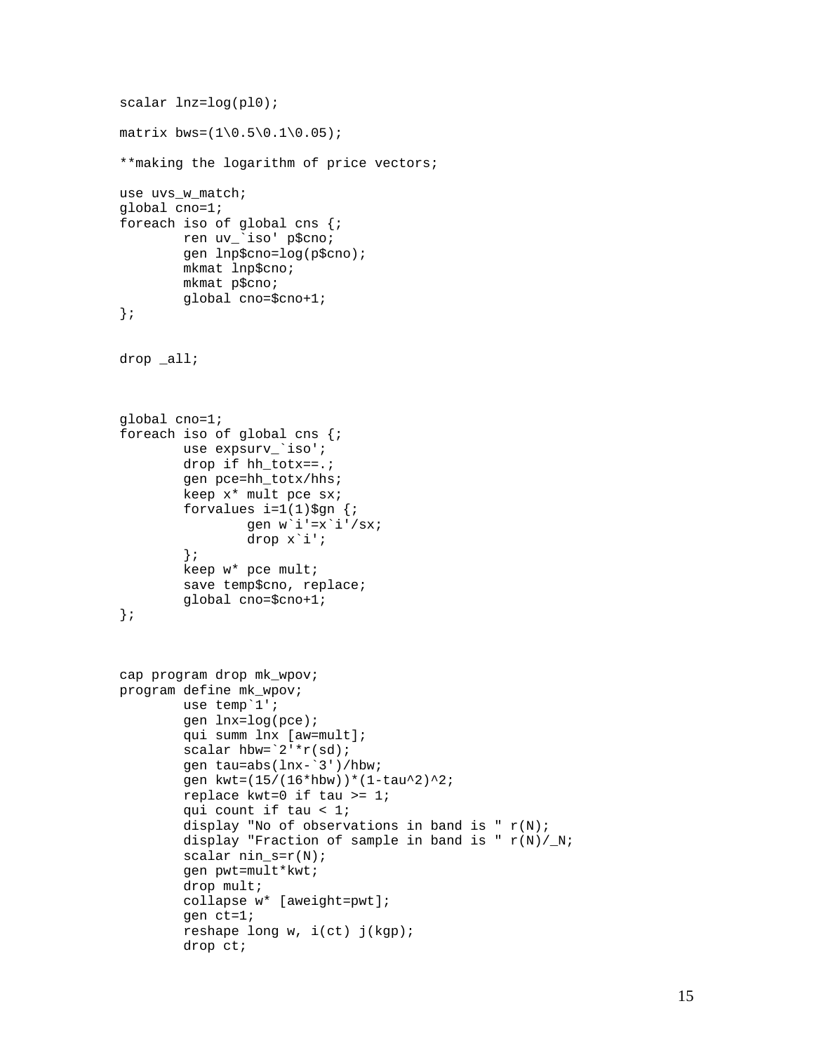```
scalar lnz=log(pl0);

matrix bws=(1\0.5\0.1\0.05);

**making the logarithm of price vectors;

use uvs_w_match;
global cno=1;
foreach iso of global cns {;
        ren uv_`iso' p$cno;
        gen lnp$cno=log(p$cno);
        mkmat lnp$cno;
        mkmat p$cno;
        global cno=$cno+1;
};


drop _all;



global cno=1;
foreach iso of global cns {;
        use expsurv_`iso';
        drop if hh_totx==.;
        gen pce=hh_totx/hhs;
        keep x* mult pce sx;
        forvalues i=1(1)$gn {;
                gen w`i'=x`i'/sx;
                drop x`i';
        };
        keep w* pce mult;
        save temp$cno, replace;
        global cno=$cno+1;
};



cap program drop mk_wpov;
program define mk_wpov;
        use temp`1';
        gen lnx=log(pce);
        qui summ lnx [aw=mult];
        scalar hbw=`2'*r(sd);
        gen tau=abs(lnx-`3')/hbw;
        gen kwt=(15/(16*hbw))*(1-tau^2)^2;
        replace kwt=0 if tau >= 1;
        qui count if tau < 1;
        display "No of observations in band is " r(N);
        display "Fraction of sample in band is " r(N)/_N;
        scalar nin_s=r(N);
        gen pwt=mult*kwt;
        drop mult;
        collapse w* [aweight=pwt];
        gen ct=1;
        reshape long w, i(ct) j(kgp);
        drop ct;
```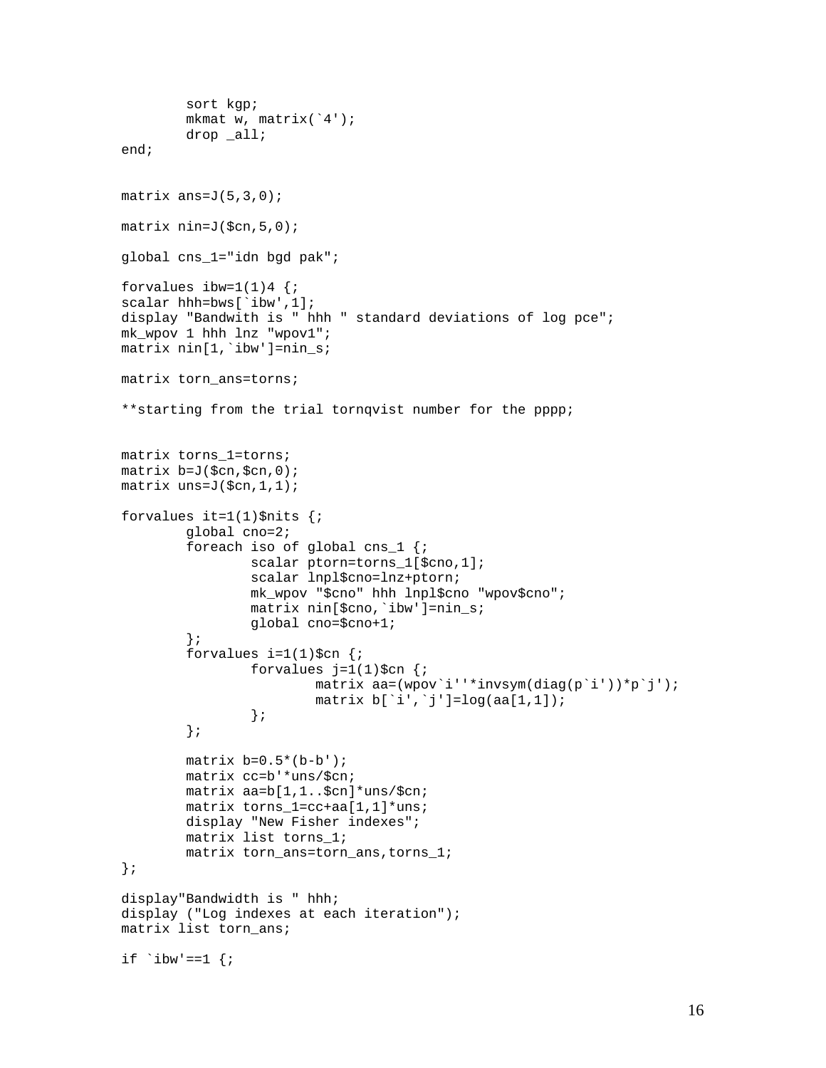```
        sort kgp;
        mkmat w, matrix(`4');
        drop _all;
end;


matrix ans=J(5,3,0);

matrix nin=J($cn,5,0);

global cns_1="idn bgd pak";

forvalues ibw=1(1)4 {;
scalar hhh=bws[`ibw',1];
display "Bandwith is " hhh " standard deviations of log pce";
mk_wpov 1 hhh lnz "wpov1";
matrix nin[1,`ibw']=nin_s;

matrix torn_ans=torns;

**starting from the trial tornqvist number for the pppp;


matrix torns_1=torns;
matrix b=J($cn,$cn,0);
matrix uns=J($cn,1,1);

forvalues it=1(1)$nits {;
        global cno=2;
        foreach iso of global cns_1 {;
                scalar ptorn=torns_1[$cno,1];
                scalar lnpl$cno=lnz+ptorn;
                mk_wpov "$cno" hhh lnpl$cno "wpov$cno";
                matrix nin[$cno,`ibw']=nin_s;
                global cno=$cno+1;
        };
        forvalues i=1(1)$cn {;
                forvalues j=1(1)$cn {;
                        matrix aa=(wpov`i''*invsym(diag(p`i'))*p`j');
                        matrix b[`i',`j']=log(aa[1,1]);
                };
        };

        matrix b=0.5*(b-b');
        matrix cc=b'*uns/$cn;
        matrix aa=b[1,1..$cn]*uns/$cn;
        matrix torns_1=cc+aa[1,1]*uns;
        display "New Fisher indexes";
        matrix list torns_1;
        matrix torn_ans=torn_ans,torns_1;
};

display"Bandwidth is " hhh;
display ("Log indexes at each iteration");
matrix list torn_ans;

if `ibw'==1 {;
```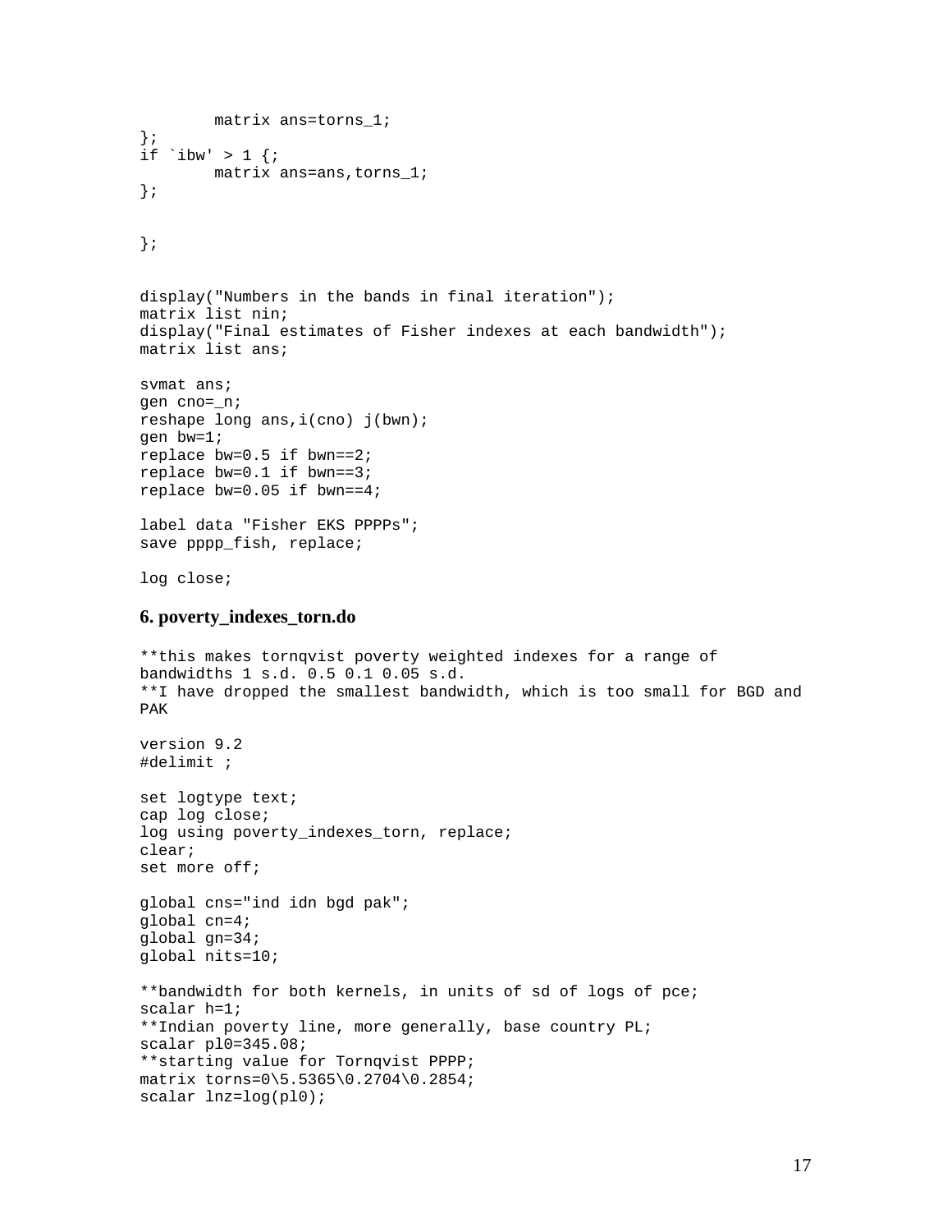```
        matrix ans=torns_1;
};
if `ibw' > 1 {;
        matrix ans=ans,torns_1;
};


};


display("Numbers in the bands in final iteration");
matrix list nin;
display("Final estimates of Fisher indexes at each bandwidth");
matrix list ans;

svmat ans;
gen cno=_n;
reshape long ans,i(cno) j(bwn);
gen bw=1;
replace bw=0.5 if bwn==2;
replace bw=0.1 if bwn==3;
replace bw=0.05 if bwn==4;

label data "Fisher EKS PPPPs";
save pppp_fish, replace;

log close;
```

### 6. poverty_indexes_torn.do

```
**this makes tornqvist poverty weighted indexes for a range of
bandwidths 1 s.d. 0.5 0.1 0.05 s.d.
**I have dropped the smallest bandwidth, which is too small for BGD and
PAK

version 9.2
#delimit ;

set logtype text;
cap log close;
log using poverty_indexes_torn, replace;
clear;
set more off;

global cns="ind idn bgd pak";
global cn=4;
global gn=34;
global nits=10;

**bandwidth for both kernels, in units of sd of logs of pce;
scalar h=1;
**Indian poverty line, more generally, base country PL;
scalar pl0=345.08;
**starting value for Tornqvist PPPP;
matrix torns=0\5.5365\0.2704\0.2854;
scalar lnz=log(pl0);
```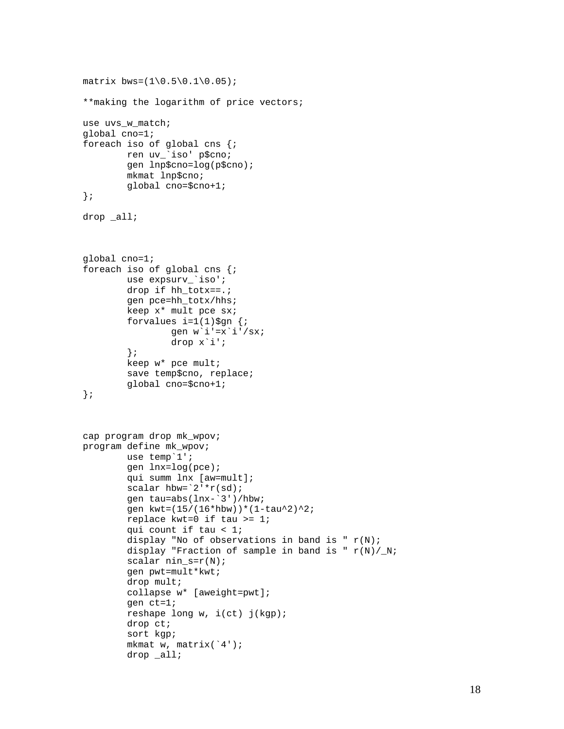```
matrix bws=(1\0.5\0.1\0.05);

**making the logarithm of price vectors;

use uvs_w_match;
global cno=1;
foreach iso of global cns {;
        ren uv_`iso' p$cno;
        gen lnp$cno=log(p$cno);
        mkmat lnp$cno;
        global cno=$cno+1;
};

drop _all;



global cno=1;
foreach iso of global cns {;
        use expsurv_`iso';
        drop if hh_totx==.;
        gen pce=hh_totx/hhs;
        keep x* mult pce sx;
        forvalues i=1(1)$gn {;
                gen w`i'=x`i'/sx;
                drop x`i';
        };
        keep w* pce mult;
        save temp$cno, replace;
        global cno=$cno+1;
};



cap program drop mk_wpov;
program define mk_wpov;
        use temp`1';
        gen lnx=log(pce);
        qui summ lnx [aw=mult];
        scalar hbw=`2'*r(sd);
        gen tau=abs(lnx-`3')/hbw;
        gen kwt=(15/(16*hbw))*(1-tau^2)^2;
        replace kwt=0 if tau >= 1;
        qui count if tau < 1;
        display "No of observations in band is " r(N);
        display "Fraction of sample in band is " r(N)/_N;
        scalar nin_s=r(N);
        gen pwt=mult*kwt;
        drop mult;
        collapse w* [aweight=pwt];
        gen ct=1;
        reshape long w, i(ct) j(kgp);
        drop ct;
        sort kgp;
        mkmat w, matrix(`4');
        drop _all;
```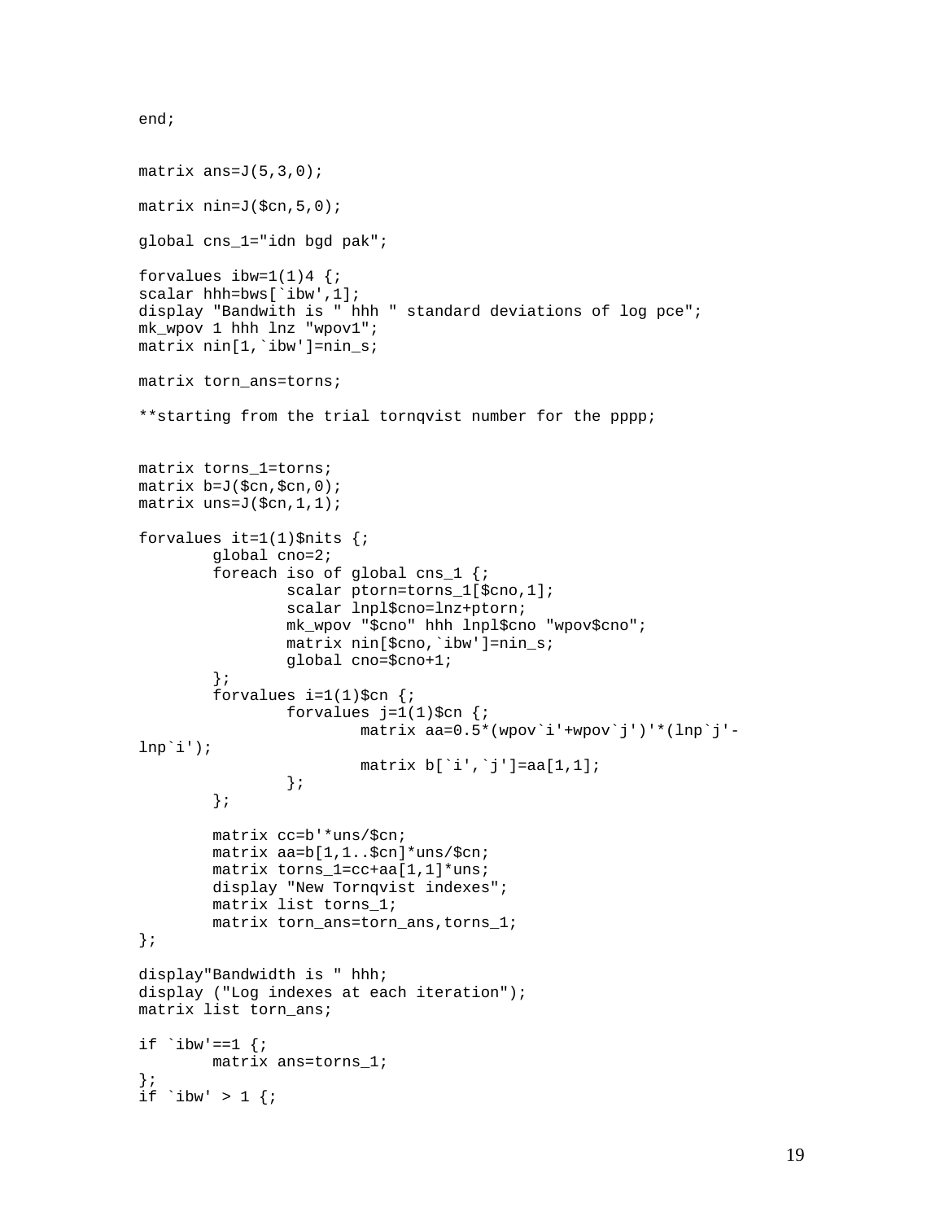```
end;


matrix ans=J(5,3,0);

matrix nin=J($cn,5,0);

global cns_1="idn bgd pak";

forvalues ibw=1(1)4 {;
scalar hhh=bws[`ibw',1];
display "Bandwith is " hhh " standard deviations of log pce";
mk_wpov 1 hhh lnz "wpov1";
matrix nin[1,`ibw']=nin_s;

matrix torn_ans=torns;

**starting from the trial tornqvist number for the pppp;


matrix torns_1=torns;
matrix b=J($cn,$cn,0);
matrix uns=J($cn,1,1);

forvalues it=1(1)$nits {;
        global cno=2;
        foreach iso of global cns_1 {;
                scalar ptorn=torns_1[$cno,1];
                scalar lnpl$cno=lnz+ptorn;
                mk_wpov "$cno" hhh lnpl$cno "wpov$cno";
                matrix nin[$cno,`ibw']=nin_s;
                global cno=$cno+1;
        };
        forvalues i=1(1)$cn {;
                forvalues j=1(1)$cn {;
                        matrix aa=0.5*(wpov`i'+wpov`j')'*(lnp`j'-
lnp`i');
                        matrix b[`i',`j']=aa[1,1];
                };
        };

        matrix cc=b'*uns/$cn;
        matrix aa=b[1,1..$cn]*uns/$cn;
        matrix torns_1=cc+aa[1,1]*uns;
        display "New Tornqvist indexes";
        matrix list torns_1;
        matrix torn_ans=torn_ans,torns_1;
};

display"Bandwidth is " hhh;
display ("Log indexes at each iteration");
matrix list torn_ans;

if `ibw'==1 {;
        matrix ans=torns_1;
};
if `ibw' > 1 {;
```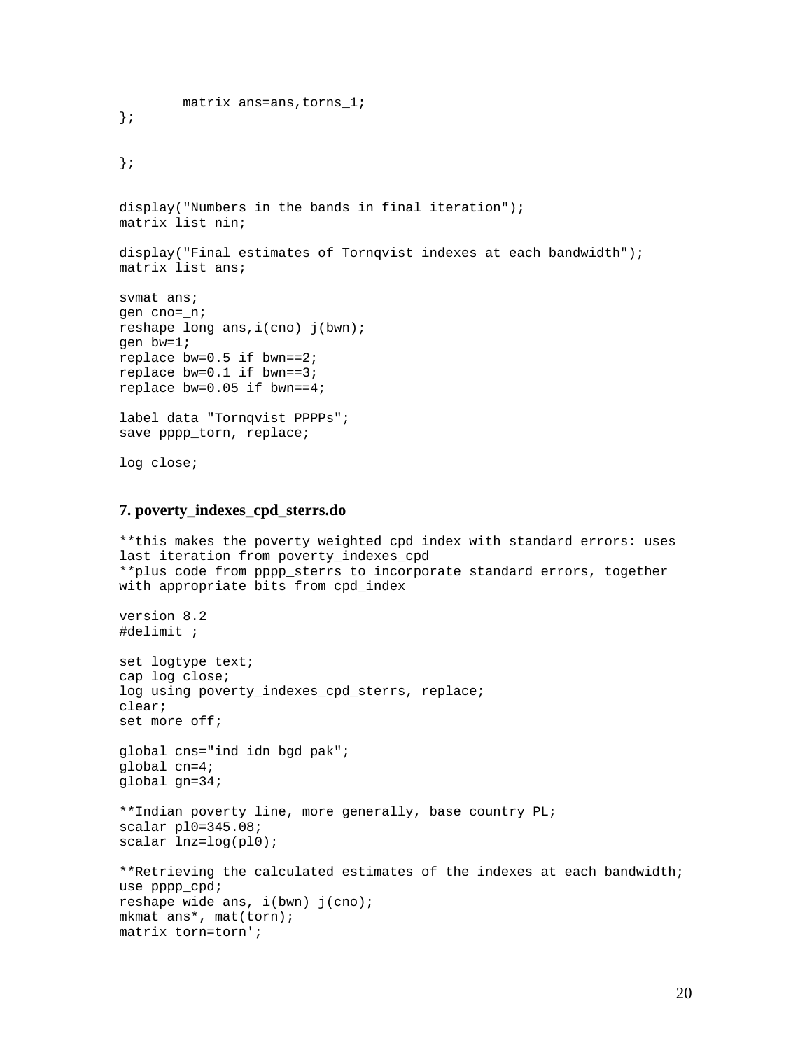```
        matrix ans=ans,torns_1;
};


};


display("Numbers in the bands in final iteration");
matrix list nin;

display("Final estimates of Tornqvist indexes at each bandwidth");
matrix list ans;

svmat ans;
gen cno=_n;
reshape long ans,i(cno) j(bwn);
gen bw=1;
replace bw=0.5 if bwn==2;
replace bw=0.1 if bwn==3;
replace bw=0.05 if bwn==4;

label data "Tornqvist PPPPs";
save pppp_torn, replace;

log close;
```

### 7. poverty_indexes_cpd_sterrs.do

```
**this makes the poverty weighted cpd index with standard errors: uses
last iteration from poverty_indexes_cpd
**plus code from pppp_sterrs to incorporate standard errors, together
with appropriate bits from cpd_index

version 8.2
#delimit ;

set logtype text;
cap log close;
log using poverty_indexes_cpd_sterrs, replace;
clear;
set more off;

global cns="ind idn bgd pak";
global cn=4;
global gn=34;

**Indian poverty line, more generally, base country PL;
scalar pl0=345.08;
scalar lnz=log(pl0);

**Retrieving the calculated estimates of the indexes at each bandwidth;
use pppp_cpd;
reshape wide ans, i(bwn) j(cno);
mkmat ans*, mat(torn);
matrix torn=torn';
```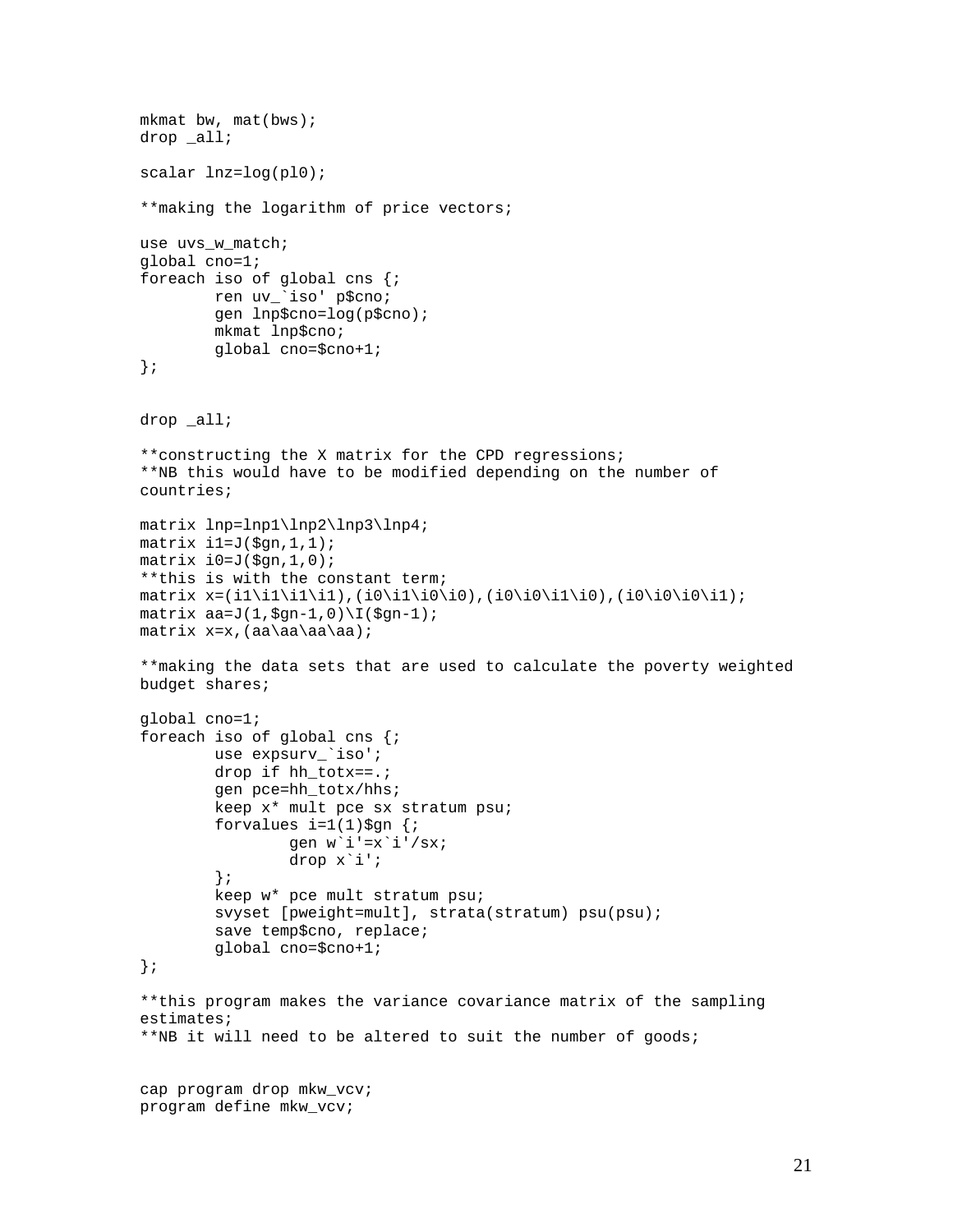```
mkmat bw, mat(bws);
drop _all;

scalar lnz=log(pl0);

**making the logarithm of price vectors;

use uvs_w_match;
global cno=1;
foreach iso of global cns {;
        ren uv_`iso' p$cno;
        gen lnp$cno=log(p$cno);
        mkmat lnp$cno;
        global cno=$cno+1;
};


drop _all;

**constructing the X matrix for the CPD regressions;
**NB this would have to be modified depending on the number of
countries;

matrix lnp=lnp1\lnp2\lnp3\lnp4;
matrix i1=J($gn,1,1);
matrix i0=J($gn,1,0);
**this is with the constant term;
matrix x=(i1\i1\i1\i1),(i0\i1\i0\i0),(i0\i0\i1\i0),(i0\i0\i0\i1);
matrix aa=J(1,$gn-1,0)\I($gn-1);
matrix x=x,(aa\aa\aa\aa);

**making the data sets that are used to calculate the poverty weighted
budget shares;

global cno=1;
foreach iso of global cns {;
        use expsurv_`iso';
        drop if hh_totx==.;
        gen pce=hh_totx/hhs;
        keep x* mult pce sx stratum psu;
        forvalues i=1(1)$gn {;
                gen w`i'=x`i'/sx;
                drop x`i';
        };
        keep w* pce mult stratum psu;
        svyset [pweight=mult], strata(stratum) psu(psu);
        save temp$cno, replace;
        global cno=$cno+1;
};

**this program makes the variance covariance matrix of the sampling
estimates;
**NB it will need to be altered to suit the number of goods;


cap program drop mkw_vcv;
program define mkw_vcv;
```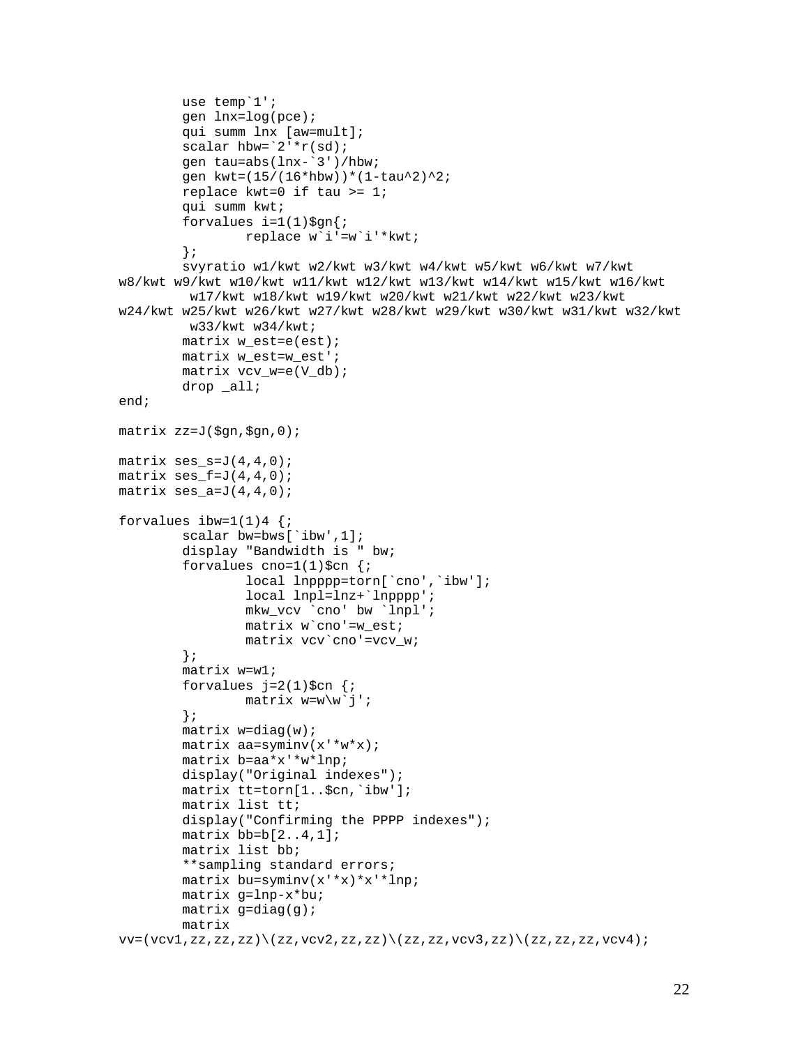```
        use temp`1';
        gen lnx=log(pce);
        qui summ lnx [aw=mult];
        scalar hbw=`2'*r(sd);
        gen tau=abs(lnx-`3')/hbw;
        gen kwt=(15/(16*hbw))*(1-tau^2)^2;
        replace kwt=0 if tau >= 1;
        qui summ kwt;
        forvalues i=1(1)$gn{;
                replace w`i'=w`i'*kwt;
        };
        svyratio w1/kwt w2/kwt w3/kwt w4/kwt w5/kwt w6/kwt w7/kwt
w8/kwt w9/kwt w10/kwt w11/kwt w12/kwt w13/kwt w14/kwt w15/kwt w16/kwt
         w17/kwt w18/kwt w19/kwt w20/kwt w21/kwt w22/kwt w23/kwt
w24/kwt w25/kwt w26/kwt w27/kwt w28/kwt w29/kwt w30/kwt w31/kwt w32/kwt
         w33/kwt w34/kwt;
        matrix w_est=e(est);
        matrix w_est=w_est';
        matrix vcv_w=e(V_db);
        drop _all;
end;

matrix zz=J($gn,$gn,0);

matrix ses_s=J(4,4,0);
matrix ses_f=J(4,4,0);
matrix ses_a=J(4,4,0);

forvalues ibw=1(1)4 {;
        scalar bw=bws[`ibw',1];
        display "Bandwidth is " bw;
        forvalues cno=1(1)$cn {;
                local lnpppp=torn[`cno',`ibw'];
                local lnpl=lnz+`lnpppp';
                mkw_vcv `cno' bw `lnpl';
                matrix w`cno'=w_est;
                matrix vcv`cno'=vcv_w;
        };
        matrix w=w1;
        forvalues j=2(1)$cn {;
                matrix w=w\w`j';
        };
        matrix w=diag(w);
        matrix aa=syminv(x'*w*x);
        matrix b=aa*x'*w*lnp;
        display("Original indexes");
        matrix tt=torn[1..$cn,`ibw'];
        matrix list tt;
        display("Confirming the PPPP indexes");
        matrix bb=b[2..4,1];
        matrix list bb;
        **sampling standard errors;
        matrix bu=syminv(x'*x)*x'*lnp;
        matrix g=lnp-x*bu;
        matrix g=diag(g);
        matrix
vv=(vcv1,zz,zz,zz)\(zz,vcv2,zz,zz)\(zz,zz,vcv3,zz)\(zz,zz,zz,vcv4);
```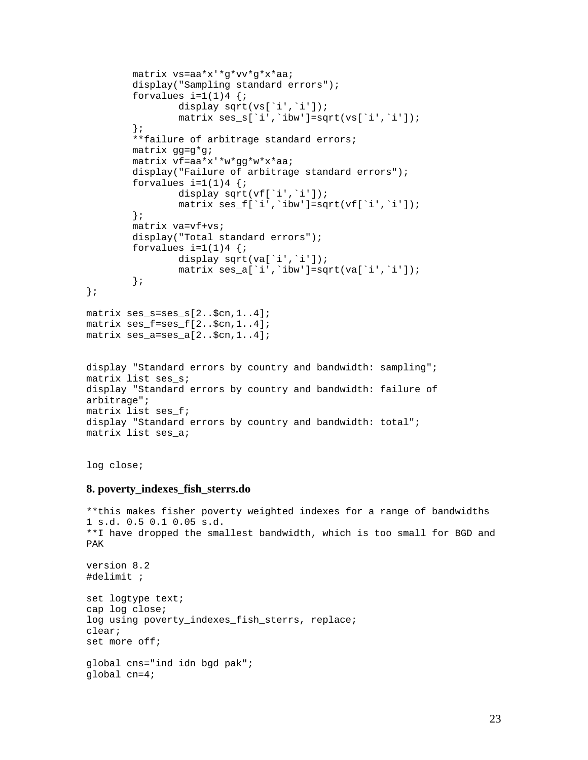```
        matrix vs=aa*x'*g*vv*g*x*aa;
        display("Sampling standard errors");
        forvalues i=1(1)4 {;
                display sqrt(vs[`i',`i']);
                matrix ses_s[`i',`ibw']=sqrt(vs[`i',`i']);
        };
        **failure of arbitrage standard errors;
        matrix gg=g*g;
        matrix vf=aa*x'*w*gg*w*x*aa;
        display("Failure of arbitrage standard errors");
        forvalues i=1(1)4 {;
                display sqrt(vf[`i',`i']);
                matrix ses_f[`i',`ibw']=sqrt(vf[`i',`i']);
        };
        matrix va=vf+vs;
        display("Total standard errors");
        forvalues i=1(1)4 {;
                display sqrt(va[`i',`i']);
                matrix ses_a[`i',`ibw']=sqrt(va[`i',`i']);
        };
};

matrix ses_s=ses_s[2..$cn,1..4];
matrix ses_f=ses_f[2..$cn,1..4];
matrix ses_a=ses_a[2..$cn,1..4];


display "Standard errors by country and bandwidth: sampling";
matrix list ses_s;
display "Standard errors by country and bandwidth: failure of
arbitrage";
matrix list ses_f;
display "Standard errors by country and bandwidth: total";
matrix list ses_a;


log close;
```

**8. poverty_indexes_fish_sterrs.do**

```
**this makes fisher poverty weighted indexes for a range of bandwidths
1 s.d. 0.5 0.1 0.05 s.d.
**I have dropped the smallest bandwidth, which is too small for BGD and
PAK

version 8.2
#delimit ;

set logtype text;
cap log close;
log using poverty_indexes_fish_sterrs, replace;
clear;
set more off;

global cns="ind idn bgd pak";
global cn=4;
```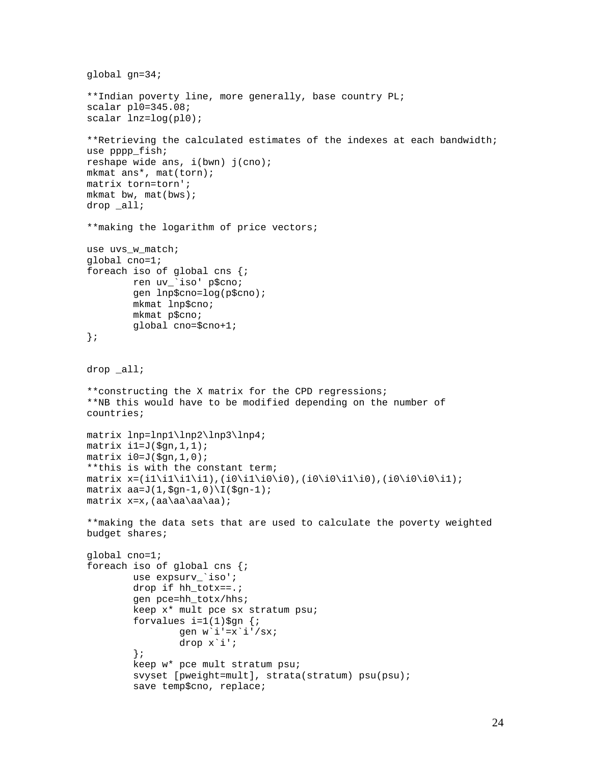```
global gn=34;

**Indian poverty line, more generally, base country PL;
scalar pl0=345.08;
scalar lnz=log(pl0);

**Retrieving the calculated estimates of the indexes at each bandwidth;
use pppp_fish;
reshape wide ans, i(bwn) j(cno);
mkmat ans*, mat(torn);
matrix torn=torn';
mkmat bw, mat(bws);
drop _all;

**making the logarithm of price vectors;

use uvs_w_match;
global cno=1;
foreach iso of global cns {;
        ren uv_`iso' p$cno;
        gen lnp$cno=log(p$cno);
        mkmat lnp$cno;
        mkmat p$cno;
        global cno=$cno+1;
};


drop _all;

**constructing the X matrix for the CPD regressions;
**NB this would have to be modified depending on the number of
countries;

matrix lnp=lnp1\lnp2\lnp3\lnp4;
matrix i1=J($gn,1,1);
matrix i0=J($gn,1,0);
**this is with the constant term;
matrix x=(i1\i1\i1\i1),(i0\i1\i0\i0),(i0\i0\i1\i0),(i0\i0\i0\i1);
matrix aa=J(1,$gn-1,0)\I($gn-1);
matrix x=x,(aa\aa\aa\aa);

**making the data sets that are used to calculate the poverty weighted
budget shares;

global cno=1;
foreach iso of global cns {;
        use expsurv_`iso';
        drop if hh_totx==.;
        gen pce=hh_totx/hhs;
        keep x* mult pce sx stratum psu;
        forvalues i=1(1)$gn {;
                gen w`i'=x`i'/sx;
                drop x`i';
        };
        keep w* pce mult stratum psu;
        svyset [pweight=mult], strata(stratum) psu(psu);
        save temp$cno, replace;
```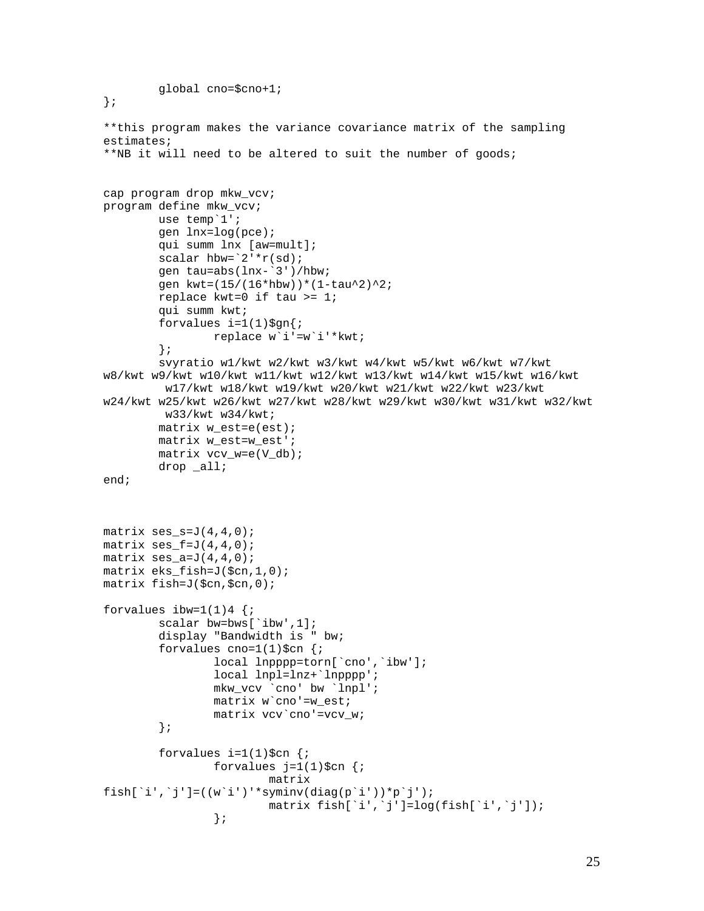```
        global cno=$cno+1;
};

**this program makes the variance covariance matrix of the sampling
estimates;
**NB it will need to be altered to suit the number of goods;


cap program drop mkw_vcv;
program define mkw_vcv;
        use temp`1';
        gen lnx=log(pce);
        qui summ lnx [aw=mult];
        scalar hbw=`2'*r(sd);
        gen tau=abs(lnx-`3')/hbw;
        gen kwt=(15/(16*hbw))*(1-tau^2)^2;
        replace kwt=0 if tau >= 1;
        qui summ kwt;
        forvalues i=1(1)$gn{;
                replace w`i'=w`i'*kwt;
        };
        svyratio w1/kwt w2/kwt w3/kwt w4/kwt w5/kwt w6/kwt w7/kwt
w8/kwt w9/kwt w10/kwt w11/kwt w12/kwt w13/kwt w14/kwt w15/kwt w16/kwt
         w17/kwt w18/kwt w19/kwt w20/kwt w21/kwt w22/kwt w23/kwt
w24/kwt w25/kwt w26/kwt w27/kwt w28/kwt w29/kwt w30/kwt w31/kwt w32/kwt
         w33/kwt w34/kwt;
        matrix w_est=e(est);
        matrix w_est=w_est';
        matrix vcv_w=e(V_db);
        drop _all;
end;



matrix ses_s=J(4,4,0);
matrix ses_f=J(4,4,0);
matrix ses_a=J(4,4,0);
matrix eks_fish=J($cn,1,0);
matrix fish=J($cn,$cn,0);

forvalues ibw=1(1)4 {;
        scalar bw=bws[`ibw',1];
        display "Bandwidth is " bw;
        forvalues cno=1(1)$cn {;
                local lnpppp=torn[`cno',`ibw'];
                local lnpl=lnz+`lnpppp';
                mkw_vcv `cno' bw `lnpl';
                matrix w`cno'=w_est;
                matrix vcv`cno'=vcv_w;
        };

        forvalues i=1(1)$cn {;
                forvalues j=1(1)$cn {;
                        matrix
fish[`i',`j']=((w`i')'*syminv(diag(p`i'))*p`j');
                        matrix fish[`i',`j']=log(fish[`i',`j']);
                };
```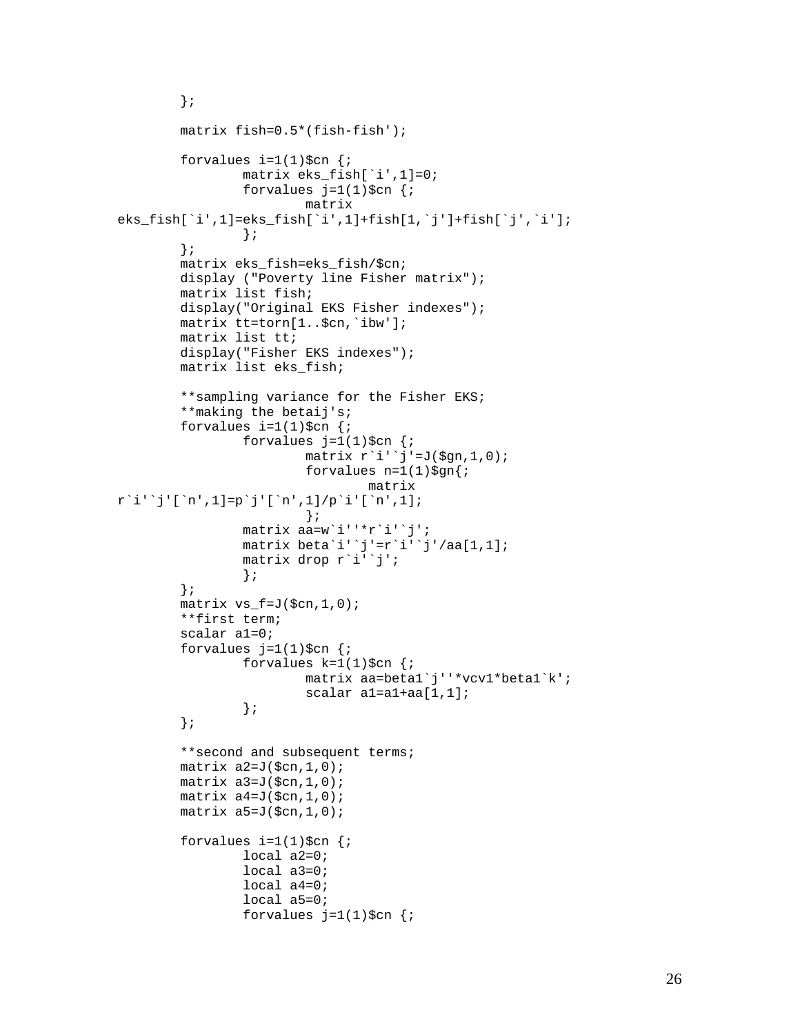```
        };

        matrix fish=0.5*(fish-fish');

        forvalues i=1(1)$cn {;
                matrix eks_fish[`i',1]=0;
                forvalues j=1(1)$cn {;
                        matrix
eks_fish[`i',1]=eks_fish[`i',1]+fish[1,`j']+fish[`j',`i'];
                };
        };
        matrix eks_fish=eks_fish/$cn;
        display ("Poverty line Fisher matrix");
        matrix list fish;
        display("Original EKS Fisher indexes");
        matrix tt=torn[1..$cn,`ibw'];
        matrix list tt;
        display("Fisher EKS indexes");
        matrix list eks_fish;

        **sampling variance for the Fisher EKS;
        **making the betaij's;
        forvalues i=1(1)$cn {;
                forvalues j=1(1)$cn {;
                        matrix r`i'`j'=J($gn,1,0);
                        forvalues n=1(1)$gn{;
                                matrix
r`i'`j'[`n',1]=p`j'[`n',1]/p`i'[`n',1];
                        };
                matrix aa=w`i''*r`i'`j';
                matrix beta`i'`j'=r`i'`j'/aa[1,1];
                matrix drop r`i'`j';
                };
        };
        matrix vs_f=J($cn,1,0);
        **first term;
        scalar a1=0;
        forvalues j=1(1)$cn {;
                forvalues k=1(1)$cn {;
                        matrix aa=beta1`j''*vcv1*beta1`k';
                        scalar a1=a1+aa[1,1];
                };
        };

        **second and subsequent terms;
        matrix a2=J($cn,1,0);
        matrix a3=J($cn,1,0);
        matrix a4=J($cn,1,0);
        matrix a5=J($cn,1,0);

        forvalues i=1(1)$cn {;
                local a2=0;
                local a3=0;
                local a4=0;
                local a5=0;
                forvalues j=1(1)$cn {;
```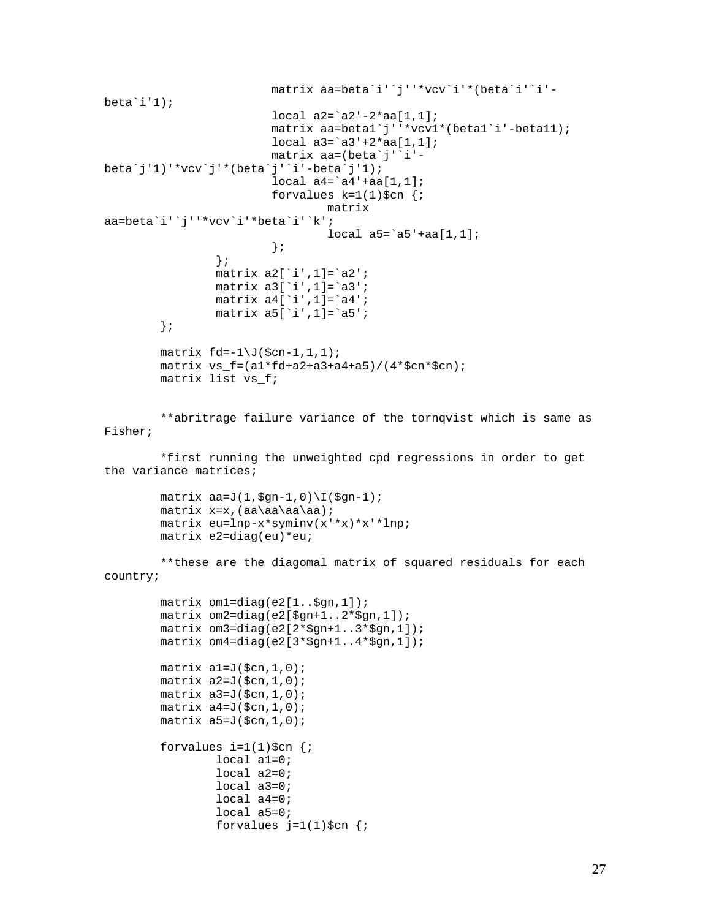```
                        matrix aa=beta`i'`j''*vcv`i'*(beta`i'`i'-
beta`i'1);
                        local a2=`a2'-2*aa[1,1];
                        matrix aa=beta1`j''*vcv1*(beta1`i'-beta11);
                        local a3=`a3'+2*aa[1,1];
                        matrix aa=(beta`j'`i'-
beta`j'1)'*vcv`j'*(beta`j'`i'-beta`j'1);
                        local a4=`a4'+aa[1,1];
                        forvalues k=1(1)$cn {;
                                matrix
aa=beta`i'`j''*vcv`i'*beta`i'`k';
                                local a5=`a5'+aa[1,1];
                        };
                };
                matrix a2[`i',1]=`a2';
                matrix a3[`i',1]=`a3';
                matrix a4[`i',1]=`a4';
                matrix a5[`i',1]=`a5';
        };

        matrix fd=-1\J($cn-1,1,1);
        matrix vs_f=(a1*fd+a2+a3+a4+a5)/(4*$cn*$cn);
        matrix list vs_f;


        **abritrage failure variance of the tornqvist which is same as
Fisher;

        *first running the unweighted cpd regressions in order to get
the variance matrices;

        matrix aa=J(1,$gn-1,0)\I($gn-1);
        matrix x=x,(aa\aa\aa\aa);
        matrix eu=lnp-x*syminv(x'*x)*x'*lnp;
        matrix e2=diag(eu)*eu;

        **these are the diagomal matrix of squared residuals for each
country;

        matrix om1=diag(e2[1..$gn,1]);
        matrix om2=diag(e2[$gn+1..2*$gn,1]);
        matrix om3=diag(e2[2*$gn+1..3*$gn,1]);
        matrix om4=diag(e2[3*$gn+1..4*$gn,1]);

        matrix a1=J($cn,1,0);
        matrix a2=J($cn,1,0);
        matrix a3=J($cn,1,0);
        matrix a4=J($cn,1,0);
        matrix a5=J($cn,1,0);

        forvalues i=1(1)$cn {;
                local a1=0;
                local a2=0;
                local a3=0;
                local a4=0;
                local a5=0;
                forvalues j=1(1)$cn {;
```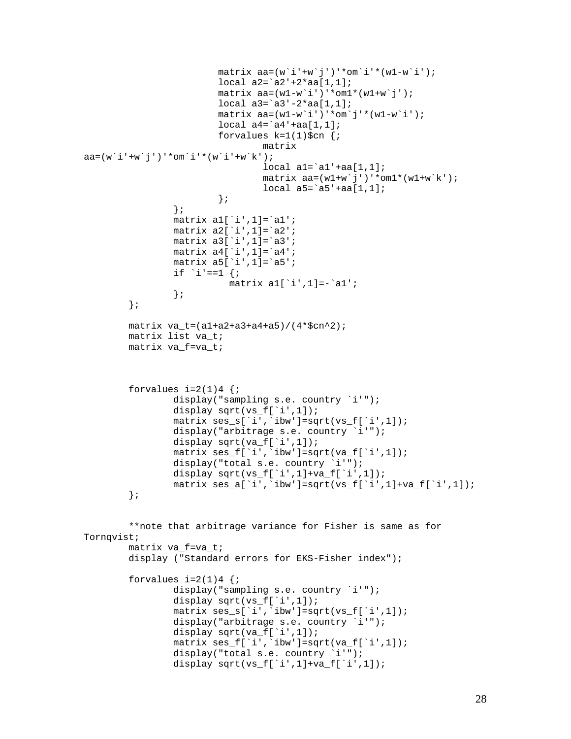```
                        matrix aa=(w`i'+w`j')'*om`i'*(w1-w`i');
                        local a2=`a2'+2*aa[1,1];
                        matrix aa=(w1-w`i')'*om1*(w1+w`j');
                        local a3=`a3'-2*aa[1,1];
                        matrix aa=(w1-w`i')'*om`j'*(w1-w`i');
                        local a4=`a4'+aa[1,1];
                        forvalues k=1(1)$cn {;
                                matrix
aa=(w`i'+w`j')'*om`i'*(w`i'+w`k');
                                local a1=`a1'+aa[1,1];
                                matrix aa=(w1+w`j')'*om1*(w1+w`k');
                                local a5=`a5'+aa[1,1];
                        };
                };
                matrix a1[`i',1]=`a1';
                matrix a2[`i',1]=`a2';
                matrix a3[`i',1]=`a3';
                matrix a4[`i',1]=`a4';
                matrix a5[`i',1]=`a5';
                if `i'==1 {;
                        matrix a1[`i',1]=-`a1';
                };
        };

        matrix va_t=(a1+a2+a3+a4+a5)/(4*$cn^2);
        matrix list va_t;
        matrix va_f=va_t;



        forvalues i=2(1)4 {;
                display("sampling s.e. country `i'");
                display sqrt(vs_f[`i',1]);
                matrix ses_s[`i',`ibw']=sqrt(vs_f[`i',1]);
                display("arbitrage s.e. country `i'");
                display sqrt(va_f[`i',1]);
                matrix ses_f[`i',`ibw']=sqrt(va_f[`i',1]);
                display("total s.e. country `i'");
                display sqrt(vs_f[`i',1]+va_f[`i',1]);
                matrix ses_a[`i',`ibw']=sqrt(vs_f[`i',1]+va_f[`i',1]);
        };


        **note that arbitrage variance for Fisher is same as for
Tornqvist;
        matrix va_f=va_t;
        display ("Standard errors for EKS-Fisher index");

        forvalues i=2(1)4 {;
                display("sampling s.e. country `i'");
                display sqrt(vs_f[`i',1]);
                matrix ses_s[`i',`ibw']=sqrt(vs_f[`i',1]);
                display("arbitrage s.e. country `i'");
                display sqrt(va_f[`i',1]);
                matrix ses_f[`i',`ibw']=sqrt(va_f[`i',1]);
                display("total s.e. country `i'");
                display sqrt(vs_f[`i',1]+va_f[`i',1]);
```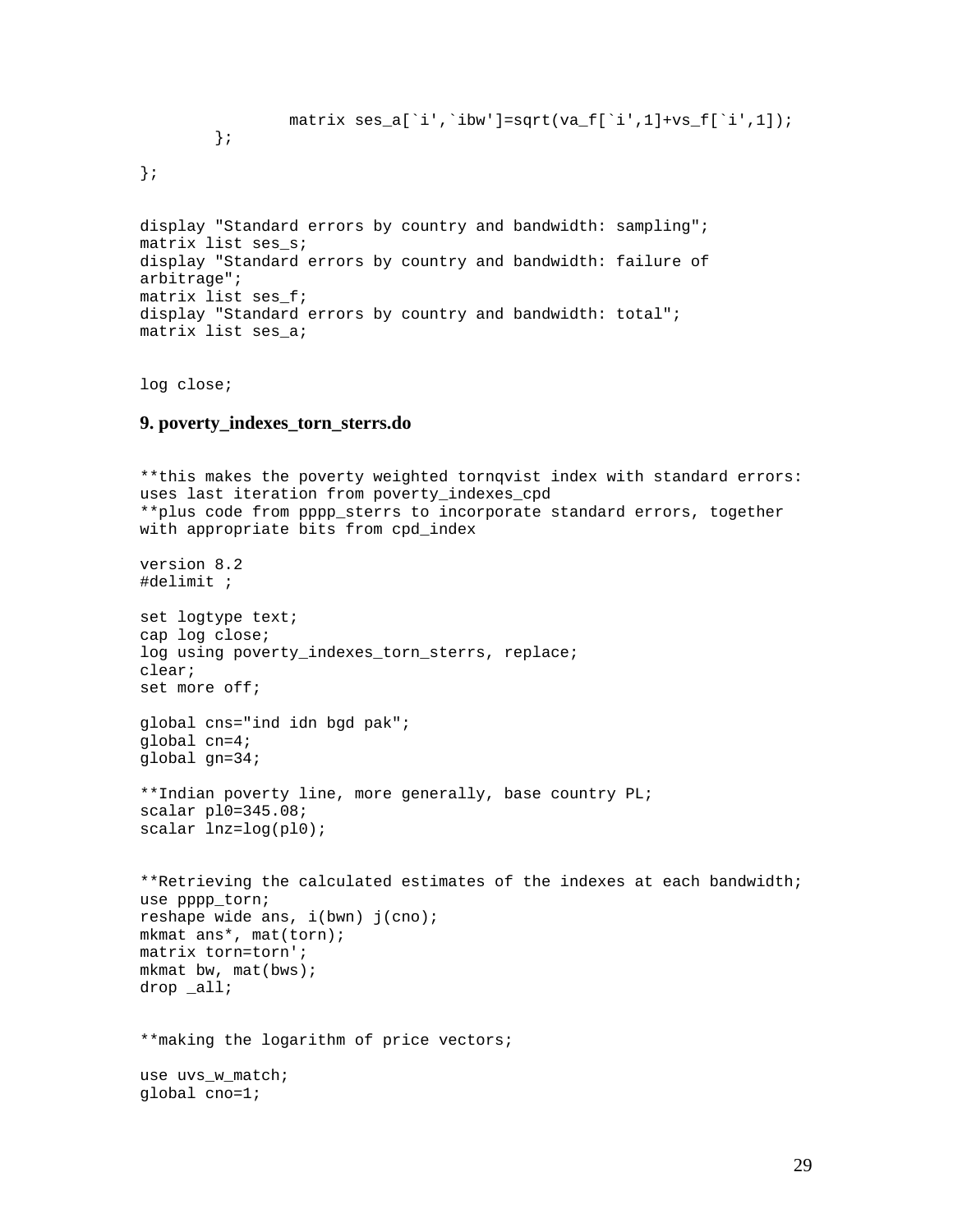```
                matrix ses_a[`i',`ibw']=sqrt(va_f[`i',1]+vs_f[`i',1]);
        };

};


display "Standard errors by country and bandwidth: sampling";
matrix list ses_s;
display "Standard errors by country and bandwidth: failure of
arbitrage";
matrix list ses_f;
display "Standard errors by country and bandwidth: total";
matrix list ses_a;


log close;
```

### 9. poverty_indexes_torn_sterrs.do

```
**this makes the poverty weighted tornqvist index with standard errors:
uses last iteration from poverty_indexes_cpd
**plus code from pppp_sterrs to incorporate standard errors, together
with appropriate bits from cpd_index

version 8.2
#delimit ;

set logtype text;
cap log close;
log using poverty_indexes_torn_sterrs, replace;
clear;
set more off;

global cns="ind idn bgd pak";
global cn=4;
global gn=34;

**Indian poverty line, more generally, base country PL;
scalar pl0=345.08;
scalar lnz=log(pl0);


**Retrieving the calculated estimates of the indexes at each bandwidth;
use pppp_torn;
reshape wide ans, i(bwn) j(cno);
mkmat ans*, mat(torn);
matrix torn=torn';
mkmat bw, mat(bws);
drop _all;


**making the logarithm of price vectors;

use uvs_w_match;
global cno=1;
```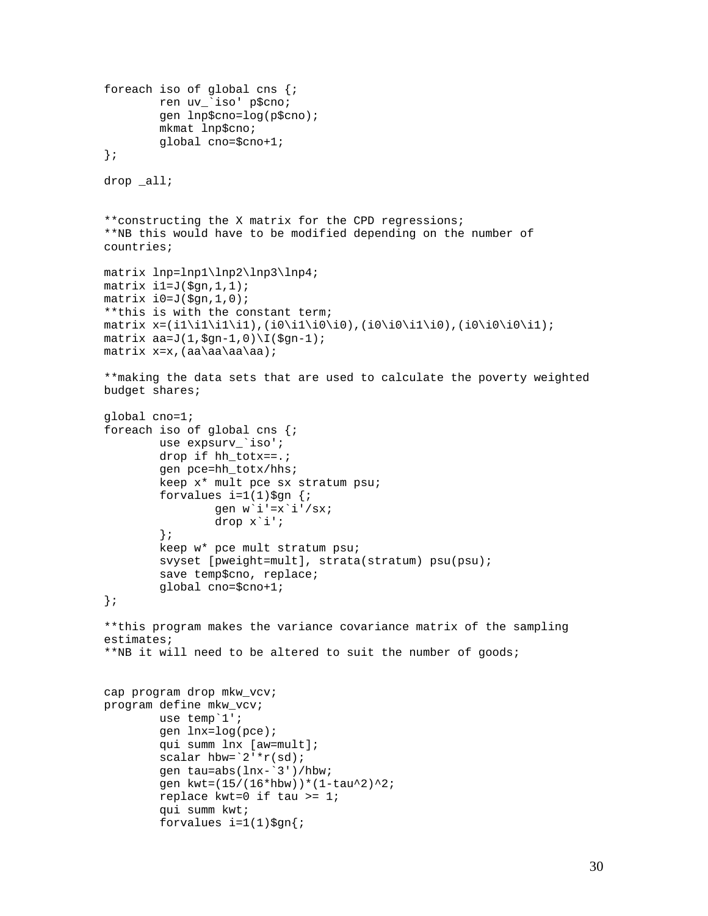```
foreach iso of global cns {;
        ren uv_`iso' p$cno;
        gen lnp$cno=log(p$cno);
        mkmat lnp$cno;
        global cno=$cno+1;
};

drop _all;


**constructing the X matrix for the CPD regressions;
**NB this would have to be modified depending on the number of
countries;

matrix lnp=lnp1\lnp2\lnp3\lnp4;
matrix i1=J($gn,1,1);
matrix i0=J($gn,1,0);
**this is with the constant term;
matrix x=(i1\i1\i1\i1),(i0\i1\i0\i0),(i0\i0\i1\i0),(i0\i0\i0\i1);
matrix aa=J(1,$gn-1,0)\I($gn-1);
matrix x=x,(aa\aa\aa\aa);

**making the data sets that are used to calculate the poverty weighted
budget shares;

global cno=1;
foreach iso of global cns {;
        use expsurv_`iso';
        drop if hh_totx==.;
        gen pce=hh_totx/hhs;
        keep x* mult pce sx stratum psu;
        forvalues i=1(1)$gn {;
                gen w`i'=x`i'/sx;
                drop x`i';
        };
        keep w* pce mult stratum psu;
        svyset [pweight=mult], strata(stratum) psu(psu);
        save temp$cno, replace;
        global cno=$cno+1;
};

**this program makes the variance covariance matrix of the sampling
estimates;
**NB it will need to be altered to suit the number of goods;


cap program drop mkw_vcv;
program define mkw_vcv;
        use temp`1';
        gen lnx=log(pce);
        qui summ lnx [aw=mult];
        scalar hbw=`2'*r(sd);
        gen tau=abs(lnx-`3')/hbw;
        gen kwt=(15/(16*hbw))*(1-tau^2)^2;
        replace kwt=0 if tau >= 1;
        qui summ kwt;
        forvalues i=1(1)$gn{;
```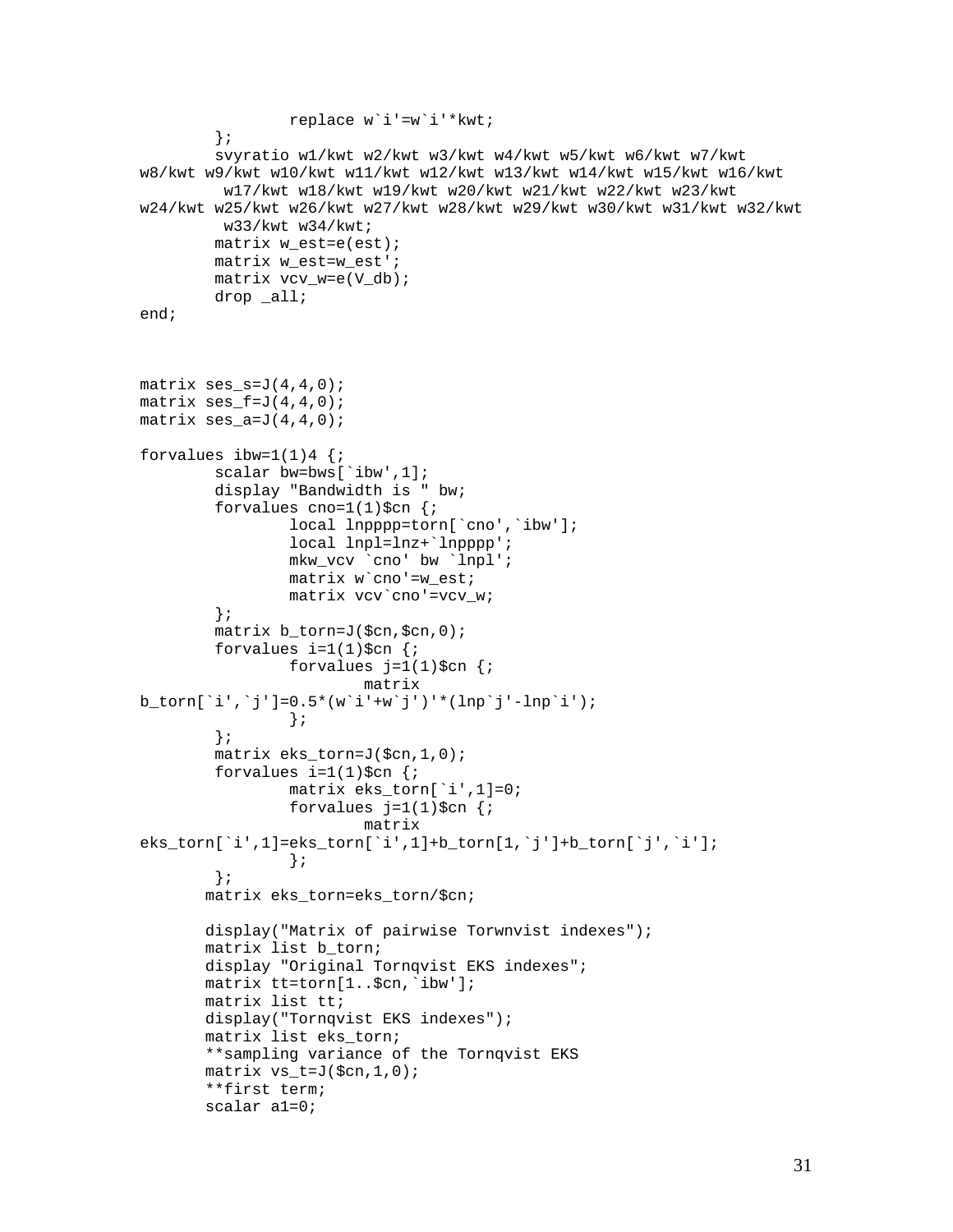```
                replace w`i'=w`i'*kwt;
        };
        svyratio w1/kwt w2/kwt w3/kwt w4/kwt w5/kwt w6/kwt w7/kwt
w8/kwt w9/kwt w10/kwt w11/kwt w12/kwt w13/kwt w14/kwt w15/kwt w16/kwt
         w17/kwt w18/kwt w19/kwt w20/kwt w21/kwt w22/kwt w23/kwt
w24/kwt w25/kwt w26/kwt w27/kwt w28/kwt w29/kwt w30/kwt w31/kwt w32/kwt
         w33/kwt w34/kwt;
        matrix w_est=e(est);
        matrix w_est=w_est';
        matrix vcv_w=e(V_db);
        drop _all;
end;



matrix ses_s=J(4,4,0);
matrix ses_f=J(4,4,0);
matrix ses_a=J(4,4,0);

forvalues ibw=1(1)4 {;
        scalar bw=bws[`ibw',1];
        display "Bandwidth is " bw;
        forvalues cno=1(1)$cn {;
                local lnpppp=torn[`cno',`ibw'];
                local lnpl=lnz+`lnpppp';
                mkw_vcv `cno' bw `lnpl';
                matrix w`cno'=w_est;
                matrix vcv`cno'=vcv_w;
        };
        matrix b_torn=J($cn,$cn,0);
        forvalues i=1(1)$cn {;
                forvalues j=1(1)$cn {;
                        matrix
b_torn[`i',`j']=0.5*(w`i'+w`j')'*(lnp`j'-lnp`i');
                };
        };
        matrix eks_torn=J($cn,1,0);
        forvalues i=1(1)$cn {;
                matrix eks_torn[`i',1]=0;
                forvalues j=1(1)$cn {;
                        matrix
eks_torn[`i',1]=eks_torn[`i',1]+b_torn[1,`j']+b_torn[`j',`i'];
                };
        };
       matrix eks_torn=eks_torn/$cn;

       display("Matrix of pairwise Torwnvist indexes");
       matrix list b_torn;
       display "Original Tornqvist EKS indexes";
       matrix tt=torn[1..$cn,`ibw'];
       matrix list tt;
       display("Tornqvist EKS indexes");
       matrix list eks_torn;
       **sampling variance of the Tornqvist EKS
       matrix vs_t=J($cn,1,0);
       **first term;
       scalar a1=0;
```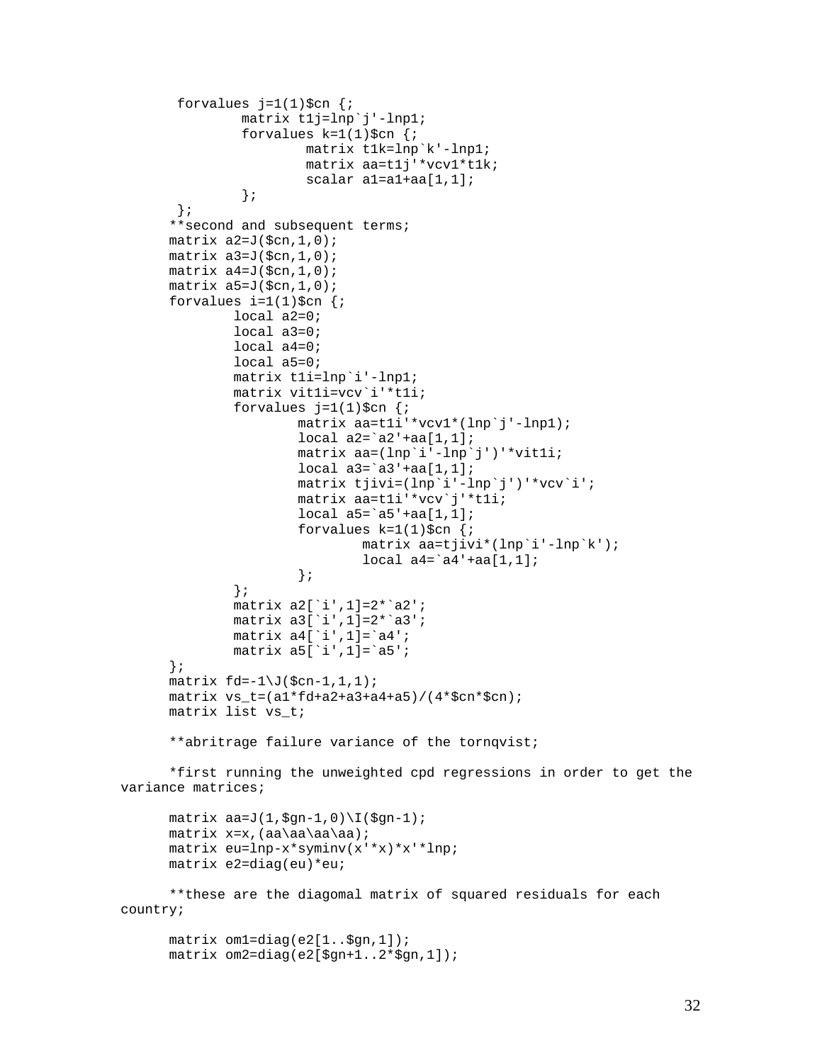```
        forvalues j=1(1)$cn {;
                matrix t1j=lnp`j'-lnp1;
                forvalues k=1(1)$cn {;
                        matrix t1k=lnp`k'-lnp1;
                        matrix aa=t1j'*vcv1*t1k;
                        scalar a1=a1+aa[1,1];
                };
        };
       **second and subsequent terms;
       matrix a2=J($cn,1,0);
       matrix a3=J($cn,1,0);
       matrix a4=J($cn,1,0);
       matrix a5=J($cn,1,0);
       forvalues i=1(1)$cn {;
               local a2=0;
               local a3=0;
               local a4=0;
               local a5=0;
               matrix t1i=lnp`i'-lnp1;
               matrix vit1i=vcv`i'*t1i;
               forvalues j=1(1)$cn {;
                       matrix aa=t1i'*vcv1*(lnp`j'-lnp1);
                       local a2=`a2'+aa[1,1];
                       matrix aa=(lnp`i'-lnp`j')'*vit1i;
                       local a3=`a3'+aa[1,1];
                       matrix tjivi=(lnp`i'-lnp`j')'*vcv`i';
                       matrix aa=t1i'*vcv`j'*t1i;
                       local a5=`a5'+aa[1,1];
                       forvalues k=1(1)$cn {;
                               matrix aa=tjivi*(lnp`i'-lnp`k');
                               local a4=`a4'+aa[1,1];
                       };
               };
               matrix a2[`i',1]=2*`a2';
               matrix a3[`i',1]=2*`a3';
               matrix a4[`i',1]=`a4';
               matrix a5[`i',1]=`a5';
       };
       matrix fd=-1\J($cn-1,1,1);
       matrix vs_t=(a1*fd+a2+a3+a4+a5)/(4*$cn*$cn);
       matrix list vs_t;

       **abritrage failure variance of the tornqvist;

       *first running the unweighted cpd regressions in order to get the
variance matrices;

       matrix aa=J(1,$gn-1,0)\I($gn-1);
       matrix x=x,(aa\aa\aa\aa);
       matrix eu=lnp-x*syminv(x'*x)*x'*lnp;
       matrix e2=diag(eu)*eu;

       **these are the diagomal matrix of squared residuals for each
country;

       matrix om1=diag(e2[1..$gn,1]);
       matrix om2=diag(e2[$gn+1..2*$gn,1]);
```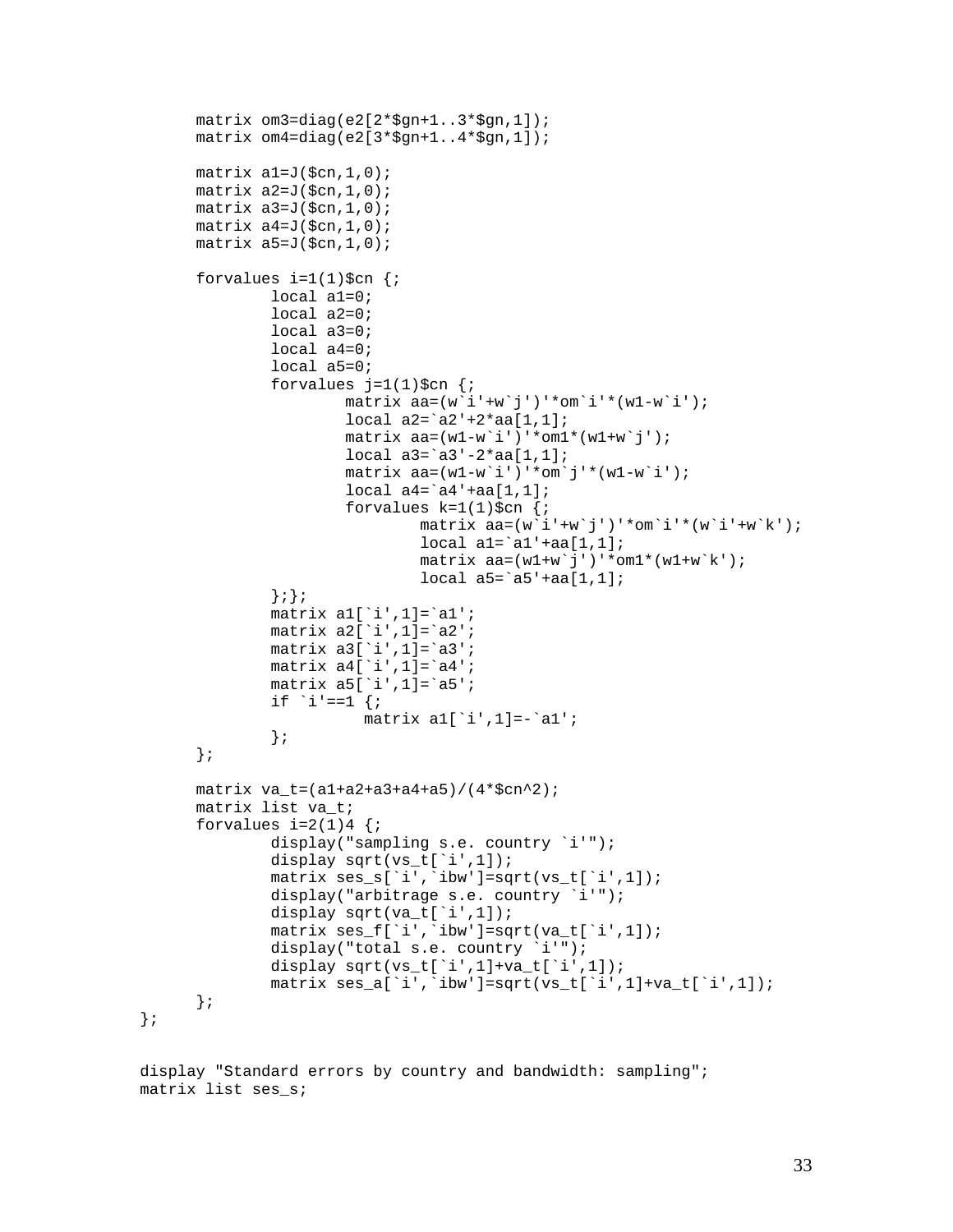```
      matrix om3=diag(e2[2*$gn+1..3*$gn,1]);
      matrix om4=diag(e2[3*$gn+1..4*$gn,1]);

      matrix a1=J($cn,1,0);
      matrix a2=J($cn,1,0);
      matrix a3=J($cn,1,0);
      matrix a4=J($cn,1,0);
      matrix a5=J($cn,1,0);

      forvalues i=1(1)$cn {;
              local a1=0;
              local a2=0;
              local a3=0;
              local a4=0;
              local a5=0;
              forvalues j=1(1)$cn {;
                      matrix aa=(w`i'+w`j')'*om`i'*(w1-w`i');
                      local a2=`a2'+2*aa[1,1];
                      matrix aa=(w1-w`i')'*om1*(w1+w`j');
                      local a3=`a3'-2*aa[1,1];
                      matrix aa=(w1-w`i')'*om`j'*(w1-w`i');
                      local a4=`a4'+aa[1,1];
                      forvalues k=1(1)$cn {;
                              matrix aa=(w`i'+w`j')'*om`i'*(w`i'+w`k');
                              local a1=`a1'+aa[1,1];
                              matrix aa=(w1+w`j')'*om1*(w1+w`k');
                              local a5=`a5'+aa[1,1];
              };};
              matrix a1[`i',1]=`a1';
              matrix a2[`i',1]=`a2';
              matrix a3[`i',1]=`a3';
              matrix a4[`i',1]=`a4';
              matrix a5[`i',1]=`a5';
              if `i'==1 {;
                       matrix a1[`i',1]=-`a1';
              };
      };

      matrix va_t=(a1+a2+a3+a4+a5)/(4*$cn^2);
      matrix list va_t;
      forvalues i=2(1)4 {;
              display("sampling s.e. country `i'");
              display sqrt(vs_t[`i',1]);
              matrix ses_s[`i',`ibw']=sqrt(vs_t[`i',1]);
              display("arbitrage s.e. country `i'");
              display sqrt(va_t[`i',1]);
              matrix ses_f[`i',`ibw']=sqrt(va_t[`i',1]);
              display("total s.e. country `i'");
              display sqrt(vs_t[`i',1]+va_t[`i',1]);
              matrix ses_a[`i',`ibw']=sqrt(vs_t[`i',1]+va_t[`i',1]);
      };
};


display "Standard errors by country and bandwidth: sampling";
matrix list ses_s;
```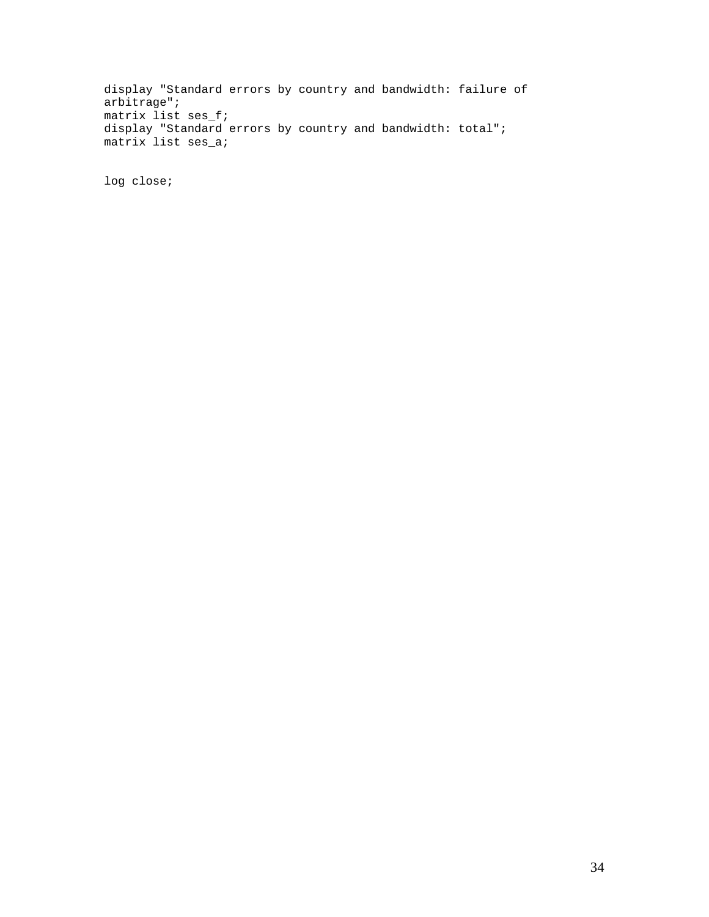```
display "Standard errors by country and bandwidth: failure of
arbitrage";
matrix list ses_f;
display "Standard errors by country and bandwidth: total";
matrix list ses_a;


log close;
```